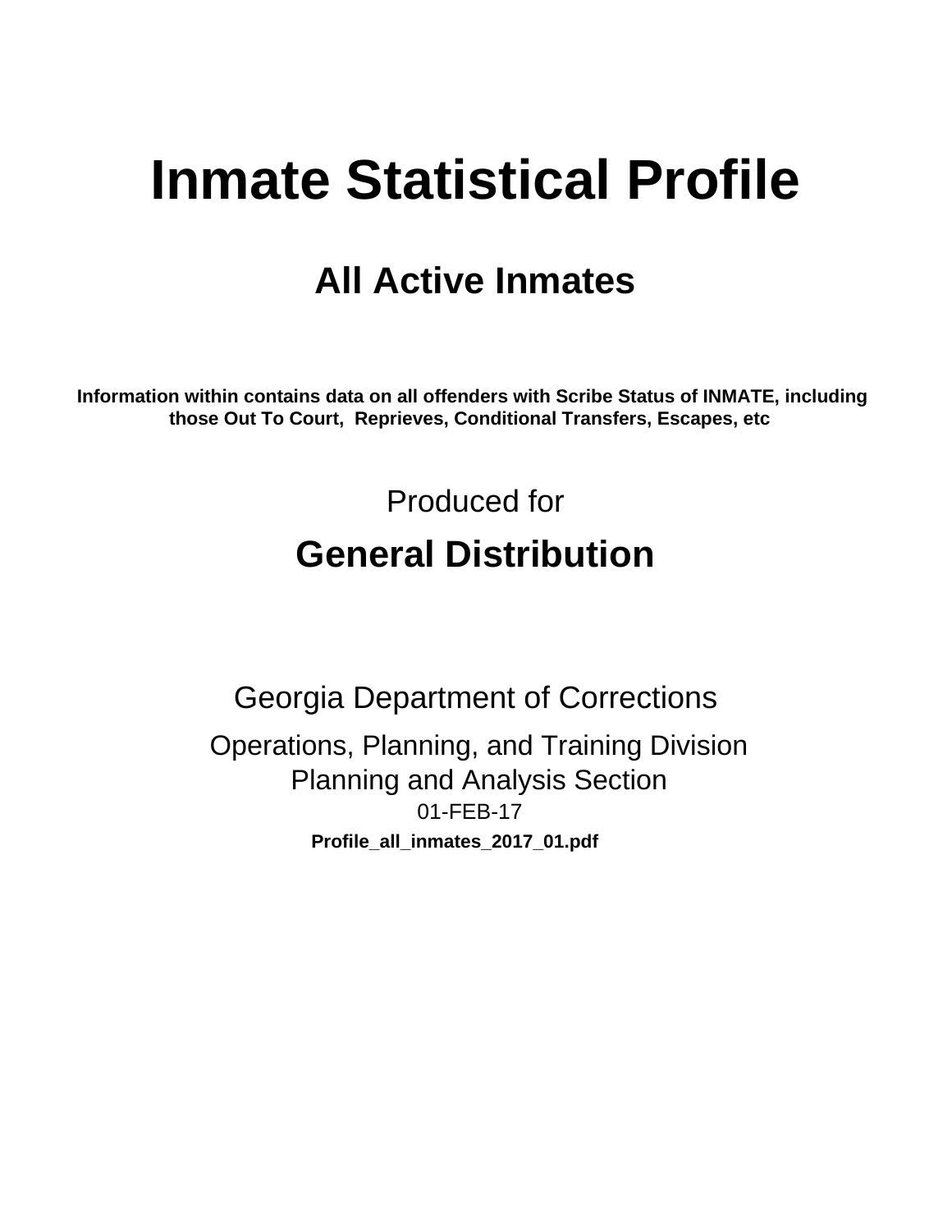# Inmate Statistical Profile

## All Active Inmates

**Information within contains data on all offenders with Scribe Status of INMATE, including those Out To Court, Reprieves, Conditional Transfers, Escapes, etc**

Produced for

## General Distribution

Georgia Department of Corrections

Operations, Planning, and Training Division
Planning and Analysis Section
01-FEB-17

**Profile_all_inmates_2017_01.pdf**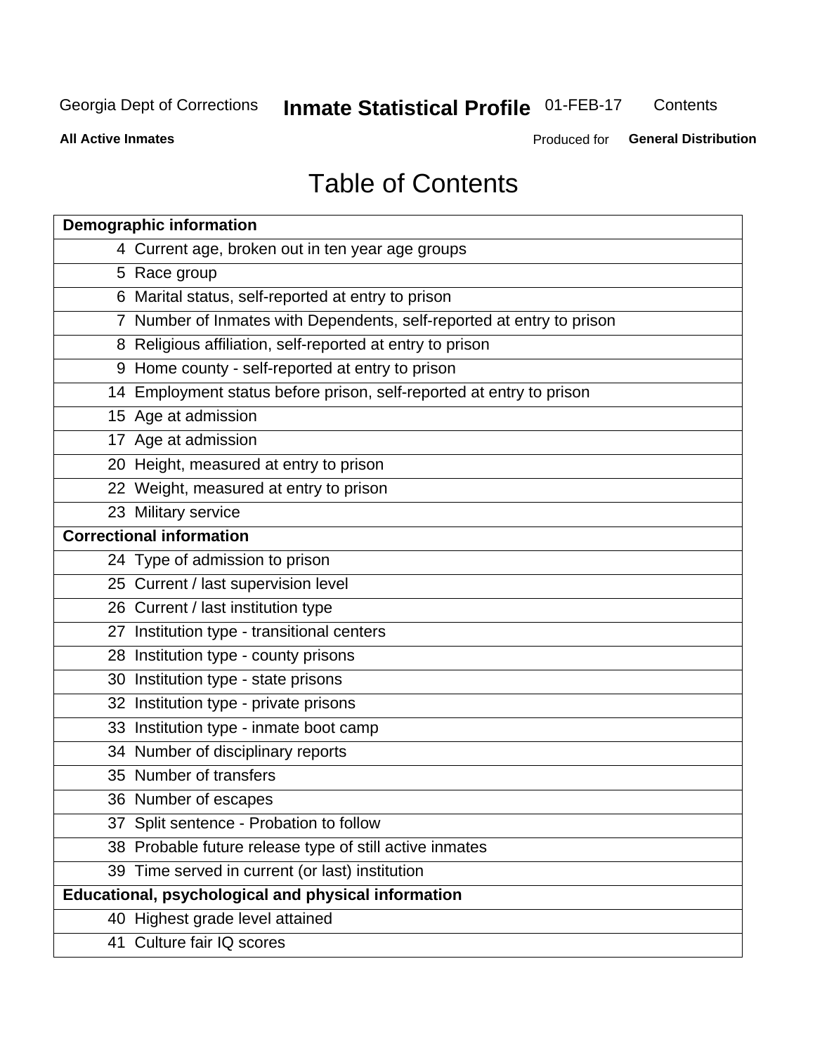# Table of Contents

| Page | Demographic information |
|---|---|
| 4 | Current age, broken out in ten year age groups |
| 5 | Race group |
| 6 | Marital status, self-reported at entry to prison |
| 7 | Number of Inmates with Dependents, self-reported at entry to prison |
| 8 | Religious affiliation, self-reported at entry to prison |
| 9 | Home county - self-reported at entry to prison |
| 14 | Employment status before prison, self-reported at entry to prison |
| 15 | Age at admission |
| 17 | Age at admission |
| 20 | Height, measured at entry to prison |
| 22 | Weight, measured at entry to prison |
| 23 | Military service |
| **Correctional information** | |
| 24 | Type of admission to prison |
| 25 | Current / last supervision level |
| 26 | Current / last institution type |
| 27 | Institution type - transitional centers |
| 28 | Institution type - county prisons |
| 30 | Institution type - state prisons |
| 32 | Institution type - private prisons |
| 33 | Institution type - inmate boot camp |
| 34 | Number of disciplinary reports |
| 35 | Number of transfers |
| 36 | Number of escapes |
| 37 | Split sentence - Probation to follow |
| 38 | Probable future release type of still active inmates |
| 39 | Time served in current (or last) institution |
| **Educational, psychological and physical information** | |
| 40 | Highest grade level attained |
| 41 | Culture fair IQ scores |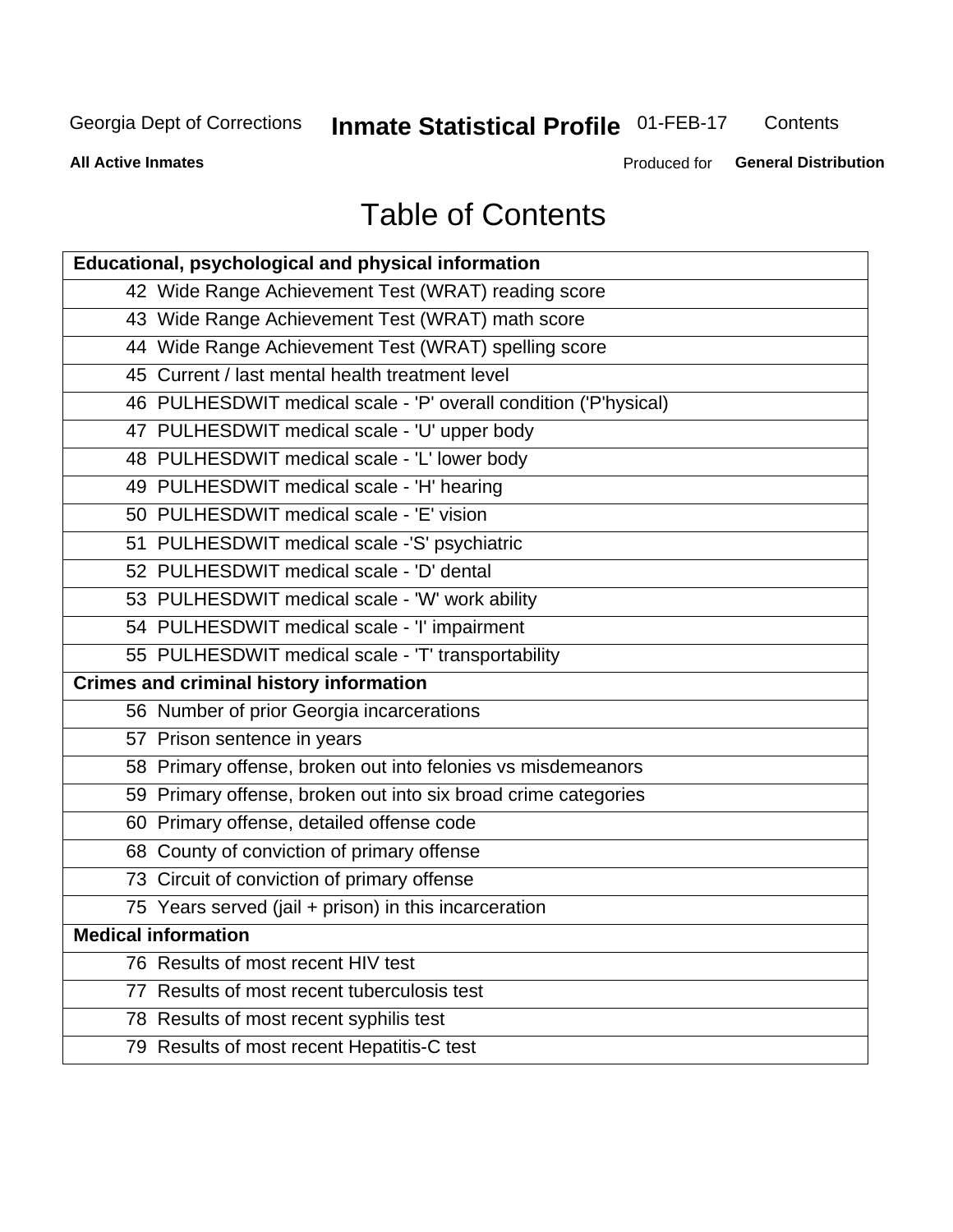# Table of Contents

| Educational, psychological and physical information |
|---|
| 42 Wide Range Achievement Test (WRAT) reading score |
| 43 Wide Range Achievement Test (WRAT) math score |
| 44 Wide Range Achievement Test (WRAT) spelling score |
| 45 Current / last mental health treatment level |
| 46 PULHESDWIT medical scale - 'P' overall condition ('P'hysical) |
| 47 PULHESDWIT medical scale - 'U' upper body |
| 48 PULHESDWIT medical scale - 'L' lower body |
| 49 PULHESDWIT medical scale - 'H' hearing |
| 50 PULHESDWIT medical scale - 'E' vision |
| 51 PULHESDWIT medical scale -'S' psychiatric |
| 52 PULHESDWIT medical scale - 'D' dental |
| 53 PULHESDWIT medical scale - 'W' work ability |
| 54 PULHESDWIT medical scale - 'I' impairment |
| 55 PULHESDWIT medical scale - 'T' transportability |
| **Crimes and criminal history information** |
| 56 Number of prior Georgia incarcerations |
| 57 Prison sentence in years |
| 58 Primary offense, broken out into felonies vs misdemeanors |
| 59 Primary offense, broken out into six broad crime categories |
| 60 Primary offense, detailed offense code |
| 68 County of conviction of primary offense |
| 73 Circuit of conviction of primary offense |
| 75 Years served (jail + prison) in this incarceration |
| **Medical information** |
| 76 Results of most recent HIV test |
| 77 Results of most recent tuberculosis test |
| 78 Results of most recent syphilis test |
| 79 Results of most recent Hepatitis-C test |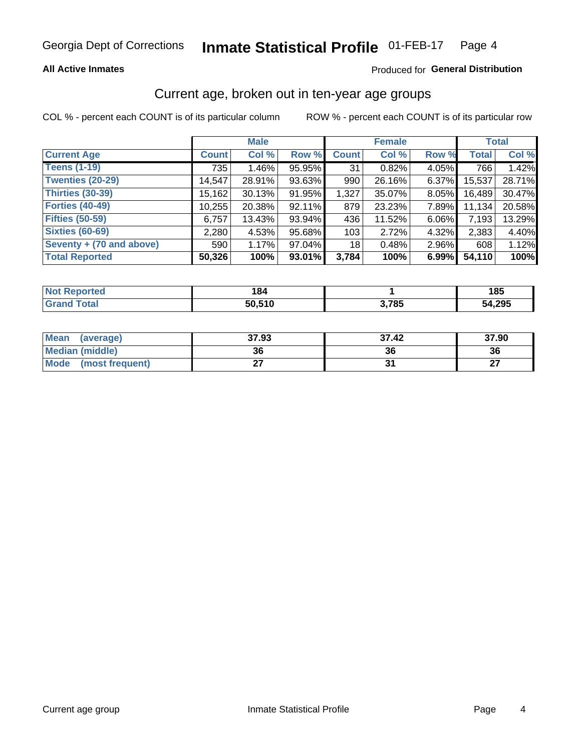Georgia Dept of Corrections **Inmate Statistical Profile** 01-FEB-17

**All Active Inmates**

Produced for **General Distribution**

## Current age, broken out in ten-year age groups

COL % - percent each COUNT is of its particular column

ROW % - percent each COUNT is of its particular row

| | Male | | | Female | | | Total | |
|---|---|---|---|---|---|---|---|---|
| **Current Age** | **Count** | **Col %** | **Row %** | **Count** | **Col %** | **Row %** | **Total** | **Col %** |
| **Teens (1-19)** | 735 | 1.46% | 95.95% | 31 | 0.82% | 4.05% | 766 | 1.42% |
| **Twenties (20-29)** | 14,547 | 28.91% | 93.63% | 990 | 26.16% | 6.37% | 15,537 | 28.71% |
| **Thirties (30-39)** | 15,162 | 30.13% | 91.95% | 1,327 | 35.07% | 8.05% | 16,489 | 30.47% |
| **Forties (40-49)** | 10,255 | 20.38% | 92.11% | 879 | 23.23% | 7.89% | 11,134 | 20.58% |
| **Fifties (50-59)** | 6,757 | 13.43% | 93.94% | 436 | 11.52% | 6.06% | 7,193 | 13.29% |
| **Sixties (60-69)** | 2,280 | 4.53% | 95.68% | 103 | 2.72% | 4.32% | 2,383 | 4.40% |
| **Seventy + (70 and above)** | 590 | 1.17% | 97.04% | 18 | 0.48% | 2.96% | 608 | 1.12% |
| **Total Reported** | **50,326** | **100%** | **93.01%** | **3,784** | **100%** | **6.99%** | **54,110** | **100%** |

| | Male | Female | Total |
|---|---|---|---|
| **Not Reported** | **184** | **1** | **185** |
| **Grand Total** | **50,510** | **3,785** | **54,295** |

| | Male | Female | Total |
|---|---|---|---|
| **Mean (average)** | **37.93** | **37.42** | **37.90** |
| **Median (middle)** | **36** | **36** | **36** |
| **Mode (most frequent)** | **27** | **31** | **27** |

Current age group Inmate Statistical Profile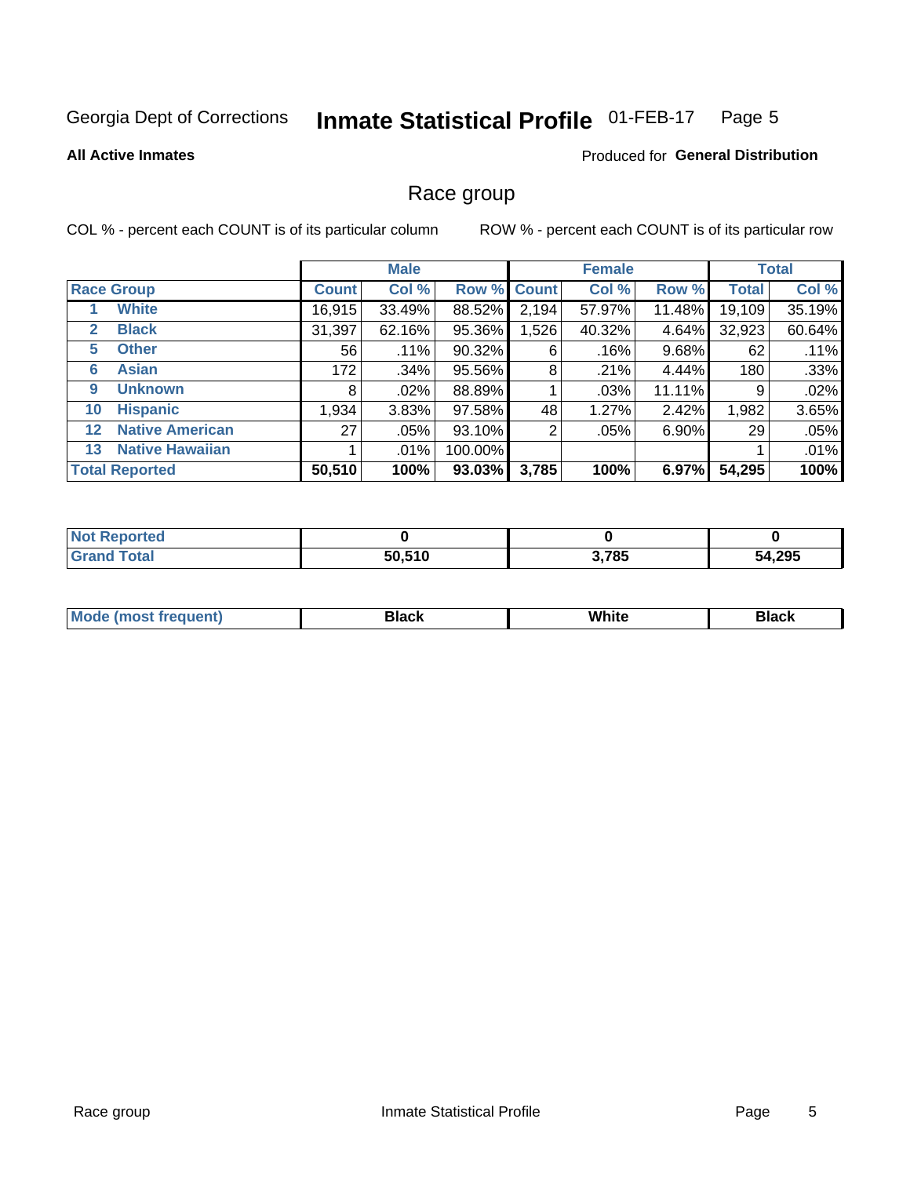Georgia Dept of Corrections **Inmate Statistical Profile** 01-FEB-17

**All Active Inmates**

Produced for **General Distribution**

## Race group

COL % - percent each COUNT is of its particular column

ROW % - percent each COUNT is of its particular row

| | | Male | | | Female | | | Total | |
|---|---|---|---|---|---|---|---|---|---|
| **Race Group** | | **Count** | **Col %** | **Row %** | **Count** | **Col %** | **Row %** | **Total** | **Col %** |
| 1 | White | 16,915 | 33.49% | 88.52% | 2,194 | 57.97% | 11.48% | 19,109 | 35.19% |
| 2 | Black | 31,397 | 62.16% | 95.36% | 1,526 | 40.32% | 4.64% | 32,923 | 60.64% |
| 5 | Other | 56 | .11% | 90.32% | 6 | .16% | 9.68% | 62 | .11% |
| 6 | Asian | 172 | .34% | 95.56% | 8 | .21% | 4.44% | 180 | .33% |
| 9 | Unknown | 8 | .02% | 88.89% | 1 | .03% | 11.11% | 9 | .02% |
| 10 | Hispanic | 1,934 | 3.83% | 97.58% | 48 | 1.27% | 2.42% | 1,982 | 3.65% |
| 12 | Native American | 27 | .05% | 93.10% | 2 | .05% | 6.90% | 29 | .05% |
| 13 | Native Hawaiian | 1 | .01% | 100.00% | | | | 1 | .01% |
| **Total Reported** | | **50,510** | **100%** | **93.03%** | **3,785** | **100%** | **6.97%** | **54,295** | **100%** |

| | Male | Female | Total |
|---|---|---|---|
| Not Reported | **0** | **0** | **0** |
| Grand Total | **50,510** | **3,785** | **54,295** |

| | Male | Female | Total |
|---|---|---|---|
| Mode (most frequent) | **Black** | **White** | **Black** |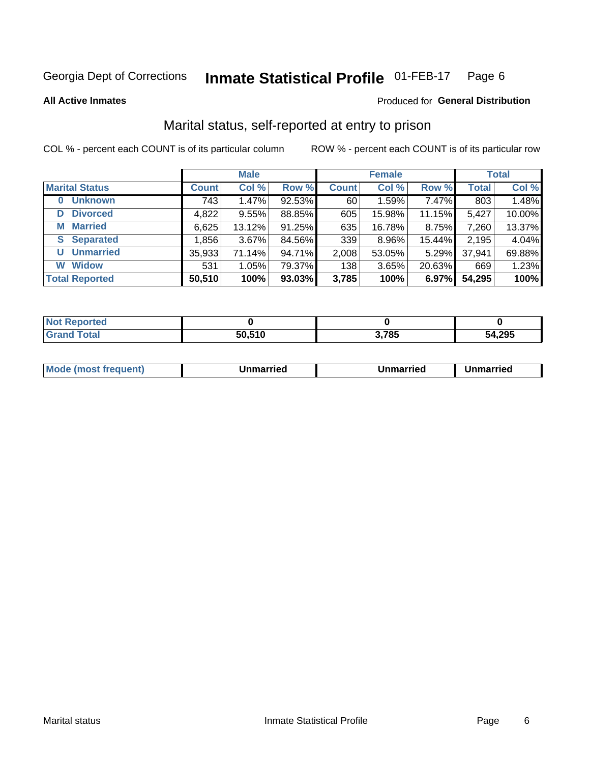Georgia Dept of Corrections **Inmate Statistical Profile** 01-FEB-17

**All Active Inmates**

Produced for **General Distribution**

## Marital status, self-reported at entry to prison

COL % - percent each COUNT is of its particular column     ROW % - percent each COUNT is of its particular row

| | Male | | | Female | | | Total | |
|---|---|---|---|---|---|---|---|---|
| **Marital Status** | **Count** | **Col %** | **Row %** | **Count** | **Col %** | **Row %** | **Total** | **Col %** |
| **0 Unknown** | 743 | 1.47% | 92.53% | 60 | 1.59% | 7.47% | 803 | 1.48% |
| **D Divorced** | 4,822 | 9.55% | 88.85% | 605 | 15.98% | 11.15% | 5,427 | 10.00% |
| **M Married** | 6,625 | 13.12% | 91.25% | 635 | 16.78% | 8.75% | 7,260 | 13.37% |
| **S Separated** | 1,856 | 3.67% | 84.56% | 339 | 8.96% | 15.44% | 2,195 | 4.04% |
| **U Unmarried** | 35,933 | 71.14% | 94.71% | 2,008 | 53.05% | 5.29% | 37,941 | 69.88% |
| **W Widow** | 531 | 1.05% | 79.37% | 138 | 3.65% | 20.63% | 669 | 1.23% |
| **Total Reported** | **50,510** | **100%** | **93.03%** | **3,785** | **100%** | **6.97%** | **54,295** | **100%** |

| | Male | Female | Total |
|---|---|---|---|
| **Not Reported** | **0** | **0** | **0** |
| **Grand Total** | **50,510** | **3,785** | **54,295** |

| | Male | Female | Total |
|---|---|---|---|
| **Mode (most frequent)** | **Unmarried** | **Unmarried** | **Unmarried** |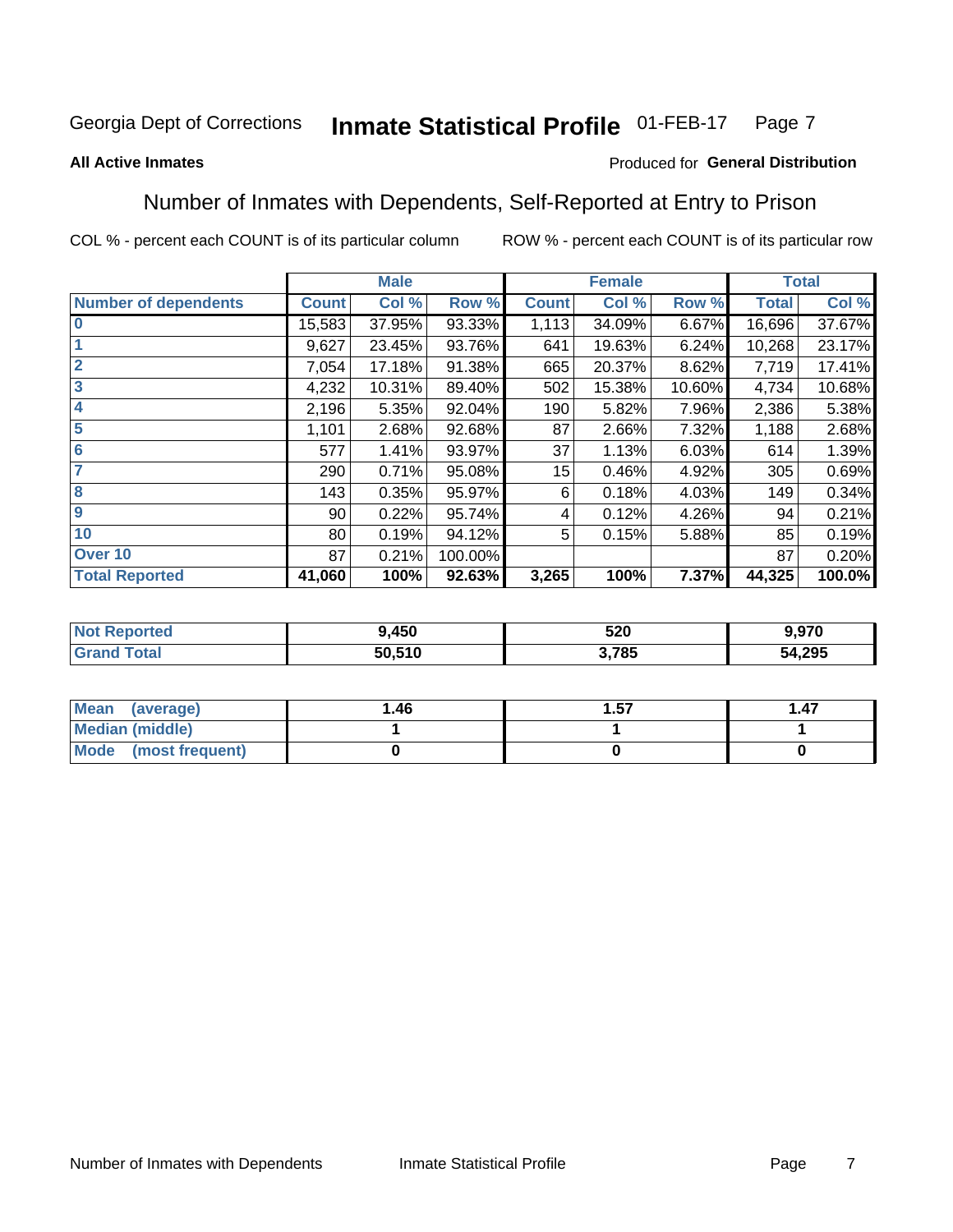Georgia Dept of Corrections **Inmate Statistical Profile** 01-FEB-17 Page 7

**All Active Inmates**

Produced for **General Distribution**

## Number of Inmates with Dependents, Self-Reported at Entry to Prison

COL % - percent each COUNT is of its particular column ROW % - percent each COUNT is of its particular row

| | Male | | | Female | | | Total | |
|---|---|---|---|---|---|---|---|---|
| **Number of dependents** | **Count** | **Col %** | **Row %** | **Count** | **Col %** | **Row %** | **Total** | **Col %** |
| **0** | 15,583 | 37.95% | 93.33% | 1,113 | 34.09% | 6.67% | 16,696 | 37.67% |
| **1** | 9,627 | 23.45% | 93.76% | 641 | 19.63% | 6.24% | 10,268 | 23.17% |
| **2** | 7,054 | 17.18% | 91.38% | 665 | 20.37% | 8.62% | 7,719 | 17.41% |
| **3** | 4,232 | 10.31% | 89.40% | 502 | 15.38% | 10.60% | 4,734 | 10.68% |
| **4** | 2,196 | 5.35% | 92.04% | 190 | 5.82% | 7.96% | 2,386 | 5.38% |
| **5** | 1,101 | 2.68% | 92.68% | 87 | 2.66% | 7.32% | 1,188 | 2.68% |
| **6** | 577 | 1.41% | 93.97% | 37 | 1.13% | 6.03% | 614 | 1.39% |
| **7** | 290 | 0.71% | 95.08% | 15 | 0.46% | 4.92% | 305 | 0.69% |
| **8** | 143 | 0.35% | 95.97% | 6 | 0.18% | 4.03% | 149 | 0.34% |
| **9** | 90 | 0.22% | 95.74% | 4 | 0.12% | 4.26% | 94 | 0.21% |
| **10** | 80 | 0.19% | 94.12% | 5 | 0.15% | 5.88% | 85 | 0.19% |
| **Over 10** | 87 | 0.21% | 100.00% | | | | 87 | 0.20% |
| **Total Reported** | **41,060** | **100%** | **92.63%** | **3,265** | **100%** | **7.37%** | **44,325** | **100.0%** |

| | Male | Female | Total |
|---|---|---|---|
| **Not Reported** | **9,450** | **520** | **9,970** |
| **Grand Total** | **50,510** | **3,785** | **54,295** |

| | Male | Female | Total |
|---|---|---|---|
| **Mean (average)** | **1.46** | **1.57** | **1.47** |
| **Median (middle)** | **1** | **1** | **1** |
| **Mode (most frequent)** | **0** | **0** | **0** |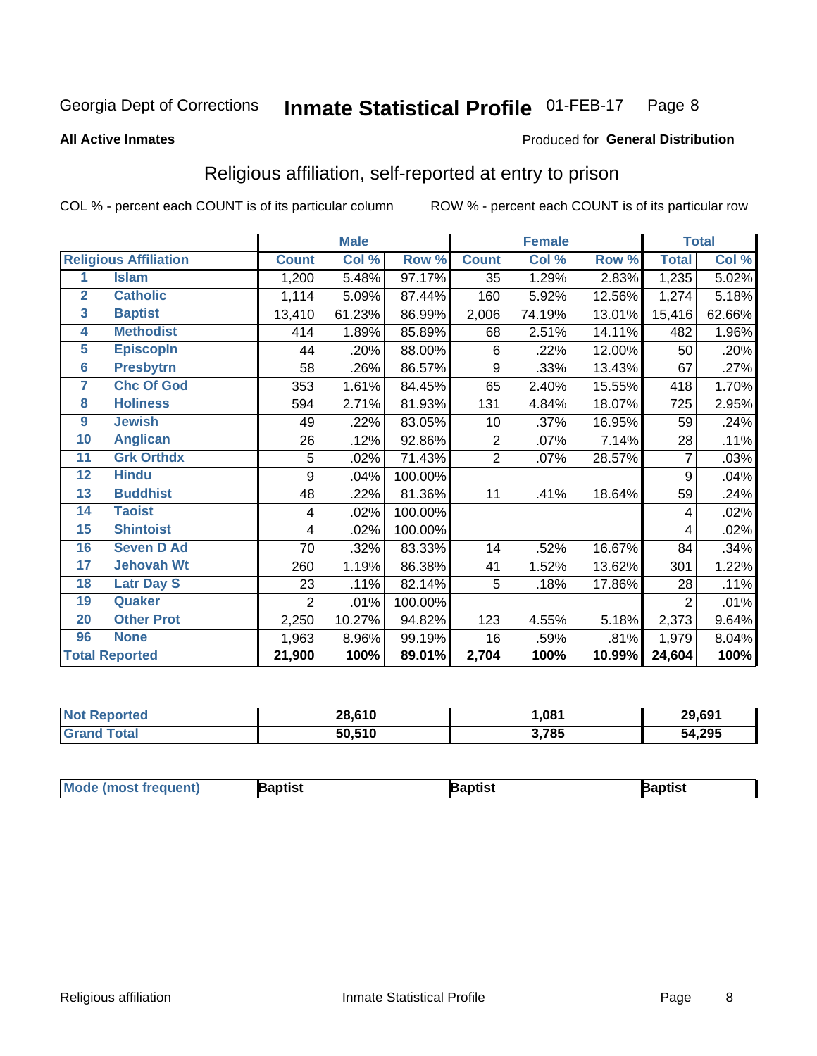Georgia Dept of Corrections **Inmate Statistical Profile** 01-FEB-17

**All Active Inmates**

Produced for **General Distribution**

## Religious affiliation, self-reported at entry to prison

COL % - percent each COUNT is of its particular column ROW % - percent each COUNT is of its particular row

| | | Male | | | Female | | | Total | |
|---|---|---|---|---|---|---|---|---|---|
| **Religious Affiliation** | | **Count** | **Col %** | **Row %** | **Count** | **Col %** | **Row %** | **Total** | **Col %** |
| 1 | Islam | 1,200 | 5.48% | 97.17% | 35 | 1.29% | 2.83% | 1,235 | 5.02% |
| 2 | Catholic | 1,114 | 5.09% | 87.44% | 160 | 5.92% | 12.56% | 1,274 | 5.18% |
| 3 | Baptist | 13,410 | 61.23% | 86.99% | 2,006 | 74.19% | 13.01% | 15,416 | 62.66% |
| 4 | Methodist | 414 | 1.89% | 85.89% | 68 | 2.51% | 14.11% | 482 | 1.96% |
| 5 | Episcopln | 44 | .20% | 88.00% | 6 | .22% | 12.00% | 50 | .20% |
| 6 | Presbytrn | 58 | .26% | 86.57% | 9 | .33% | 13.43% | 67 | .27% |
| 7 | Chc Of God | 353 | 1.61% | 84.45% | 65 | 2.40% | 15.55% | 418 | 1.70% |
| 8 | Holiness | 594 | 2.71% | 81.93% | 131 | 4.84% | 18.07% | 725 | 2.95% |
| 9 | Jewish | 49 | .22% | 83.05% | 10 | .37% | 16.95% | 59 | .24% |
| 10 | Anglican | 26 | .12% | 92.86% | 2 | .07% | 7.14% | 28 | .11% |
| 11 | Grk Orthdx | 5 | .02% | 71.43% | 2 | .07% | 28.57% | 7 | .03% |
| 12 | Hindu | 9 | .04% | 100.00% | | | | 9 | .04% |
| 13 | Buddhist | 48 | .22% | 81.36% | 11 | .41% | 18.64% | 59 | .24% |
| 14 | Taoist | 4 | .02% | 100.00% | | | | 4 | .02% |
| 15 | Shintoist | 4 | .02% | 100.00% | | | | 4 | .02% |
| 16 | Seven D Ad | 70 | .32% | 83.33% | 14 | .52% | 16.67% | 84 | .34% |
| 17 | Jehovah Wt | 260 | 1.19% | 86.38% | 41 | 1.52% | 13.62% | 301 | 1.22% |
| 18 | Latr Day S | 23 | .11% | 82.14% | 5 | .18% | 17.86% | 28 | .11% |
| 19 | Quaker | 2 | .01% | 100.00% | | | | 2 | .01% |
| 20 | Other Prot | 2,250 | 10.27% | 94.82% | 123 | 4.55% | 5.18% | 2,373 | 9.64% |
| 96 | None | 1,963 | 8.96% | 99.19% | 16 | .59% | .81% | 1,979 | 8.04% |
| **Total Reported** | | **21,900** | **100%** | **89.01%** | **2,704** | **100%** | **10.99%** | **24,604** | **100%** |

| | Male | Female | Total |
|---|---|---|---|
| **Not Reported** | **28,610** | **1,081** | **29,691** |
| **Grand Total** | **50,510** | **3,785** | **54,295** |

| | | | |
|---|---|---|---|
| **Mode (most frequent)** | **Baptist** | **Baptist** | **Baptist** |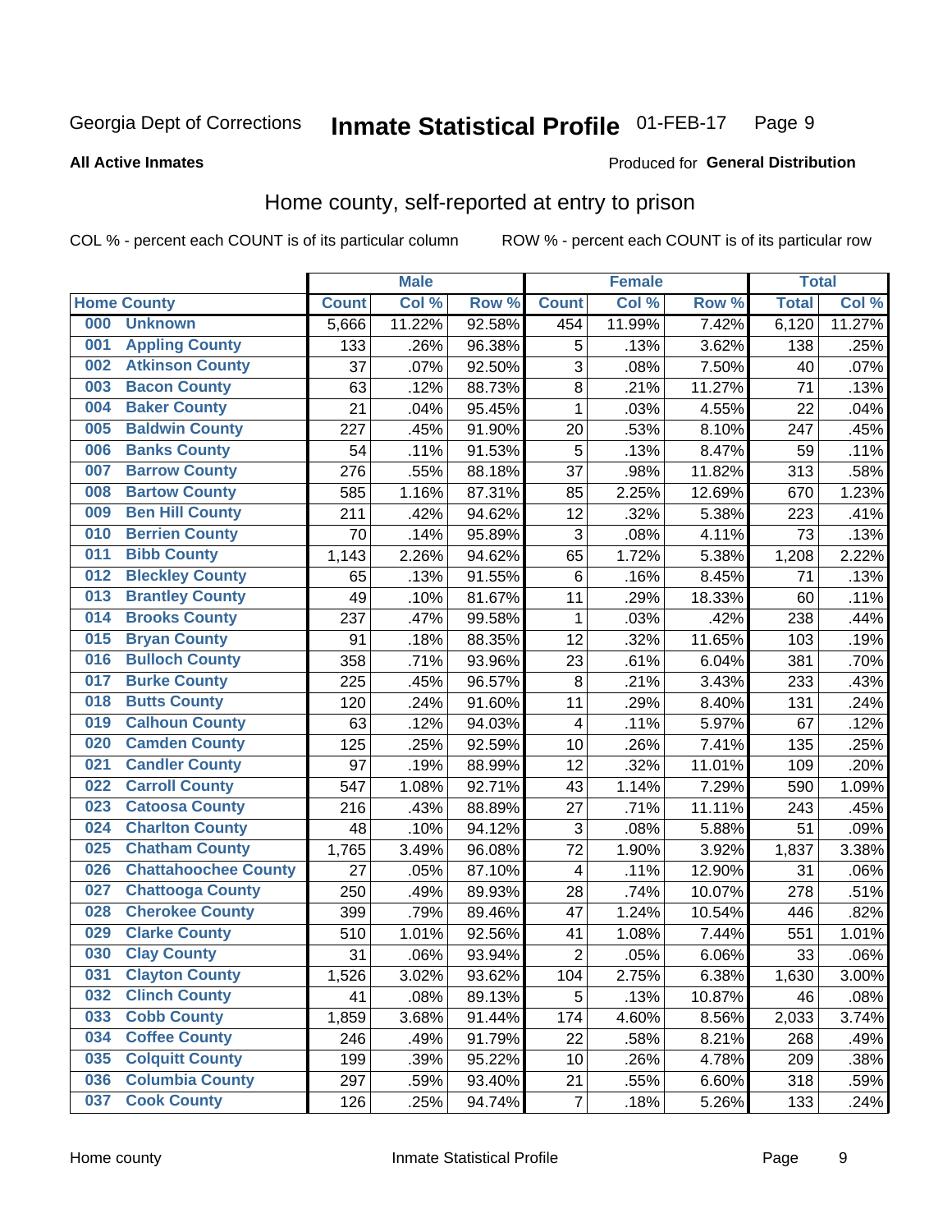Georgia Dept of Corrections **Inmate Statistical Profile** 01-FEB-17

**All Active Inmates**

Produced for **General Distribution**

## Home county, self-reported at entry to prison

COL % - percent each COUNT is of its particular column ROW % - percent each COUNT is of its particular row

| Home County | | Male | | | Female | | | Total | |
|---|---|---|---|---|---|---|---|---|---|
| | | Count | Col % | Row % | Count | Col % | Row % | Total | Col % |
| 000 | Unknown | 5,666 | 11.22% | 92.58% | 454 | 11.99% | 7.42% | 6,120 | 11.27% |
| 001 | Appling County | 133 | .26% | 96.38% | 5 | .13% | 3.62% | 138 | .25% |
| 002 | Atkinson County | 37 | .07% | 92.50% | 3 | .08% | 7.50% | 40 | .07% |
| 003 | Bacon County | 63 | .12% | 88.73% | 8 | .21% | 11.27% | 71 | .13% |
| 004 | Baker County | 21 | .04% | 95.45% | 1 | .03% | 4.55% | 22 | .04% |
| 005 | Baldwin County | 227 | .45% | 91.90% | 20 | .53% | 8.10% | 247 | .45% |
| 006 | Banks County | 54 | .11% | 91.53% | 5 | .13% | 8.47% | 59 | .11% |
| 007 | Barrow County | 276 | .55% | 88.18% | 37 | .98% | 11.82% | 313 | .58% |
| 008 | Bartow County | 585 | 1.16% | 87.31% | 85 | 2.25% | 12.69% | 670 | 1.23% |
| 009 | Ben Hill County | 211 | .42% | 94.62% | 12 | .32% | 5.38% | 223 | .41% |
| 010 | Berrien County | 70 | .14% | 95.89% | 3 | .08% | 4.11% | 73 | .13% |
| 011 | Bibb County | 1,143 | 2.26% | 94.62% | 65 | 1.72% | 5.38% | 1,208 | 2.22% |
| 012 | Bleckley County | 65 | .13% | 91.55% | 6 | .16% | 8.45% | 71 | .13% |
| 013 | Brantley County | 49 | .10% | 81.67% | 11 | .29% | 18.33% | 60 | .11% |
| 014 | Brooks County | 237 | .47% | 99.58% | 1 | .03% | .42% | 238 | .44% |
| 015 | Bryan County | 91 | .18% | 88.35% | 12 | .32% | 11.65% | 103 | .19% |
| 016 | Bulloch County | 358 | .71% | 93.96% | 23 | .61% | 6.04% | 381 | .70% |
| 017 | Burke County | 225 | .45% | 96.57% | 8 | .21% | 3.43% | 233 | .43% |
| 018 | Butts County | 120 | .24% | 91.60% | 11 | .29% | 8.40% | 131 | .24% |
| 019 | Calhoun County | 63 | .12% | 94.03% | 4 | .11% | 5.97% | 67 | .12% |
| 020 | Camden County | 125 | .25% | 92.59% | 10 | .26% | 7.41% | 135 | .25% |
| 021 | Candler County | 97 | .19% | 88.99% | 12 | .32% | 11.01% | 109 | .20% |
| 022 | Carroll County | 547 | 1.08% | 92.71% | 43 | 1.14% | 7.29% | 590 | 1.09% |
| 023 | Catoosa County | 216 | .43% | 88.89% | 27 | .71% | 11.11% | 243 | .45% |
| 024 | Charlton County | 48 | .10% | 94.12% | 3 | .08% | 5.88% | 51 | .09% |
| 025 | Chatham County | 1,765 | 3.49% | 96.08% | 72 | 1.90% | 3.92% | 1,837 | 3.38% |
| 026 | Chattahoochee County | 27 | .05% | 87.10% | 4 | .11% | 12.90% | 31 | .06% |
| 027 | Chattooga County | 250 | .49% | 89.93% | 28 | .74% | 10.07% | 278 | .51% |
| 028 | Cherokee County | 399 | .79% | 89.46% | 47 | 1.24% | 10.54% | 446 | .82% |
| 029 | Clarke County | 510 | 1.01% | 92.56% | 41 | 1.08% | 7.44% | 551 | 1.01% |
| 030 | Clay County | 31 | .06% | 93.94% | 2 | .05% | 6.06% | 33 | .06% |
| 031 | Clayton County | 1,526 | 3.02% | 93.62% | 104 | 2.75% | 6.38% | 1,630 | 3.00% |
| 032 | Clinch County | 41 | .08% | 89.13% | 5 | .13% | 10.87% | 46 | .08% |
| 033 | Cobb County | 1,859 | 3.68% | 91.44% | 174 | 4.60% | 8.56% | 2,033 | 3.74% |
| 034 | Coffee County | 246 | .49% | 91.79% | 22 | .58% | 8.21% | 268 | .49% |
| 035 | Colquitt County | 199 | .39% | 95.22% | 10 | .26% | 4.78% | 209 | .38% |
| 036 | Columbia County | 297 | .59% | 93.40% | 21 | .55% | 6.60% | 318 | .59% |
| 037 | Cook County | 126 | .25% | 94.74% | 7 | .18% | 5.26% | 133 | .24% |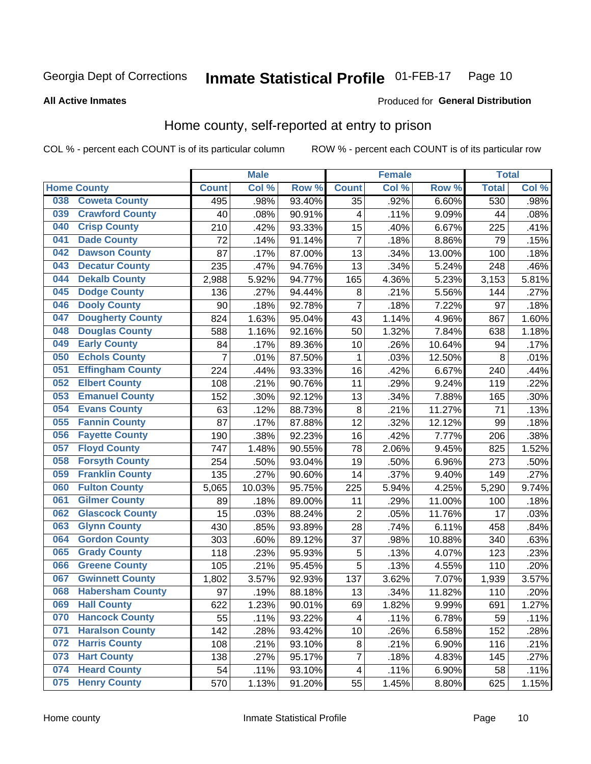Georgia Dept of Corrections **Inmate Statistical Profile** 01-FEB-17

**All Active Inmates**

Produced for **General Distribution**

## Home county, self-reported at entry to prison

COL % - percent each COUNT is of its particular column ROW % - percent each COUNT is of its particular row

| Home County | | Male | | | Female | | | Total | |
|---|---|---|---|---|---|---|---|---|---|
| | | Count | Col % | Row % | Count | Col % | Row % | Total | Col % |
| 038 | Coweta County | 495 | .98% | 93.40% | 35 | .92% | 6.60% | 530 | .98% |
| 039 | Crawford County | 40 | .08% | 90.91% | 4 | .11% | 9.09% | 44 | .08% |
| 040 | Crisp County | 210 | .42% | 93.33% | 15 | .40% | 6.67% | 225 | .41% |
| 041 | Dade County | 72 | .14% | 91.14% | 7 | .18% | 8.86% | 79 | .15% |
| 042 | Dawson County | 87 | .17% | 87.00% | 13 | .34% | 13.00% | 100 | .18% |
| 043 | Decatur County | 235 | .47% | 94.76% | 13 | .34% | 5.24% | 248 | .46% |
| 044 | Dekalb County | 2,988 | 5.92% | 94.77% | 165 | 4.36% | 5.23% | 3,153 | 5.81% |
| 045 | Dodge County | 136 | .27% | 94.44% | 8 | .21% | 5.56% | 144 | .27% |
| 046 | Dooly County | 90 | .18% | 92.78% | 7 | .18% | 7.22% | 97 | .18% |
| 047 | Dougherty County | 824 | 1.63% | 95.04% | 43 | 1.14% | 4.96% | 867 | 1.60% |
| 048 | Douglas County | 588 | 1.16% | 92.16% | 50 | 1.32% | 7.84% | 638 | 1.18% |
| 049 | Early County | 84 | .17% | 89.36% | 10 | .26% | 10.64% | 94 | .17% |
| 050 | Echols County | 7 | .01% | 87.50% | 1 | .03% | 12.50% | 8 | .01% |
| 051 | Effingham County | 224 | .44% | 93.33% | 16 | .42% | 6.67% | 240 | .44% |
| 052 | Elbert County | 108 | .21% | 90.76% | 11 | .29% | 9.24% | 119 | .22% |
| 053 | Emanuel County | 152 | .30% | 92.12% | 13 | .34% | 7.88% | 165 | .30% |
| 054 | Evans County | 63 | .12% | 88.73% | 8 | .21% | 11.27% | 71 | .13% |
| 055 | Fannin County | 87 | .17% | 87.88% | 12 | .32% | 12.12% | 99 | .18% |
| 056 | Fayette County | 190 | .38% | 92.23% | 16 | .42% | 7.77% | 206 | .38% |
| 057 | Floyd County | 747 | 1.48% | 90.55% | 78 | 2.06% | 9.45% | 825 | 1.52% |
| 058 | Forsyth County | 254 | .50% | 93.04% | 19 | .50% | 6.96% | 273 | .50% |
| 059 | Franklin County | 135 | .27% | 90.60% | 14 | .37% | 9.40% | 149 | .27% |
| 060 | Fulton County | 5,065 | 10.03% | 95.75% | 225 | 5.94% | 4.25% | 5,290 | 9.74% |
| 061 | Gilmer County | 89 | .18% | 89.00% | 11 | .29% | 11.00% | 100 | .18% |
| 062 | Glascock County | 15 | .03% | 88.24% | 2 | .05% | 11.76% | 17 | .03% |
| 063 | Glynn County | 430 | .85% | 93.89% | 28 | .74% | 6.11% | 458 | .84% |
| 064 | Gordon County | 303 | .60% | 89.12% | 37 | .98% | 10.88% | 340 | .63% |
| 065 | Grady County | 118 | .23% | 95.93% | 5 | .13% | 4.07% | 123 | .23% |
| 066 | Greene County | 105 | .21% | 95.45% | 5 | .13% | 4.55% | 110 | .20% |
| 067 | Gwinnett County | 1,802 | 3.57% | 92.93% | 137 | 3.62% | 7.07% | 1,939 | 3.57% |
| 068 | Habersham County | 97 | .19% | 88.18% | 13 | .34% | 11.82% | 110 | .20% |
| 069 | Hall County | 622 | 1.23% | 90.01% | 69 | 1.82% | 9.99% | 691 | 1.27% |
| 070 | Hancock County | 55 | .11% | 93.22% | 4 | .11% | 6.78% | 59 | .11% |
| 071 | Haralson County | 142 | .28% | 93.42% | 10 | .26% | 6.58% | 152 | .28% |
| 072 | Harris County | 108 | .21% | 93.10% | 8 | .21% | 6.90% | 116 | .21% |
| 073 | Hart County | 138 | .27% | 95.17% | 7 | .18% | 4.83% | 145 | .27% |
| 074 | Heard County | 54 | .11% | 93.10% | 4 | .11% | 6.90% | 58 | .11% |
| 075 | Henry County | 570 | 1.13% | 91.20% | 55 | 1.45% | 8.80% | 625 | 1.15% |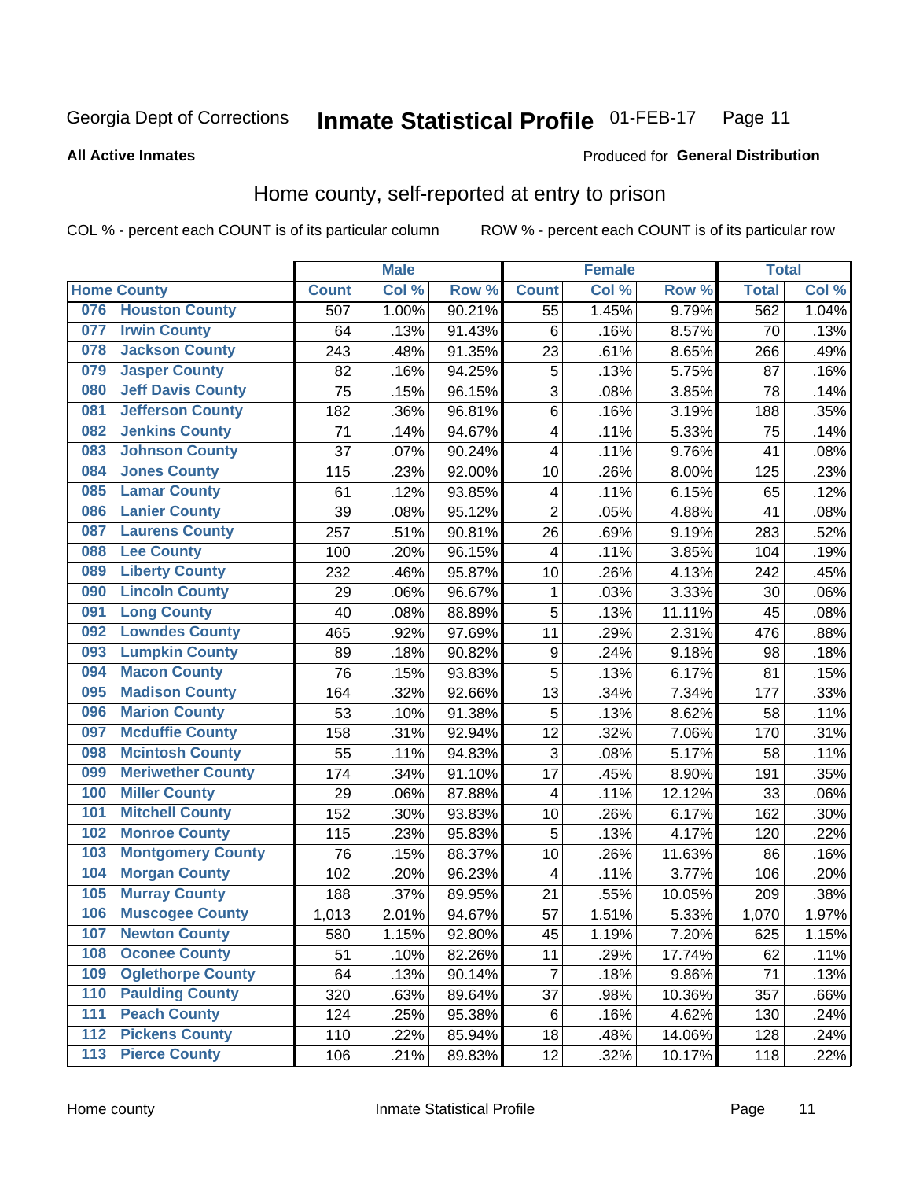Georgia Dept of Corrections **Inmate Statistical Profile** 01-FEB-17

**All Active Inmates**

Produced for **General Distribution**

## Home county, self-reported at entry to prison

COL % - percent each COUNT is of its particular column ROW % - percent each COUNT is of its particular row

| Home County | | Male | | | Female | | | Total | |
|---|---|---|---|---|---|---|---|---|---|
| | | Count | Col % | Row % | Count | Col % | Row % | Total | Col % |
| 076 | Houston County | 507 | 1.00% | 90.21% | 55 | 1.45% | 9.79% | 562 | 1.04% |
| 077 | Irwin County | 64 | .13% | 91.43% | 6 | .16% | 8.57% | 70 | .13% |
| 078 | Jackson County | 243 | .48% | 91.35% | 23 | .61% | 8.65% | 266 | .49% |
| 079 | Jasper County | 82 | .16% | 94.25% | 5 | .13% | 5.75% | 87 | .16% |
| 080 | Jeff Davis County | 75 | .15% | 96.15% | 3 | .08% | 3.85% | 78 | .14% |
| 081 | Jefferson County | 182 | .36% | 96.81% | 6 | .16% | 3.19% | 188 | .35% |
| 082 | Jenkins County | 71 | .14% | 94.67% | 4 | .11% | 5.33% | 75 | .14% |
| 083 | Johnson County | 37 | .07% | 90.24% | 4 | .11% | 9.76% | 41 | .08% |
| 084 | Jones County | 115 | .23% | 92.00% | 10 | .26% | 8.00% | 125 | .23% |
| 085 | Lamar County | 61 | .12% | 93.85% | 4 | .11% | 6.15% | 65 | .12% |
| 086 | Lanier County | 39 | .08% | 95.12% | 2 | .05% | 4.88% | 41 | .08% |
| 087 | Laurens County | 257 | .51% | 90.81% | 26 | .69% | 9.19% | 283 | .52% |
| 088 | Lee County | 100 | .20% | 96.15% | 4 | .11% | 3.85% | 104 | .19% |
| 089 | Liberty County | 232 | .46% | 95.87% | 10 | .26% | 4.13% | 242 | .45% |
| 090 | Lincoln County | 29 | .06% | 96.67% | 1 | .03% | 3.33% | 30 | .06% |
| 091 | Long County | 40 | .08% | 88.89% | 5 | .13% | 11.11% | 45 | .08% |
| 092 | Lowndes County | 465 | .92% | 97.69% | 11 | .29% | 2.31% | 476 | .88% |
| 093 | Lumpkin County | 89 | .18% | 90.82% | 9 | .24% | 9.18% | 98 | .18% |
| 094 | Macon County | 76 | .15% | 93.83% | 5 | .13% | 6.17% | 81 | .15% |
| 095 | Madison County | 164 | .32% | 92.66% | 13 | .34% | 7.34% | 177 | .33% |
| 096 | Marion County | 53 | .10% | 91.38% | 5 | .13% | 8.62% | 58 | .11% |
| 097 | Mcduffie County | 158 | .31% | 92.94% | 12 | .32% | 7.06% | 170 | .31% |
| 098 | Mcintosh County | 55 | .11% | 94.83% | 3 | .08% | 5.17% | 58 | .11% |
| 099 | Meriwether County | 174 | .34% | 91.10% | 17 | .45% | 8.90% | 191 | .35% |
| 100 | Miller County | 29 | .06% | 87.88% | 4 | .11% | 12.12% | 33 | .06% |
| 101 | Mitchell County | 152 | .30% | 93.83% | 10 | .26% | 6.17% | 162 | .30% |
| 102 | Monroe County | 115 | .23% | 95.83% | 5 | .13% | 4.17% | 120 | .22% |
| 103 | Montgomery County | 76 | .15% | 88.37% | 10 | .26% | 11.63% | 86 | .16% |
| 104 | Morgan County | 102 | .20% | 96.23% | 4 | .11% | 3.77% | 106 | .20% |
| 105 | Murray County | 188 | .37% | 89.95% | 21 | .55% | 10.05% | 209 | .38% |
| 106 | Muscogee County | 1,013 | 2.01% | 94.67% | 57 | 1.51% | 5.33% | 1,070 | 1.97% |
| 107 | Newton County | 580 | 1.15% | 92.80% | 45 | 1.19% | 7.20% | 625 | 1.15% |
| 108 | Oconee County | 51 | .10% | 82.26% | 11 | .29% | 17.74% | 62 | .11% |
| 109 | Oglethorpe County | 64 | .13% | 90.14% | 7 | .18% | 9.86% | 71 | .13% |
| 110 | Paulding County | 320 | .63% | 89.64% | 37 | .98% | 10.36% | 357 | .66% |
| 111 | Peach County | 124 | .25% | 95.38% | 6 | .16% | 4.62% | 130 | .24% |
| 112 | Pickens County | 110 | .22% | 85.94% | 18 | .48% | 14.06% | 128 | .24% |
| 113 | Pierce County | 106 | .21% | 89.83% | 12 | .32% | 10.17% | 118 | .22% |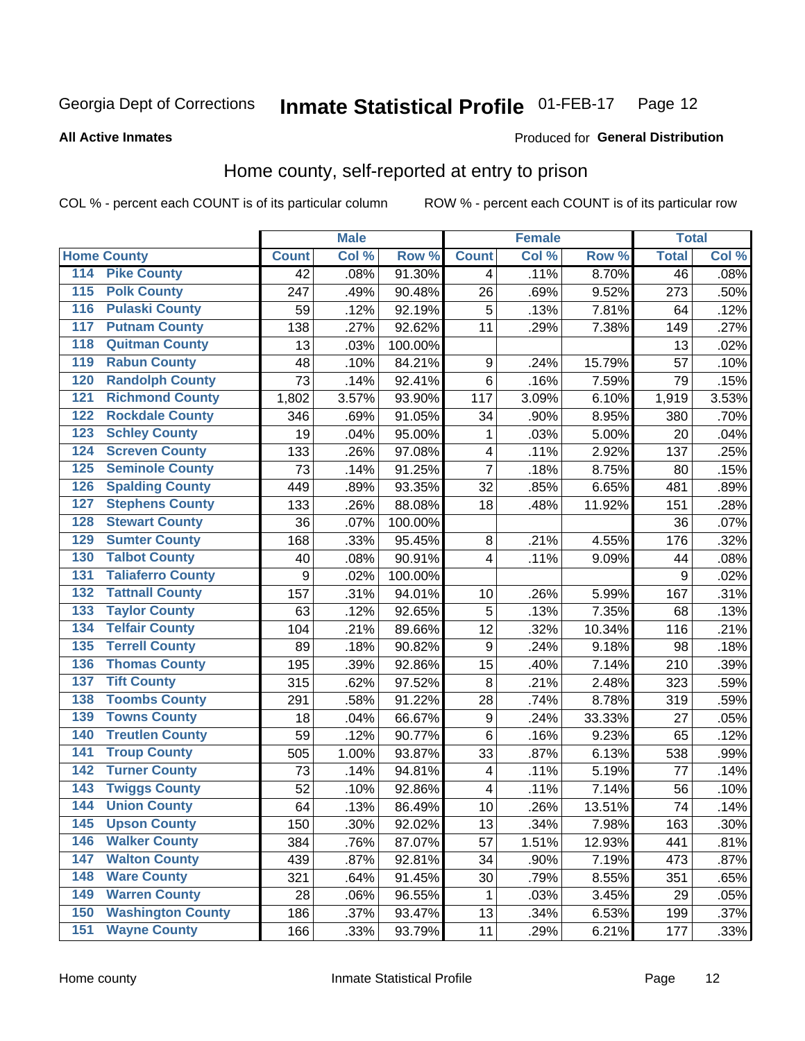Georgia Dept of Corrections **Inmate Statistical Profile** 01-FEB-17

**All Active Inmates**

Produced for **General Distribution**

## Home county, self-reported at entry to prison

COL % - percent each COUNT is of its particular column ROW % - percent each COUNT is of its particular row

| Home County | | Male | | | Female | | | Total | |
|---|---|---|---|---|---|---|---|---|---|
| | | Count | Col % | Row % | Count | Col % | Row % | Total | Col % |
| 114 | Pike County | 42 | .08% | 91.30% | 4 | .11% | 8.70% | 46 | .08% |
| 115 | Polk County | 247 | .49% | 90.48% | 26 | .69% | 9.52% | 273 | .50% |
| 116 | Pulaski County | 59 | .12% | 92.19% | 5 | .13% | 7.81% | 64 | .12% |
| 117 | Putnam County | 138 | .27% | 92.62% | 11 | .29% | 7.38% | 149 | .27% |
| 118 | Quitman County | 13 | .03% | 100.00% | | | | 13 | .02% |
| 119 | Rabun County | 48 | .10% | 84.21% | 9 | .24% | 15.79% | 57 | .10% |
| 120 | Randolph County | 73 | .14% | 92.41% | 6 | .16% | 7.59% | 79 | .15% |
| 121 | Richmond County | 1,802 | 3.57% | 93.90% | 117 | 3.09% | 6.10% | 1,919 | 3.53% |
| 122 | Rockdale County | 346 | .69% | 91.05% | 34 | .90% | 8.95% | 380 | .70% |
| 123 | Schley County | 19 | .04% | 95.00% | 1 | .03% | 5.00% | 20 | .04% |
| 124 | Screven County | 133 | .26% | 97.08% | 4 | .11% | 2.92% | 137 | .25% |
| 125 | Seminole County | 73 | .14% | 91.25% | 7 | .18% | 8.75% | 80 | .15% |
| 126 | Spalding County | 449 | .89% | 93.35% | 32 | .85% | 6.65% | 481 | .89% |
| 127 | Stephens County | 133 | .26% | 88.08% | 18 | .48% | 11.92% | 151 | .28% |
| 128 | Stewart County | 36 | .07% | 100.00% | | | | 36 | .07% |
| 129 | Sumter County | 168 | .33% | 95.45% | 8 | .21% | 4.55% | 176 | .32% |
| 130 | Talbot County | 40 | .08% | 90.91% | 4 | .11% | 9.09% | 44 | .08% |
| 131 | Taliaferro County | 9 | .02% | 100.00% | | | | 9 | .02% |
| 132 | Tattnall County | 157 | .31% | 94.01% | 10 | .26% | 5.99% | 167 | .31% |
| 133 | Taylor County | 63 | .12% | 92.65% | 5 | .13% | 7.35% | 68 | .13% |
| 134 | Telfair County | 104 | .21% | 89.66% | 12 | .32% | 10.34% | 116 | .21% |
| 135 | Terrell County | 89 | .18% | 90.82% | 9 | .24% | 9.18% | 98 | .18% |
| 136 | Thomas County | 195 | .39% | 92.86% | 15 | .40% | 7.14% | 210 | .39% |
| 137 | Tift County | 315 | .62% | 97.52% | 8 | .21% | 2.48% | 323 | .59% |
| 138 | Toombs County | 291 | .58% | 91.22% | 28 | .74% | 8.78% | 319 | .59% |
| 139 | Towns County | 18 | .04% | 66.67% | 9 | .24% | 33.33% | 27 | .05% |
| 140 | Treutlen County | 59 | .12% | 90.77% | 6 | .16% | 9.23% | 65 | .12% |
| 141 | Troup County | 505 | 1.00% | 93.87% | 33 | .87% | 6.13% | 538 | .99% |
| 142 | Turner County | 73 | .14% | 94.81% | 4 | .11% | 5.19% | 77 | .14% |
| 143 | Twiggs County | 52 | .10% | 92.86% | 4 | .11% | 7.14% | 56 | .10% |
| 144 | Union County | 64 | .13% | 86.49% | 10 | .26% | 13.51% | 74 | .14% |
| 145 | Upson County | 150 | .30% | 92.02% | 13 | .34% | 7.98% | 163 | .30% |
| 146 | Walker County | 384 | .76% | 87.07% | 57 | 1.51% | 12.93% | 441 | .81% |
| 147 | Walton County | 439 | .87% | 92.81% | 34 | .90% | 7.19% | 473 | .87% |
| 148 | Ware County | 321 | .64% | 91.45% | 30 | .79% | 8.55% | 351 | .65% |
| 149 | Warren County | 28 | .06% | 96.55% | 1 | .03% | 3.45% | 29 | .05% |
| 150 | Washington County | 186 | .37% | 93.47% | 13 | .34% | 6.53% | 199 | .37% |
| 151 | Wayne County | 166 | .33% | 93.79% | 11 | .29% | 6.21% | 177 | .33% |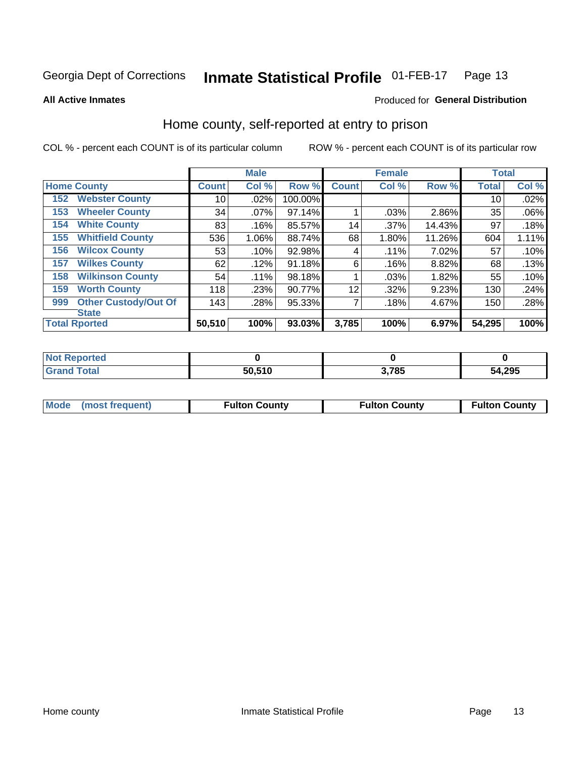Georgia Dept of Corrections **Inmate Statistical Profile** 01-FEB-17

**All Active Inmates**

Produced for **General Distribution**

## Home county, self-reported at entry to prison

COL % - percent each COUNT is of its particular column ROW % - percent each COUNT is of its particular row

| Home County | | Male | | | Female | | | Total | |
|---|---|---|---|---|---|---|---|---|---|
| | | Count | Col % | Row % | Count | Col % | Row % | Total | Col % |
| 152 | Webster County | 10 | .02% | 100.00% | | | | 10 | .02% |
| 153 | Wheeler County | 34 | .07% | 97.14% | 1 | .03% | 2.86% | 35 | .06% |
| 154 | White County | 83 | .16% | 85.57% | 14 | .37% | 14.43% | 97 | .18% |
| 155 | Whitfield County | 536 | 1.06% | 88.74% | 68 | 1.80% | 11.26% | 604 | 1.11% |
| 156 | Wilcox County | 53 | .10% | 92.98% | 4 | .11% | 7.02% | 57 | .10% |
| 157 | Wilkes County | 62 | .12% | 91.18% | 6 | .16% | 8.82% | 68 | .13% |
| 158 | Wilkinson County | 54 | .11% | 98.18% | 1 | .03% | 1.82% | 55 | .10% |
| 159 | Worth County | 118 | .23% | 90.77% | 12 | .32% | 9.23% | 130 | .24% |
| 999 | Other Custody/Out Of State | 143 | .28% | 95.33% | 7 | .18% | 4.67% | 150 | .28% |
| **Total Rported** | | **50,510** | **100%** | **93.03%** | **3,785** | **100%** | **6.97%** | **54,295** | **100%** |

| | Male | Female | Total |
|---|---|---|---|
| Not Reported | **0** | **0** | **0** |
| Grand Total | **50,510** | **3,785** | **54,295** |

| Mode (most frequent) | **Fulton County** | **Fulton County** | **Fulton County** |
|---|---|---|---|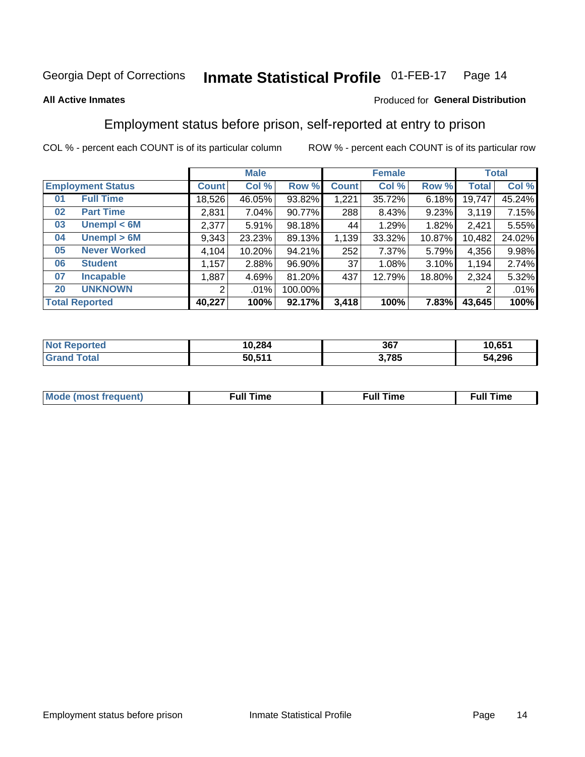Georgia Dept of Corrections **Inmate Statistical Profile** 01-FEB-17

**All Active Inmates** Produced for **General Distribution**

## Employment status before prison, self-reported at entry to prison

COL % - percent each COUNT is of its particular column ROW % - percent each COUNT is of its particular row

| Employment Status | | Male | | | Female | | | Total | |
|---|---|---|---|---|---|---|---|---|---|
| | | Count | Col % | Row % | Count | Col % | Row % | Total | Col % |
| 01 | Full Time | 18,526 | 46.05% | 93.82% | 1,221 | 35.72% | 6.18% | 19,747 | 45.24% |
| 02 | Part Time | 2,831 | 7.04% | 90.77% | 288 | 8.43% | 9.23% | 3,119 | 7.15% |
| 03 | Unempl < 6M | 2,377 | 5.91% | 98.18% | 44 | 1.29% | 1.82% | 2,421 | 5.55% |
| 04 | Unempl > 6M | 9,343 | 23.23% | 89.13% | 1,139 | 33.32% | 10.87% | 10,482 | 24.02% |
| 05 | Never Worked | 4,104 | 10.20% | 94.21% | 252 | 7.37% | 5.79% | 4,356 | 9.98% |
| 06 | Student | 1,157 | 2.88% | 96.90% | 37 | 1.08% | 3.10% | 1,194 | 2.74% |
| 07 | Incapable | 1,887 | 4.69% | 81.20% | 437 | 12.79% | 18.80% | 2,324 | 5.32% |
| 20 | UNKNOWN | 2 | .01% | 100.00% | | | | 2 | .01% |
| **Total Reported** | | **40,227** | **100%** | **92.17%** | **3,418** | **100%** | **7.83%** | **43,645** | **100%** |

| | Male | Female | Total |
|---|---|---|---|
| Not Reported | 10,284 | 367 | 10,651 |
| Grand Total | 50,511 | 3,785 | 54,296 |

| | Male | Female | Total |
|---|---|---|---|
| Mode (most frequent) | Full Time | Full Time | Full Time |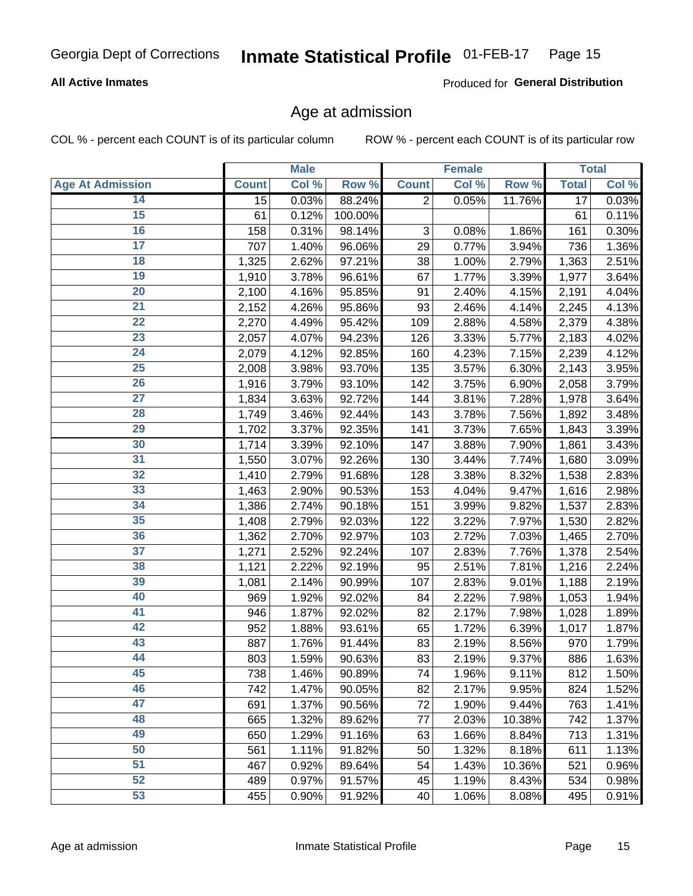Georgia Dept of Corrections **Inmate Statistical Profile** 01-FEB-17

**All Active Inmates**

Produced for **General Distribution**

## Age at admission

COL % - percent each COUNT is of its particular column    ROW % - percent each COUNT is of its particular row

| | Male | | | Female | | | Total | |
|---|---|---|---|---|---|---|---|---|
| **Age At Admission** | **Count** | **Col %** | **Row %** | **Count** | **Col %** | **Row %** | **Total** | **Col %** |
| 14 | 15 | 0.03% | 88.24% | 2 | 0.05% | 11.76% | 17 | 0.03% |
| 15 | 61 | 0.12% | 100.00% | | | | 61 | 0.11% |
| 16 | 158 | 0.31% | 98.14% | 3 | 0.08% | 1.86% | 161 | 0.30% |
| 17 | 707 | 1.40% | 96.06% | 29 | 0.77% | 3.94% | 736 | 1.36% |
| 18 | 1,325 | 2.62% | 97.21% | 38 | 1.00% | 2.79% | 1,363 | 2.51% |
| 19 | 1,910 | 3.78% | 96.61% | 67 | 1.77% | 3.39% | 1,977 | 3.64% |
| 20 | 2,100 | 4.16% | 95.85% | 91 | 2.40% | 4.15% | 2,191 | 4.04% |
| 21 | 2,152 | 4.26% | 95.86% | 93 | 2.46% | 4.14% | 2,245 | 4.13% |
| 22 | 2,270 | 4.49% | 95.42% | 109 | 2.88% | 4.58% | 2,379 | 4.38% |
| 23 | 2,057 | 4.07% | 94.23% | 126 | 3.33% | 5.77% | 2,183 | 4.02% |
| 24 | 2,079 | 4.12% | 92.85% | 160 | 4.23% | 7.15% | 2,239 | 4.12% |
| 25 | 2,008 | 3.98% | 93.70% | 135 | 3.57% | 6.30% | 2,143 | 3.95% |
| 26 | 1,916 | 3.79% | 93.10% | 142 | 3.75% | 6.90% | 2,058 | 3.79% |
| 27 | 1,834 | 3.63% | 92.72% | 144 | 3.81% | 7.28% | 1,978 | 3.64% |
| 28 | 1,749 | 3.46% | 92.44% | 143 | 3.78% | 7.56% | 1,892 | 3.48% |
| 29 | 1,702 | 3.37% | 92.35% | 141 | 3.73% | 7.65% | 1,843 | 3.39% |
| 30 | 1,714 | 3.39% | 92.10% | 147 | 3.88% | 7.90% | 1,861 | 3.43% |
| 31 | 1,550 | 3.07% | 92.26% | 130 | 3.44% | 7.74% | 1,680 | 3.09% |
| 32 | 1,410 | 2.79% | 91.68% | 128 | 3.38% | 8.32% | 1,538 | 2.83% |
| 33 | 1,463 | 2.90% | 90.53% | 153 | 4.04% | 9.47% | 1,616 | 2.98% |
| 34 | 1,386 | 2.74% | 90.18% | 151 | 3.99% | 9.82% | 1,537 | 2.83% |
| 35 | 1,408 | 2.79% | 92.03% | 122 | 3.22% | 7.97% | 1,530 | 2.82% |
| 36 | 1,362 | 2.70% | 92.97% | 103 | 2.72% | 7.03% | 1,465 | 2.70% |
| 37 | 1,271 | 2.52% | 92.24% | 107 | 2.83% | 7.76% | 1,378 | 2.54% |
| 38 | 1,121 | 2.22% | 92.19% | 95 | 2.51% | 7.81% | 1,216 | 2.24% |
| 39 | 1,081 | 2.14% | 90.99% | 107 | 2.83% | 9.01% | 1,188 | 2.19% |
| 40 | 969 | 1.92% | 92.02% | 84 | 2.22% | 7.98% | 1,053 | 1.94% |
| 41 | 946 | 1.87% | 92.02% | 82 | 2.17% | 7.98% | 1,028 | 1.89% |
| 42 | 952 | 1.88% | 93.61% | 65 | 1.72% | 6.39% | 1,017 | 1.87% |
| 43 | 887 | 1.76% | 91.44% | 83 | 2.19% | 8.56% | 970 | 1.79% |
| 44 | 803 | 1.59% | 90.63% | 83 | 2.19% | 9.37% | 886 | 1.63% |
| 45 | 738 | 1.46% | 90.89% | 74 | 1.96% | 9.11% | 812 | 1.50% |
| 46 | 742 | 1.47% | 90.05% | 82 | 2.17% | 9.95% | 824 | 1.52% |
| 47 | 691 | 1.37% | 90.56% | 72 | 1.90% | 9.44% | 763 | 1.41% |
| 48 | 665 | 1.32% | 89.62% | 77 | 2.03% | 10.38% | 742 | 1.37% |
| 49 | 650 | 1.29% | 91.16% | 63 | 1.66% | 8.84% | 713 | 1.31% |
| 50 | 561 | 1.11% | 91.82% | 50 | 1.32% | 8.18% | 611 | 1.13% |
| 51 | 467 | 0.92% | 89.64% | 54 | 1.43% | 10.36% | 521 | 0.96% |
| 52 | 489 | 0.97% | 91.57% | 45 | 1.19% | 8.43% | 534 | 0.98% |
| 53 | 455 | 0.90% | 91.92% | 40 | 1.06% | 8.08% | 495 | 0.91% |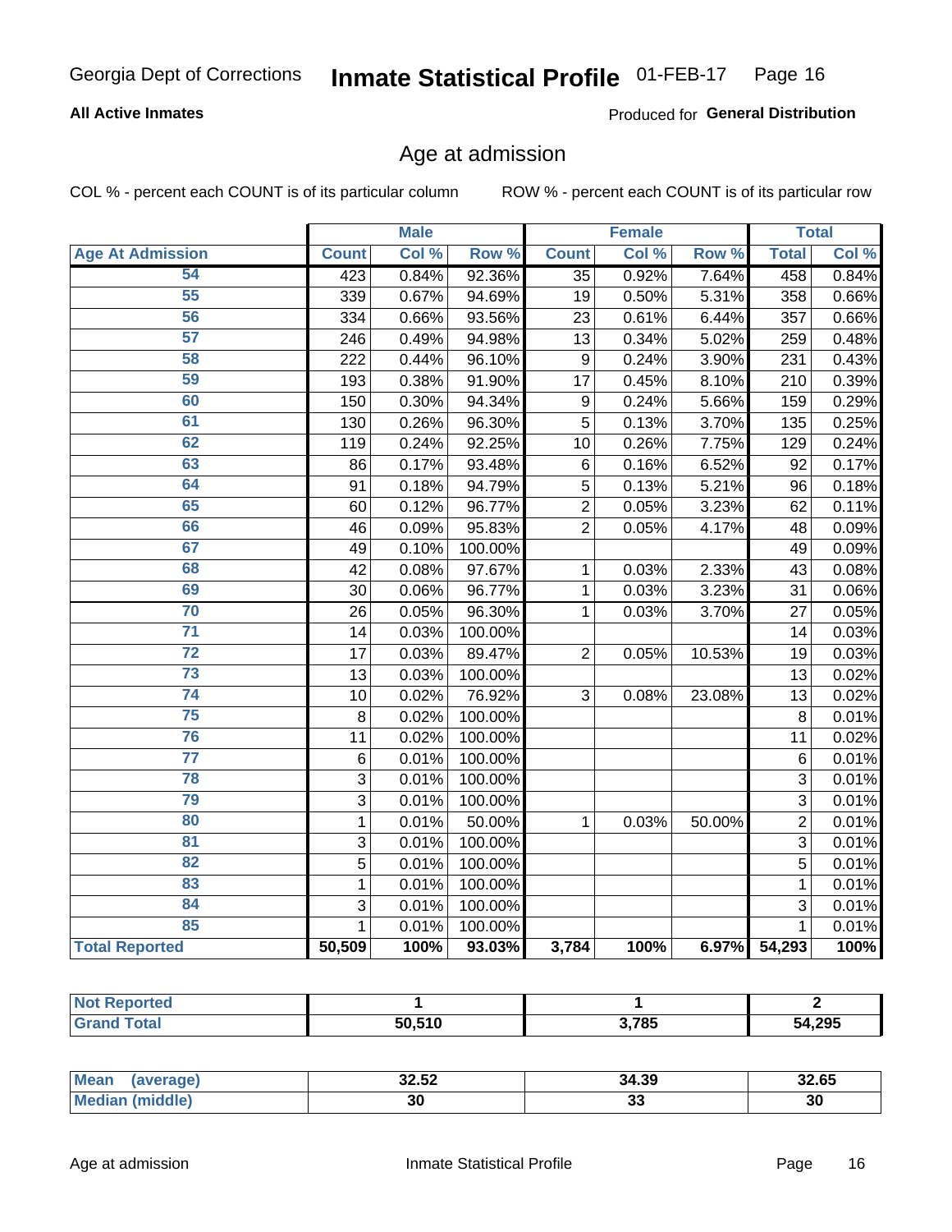Georgia Dept of Corrections **Inmate Statistical Profile** 01-FEB-17

**All Active Inmates**

Produced for **General Distribution**

## Age at admission

COL % - percent each COUNT is of its particular column ROW % - percent each COUNT is of its particular row

| | Male | | | Female | | | Total | |
|---|---|---|---|---|---|---|---|---|
| **Age At Admission** | **Count** | **Col %** | **Row %** | **Count** | **Col %** | **Row %** | **Total** | **Col %** |
| 54 | 423 | 0.84% | 92.36% | 35 | 0.92% | 7.64% | 458 | 0.84% |
| 55 | 339 | 0.67% | 94.69% | 19 | 0.50% | 5.31% | 358 | 0.66% |
| 56 | 334 | 0.66% | 93.56% | 23 | 0.61% | 6.44% | 357 | 0.66% |
| 57 | 246 | 0.49% | 94.98% | 13 | 0.34% | 5.02% | 259 | 0.48% |
| 58 | 222 | 0.44% | 96.10% | 9 | 0.24% | 3.90% | 231 | 0.43% |
| 59 | 193 | 0.38% | 91.90% | 17 | 0.45% | 8.10% | 210 | 0.39% |
| 60 | 150 | 0.30% | 94.34% | 9 | 0.24% | 5.66% | 159 | 0.29% |
| 61 | 130 | 0.26% | 96.30% | 5 | 0.13% | 3.70% | 135 | 0.25% |
| 62 | 119 | 0.24% | 92.25% | 10 | 0.26% | 7.75% | 129 | 0.24% |
| 63 | 86 | 0.17% | 93.48% | 6 | 0.16% | 6.52% | 92 | 0.17% |
| 64 | 91 | 0.18% | 94.79% | 5 | 0.13% | 5.21% | 96 | 0.18% |
| 65 | 60 | 0.12% | 96.77% | 2 | 0.05% | 3.23% | 62 | 0.11% |
| 66 | 46 | 0.09% | 95.83% | 2 | 0.05% | 4.17% | 48 | 0.09% |
| 67 | 49 | 0.10% | 100.00% | | | | 49 | 0.09% |
| 68 | 42 | 0.08% | 97.67% | 1 | 0.03% | 2.33% | 43 | 0.08% |
| 69 | 30 | 0.06% | 96.77% | 1 | 0.03% | 3.23% | 31 | 0.06% |
| 70 | 26 | 0.05% | 96.30% | 1 | 0.03% | 3.70% | 27 | 0.05% |
| 71 | 14 | 0.03% | 100.00% | | | | 14 | 0.03% |
| 72 | 17 | 0.03% | 89.47% | 2 | 0.05% | 10.53% | 19 | 0.03% |
| 73 | 13 | 0.03% | 100.00% | | | | 13 | 0.02% |
| 74 | 10 | 0.02% | 76.92% | 3 | 0.08% | 23.08% | 13 | 0.02% |
| 75 | 8 | 0.02% | 100.00% | | | | 8 | 0.01% |
| 76 | 11 | 0.02% | 100.00% | | | | 11 | 0.02% |
| 77 | 6 | 0.01% | 100.00% | | | | 6 | 0.01% |
| 78 | 3 | 0.01% | 100.00% | | | | 3 | 0.01% |
| 79 | 3 | 0.01% | 100.00% | | | | 3 | 0.01% |
| 80 | 1 | 0.01% | 50.00% | 1 | 0.03% | 50.00% | 2 | 0.01% |
| 81 | 3 | 0.01% | 100.00% | | | | 3 | 0.01% |
| 82 | 5 | 0.01% | 100.00% | | | | 5 | 0.01% |
| 83 | 1 | 0.01% | 100.00% | | | | 1 | 0.01% |
| 84 | 3 | 0.01% | 100.00% | | | | 3 | 0.01% |
| 85 | 1 | 0.01% | 100.00% | | | | 1 | 0.01% |
| **Total Reported** | **50,509** | **100%** | **93.03%** | **3,784** | **100%** | **6.97%** | **54,293** | **100%** |

| | Male | Female | Total |
|---|---|---|---|
| **Not Reported** | **1** | **1** | **2** |
| **Grand Total** | **50,510** | **3,785** | **54,295** |

| | Male | Female | Total |
|---|---|---|---|
| **Mean (average)** | **32.52** | **34.39** | **32.65** |
| **Median (middle)** | **30** | **33** | **30** |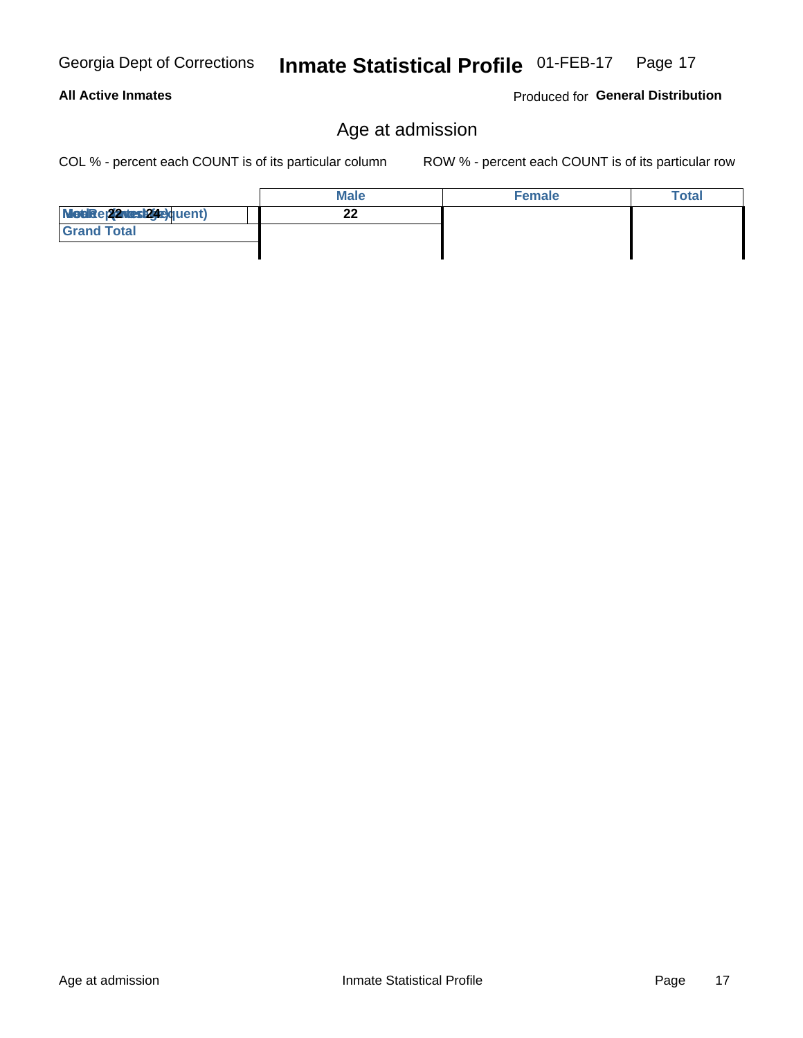Georgia Dept of Corrections **Inmate Statistical Profile** 01-FEB-17

**All Active Inmates** Produced for **General Distribution**

## Age at admission

COL % - percent each COUNT is of its particular column ROW % - percent each COUNT is of its particular row

| | Male | Female | Total |
|---|---|---|---|
| Mode (most frequent) / Median / 22 / 24 | 22 | | |
| Grand Total | | | |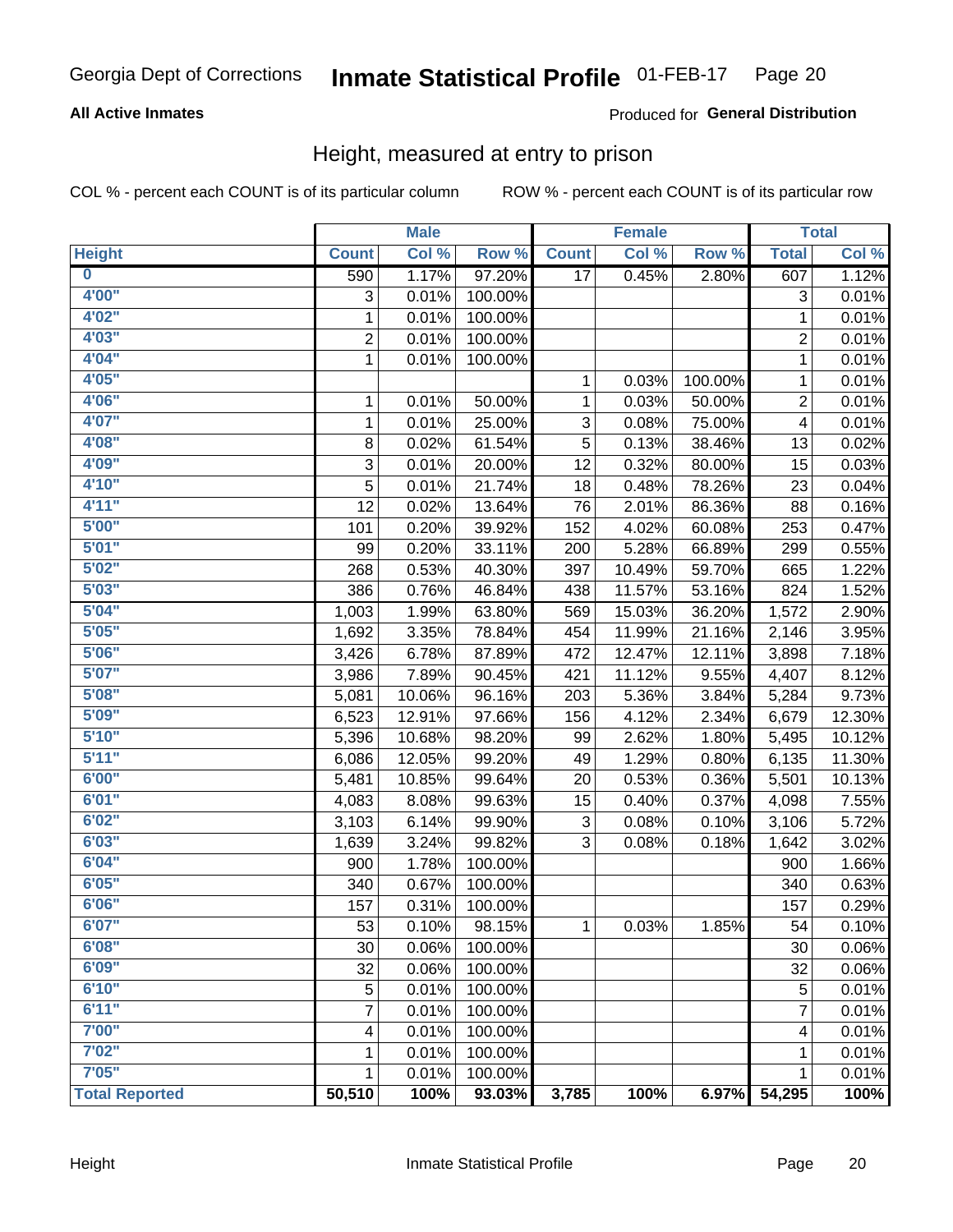Georgia Dept of Corrections **Inmate Statistical Profile** 01-FEB-17

**All Active Inmates**

Produced for **General Distribution**

## Height, measured at entry to prison

COL % - percent each COUNT is of its particular column ROW % - percent each COUNT is of its particular row

| | Male | | | Female | | | Total | |
|---|---|---|---|---|---|---|---|---|
| **Height** | **Count** | **Col %** | **Row %** | **Count** | **Col %** | **Row %** | **Total** | **Col %** |
| **0** | 590 | 1.17% | 97.20% | 17 | 0.45% | 2.80% | 607 | 1.12% |
| **4'00"** | 3 | 0.01% | 100.00% | | | | 3 | 0.01% |
| **4'02"** | 1 | 0.01% | 100.00% | | | | 1 | 0.01% |
| **4'03"** | 2 | 0.01% | 100.00% | | | | 2 | 0.01% |
| **4'04"** | 1 | 0.01% | 100.00% | | | | 1 | 0.01% |
| **4'05"** | | | | 1 | 0.03% | 100.00% | 1 | 0.01% |
| **4'06"** | 1 | 0.01% | 50.00% | 1 | 0.03% | 50.00% | 2 | 0.01% |
| **4'07"** | 1 | 0.01% | 25.00% | 3 | 0.08% | 75.00% | 4 | 0.01% |
| **4'08"** | 8 | 0.02% | 61.54% | 5 | 0.13% | 38.46% | 13 | 0.02% |
| **4'09"** | 3 | 0.01% | 20.00% | 12 | 0.32% | 80.00% | 15 | 0.03% |
| **4'10"** | 5 | 0.01% | 21.74% | 18 | 0.48% | 78.26% | 23 | 0.04% |
| **4'11"** | 12 | 0.02% | 13.64% | 76 | 2.01% | 86.36% | 88 | 0.16% |
| **5'00"** | 101 | 0.20% | 39.92% | 152 | 4.02% | 60.08% | 253 | 0.47% |
| **5'01"** | 99 | 0.20% | 33.11% | 200 | 5.28% | 66.89% | 299 | 0.55% |
| **5'02"** | 268 | 0.53% | 40.30% | 397 | 10.49% | 59.70% | 665 | 1.22% |
| **5'03"** | 386 | 0.76% | 46.84% | 438 | 11.57% | 53.16% | 824 | 1.52% |
| **5'04"** | 1,003 | 1.99% | 63.80% | 569 | 15.03% | 36.20% | 1,572 | 2.90% |
| **5'05"** | 1,692 | 3.35% | 78.84% | 454 | 11.99% | 21.16% | 2,146 | 3.95% |
| **5'06"** | 3,426 | 6.78% | 87.89% | 472 | 12.47% | 12.11% | 3,898 | 7.18% |
| **5'07"** | 3,986 | 7.89% | 90.45% | 421 | 11.12% | 9.55% | 4,407 | 8.12% |
| **5'08"** | 5,081 | 10.06% | 96.16% | 203 | 5.36% | 3.84% | 5,284 | 9.73% |
| **5'09"** | 6,523 | 12.91% | 97.66% | 156 | 4.12% | 2.34% | 6,679 | 12.30% |
| **5'10"** | 5,396 | 10.68% | 98.20% | 99 | 2.62% | 1.80% | 5,495 | 10.12% |
| **5'11"** | 6,086 | 12.05% | 99.20% | 49 | 1.29% | 0.80% | 6,135 | 11.30% |
| **6'00"** | 5,481 | 10.85% | 99.64% | 20 | 0.53% | 0.36% | 5,501 | 10.13% |
| **6'01"** | 4,083 | 8.08% | 99.63% | 15 | 0.40% | 0.37% | 4,098 | 7.55% |
| **6'02"** | 3,103 | 6.14% | 99.90% | 3 | 0.08% | 0.10% | 3,106 | 5.72% |
| **6'03"** | 1,639 | 3.24% | 99.82% | 3 | 0.08% | 0.18% | 1,642 | 3.02% |
| **6'04"** | 900 | 1.78% | 100.00% | | | | 900 | 1.66% |
| **6'05"** | 340 | 0.67% | 100.00% | | | | 340 | 0.63% |
| **6'06"** | 157 | 0.31% | 100.00% | | | | 157 | 0.29% |
| **6'07"** | 53 | 0.10% | 98.15% | 1 | 0.03% | 1.85% | 54 | 0.10% |
| **6'08"** | 30 | 0.06% | 100.00% | | | | 30 | 0.06% |
| **6'09"** | 32 | 0.06% | 100.00% | | | | 32 | 0.06% |
| **6'10"** | 5 | 0.01% | 100.00% | | | | 5 | 0.01% |
| **6'11"** | 7 | 0.01% | 100.00% | | | | 7 | 0.01% |
| **7'00"** | 4 | 0.01% | 100.00% | | | | 4 | 0.01% |
| **7'02"** | 1 | 0.01% | 100.00% | | | | 1 | 0.01% |
| **7'05"** | 1 | 0.01% | 100.00% | | | | 1 | 0.01% |
| **Total Reported** | **50,510** | **100%** | **93.03%** | **3,785** | **100%** | **6.97%** | **54,295** | **100%** |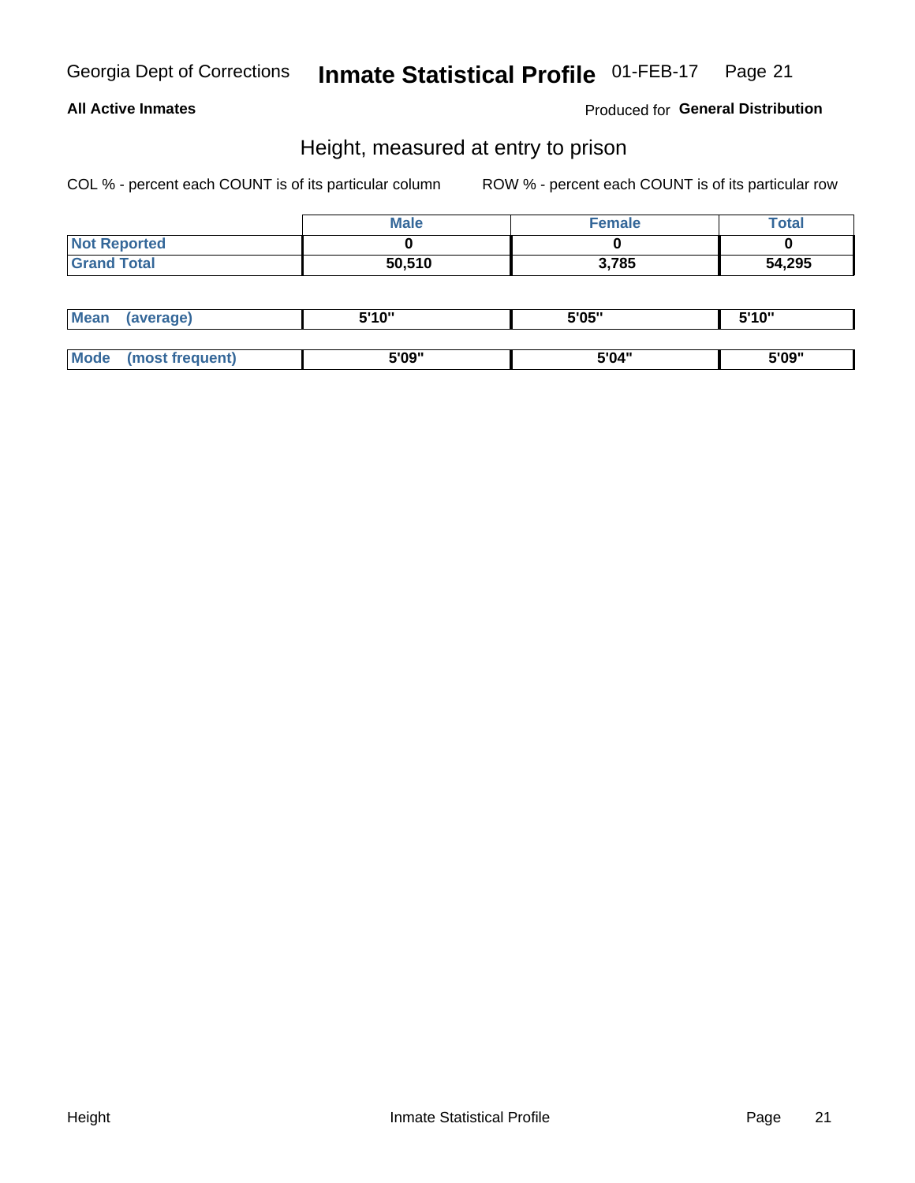**All Active Inmates** | Produced for **General Distribution**

## Height, measured at entry to prison

COL % - percent each COUNT is of its particular column

ROW % - percent each COUNT is of its particular row

| | Male | Female | Total |
|---|---|---|---|
| Not Reported | 0 | 0 | 0 |
| Grand Total | 50,510 | 3,785 | 54,295 |

| | Male | Female | Total |
|---|---|---|---|
| Mean (average) | 5'10" | 5'05" | 5'10" |
| Mode (most frequent) | 5'09" | 5'04" | 5'09" |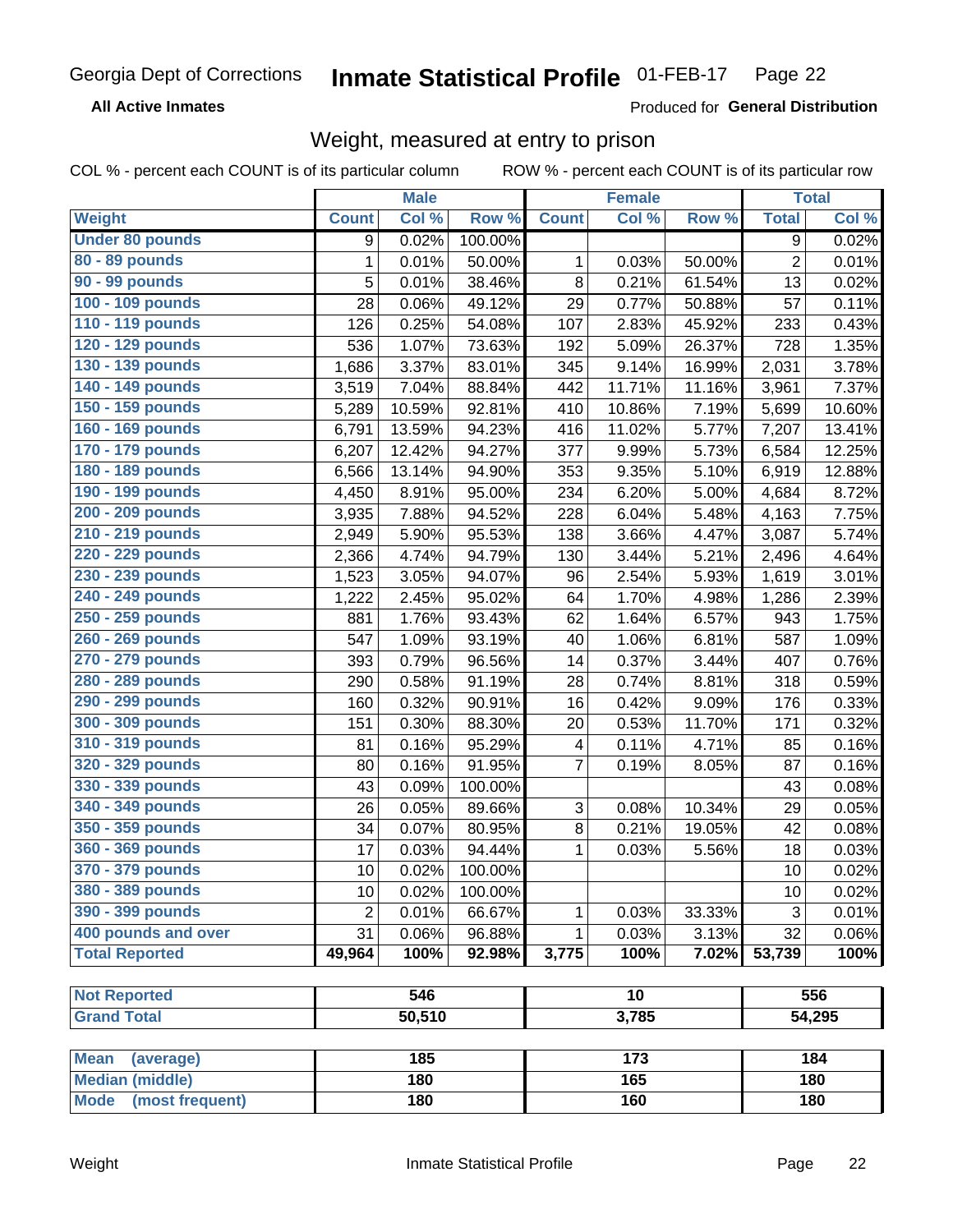Georgia Dept of Corrections **Inmate Statistical Profile** 01-FEB-17

**All Active Inmates**

Produced for **General Distribution**

## Weight, measured at entry to prison

COL % - percent each COUNT is of its particular column ROW % - percent each COUNT is of its particular row

| Weight | Male | | | Female | | | Total | |
|---|---|---|---|---|---|---|---|---|
| | Count | Col % | Row % | Count | Col % | Row % | Total | Col % |
| Under 80 pounds | 9 | 0.02% | 100.00% | | | | 9 | 0.02% |
| 80 - 89 pounds | 1 | 0.01% | 50.00% | 1 | 0.03% | 50.00% | 2 | 0.01% |
| 90 - 99 pounds | 5 | 0.01% | 38.46% | 8 | 0.21% | 61.54% | 13 | 0.02% |
| 100 - 109 pounds | 28 | 0.06% | 49.12% | 29 | 0.77% | 50.88% | 57 | 0.11% |
| 110 - 119 pounds | 126 | 0.25% | 54.08% | 107 | 2.83% | 45.92% | 233 | 0.43% |
| 120 - 129 pounds | 536 | 1.07% | 73.63% | 192 | 5.09% | 26.37% | 728 | 1.35% |
| 130 - 139 pounds | 1,686 | 3.37% | 83.01% | 345 | 9.14% | 16.99% | 2,031 | 3.78% |
| 140 - 149 pounds | 3,519 | 7.04% | 88.84% | 442 | 11.71% | 11.16% | 3,961 | 7.37% |
| 150 - 159 pounds | 5,289 | 10.59% | 92.81% | 410 | 10.86% | 7.19% | 5,699 | 10.60% |
| 160 - 169 pounds | 6,791 | 13.59% | 94.23% | 416 | 11.02% | 5.77% | 7,207 | 13.41% |
| 170 - 179 pounds | 6,207 | 12.42% | 94.27% | 377 | 9.99% | 5.73% | 6,584 | 12.25% |
| 180 - 189 pounds | 6,566 | 13.14% | 94.90% | 353 | 9.35% | 5.10% | 6,919 | 12.88% |
| 190 - 199 pounds | 4,450 | 8.91% | 95.00% | 234 | 6.20% | 5.00% | 4,684 | 8.72% |
| 200 - 209 pounds | 3,935 | 7.88% | 94.52% | 228 | 6.04% | 5.48% | 4,163 | 7.75% |
| 210 - 219 pounds | 2,949 | 5.90% | 95.53% | 138 | 3.66% | 4.47% | 3,087 | 5.74% |
| 220 - 229 pounds | 2,366 | 4.74% | 94.79% | 130 | 3.44% | 5.21% | 2,496 | 4.64% |
| 230 - 239 pounds | 1,523 | 3.05% | 94.07% | 96 | 2.54% | 5.93% | 1,619 | 3.01% |
| 240 - 249 pounds | 1,222 | 2.45% | 95.02% | 64 | 1.70% | 4.98% | 1,286 | 2.39% |
| 250 - 259 pounds | 881 | 1.76% | 93.43% | 62 | 1.64% | 6.57% | 943 | 1.75% |
| 260 - 269 pounds | 547 | 1.09% | 93.19% | 40 | 1.06% | 6.81% | 587 | 1.09% |
| 270 - 279 pounds | 393 | 0.79% | 96.56% | 14 | 0.37% | 3.44% | 407 | 0.76% |
| 280 - 289 pounds | 290 | 0.58% | 91.19% | 28 | 0.74% | 8.81% | 318 | 0.59% |
| 290 - 299 pounds | 160 | 0.32% | 90.91% | 16 | 0.42% | 9.09% | 176 | 0.33% |
| 300 - 309 pounds | 151 | 0.30% | 88.30% | 20 | 0.53% | 11.70% | 171 | 0.32% |
| 310 - 319 pounds | 81 | 0.16% | 95.29% | 4 | 0.11% | 4.71% | 85 | 0.16% |
| 320 - 329 pounds | 80 | 0.16% | 91.95% | 7 | 0.19% | 8.05% | 87 | 0.16% |
| 330 - 339 pounds | 43 | 0.09% | 100.00% | | | | 43 | 0.08% |
| 340 - 349 pounds | 26 | 0.05% | 89.66% | 3 | 0.08% | 10.34% | 29 | 0.05% |
| 350 - 359 pounds | 34 | 0.07% | 80.95% | 8 | 0.21% | 19.05% | 42 | 0.08% |
| 360 - 369 pounds | 17 | 0.03% | 94.44% | 1 | 0.03% | 5.56% | 18 | 0.03% |
| 370 - 379 pounds | 10 | 0.02% | 100.00% | | | | 10 | 0.02% |
| 380 - 389 pounds | 10 | 0.02% | 100.00% | | | | 10 | 0.02% |
| 390 - 399 pounds | 2 | 0.01% | 66.67% | 1 | 0.03% | 33.33% | 3 | 0.01% |
| 400 pounds and over | 31 | 0.06% | 96.88% | 1 | 0.03% | 3.13% | 32 | 0.06% |
| **Total Reported** | **49,964** | **100%** | **92.98%** | **3,775** | **100%** | **7.02%** | **53,739** | **100%** |

| | Male | Female | Total |
|---|---|---|---|
| Not Reported | 546 | 10 | 556 |
| Grand Total | 50,510 | 3,785 | 54,295 |

| | Male | Female | Total |
|---|---|---|---|
| Mean (average) | 185 | 173 | 184 |
| Median (middle) | 180 | 165 | 180 |
| Mode (most frequent) | 180 | 160 | 180 |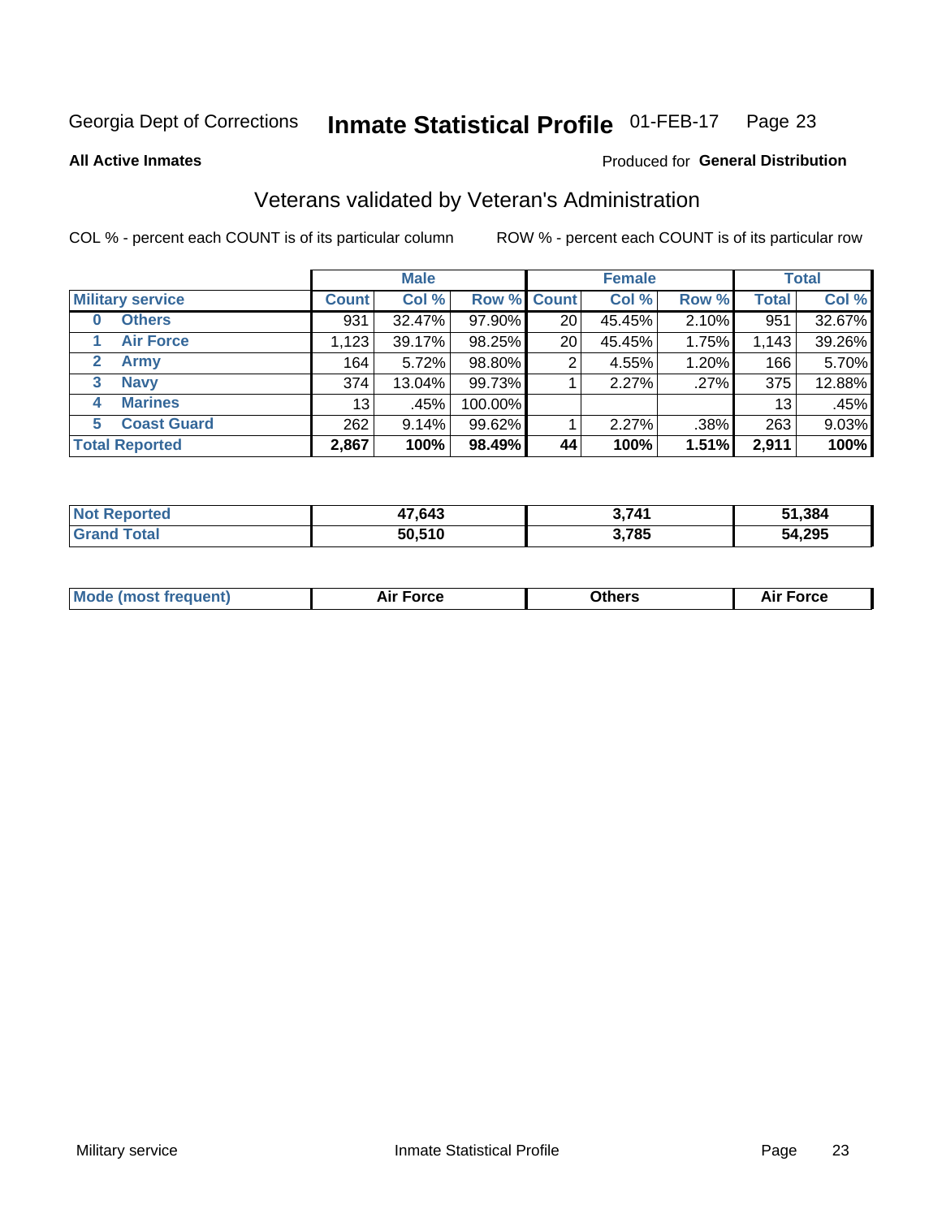Georgia Dept of Corrections **Inmate Statistical Profile** 01-FEB-17

**All Active Inmates**

Produced for **General Distribution**

## Veterans validated by Veteran's Administration

COL % - percent each COUNT is of its particular column

ROW % - percent each COUNT is of its particular row

| | | Male | | | Female | | | Total | |
|---|---|---|---|---|---|---|---|---|---|
| **Military service** | | **Count** | **Col %** | **Row %** | **Count** | **Col %** | **Row %** | **Total** | **Col %** |
| 0 | Others | 931 | 32.47% | 97.90% | 20 | 45.45% | 2.10% | 951 | 32.67% |
| 1 | Air Force | 1,123 | 39.17% | 98.25% | 20 | 45.45% | 1.75% | 1,143 | 39.26% |
| 2 | Army | 164 | 5.72% | 98.80% | 2 | 4.55% | 1.20% | 166 | 5.70% |
| 3 | Navy | 374 | 13.04% | 99.73% | 1 | 2.27% | .27% | 375 | 12.88% |
| 4 | Marines | 13 | .45% | 100.00% | | | | 13 | .45% |
| 5 | Coast Guard | 262 | 9.14% | 99.62% | 1 | 2.27% | .38% | 263 | 9.03% |
| **Total Reported** | | **2,867** | **100%** | **98.49%** | **44** | **100%** | **1.51%** | **2,911** | **100%** |

| | Male | Female | Total |
|---|---|---|---|
| Not Reported | **47,643** | **3,741** | **51,384** |
| Grand Total | **50,510** | **3,785** | **54,295** |

| | Male | Female | Total |
|---|---|---|---|
| Mode (most frequent) | **Air Force** | **Others** | **Air Force** |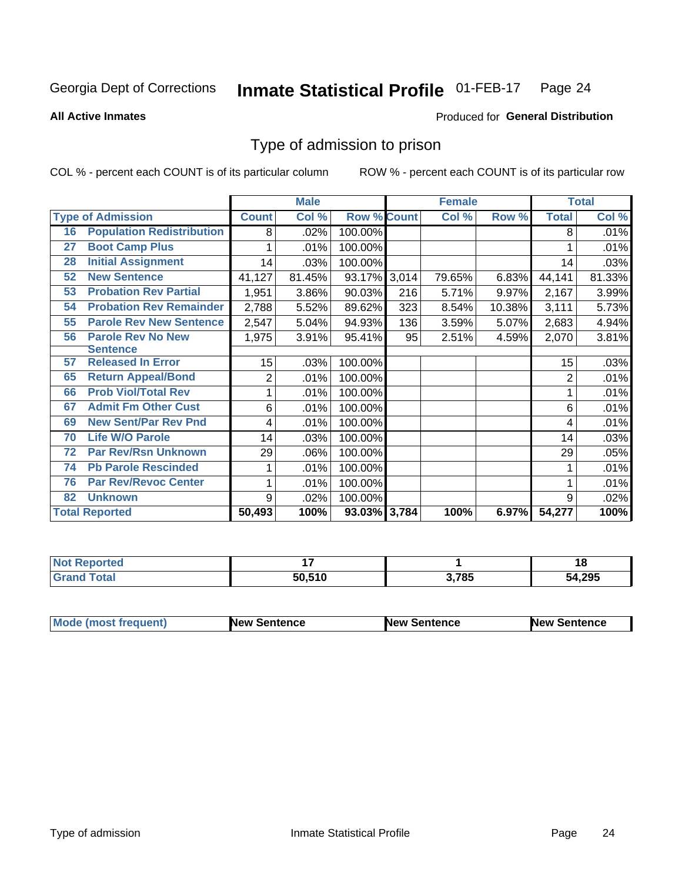Georgia Dept of Corrections **Inmate Statistical Profile** 01-FEB-17

**All Active Inmates**

Produced for **General Distribution**

## Type of admission to prison

COL % - percent each COUNT is of its particular column ROW % - percent each COUNT is of its particular row

| Type of Admission | | Male Count | Male Col % | Male Row % | Female Count | Female Col % | Female Row % | Total | Total Col % |
|---|---|---|---|---|---|---|---|---|---|
| 16 | Population Redistribution | 8 | .02% | 100.00% | | | | 8 | .01% |
| 27 | Boot Camp Plus | 1 | .01% | 100.00% | | | | 1 | .01% |
| 28 | Initial Assignment | 14 | .03% | 100.00% | | | | 14 | .03% |
| 52 | New Sentence | 41,127 | 81.45% | 93.17% | 3,014 | 79.65% | 6.83% | 44,141 | 81.33% |
| 53 | Probation Rev Partial | 1,951 | 3.86% | 90.03% | 216 | 5.71% | 9.97% | 2,167 | 3.99% |
| 54 | Probation Rev Remainder | 2,788 | 5.52% | 89.62% | 323 | 8.54% | 10.38% | 3,111 | 5.73% |
| 55 | Parole Rev New Sentence | 2,547 | 5.04% | 94.93% | 136 | 3.59% | 5.07% | 2,683 | 4.94% |
| 56 | Parole Rev No New Sentence | 1,975 | 3.91% | 95.41% | 95 | 2.51% | 4.59% | 2,070 | 3.81% |
| 57 | Released In Error | 15 | .03% | 100.00% | | | | 15 | .03% |
| 65 | Return Appeal/Bond | 2 | .01% | 100.00% | | | | 2 | .01% |
| 66 | Prob Viol/Total Rev | 1 | .01% | 100.00% | | | | 1 | .01% |
| 67 | Admit Fm Other Cust | 6 | .01% | 100.00% | | | | 6 | .01% |
| 69 | New Sent/Par Rev Pnd | 4 | .01% | 100.00% | | | | 4 | .01% |
| 70 | Life W/O Parole | 14 | .03% | 100.00% | | | | 14 | .03% |
| 72 | Par Rev/Rsn Unknown | 29 | .06% | 100.00% | | | | 29 | .05% |
| 74 | Pb Parole Rescinded | 1 | .01% | 100.00% | | | | 1 | .01% |
| 76 | Par Rev/Revoc Center | 1 | .01% | 100.00% | | | | 1 | .01% |
| 82 | Unknown | 9 | .02% | 100.00% | | | | 9 | .02% |
| **Total Reported** | | **50,493** | **100%** | **93.03%** | **3,784** | **100%** | **6.97%** | **54,277** | **100%** |

| | Male | Female | Total |
|---|---|---|---|
| Not Reported | 17 | 1 | 18 |
| Grand Total | 50,510 | 3,785 | 54,295 |

| | Male | Female | Total |
|---|---|---|---|
| Mode (most frequent) | New Sentence | New Sentence | New Sentence |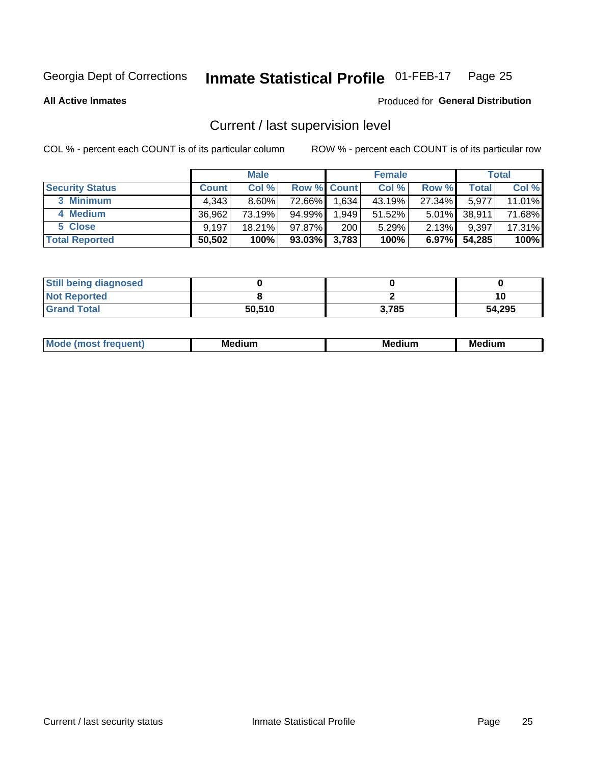Georgia Dept of Corrections **Inmate Statistical Profile** 01-FEB-17

**All Active Inmates**

Produced for **General Distribution**

## Current / last supervision level

COL % - percent each COUNT is of its particular column

ROW % - percent each COUNT is of its particular row

| | Male | | | Female | | | Total | |
|---|---|---|---|---|---|---|---|---|
| **Security Status** | **Count** | **Col %** | **Row %** | **Count** | **Col %** | **Row %** | **Total** | **Col %** |
| 3 Minimum | 4,343 | 8.60% | 72.66% | 1,634 | 43.19% | 27.34% | 5,977 | 11.01% |
| 4 Medium | 36,962 | 73.19% | 94.99% | 1,949 | 51.52% | 5.01% | 38,911 | 71.68% |
| 5 Close | 9,197 | 18.21% | 97.87% | 200 | 5.29% | 2.13% | 9,397 | 17.31% |
| **Total Reported** | **50,502** | **100%** | **93.03%** | **3,783** | **100%** | **6.97%** | **54,285** | **100%** |

| | Male | Female | Total |
|---|---|---|---|
| Still being diagnosed | 0 | 0 | 0 |
| Not Reported | 8 | 2 | 10 |
| Grand Total | 50,510 | 3,785 | 54,295 |

| | Male | Female | Total |
|---|---|---|---|
| Mode (most frequent) | Medium | Medium | Medium |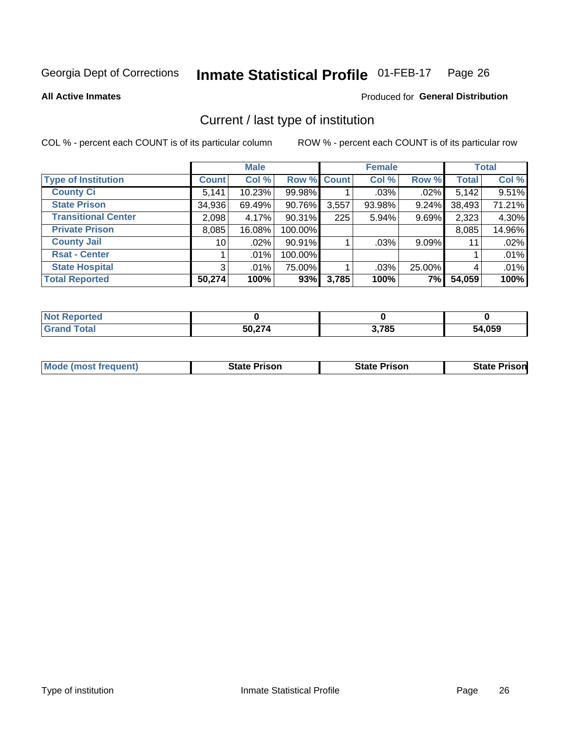Georgia Dept of Corrections **Inmate Statistical Profile** 01-FEB-17 Page 26

**All Active Inmates**

Produced for **General Distribution**

## Current / last type of institution

COL % - percent each COUNT is of its particular column

ROW % - percent each COUNT is of its particular row

| | Male | | | Female | | | Total | |
|---|---|---|---|---|---|---|---|---|
| **Type of Institution** | **Count** | **Col %** | **Row %** | **Count** | **Col %** | **Row %** | **Total** | **Col %** |
| **County Ci** | 5,141 | 10.23% | 99.98% | 1 | .03% | .02% | 5,142 | 9.51% |
| **State Prison** | 34,936 | 69.49% | 90.76% | 3,557 | 93.98% | 9.24% | 38,493 | 71.21% |
| **Transitional Center** | 2,098 | 4.17% | 90.31% | 225 | 5.94% | 9.69% | 2,323 | 4.30% |
| **Private Prison** | 8,085 | 16.08% | 100.00% | | | | 8,085 | 14.96% |
| **County Jail** | 10 | .02% | 90.91% | 1 | .03% | 9.09% | 11 | .02% |
| **Rsat - Center** | 1 | .01% | 100.00% | | | | 1 | .01% |
| **State Hospital** | 3 | .01% | 75.00% | 1 | .03% | 25.00% | 4 | .01% |
| **Total Reported** | **50,274** | **100%** | **93%** | **3,785** | **100%** | **7%** | **54,059** | **100%** |

| | Male | Female | Total |
|---|---|---|---|
| **Not Reported** | **0** | **0** | **0** |
| **Grand Total** | **50,274** | **3,785** | **54,059** |

| | Male | Female | Total |
|---|---|---|---|
| **Mode (most frequent)** | **State Prison** | **State Prison** | **State Prison** |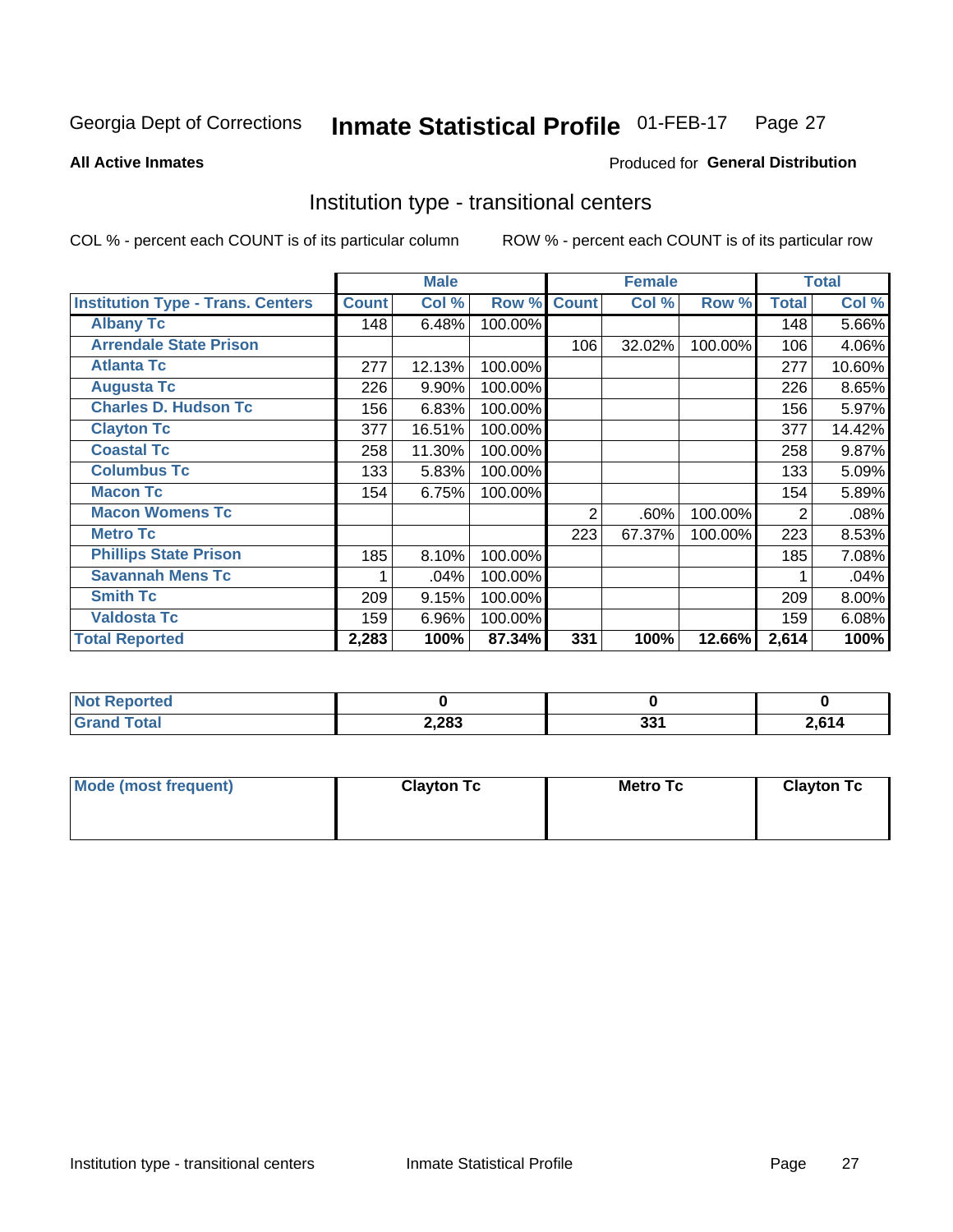Georgia Dept of Corrections **Inmate Statistical Profile** 01-FEB-17

**All Active Inmates**

Produced for **General Distribution**

## Institution type - transitional centers

COL % - percent each COUNT is of its particular column

ROW % - percent each COUNT is of its particular row

| | Male | | | Female | | | Total | |
|---|---|---|---|---|---|---|---|---|
| **Institution Type - Trans. Centers** | **Count** | **Col %** | **Row %** | **Count** | **Col %** | **Row %** | **Total** | **Col %** |
| **Albany Tc** | 148 | 6.48% | 100.00% | | | | 148 | 5.66% |
| **Arrendale State Prison** | | | | 106 | 32.02% | 100.00% | 106 | 4.06% |
| **Atlanta Tc** | 277 | 12.13% | 100.00% | | | | 277 | 10.60% |
| **Augusta Tc** | 226 | 9.90% | 100.00% | | | | 226 | 8.65% |
| **Charles D. Hudson Tc** | 156 | 6.83% | 100.00% | | | | 156 | 5.97% |
| **Clayton Tc** | 377 | 16.51% | 100.00% | | | | 377 | 14.42% |
| **Coastal Tc** | 258 | 11.30% | 100.00% | | | | 258 | 9.87% |
| **Columbus Tc** | 133 | 5.83% | 100.00% | | | | 133 | 5.09% |
| **Macon Tc** | 154 | 6.75% | 100.00% | | | | 154 | 5.89% |
| **Macon Womens Tc** | | | | 2 | .60% | 100.00% | 2 | .08% |
| **Metro Tc** | | | | 223 | 67.37% | 100.00% | 223 | 8.53% |
| **Phillips State Prison** | 185 | 8.10% | 100.00% | | | | 185 | 7.08% |
| **Savannah Mens Tc** | 1 | .04% | 100.00% | | | | 1 | .04% |
| **Smith Tc** | 209 | 9.15% | 100.00% | | | | 209 | 8.00% |
| **Valdosta Tc** | 159 | 6.96% | 100.00% | | | | 159 | 6.08% |
| **Total Reported** | **2,283** | **100%** | **87.34%** | **331** | **100%** | **12.66%** | **2,614** | **100%** |

| | Male | Female | Total |
|---|---|---|---|
| **Not Reported** | **0** | **0** | **0** |
| **Grand Total** | **2,283** | **331** | **2,614** |

| | Male | Female | Total |
|---|---|---|---|
| **Mode (most frequent)** | **Clayton Tc** | **Metro Tc** | **Clayton Tc** |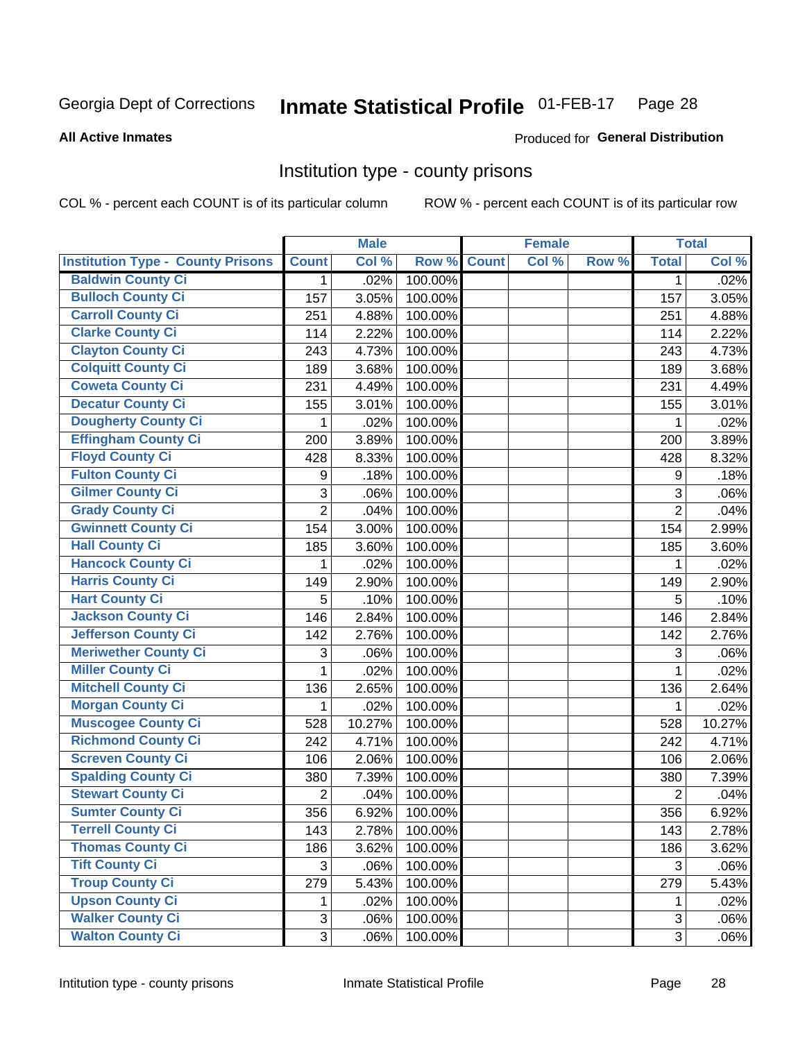Georgia Dept of Corrections **Inmate Statistical Profile** 01-FEB-17 Page 28

**All Active Inmates**

Produced for **General Distribution**

## Institution type - county prisons

COL % - percent each COUNT is of its particular column

ROW % - percent each COUNT is of its particular row

| | Male | | | Female | | | Total | |
|---|---|---|---|---|---|---|---|---|
| Institution Type - County Prisons | Count | Col % | Row % | Count | Col % | Row % | Total | Col % |
| Baldwin County Ci | 1 | .02% | 100.00% | | | | 1 | .02% |
| Bulloch County Ci | 157 | 3.05% | 100.00% | | | | 157 | 3.05% |
| Carroll County Ci | 251 | 4.88% | 100.00% | | | | 251 | 4.88% |
| Clarke County Ci | 114 | 2.22% | 100.00% | | | | 114 | 2.22% |
| Clayton County Ci | 243 | 4.73% | 100.00% | | | | 243 | 4.73% |
| Colquitt County Ci | 189 | 3.68% | 100.00% | | | | 189 | 3.68% |
| Coweta County Ci | 231 | 4.49% | 100.00% | | | | 231 | 4.49% |
| Decatur County Ci | 155 | 3.01% | 100.00% | | | | 155 | 3.01% |
| Dougherty County Ci | 1 | .02% | 100.00% | | | | 1 | .02% |
| Effingham County Ci | 200 | 3.89% | 100.00% | | | | 200 | 3.89% |
| Floyd County Ci | 428 | 8.33% | 100.00% | | | | 428 | 8.32% |
| Fulton County Ci | 9 | .18% | 100.00% | | | | 9 | .18% |
| Gilmer County Ci | 3 | .06% | 100.00% | | | | 3 | .06% |
| Grady County Ci | 2 | .04% | 100.00% | | | | 2 | .04% |
| Gwinnett County Ci | 154 | 3.00% | 100.00% | | | | 154 | 2.99% |
| Hall County Ci | 185 | 3.60% | 100.00% | | | | 185 | 3.60% |
| Hancock County Ci | 1 | .02% | 100.00% | | | | 1 | .02% |
| Harris County Ci | 149 | 2.90% | 100.00% | | | | 149 | 2.90% |
| Hart County Ci | 5 | .10% | 100.00% | | | | 5 | .10% |
| Jackson County Ci | 146 | 2.84% | 100.00% | | | | 146 | 2.84% |
| Jefferson County Ci | 142 | 2.76% | 100.00% | | | | 142 | 2.76% |
| Meriwether County Ci | 3 | .06% | 100.00% | | | | 3 | .06% |
| Miller County Ci | 1 | .02% | 100.00% | | | | 1 | .02% |
| Mitchell County Ci | 136 | 2.65% | 100.00% | | | | 136 | 2.64% |
| Morgan County Ci | 1 | .02% | 100.00% | | | | 1 | .02% |
| Muscogee County Ci | 528 | 10.27% | 100.00% | | | | 528 | 10.27% |
| Richmond County Ci | 242 | 4.71% | 100.00% | | | | 242 | 4.71% |
| Screven County Ci | 106 | 2.06% | 100.00% | | | | 106 | 2.06% |
| Spalding County Ci | 380 | 7.39% | 100.00% | | | | 380 | 7.39% |
| Stewart County Ci | 2 | .04% | 100.00% | | | | 2 | .04% |
| Sumter County Ci | 356 | 6.92% | 100.00% | | | | 356 | 6.92% |
| Terrell County Ci | 143 | 2.78% | 100.00% | | | | 143 | 2.78% |
| Thomas County Ci | 186 | 3.62% | 100.00% | | | | 186 | 3.62% |
| Tift County Ci | 3 | .06% | 100.00% | | | | 3 | .06% |
| Troup County Ci | 279 | 5.43% | 100.00% | | | | 279 | 5.43% |
| Upson County Ci | 1 | .02% | 100.00% | | | | 1 | .02% |
| Walker County Ci | 3 | .06% | 100.00% | | | | 3 | .06% |
| Walton County Ci | 3 | .06% | 100.00% | | | | 3 | .06% |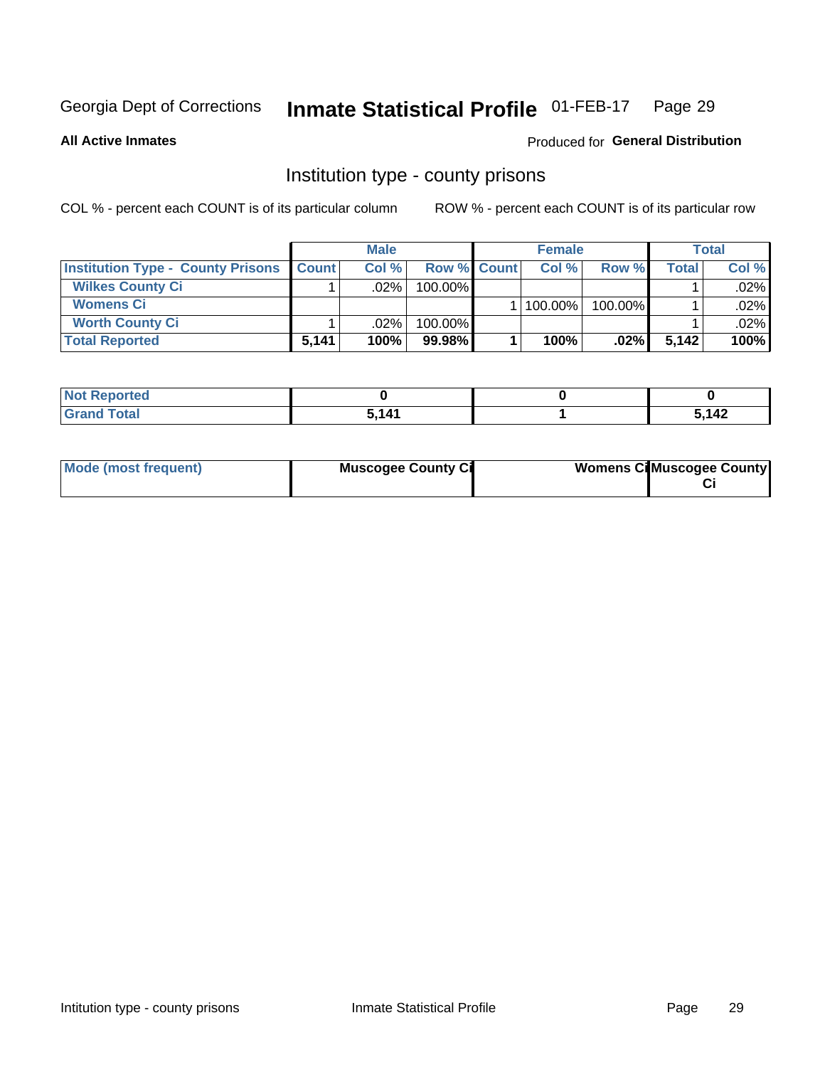Georgia Dept of Corrections **Inmate Statistical Profile** 01-FEB-17

**All Active Inmates**

Produced for **General Distribution**

## Institution type - county prisons

COL % - percent each COUNT is of its particular column ROW % - percent each COUNT is of its particular row

| | Male | | | Female | | | Total | |
|---|---|---|---|---|---|---|---|---|
| **Institution Type - County Prisons** | **Count** | **Col %** | **Row %** | **Count** | **Col %** | **Row %** | **Total** | **Col %** |
| **Wilkes County Ci** | 1 | .02% | 100.00% | | | | 1 | .02% |
| **Womens Ci** | | | | 1 | 100.00% | 100.00% | 1 | .02% |
| **Worth County Ci** | 1 | .02% | 100.00% | | | | 1 | .02% |
| **Total Reported** | **5,141** | **100%** | **99.98%** | **1** | **100%** | **.02%** | **5,142** | **100%** |

| | Male | Female | Total |
|---|---|---|---|
| **Not Reported** | **0** | **0** | **0** |
| **Grand Total** | **5,141** | **1** | **5,142** |

| | Male | Female | Total |
|---|---|---|---|
| **Mode (most frequent)** | **Muscogee County Ci** | **Womens Ci** | **Muscogee County Ci** |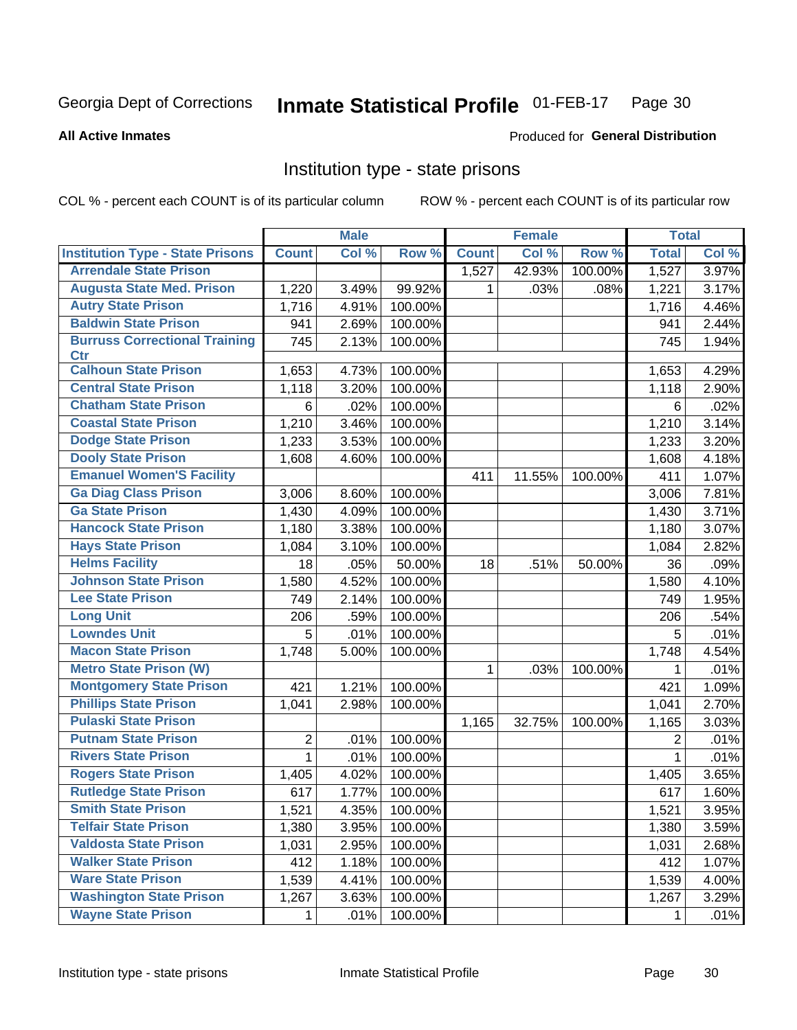Georgia Dept of Corrections **Inmate Statistical Profile** 01-FEB-17

**All Active Inmates**

Produced for **General Distribution**

## Institution type - state prisons

COL % - percent each COUNT is of its particular column ROW % - percent each COUNT is of its particular row

| | Male | | | Female | | | Total | |
|---|---|---|---|---|---|---|---|---|
| **Institution Type - State Prisons** | **Count** | **Col %** | **Row %** | **Count** | **Col %** | **Row %** | **Total** | **Col %** |
| Arrendale State Prison | | | | 1,527 | 42.93% | 100.00% | 1,527 | 3.97% |
| Augusta State Med. Prison | 1,220 | 3.49% | 99.92% | 1 | .03% | .08% | 1,221 | 3.17% |
| Autry State Prison | 1,716 | 4.91% | 100.00% | | | | 1,716 | 4.46% |
| Baldwin State Prison | 941 | 2.69% | 100.00% | | | | 941 | 2.44% |
| Burruss Correctional Training Ctr | 745 | 2.13% | 100.00% | | | | 745 | 1.94% |
| Calhoun State Prison | 1,653 | 4.73% | 100.00% | | | | 1,653 | 4.29% |
| Central State Prison | 1,118 | 3.20% | 100.00% | | | | 1,118 | 2.90% |
| Chatham State Prison | 6 | .02% | 100.00% | | | | 6 | .02% |
| Coastal State Prison | 1,210 | 3.46% | 100.00% | | | | 1,210 | 3.14% |
| Dodge State Prison | 1,233 | 3.53% | 100.00% | | | | 1,233 | 3.20% |
| Dooly State Prison | 1,608 | 4.60% | 100.00% | | | | 1,608 | 4.18% |
| Emanuel Women'S Facility | | | | 411 | 11.55% | 100.00% | 411 | 1.07% |
| Ga Diag Class Prison | 3,006 | 8.60% | 100.00% | | | | 3,006 | 7.81% |
| Ga State Prison | 1,430 | 4.09% | 100.00% | | | | 1,430 | 3.71% |
| Hancock State Prison | 1,180 | 3.38% | 100.00% | | | | 1,180 | 3.07% |
| Hays State Prison | 1,084 | 3.10% | 100.00% | | | | 1,084 | 2.82% |
| Helms Facility | 18 | .05% | 50.00% | 18 | .51% | 50.00% | 36 | .09% |
| Johnson State Prison | 1,580 | 4.52% | 100.00% | | | | 1,580 | 4.10% |
| Lee State Prison | 749 | 2.14% | 100.00% | | | | 749 | 1.95% |
| Long Unit | 206 | .59% | 100.00% | | | | 206 | .54% |
| Lowndes Unit | 5 | .01% | 100.00% | | | | 5 | .01% |
| Macon State Prison | 1,748 | 5.00% | 100.00% | | | | 1,748 | 4.54% |
| Metro State Prison (W) | | | | 1 | .03% | 100.00% | 1 | .01% |
| Montgomery State Prison | 421 | 1.21% | 100.00% | | | | 421 | 1.09% |
| Phillips State Prison | 1,041 | 2.98% | 100.00% | | | | 1,041 | 2.70% |
| Pulaski State Prison | | | | 1,165 | 32.75% | 100.00% | 1,165 | 3.03% |
| Putnam State Prison | 2 | .01% | 100.00% | | | | 2 | .01% |
| Rivers State Prison | 1 | .01% | 100.00% | | | | 1 | .01% |
| Rogers State Prison | 1,405 | 4.02% | 100.00% | | | | 1,405 | 3.65% |
| Rutledge State Prison | 617 | 1.77% | 100.00% | | | | 617 | 1.60% |
| Smith State Prison | 1,521 | 4.35% | 100.00% | | | | 1,521 | 3.95% |
| Telfair State Prison | 1,380 | 3.95% | 100.00% | | | | 1,380 | 3.59% |
| Valdosta State Prison | 1,031 | 2.95% | 100.00% | | | | 1,031 | 2.68% |
| Walker State Prison | 412 | 1.18% | 100.00% | | | | 412 | 1.07% |
| Ware State Prison | 1,539 | 4.41% | 100.00% | | | | 1,539 | 4.00% |
| Washington State Prison | 1,267 | 3.63% | 100.00% | | | | 1,267 | 3.29% |
| Wayne State Prison | 1 | .01% | 100.00% | | | | 1 | .01% |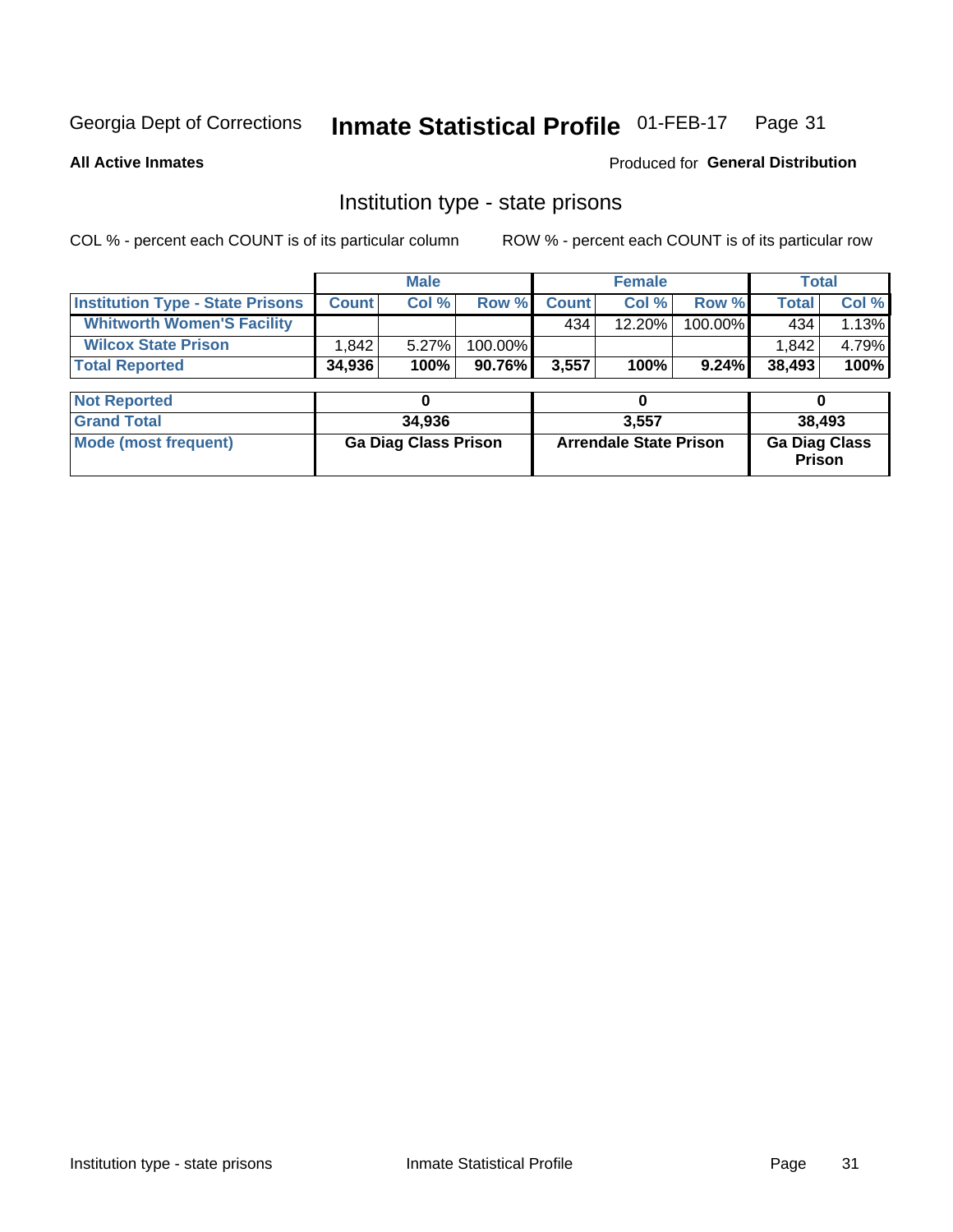Georgia Dept of Corrections **Inmate Statistical Profile** 01-FEB-17

**All Active Inmates**

Produced for **General Distribution**

## Institution type - state prisons

COL % - percent each COUNT is of its particular column ROW % - percent each COUNT is of its particular row

| | Male | | | Female | | | Total | |
|---|---|---|---|---|---|---|---|---|
| **Institution Type - State Prisons** | **Count** | **Col %** | **Row %** | **Count** | **Col %** | **Row %** | **Total** | **Col %** |
| **Whitworth Women'S Facility** | | | | 434 | 12.20% | 100.00% | 434 | 1.13% |
| **Wilcox State Prison** | 1,842 | 5.27% | 100.00% | | | | 1,842 | 4.79% |
| **Total Reported** | **34,936** | **100%** | **90.76%** | **3,557** | **100%** | **9.24%** | **38,493** | **100%** |

| | Male | Female | Total |
|---|---|---|---|
| **Not Reported** | **0** | **0** | **0** |
| **Grand Total** | **34,936** | **3,557** | **38,493** |
| **Mode (most frequent)** | **Ga Diag Class Prison** | **Arrendale State Prison** | **Ga Diag Class Prison** |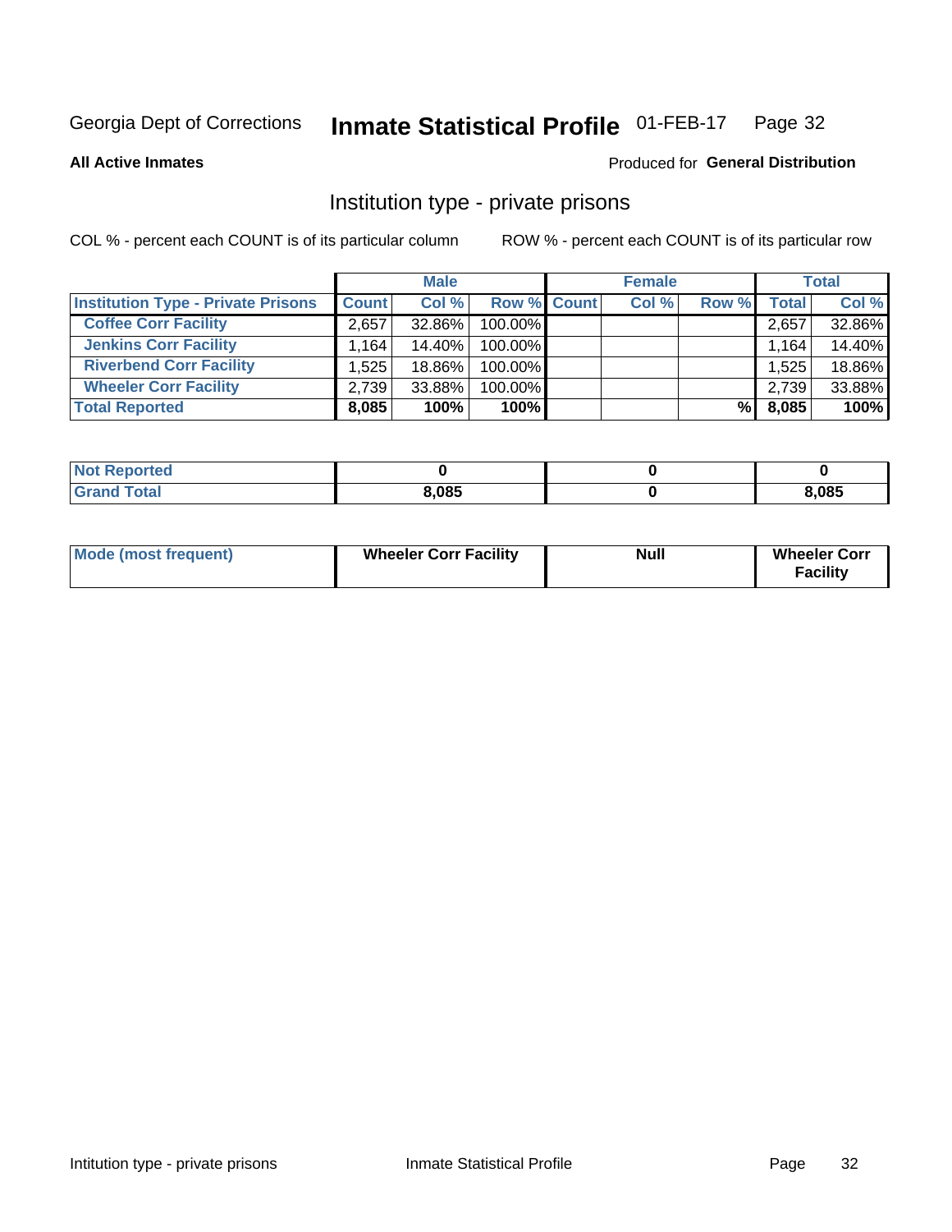Georgia Dept of Corrections **Inmate Statistical Profile** 01-FEB-17

**All Active Inmates**

Produced for **General Distribution**

## Institution type - private prisons

COL % - percent each COUNT is of its particular column

ROW % - percent each COUNT is of its particular row

| | Male | | | Female | | | Total | |
|---|---|---|---|---|---|---|---|---|
| **Institution Type - Private Prisons** | **Count** | **Col %** | **Row %** | **Count** | **Col %** | **Row %** | **Total** | **Col %** |
| **Coffee Corr Facility** | 2,657 | 32.86% | 100.00% | | | | 2,657 | 32.86% |
| **Jenkins Corr Facility** | 1,164 | 14.40% | 100.00% | | | | 1,164 | 14.40% |
| **Riverbend Corr Facility** | 1,525 | 18.86% | 100.00% | | | | 1,525 | 18.86% |
| **Wheeler Corr Facility** | 2,739 | 33.88% | 100.00% | | | | 2,739 | 33.88% |
| **Total Reported** | **8,085** | **100%** | **100%** | | | **%** | **8,085** | **100%** |

| | Male | Female | Total |
|---|---|---|---|
| **Not Reported** | **0** | **0** | **0** |
| **Grand Total** | **8,085** | **0** | **8,085** |

| | Male | Female | Total |
|---|---|---|---|
| **Mode (most frequent)** | **Wheeler Corr Facility** | **Null** | **Wheeler Corr Facility** |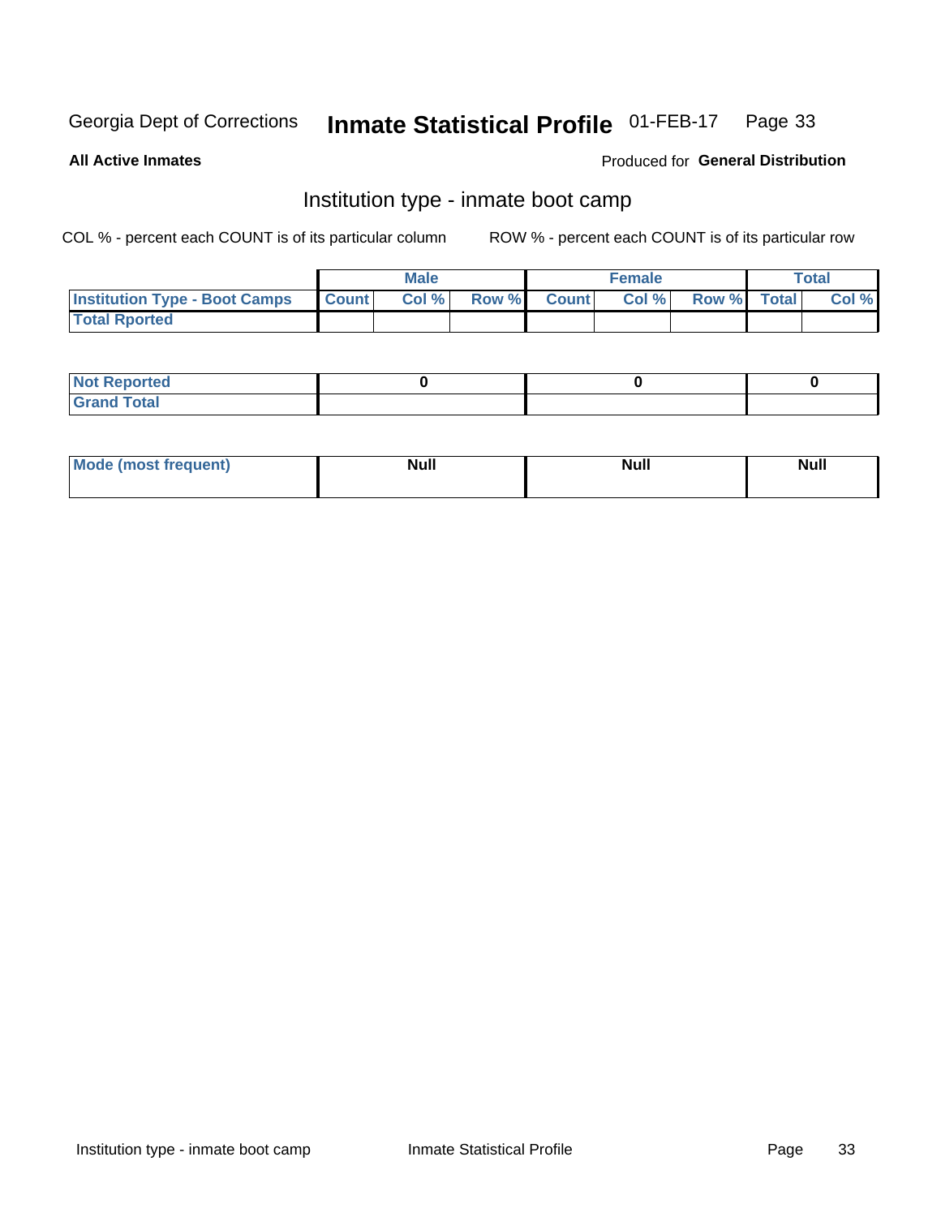Georgia Dept of Corrections **Inmate Statistical Profile** 01-FEB-17

**All Active Inmates**

Produced for **General Distribution**

## Institution type - inmate boot camp

COL % - percent each COUNT is of its particular column

ROW % - percent each COUNT is of its particular row

| | Male | | | Female | | | Total | |
|---|---|---|---|---|---|---|---|---|
| **Institution Type - Boot Camps** | **Count** | **Col %** | **Row %** | **Count** | **Col %** | **Row %** | **Total** | **Col %** |
| **Total Rported** | | | | | | | | |

| | Male | Female | Total |
|---|---|---|---|
| **Not Reported** | **0** | **0** | **0** |
| **Grand Total** | | | |

| | Male | Female | Total |
|---|---|---|---|
| **Mode (most frequent)** | **Null** | **Null** | **Null** |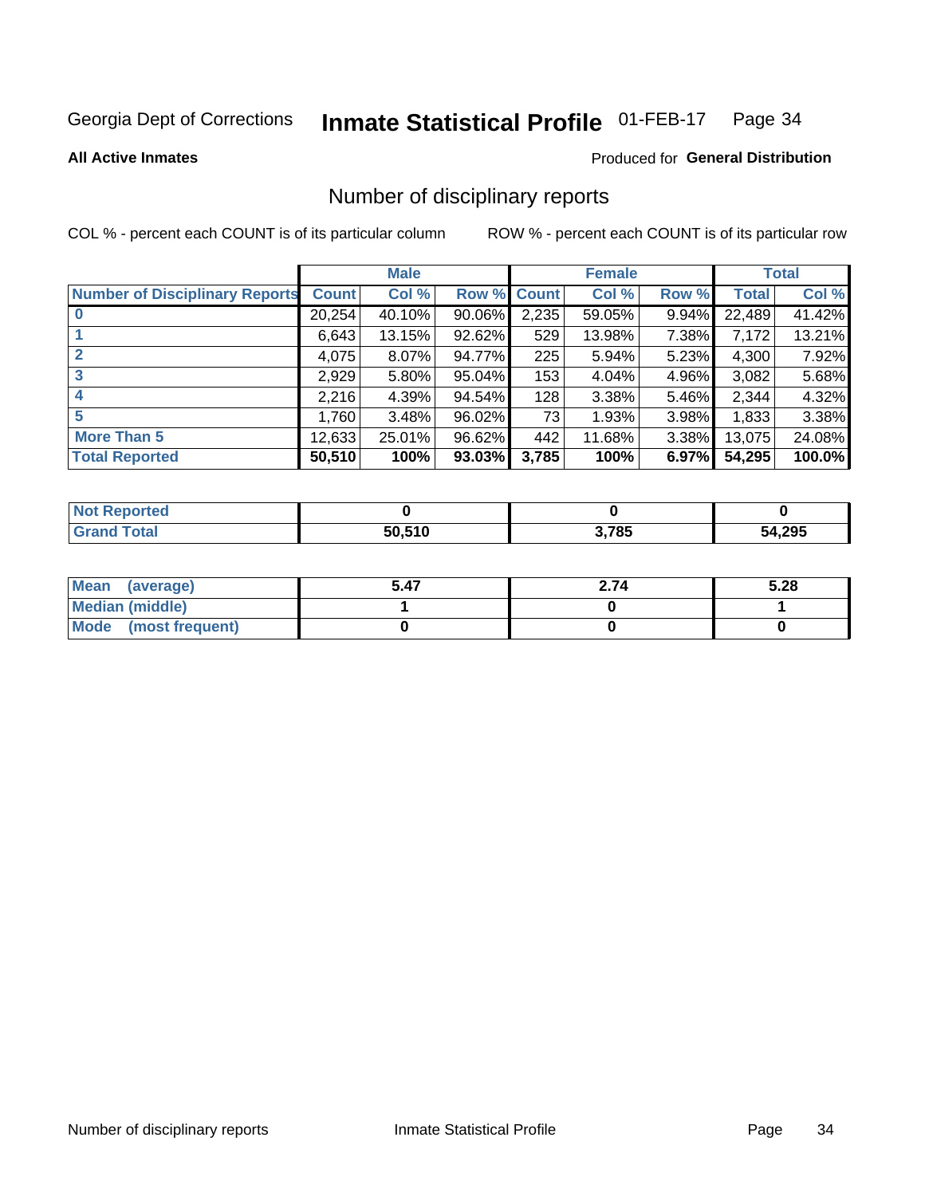Georgia Dept of Corrections **Inmate Statistical Profile** 01-FEB-17

**All Active Inmates**

Produced for **General Distribution**

## Number of disciplinary reports

COL % - percent each COUNT is of its particular column ROW % - percent each COUNT is of its particular row

| | Male | | | Female | | | Total | |
|---|---|---|---|---|---|---|---|---|
| Number of Disciplinary Reports | Count | Col % | Row % | Count | Col % | Row % | Total | Col % |
| 0 | 20,254 | 40.10% | 90.06% | 2,235 | 59.05% | 9.94% | 22,489 | 41.42% |
| 1 | 6,643 | 13.15% | 92.62% | 529 | 13.98% | 7.38% | 7,172 | 13.21% |
| 2 | 4,075 | 8.07% | 94.77% | 225 | 5.94% | 5.23% | 4,300 | 7.92% |
| 3 | 2,929 | 5.80% | 95.04% | 153 | 4.04% | 4.96% | 3,082 | 5.68% |
| 4 | 2,216 | 4.39% | 94.54% | 128 | 3.38% | 5.46% | 2,344 | 4.32% |
| 5 | 1,760 | 3.48% | 96.02% | 73 | 1.93% | 3.98% | 1,833 | 3.38% |
| More Than 5 | 12,633 | 25.01% | 96.62% | 442 | 11.68% | 3.38% | 13,075 | 24.08% |
| **Total Reported** | **50,510** | **100%** | **93.03%** | **3,785** | **100%** | **6.97%** | **54,295** | **100.0%** |

| | Male | Female | Total |
|---|---|---|---|
| Not Reported | 0 | 0 | 0 |
| Grand Total | 50,510 | 3,785 | 54,295 |

| | Male | Female | Total |
|---|---|---|---|
| Mean (average) | 5.47 | 2.74 | 5.28 |
| Median (middle) | 1 | 0 | 1 |
| Mode (most frequent) | 0 | 0 | 0 |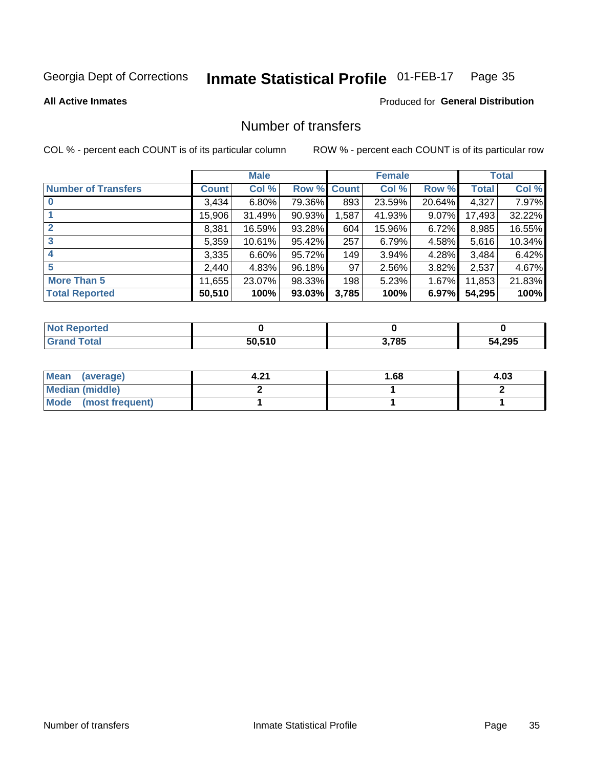Georgia Dept of Corrections **Inmate Statistical Profile** 01-FEB-17

**All Active Inmates**

Produced for **General Distribution**

## Number of transfers

COL % - percent each COUNT is of its particular column ROW % - percent each COUNT is of its particular row

| | Male | | | Female | | | Total | |
|---|---|---|---|---|---|---|---|---|
| **Number of Transfers** | **Count** | **Col %** | **Row %** | **Count** | **Col %** | **Row %** | **Total** | **Col %** |
| **0** | 3,434 | 6.80% | 79.36% | 893 | 23.59% | 20.64% | 4,327 | 7.97% |
| **1** | 15,906 | 31.49% | 90.93% | 1,587 | 41.93% | 9.07% | 17,493 | 32.22% |
| **2** | 8,381 | 16.59% | 93.28% | 604 | 15.96% | 6.72% | 8,985 | 16.55% |
| **3** | 5,359 | 10.61% | 95.42% | 257 | 6.79% | 4.58% | 5,616 | 10.34% |
| **4** | 3,335 | 6.60% | 95.72% | 149 | 3.94% | 4.28% | 3,484 | 6.42% |
| **5** | 2,440 | 4.83% | 96.18% | 97 | 2.56% | 3.82% | 2,537 | 4.67% |
| **More Than 5** | 11,655 | 23.07% | 98.33% | 198 | 5.23% | 1.67% | 11,853 | 21.83% |
| **Total Reported** | **50,510** | **100%** | **93.03%** | **3,785** | **100%** | **6.97%** | **54,295** | **100%** |

| | Male | Female | Total |
|---|---|---|---|
| **Not Reported** | **0** | **0** | **0** |
| **Grand Total** | **50,510** | **3,785** | **54,295** |

| | Male | Female | Total |
|---|---|---|---|
| **Mean (average)** | **4.21** | **1.68** | **4.03** |
| **Median (middle)** | **2** | **1** | **2** |
| **Mode (most frequent)** | **1** | **1** | **1** |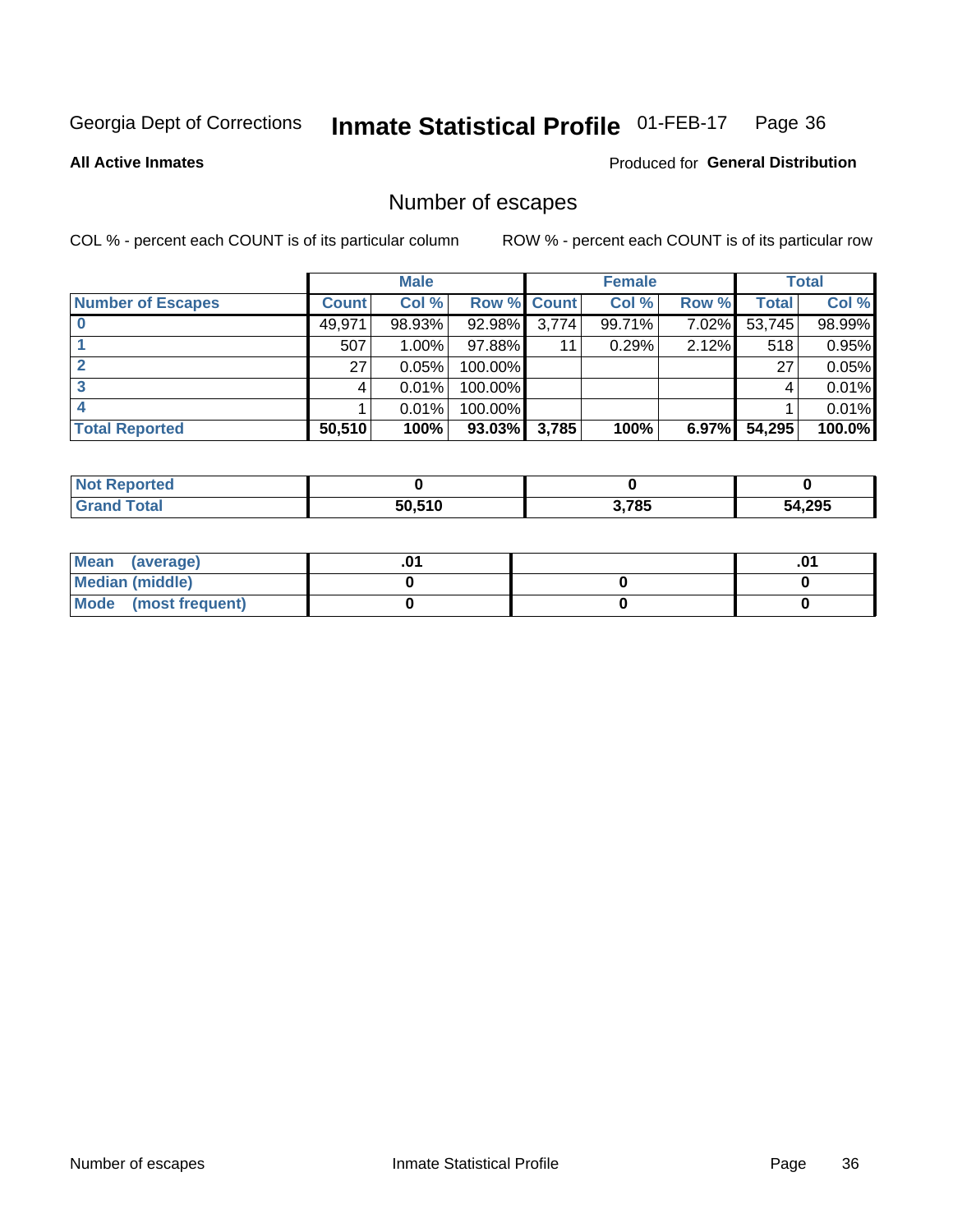Georgia Dept of Corrections **Inmate Statistical Profile** 01-FEB-17

**All Active Inmates**

Produced for **General Distribution**

## Number of escapes

COL % - percent each COUNT is of its particular column ROW % - percent each COUNT is of its particular row

| | Male | | | Female | | | Total | |
|---|---|---|---|---|---|---|---|---|
| **Number of Escapes** | **Count** | **Col %** | **Row %** | **Count** | **Col %** | **Row %** | **Total** | **Col %** |
| **0** | 49,971 | 98.93% | 92.98% | 3,774 | 99.71% | 7.02% | 53,745 | 98.99% |
| **1** | 507 | 1.00% | 97.88% | 11 | 0.29% | 2.12% | 518 | 0.95% |
| **2** | 27 | 0.05% | 100.00% | | | | 27 | 0.05% |
| **3** | 4 | 0.01% | 100.00% | | | | 4 | 0.01% |
| **4** | 1 | 0.01% | 100.00% | | | | 1 | 0.01% |
| **Total Reported** | **50,510** | **100%** | **93.03%** | **3,785** | **100%** | **6.97%** | **54,295** | **100.0%** |

| | Male | Female | Total |
|---|---|---|---|
| **Not Reported** | **0** | **0** | **0** |
| **Grand Total** | **50,510** | **3,785** | **54,295** |

| | Male | Female | Total |
|---|---|---|---|
| **Mean (average)** | **.01** | | **.01** |
| **Median (middle)** | **0** | **0** | **0** |
| **Mode (most frequent)** | **0** | **0** | **0** |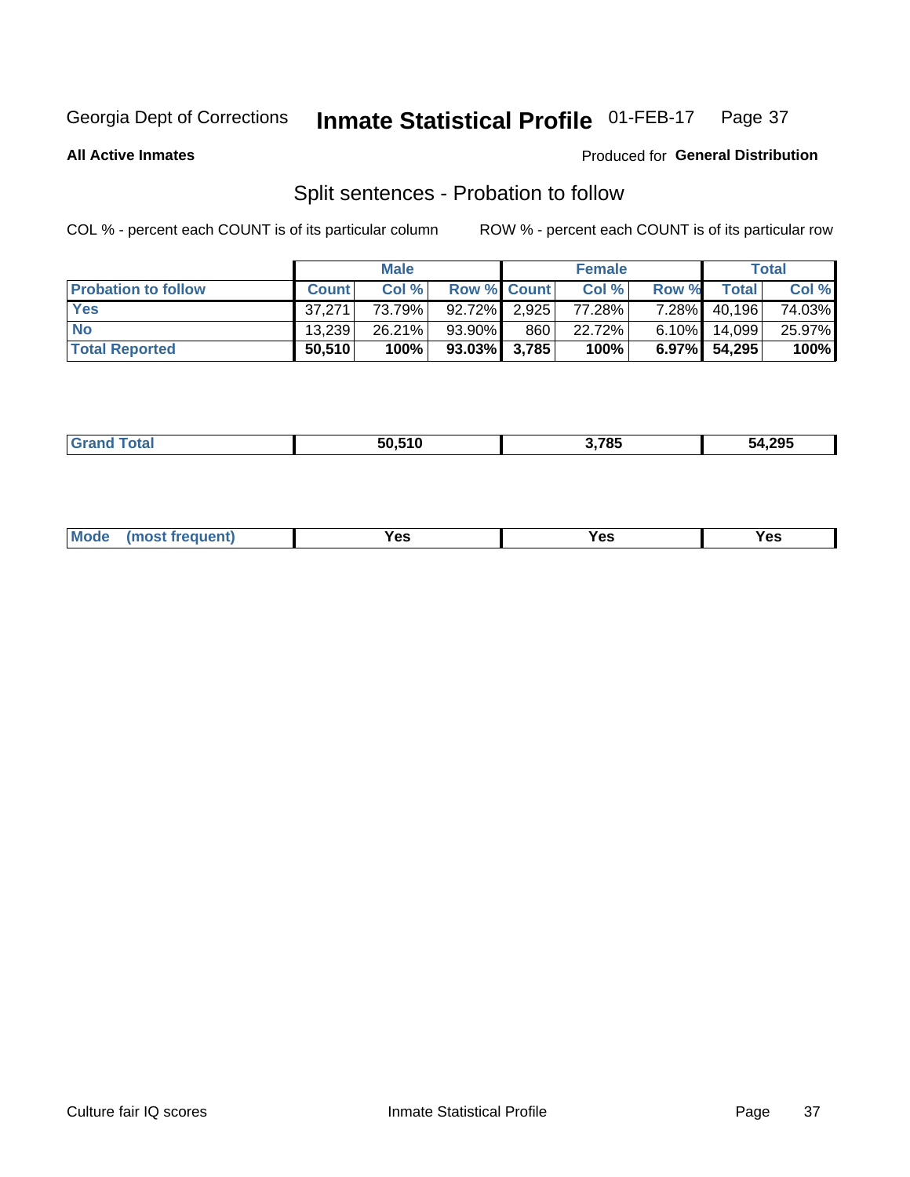Georgia Dept of Corrections **Inmate Statistical Profile** 01-FEB-17

**All Active Inmates**

Produced for **General Distribution**

## Split sentences - Probation to follow

COL % - percent each COUNT is of its particular column

ROW % - percent each COUNT is of its particular row

| | Male | | | Female | | | Total | |
|---|---|---|---|---|---|---|---|---|
| **Probation to follow** | **Count** | **Col %** | **Row %** | **Count** | **Col %** | **Row %** | **Total** | **Col %** |
| **Yes** | 37,271 | 73.79% | 92.72% | 2,925 | 77.28% | 7.28% | 40,196 | 74.03% |
| **No** | 13,239 | 26.21% | 93.90% | 860 | 22.72% | 6.10% | 14,099 | 25.97% |
| **Total Reported** | **50,510** | **100%** | **93.03%** | **3,785** | **100%** | **6.97%** | **54,295** | **100%** |

| | | | |
|---|---|---|---|
| **Grand Total** | **50,510** | **3,785** | **54,295** |

| | | | |
|---|---|---|---|
| **Mode (most frequent)** | **Yes** | **Yes** | **Yes** |

Culture fair IQ scores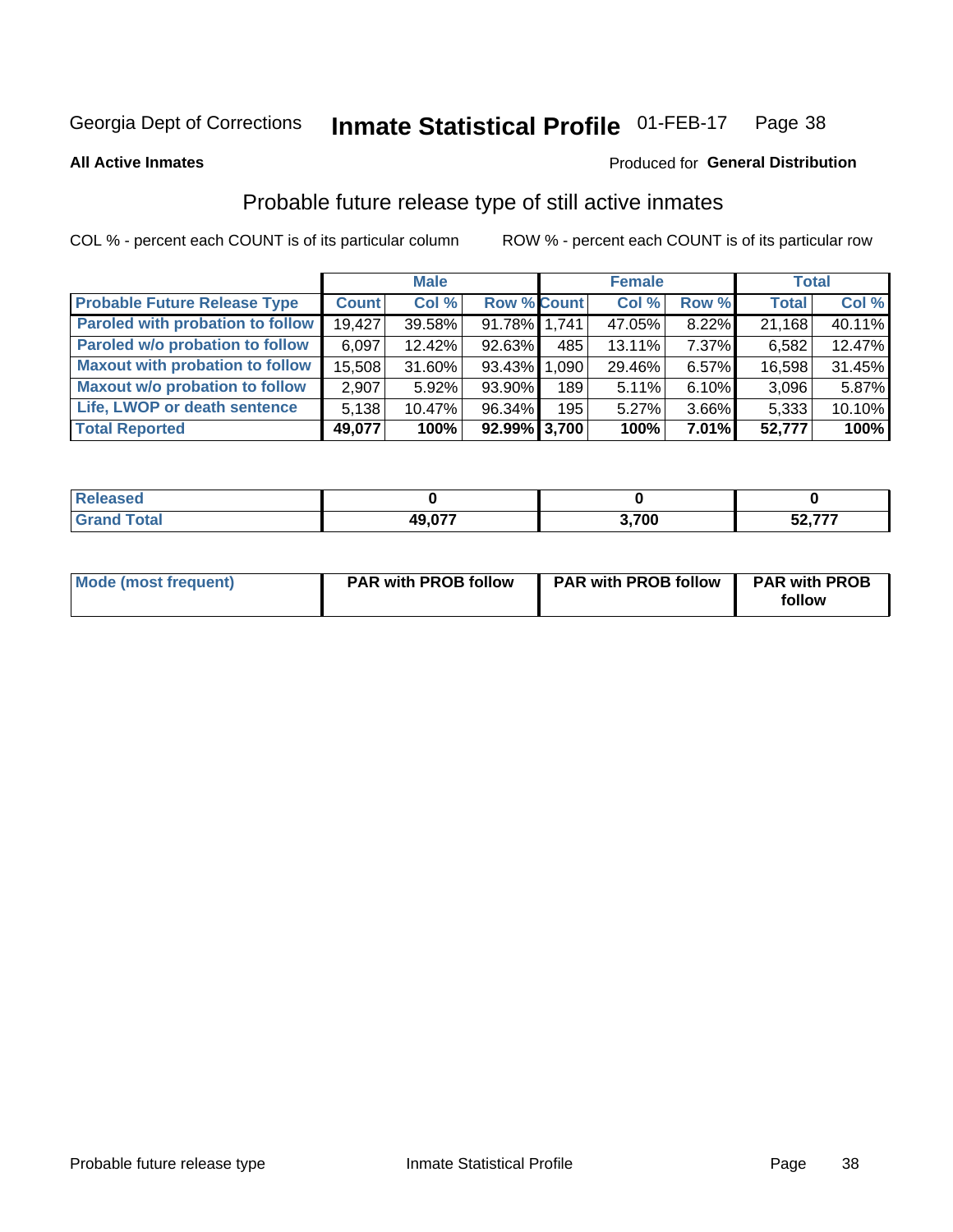Georgia Dept of Corrections **Inmate Statistical Profile** 01-FEB-17

**All Active Inmates**

Produced for **General Distribution**

## Probable future release type of still active inmates

COL % - percent each COUNT is of its particular column

ROW % - percent each COUNT is of its particular row

| | Male | | | Female | | | Total | |
|---|---|---|---|---|---|---|---|---|
| **Probable Future Release Type** | **Count** | **Col %** | **Row %** | **Count** | **Col %** | **Row %** | **Total** | **Col %** |
| Paroled with probation to follow | 19,427 | 39.58% | 91.78% | 1,741 | 47.05% | 8.22% | 21,168 | 40.11% |
| Paroled w/o probation to follow | 6,097 | 12.42% | 92.63% | 485 | 13.11% | 7.37% | 6,582 | 12.47% |
| Maxout with probation to follow | 15,508 | 31.60% | 93.43% | 1,090 | 29.46% | 6.57% | 16,598 | 31.45% |
| Maxout w/o probation to follow | 2,907 | 5.92% | 93.90% | 189 | 5.11% | 6.10% | 3,096 | 5.87% |
| Life, LWOP or death sentence | 5,138 | 10.47% | 96.34% | 195 | 5.27% | 3.66% | 5,333 | 10.10% |
| **Total Reported** | **49,077** | **100%** | **92.99%** | **3,700** | **100%** | **7.01%** | **52,777** | **100%** |

| | Male | Female | Total |
|---|---|---|---|
| Released | 0 | 0 | 0 |
| Grand Total | 49,077 | 3,700 | 52,777 |

| | Male | Female | Total |
|---|---|---|---|
| Mode (most frequent) | PAR with PROB follow | PAR with PROB follow | PAR with PROB follow |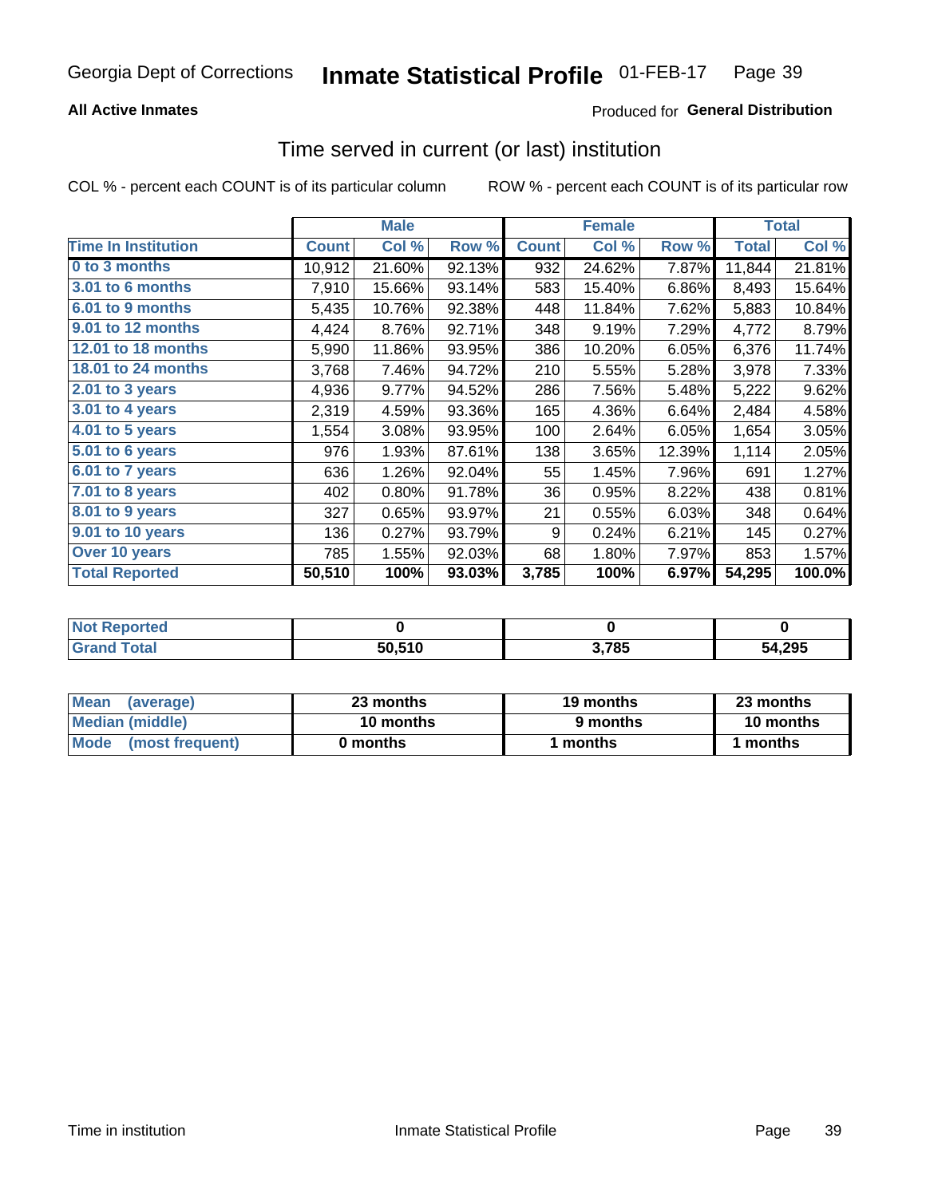Georgia Dept of Corrections **Inmate Statistical Profile** 01-FEB-17

**All Active Inmates**

Produced for **General Distribution**

## Time served in current (or last) institution

COL % - percent each COUNT is of its particular column ROW % - percent each COUNT is of its particular row

| | Male | | | Female | | | Total | |
|---|---|---|---|---|---|---|---|---|
| **Time In Institution** | **Count** | **Col %** | **Row %** | **Count** | **Col %** | **Row %** | **Total** | **Col %** |
| 0 to 3 months | 10,912 | 21.60% | 92.13% | 932 | 24.62% | 7.87% | 11,844 | 21.81% |
| 3.01 to 6 months | 7,910 | 15.66% | 93.14% | 583 | 15.40% | 6.86% | 8,493 | 15.64% |
| 6.01 to 9 months | 5,435 | 10.76% | 92.38% | 448 | 11.84% | 7.62% | 5,883 | 10.84% |
| 9.01 to 12 months | 4,424 | 8.76% | 92.71% | 348 | 9.19% | 7.29% | 4,772 | 8.79% |
| 12.01 to 18 months | 5,990 | 11.86% | 93.95% | 386 | 10.20% | 6.05% | 6,376 | 11.74% |
| 18.01 to 24 months | 3,768 | 7.46% | 94.72% | 210 | 5.55% | 5.28% | 3,978 | 7.33% |
| 2.01 to 3 years | 4,936 | 9.77% | 94.52% | 286 | 7.56% | 5.48% | 5,222 | 9.62% |
| 3.01 to 4 years | 2,319 | 4.59% | 93.36% | 165 | 4.36% | 6.64% | 2,484 | 4.58% |
| 4.01 to 5 years | 1,554 | 3.08% | 93.95% | 100 | 2.64% | 6.05% | 1,654 | 3.05% |
| 5.01 to 6 years | 976 | 1.93% | 87.61% | 138 | 3.65% | 12.39% | 1,114 | 2.05% |
| 6.01 to 7 years | 636 | 1.26% | 92.04% | 55 | 1.45% | 7.96% | 691 | 1.27% |
| 7.01 to 8 years | 402 | 0.80% | 91.78% | 36 | 0.95% | 8.22% | 438 | 0.81% |
| 8.01 to 9 years | 327 | 0.65% | 93.97% | 21 | 0.55% | 6.03% | 348 | 0.64% |
| 9.01 to 10 years | 136 | 0.27% | 93.79% | 9 | 0.24% | 6.21% | 145 | 0.27% |
| Over 10 years | 785 | 1.55% | 92.03% | 68 | 1.80% | 7.97% | 853 | 1.57% |
| **Total Reported** | **50,510** | **100%** | **93.03%** | **3,785** | **100%** | **6.97%** | **54,295** | **100.0%** |

| | Male | Female | Total |
|---|---|---|---|
| Not Reported | 0 | 0 | 0 |
| Grand Total | 50,510 | 3,785 | 54,295 |

| | Male | Female | Total |
|---|---|---|---|
| Mean (average) | 23 months | 19 months | 23 months |
| Median (middle) | 10 months | 9 months | 10 months |
| Mode (most frequent) | 0 months | 1 months | 1 months |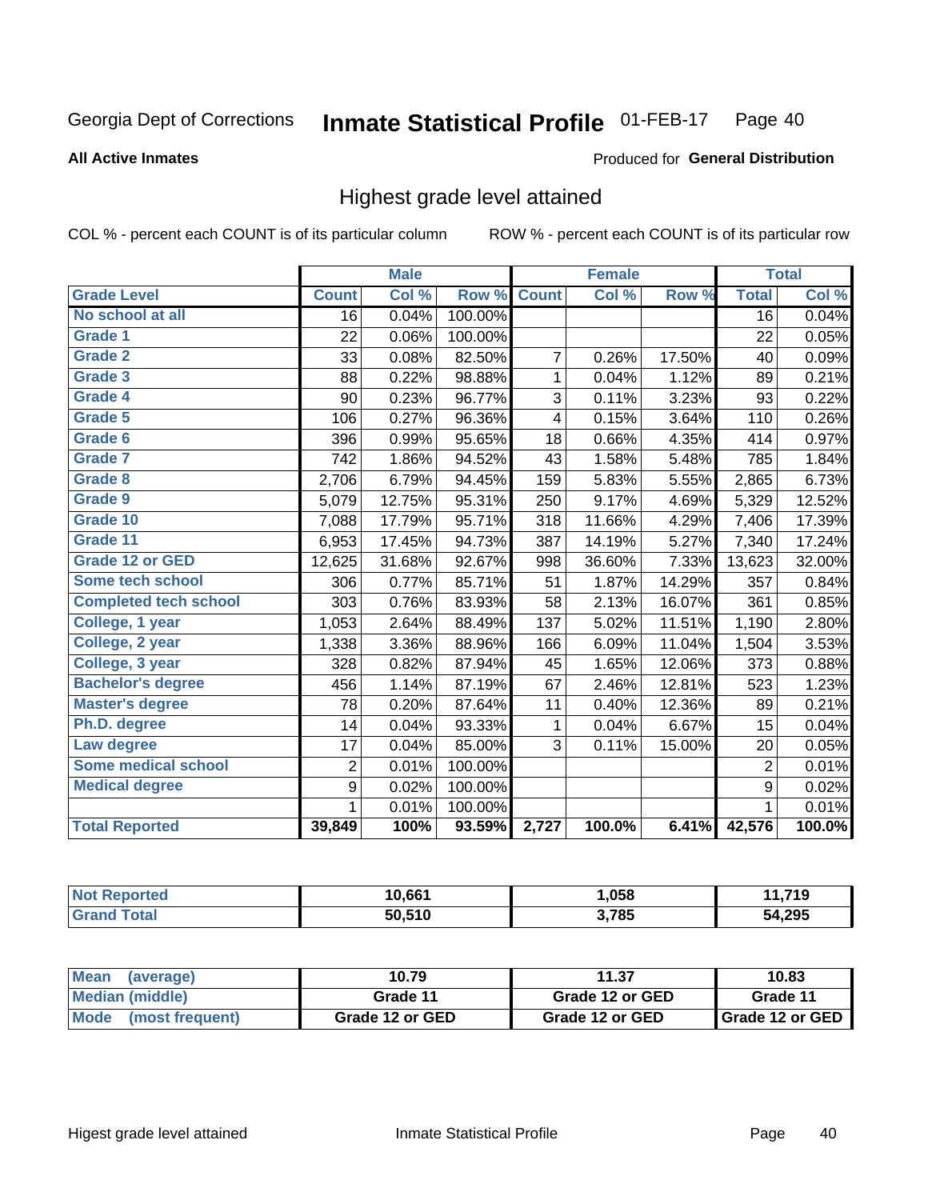Georgia Dept of Corrections **Inmate Statistical Profile** 01-FEB-17 Page 40

**All Active Inmates**

Produced for **General Distribution**

## Highest grade level attained

COL % - percent each COUNT is of its particular column ROW % - percent each COUNT is of its particular row

| | Male | | | Female | | | Total | |
|---|---|---|---|---|---|---|---|---|
| **Grade Level** | **Count** | **Col %** | **Row %** | **Count** | **Col %** | **Row %** | **Total** | **Col %** |
| No school at all | 16 | 0.04% | 100.00% | | | | 16 | 0.04% |
| Grade 1 | 22 | 0.06% | 100.00% | | | | 22 | 0.05% |
| Grade 2 | 33 | 0.08% | 82.50% | 7 | 0.26% | 17.50% | 40 | 0.09% |
| Grade 3 | 88 | 0.22% | 98.88% | 1 | 0.04% | 1.12% | 89 | 0.21% |
| Grade 4 | 90 | 0.23% | 96.77% | 3 | 0.11% | 3.23% | 93 | 0.22% |
| Grade 5 | 106 | 0.27% | 96.36% | 4 | 0.15% | 3.64% | 110 | 0.26% |
| Grade 6 | 396 | 0.99% | 95.65% | 18 | 0.66% | 4.35% | 414 | 0.97% |
| Grade 7 | 742 | 1.86% | 94.52% | 43 | 1.58% | 5.48% | 785 | 1.84% |
| Grade 8 | 2,706 | 6.79% | 94.45% | 159 | 5.83% | 5.55% | 2,865 | 6.73% |
| Grade 9 | 5,079 | 12.75% | 95.31% | 250 | 9.17% | 4.69% | 5,329 | 12.52% |
| Grade 10 | 7,088 | 17.79% | 95.71% | 318 | 11.66% | 4.29% | 7,406 | 17.39% |
| Grade 11 | 6,953 | 17.45% | 94.73% | 387 | 14.19% | 5.27% | 7,340 | 17.24% |
| Grade 12 or GED | 12,625 | 31.68% | 92.67% | 998 | 36.60% | 7.33% | 13,623 | 32.00% |
| Some tech school | 306 | 0.77% | 85.71% | 51 | 1.87% | 14.29% | 357 | 0.84% |
| Completed tech school | 303 | 0.76% | 83.93% | 58 | 2.13% | 16.07% | 361 | 0.85% |
| College, 1 year | 1,053 | 2.64% | 88.49% | 137 | 5.02% | 11.51% | 1,190 | 2.80% |
| College, 2 year | 1,338 | 3.36% | 88.96% | 166 | 6.09% | 11.04% | 1,504 | 3.53% |
| College, 3 year | 328 | 0.82% | 87.94% | 45 | 1.65% | 12.06% | 373 | 0.88% |
| Bachelor's degree | 456 | 1.14% | 87.19% | 67 | 2.46% | 12.81% | 523 | 1.23% |
| Master's degree | 78 | 0.20% | 87.64% | 11 | 0.40% | 12.36% | 89 | 0.21% |
| Ph.D. degree | 14 | 0.04% | 93.33% | 1 | 0.04% | 6.67% | 15 | 0.04% |
| Law degree | 17 | 0.04% | 85.00% | 3 | 0.11% | 15.00% | 20 | 0.05% |
| Some medical school | 2 | 0.01% | 100.00% | | | | 2 | 0.01% |
| Medical degree | 9 | 0.02% | 100.00% | | | | 9 | 0.02% |
| | 1 | 0.01% | 100.00% | | | | 1 | 0.01% |
| **Total Reported** | **39,849** | **100%** | **93.59%** | **2,727** | **100.0%** | **6.41%** | **42,576** | **100.0%** |

| | Male | Female | Total |
|---|---|---|---|
| Not Reported | 10,661 | 1,058 | 11,719 |
| Grand Total | 50,510 | 3,785 | 54,295 |

| | Male | Female | Total |
|---|---|---|---|
| Mean (average) | 10.79 | 11.37 | 10.83 |
| Median (middle) | Grade 11 | Grade 12 or GED | Grade 11 |
| Mode (most frequent) | Grade 12 or GED | Grade 12 or GED | Grade 12 or GED |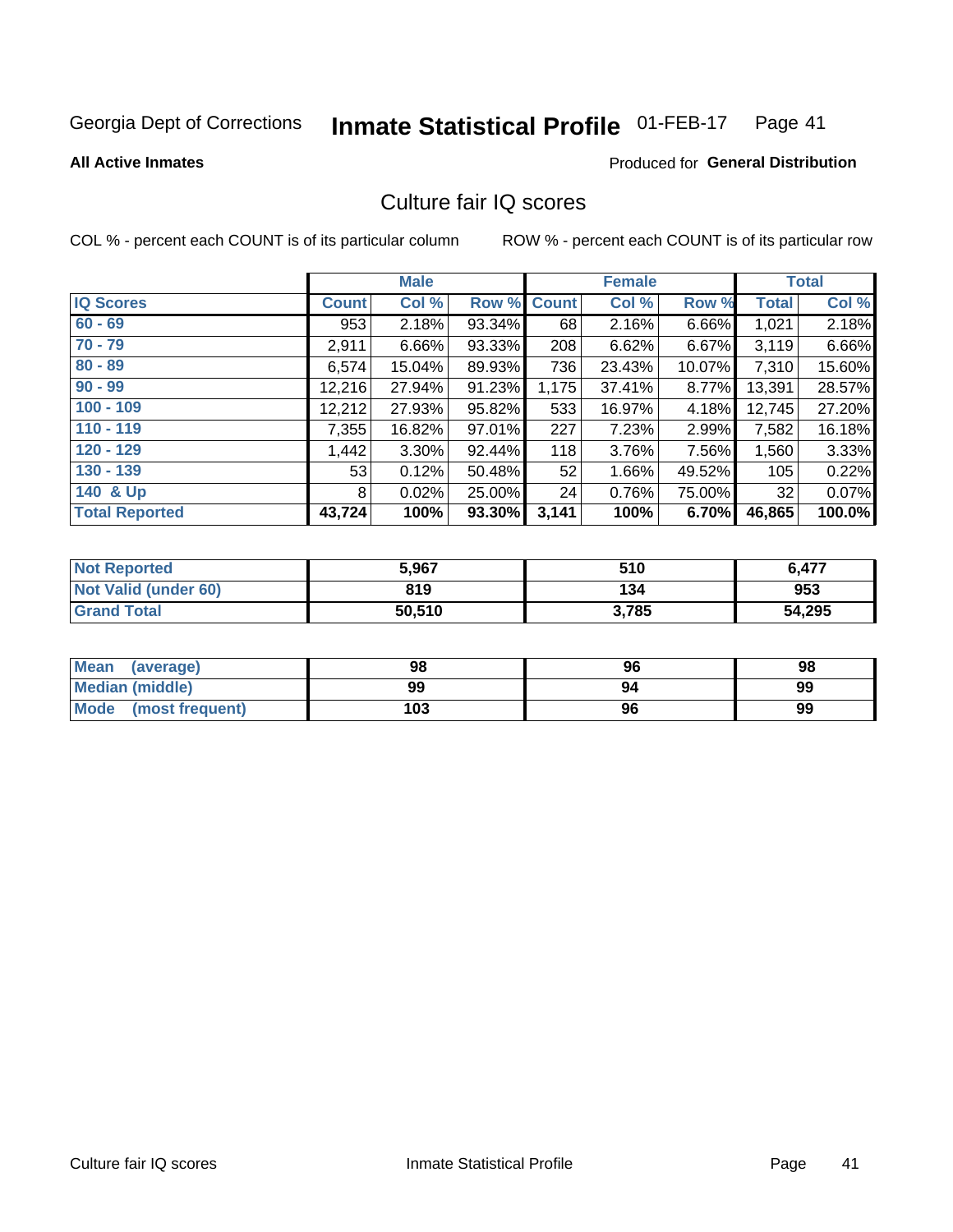Georgia Dept of Corrections **Inmate Statistical Profile** 01-FEB-17

**All Active Inmates** Produced for **General Distribution**

## Culture fair IQ scores

COL % - percent each COUNT is of its particular column ROW % - percent each COUNT is of its particular row

| | Male | | | Female | | | Total | |
|---|---|---|---|---|---|---|---|---|
| **IQ Scores** | **Count** | **Col %** | **Row %** | **Count** | **Col %** | **Row %** | **Total** | **Col %** |
| 60 - 69 | 953 | 2.18% | 93.34% | 68 | 2.16% | 6.66% | 1,021 | 2.18% |
| 70 - 79 | 2,911 | 6.66% | 93.33% | 208 | 6.62% | 6.67% | 3,119 | 6.66% |
| 80 - 89 | 6,574 | 15.04% | 89.93% | 736 | 23.43% | 10.07% | 7,310 | 15.60% |
| 90 - 99 | 12,216 | 27.94% | 91.23% | 1,175 | 37.41% | 8.77% | 13,391 | 28.57% |
| 100 - 109 | 12,212 | 27.93% | 95.82% | 533 | 16.97% | 4.18% | 12,745 | 27.20% |
| 110 - 119 | 7,355 | 16.82% | 97.01% | 227 | 7.23% | 2.99% | 7,582 | 16.18% |
| 120 - 129 | 1,442 | 3.30% | 92.44% | 118 | 3.76% | 7.56% | 1,560 | 3.33% |
| 130 - 139 | 53 | 0.12% | 50.48% | 52 | 1.66% | 49.52% | 105 | 0.22% |
| 140 & Up | 8 | 0.02% | 25.00% | 24 | 0.76% | 75.00% | 32 | 0.07% |
| **Total Reported** | **43,724** | **100%** | **93.30%** | **3,141** | **100%** | **6.70%** | **46,865** | **100.0%** |

| | Male | Female | Total |
|---|---|---|---|
| Not Reported | 5,967 | 510 | 6,477 |
| Not Valid (under 60) | 819 | 134 | 953 |
| Grand Total | 50,510 | 3,785 | 54,295 |

| | Male | Female | Total |
|---|---|---|---|
| Mean (average) | 98 | 96 | 98 |
| Median (middle) | 99 | 94 | 99 |
| Mode (most frequent) | 103 | 96 | 99 |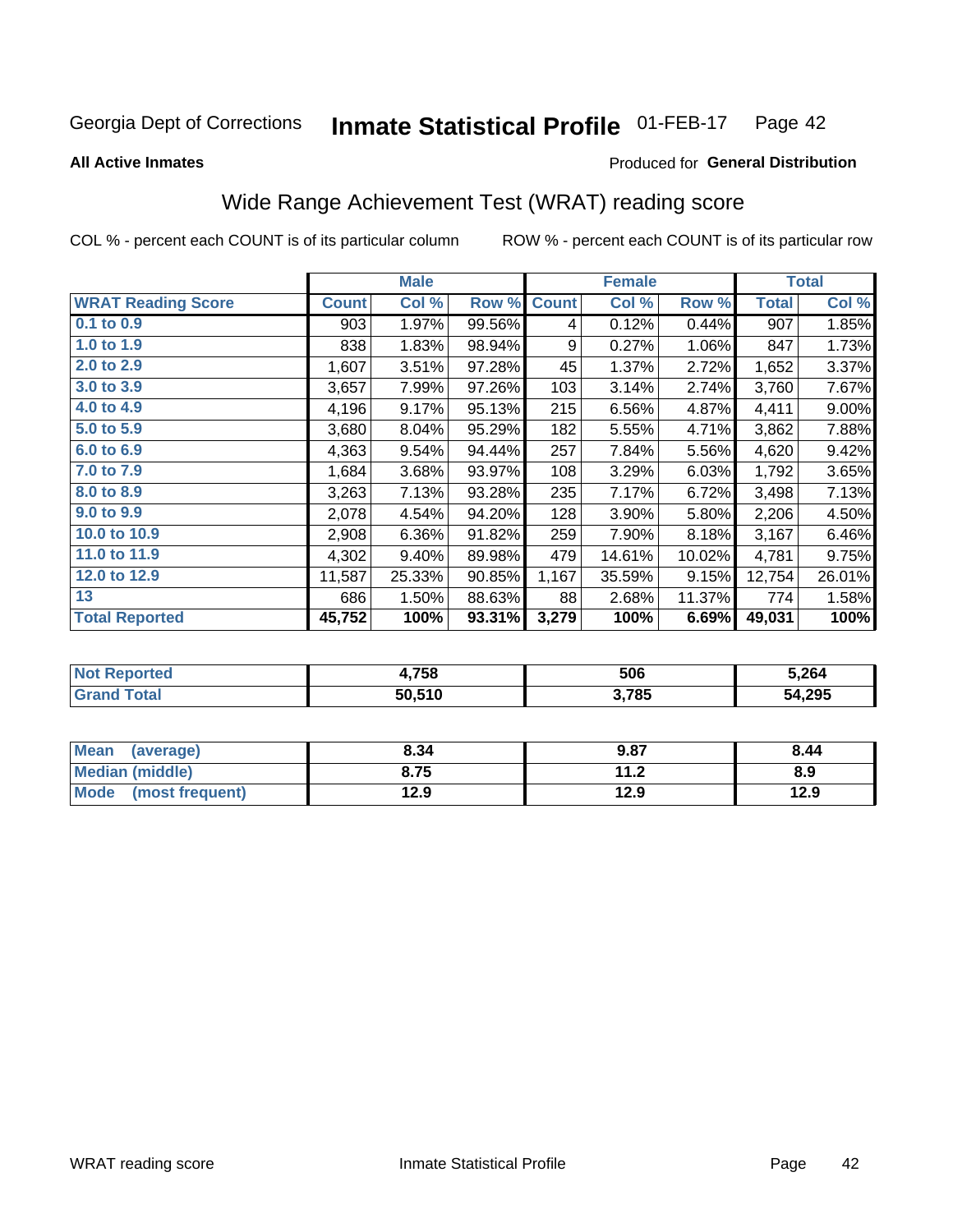Georgia Dept of Corrections **Inmate Statistical Profile** 01-FEB-17

**All Active Inmates**

Produced for **General Distribution**

## Wide Range Achievement Test (WRAT) reading score

COL % - percent each COUNT is of its particular column ROW % - percent each COUNT is of its particular row

| | Male | | | Female | | | Total | |
|---|---|---|---|---|---|---|---|---|
| **WRAT Reading Score** | **Count** | **Col %** | **Row %** | **Count** | **Col %** | **Row %** | **Total** | **Col %** |
| 0.1 to 0.9 | 903 | 1.97% | 99.56% | 4 | 0.12% | 0.44% | 907 | 1.85% |
| 1.0 to 1.9 | 838 | 1.83% | 98.94% | 9 | 0.27% | 1.06% | 847 | 1.73% |
| 2.0 to 2.9 | 1,607 | 3.51% | 97.28% | 45 | 1.37% | 2.72% | 1,652 | 3.37% |
| 3.0 to 3.9 | 3,657 | 7.99% | 97.26% | 103 | 3.14% | 2.74% | 3,760 | 7.67% |
| 4.0 to 4.9 | 4,196 | 9.17% | 95.13% | 215 | 6.56% | 4.87% | 4,411 | 9.00% |
| 5.0 to 5.9 | 3,680 | 8.04% | 95.29% | 182 | 5.55% | 4.71% | 3,862 | 7.88% |
| 6.0 to 6.9 | 4,363 | 9.54% | 94.44% | 257 | 7.84% | 5.56% | 4,620 | 9.42% |
| 7.0 to 7.9 | 1,684 | 3.68% | 93.97% | 108 | 3.29% | 6.03% | 1,792 | 3.65% |
| 8.0 to 8.9 | 3,263 | 7.13% | 93.28% | 235 | 7.17% | 6.72% | 3,498 | 7.13% |
| 9.0 to 9.9 | 2,078 | 4.54% | 94.20% | 128 | 3.90% | 5.80% | 2,206 | 4.50% |
| 10.0 to 10.9 | 2,908 | 6.36% | 91.82% | 259 | 7.90% | 8.18% | 3,167 | 6.46% |
| 11.0 to 11.9 | 4,302 | 9.40% | 89.98% | 479 | 14.61% | 10.02% | 4,781 | 9.75% |
| 12.0 to 12.9 | 11,587 | 25.33% | 90.85% | 1,167 | 35.59% | 9.15% | 12,754 | 26.01% |
| 13 | 686 | 1.50% | 88.63% | 88 | 2.68% | 11.37% | 774 | 1.58% |
| **Total Reported** | **45,752** | **100%** | **93.31%** | **3,279** | **100%** | **6.69%** | **49,031** | **100%** |

| | Male | Female | Total |
|---|---|---|---|
| **Not Reported** | **4,758** | **506** | **5,264** |
| **Grand Total** | **50,510** | **3,785** | **54,295** |

| | Male | Female | Total |
|---|---|---|---|
| **Mean (average)** | **8.34** | **9.87** | **8.44** |
| **Median (middle)** | **8.75** | **11.2** | **8.9** |
| **Mode (most frequent)** | **12.9** | **12.9** | **12.9** |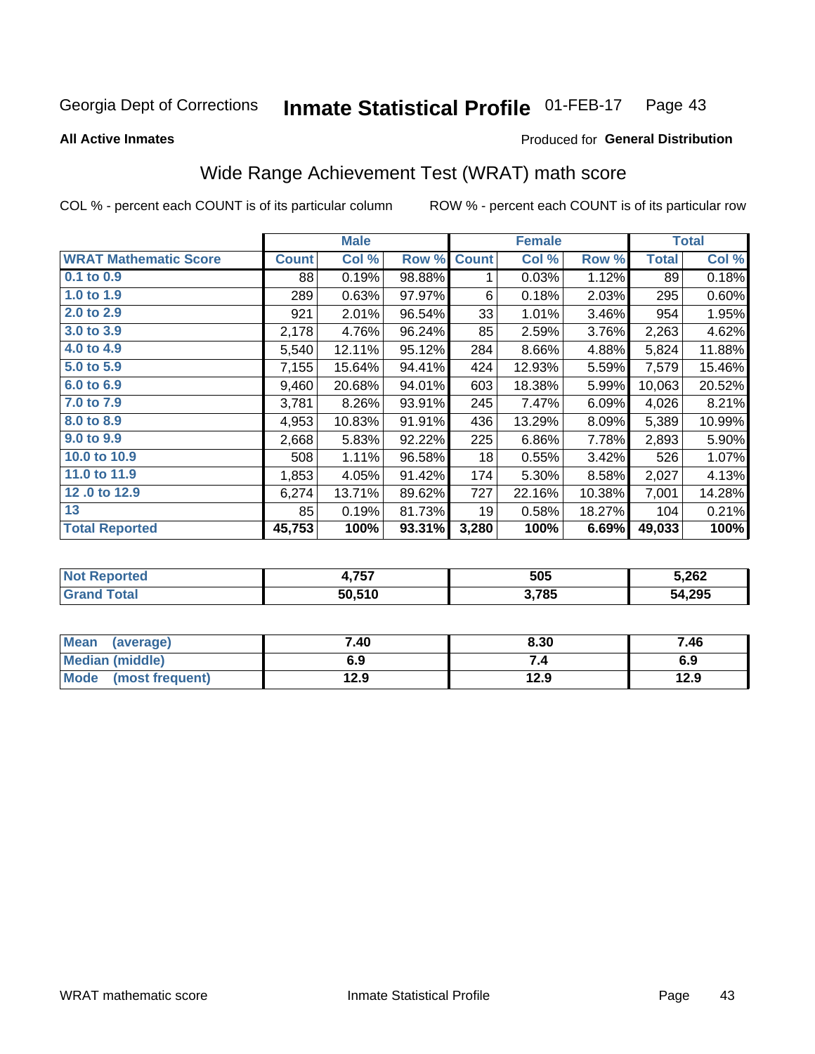Georgia Dept of Corrections **Inmate Statistical Profile** 01-FEB-17 Page 43

**All Active Inmates**

Produced for **General Distribution**

## Wide Range Achievement Test (WRAT) math score

COL % - percent each COUNT is of its particular column ROW % - percent each COUNT is of its particular row

| | Male | | | Female | | | Total | |
|---|---|---|---|---|---|---|---|---|
| **WRAT Mathematic Score** | **Count** | **Col %** | **Row %** | **Count** | **Col %** | **Row %** | **Total** | **Col %** |
| 0.1 to 0.9 | 88 | 0.19% | 98.88% | 1 | 0.03% | 1.12% | 89 | 0.18% |
| 1.0 to 1.9 | 289 | 0.63% | 97.97% | 6 | 0.18% | 2.03% | 295 | 0.60% |
| 2.0 to 2.9 | 921 | 2.01% | 96.54% | 33 | 1.01% | 3.46% | 954 | 1.95% |
| 3.0 to 3.9 | 2,178 | 4.76% | 96.24% | 85 | 2.59% | 3.76% | 2,263 | 4.62% |
| 4.0 to 4.9 | 5,540 | 12.11% | 95.12% | 284 | 8.66% | 4.88% | 5,824 | 11.88% |
| 5.0 to 5.9 | 7,155 | 15.64% | 94.41% | 424 | 12.93% | 5.59% | 7,579 | 15.46% |
| 6.0 to 6.9 | 9,460 | 20.68% | 94.01% | 603 | 18.38% | 5.99% | 10,063 | 20.52% |
| 7.0 to 7.9 | 3,781 | 8.26% | 93.91% | 245 | 7.47% | 6.09% | 4,026 | 8.21% |
| 8.0 to 8.9 | 4,953 | 10.83% | 91.91% | 436 | 13.29% | 8.09% | 5,389 | 10.99% |
| 9.0 to 9.9 | 2,668 | 5.83% | 92.22% | 225 | 6.86% | 7.78% | 2,893 | 5.90% |
| 10.0 to 10.9 | 508 | 1.11% | 96.58% | 18 | 0.55% | 3.42% | 526 | 1.07% |
| 11.0 to 11.9 | 1,853 | 4.05% | 91.42% | 174 | 5.30% | 8.58% | 2,027 | 4.13% |
| 12 .0 to 12.9 | 6,274 | 13.71% | 89.62% | 727 | 22.16% | 10.38% | 7,001 | 14.28% |
| 13 | 85 | 0.19% | 81.73% | 19 | 0.58% | 18.27% | 104 | 0.21% |
| **Total Reported** | **45,753** | **100%** | **93.31%** | **3,280** | **100%** | **6.69%** | **49,033** | **100%** |

| | Male | Female | Total |
|---|---|---|---|
| **Not Reported** | **4,757** | **505** | **5,262** |
| **Grand Total** | **50,510** | **3,785** | **54,295** |

| | Male | Female | Total |
|---|---|---|---|
| **Mean (average)** | **7.40** | **8.30** | **7.46** |
| **Median (middle)** | **6.9** | **7.4** | **6.9** |
| **Mode (most frequent)** | **12.9** | **12.9** | **12.9** |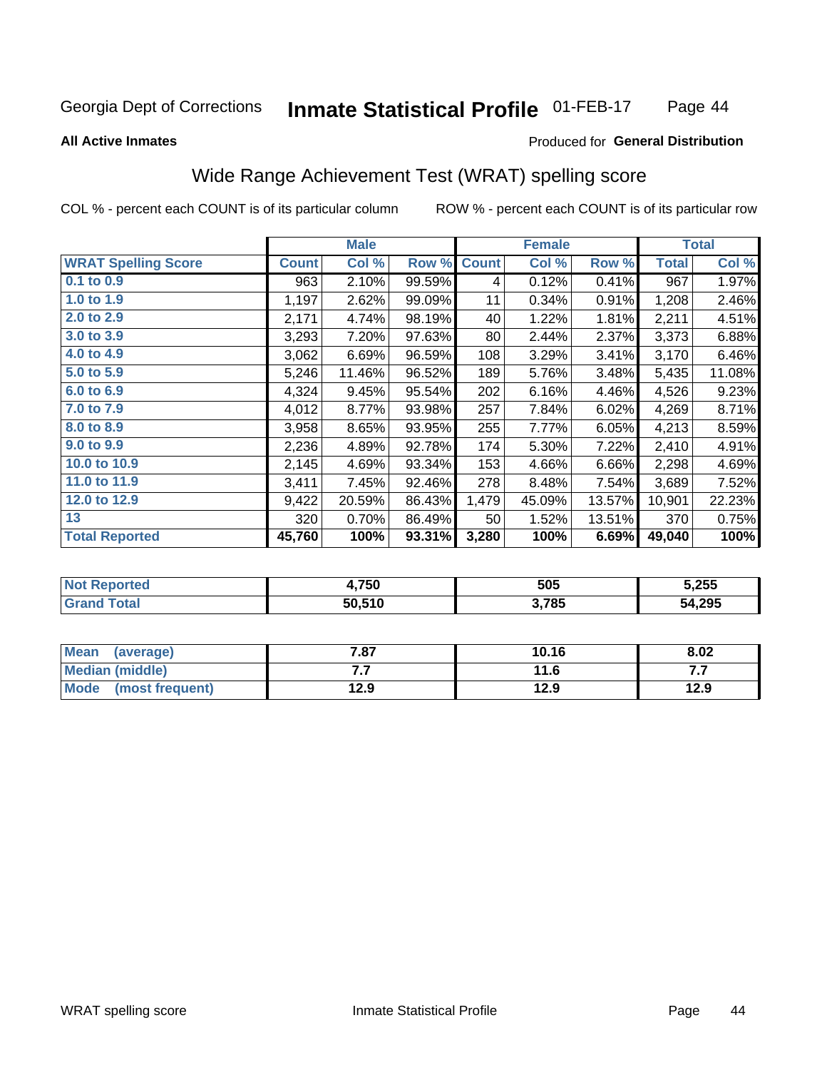Georgia Dept of Corrections **Inmate Statistical Profile** 01-FEB-17

**All Active Inmates** Produced for **General Distribution**

## Wide Range Achievement Test (WRAT) spelling score

COL % - percent each COUNT is of its particular column ROW % - percent each COUNT is of its particular row

| | Male | | | Female | | | Total | |
|---|---|---|---|---|---|---|---|---|
| **WRAT Spelling Score** | **Count** | **Col %** | **Row %** | **Count** | **Col %** | **Row %** | **Total** | **Col %** |
| 0.1 to 0.9 | 963 | 2.10% | 99.59% | 4 | 0.12% | 0.41% | 967 | 1.97% |
| 1.0 to 1.9 | 1,197 | 2.62% | 99.09% | 11 | 0.34% | 0.91% | 1,208 | 2.46% |
| 2.0 to 2.9 | 2,171 | 4.74% | 98.19% | 40 | 1.22% | 1.81% | 2,211 | 4.51% |
| 3.0 to 3.9 | 3,293 | 7.20% | 97.63% | 80 | 2.44% | 2.37% | 3,373 | 6.88% |
| 4.0 to 4.9 | 3,062 | 6.69% | 96.59% | 108 | 3.29% | 3.41% | 3,170 | 6.46% |
| 5.0 to 5.9 | 5,246 | 11.46% | 96.52% | 189 | 5.76% | 3.48% | 5,435 | 11.08% |
| 6.0 to 6.9 | 4,324 | 9.45% | 95.54% | 202 | 6.16% | 4.46% | 4,526 | 9.23% |
| 7.0 to 7.9 | 4,012 | 8.77% | 93.98% | 257 | 7.84% | 6.02% | 4,269 | 8.71% |
| 8.0 to 8.9 | 3,958 | 8.65% | 93.95% | 255 | 7.77% | 6.05% | 4,213 | 8.59% |
| 9.0 to 9.9 | 2,236 | 4.89% | 92.78% | 174 | 5.30% | 7.22% | 2,410 | 4.91% |
| 10.0 to 10.9 | 2,145 | 4.69% | 93.34% | 153 | 4.66% | 6.66% | 2,298 | 4.69% |
| 11.0 to 11.9 | 3,411 | 7.45% | 92.46% | 278 | 8.48% | 7.54% | 3,689 | 7.52% |
| 12.0 to 12.9 | 9,422 | 20.59% | 86.43% | 1,479 | 45.09% | 13.57% | 10,901 | 22.23% |
| 13 | 320 | 0.70% | 86.49% | 50 | 1.52% | 13.51% | 370 | 0.75% |
| **Total Reported** | **45,760** | **100%** | **93.31%** | **3,280** | **100%** | **6.69%** | **49,040** | **100%** |

| | Male | Female | Total |
|---|---|---|---|
| **Not Reported** | **4,750** | **505** | **5,255** |
| **Grand Total** | **50,510** | **3,785** | **54,295** |

| | Male | Female | Total |
|---|---|---|---|
| **Mean (average)** | **7.87** | **10.16** | **8.02** |
| **Median (middle)** | **7.7** | **11.6** | **7.7** |
| **Mode (most frequent)** | **12.9** | **12.9** | **12.9** |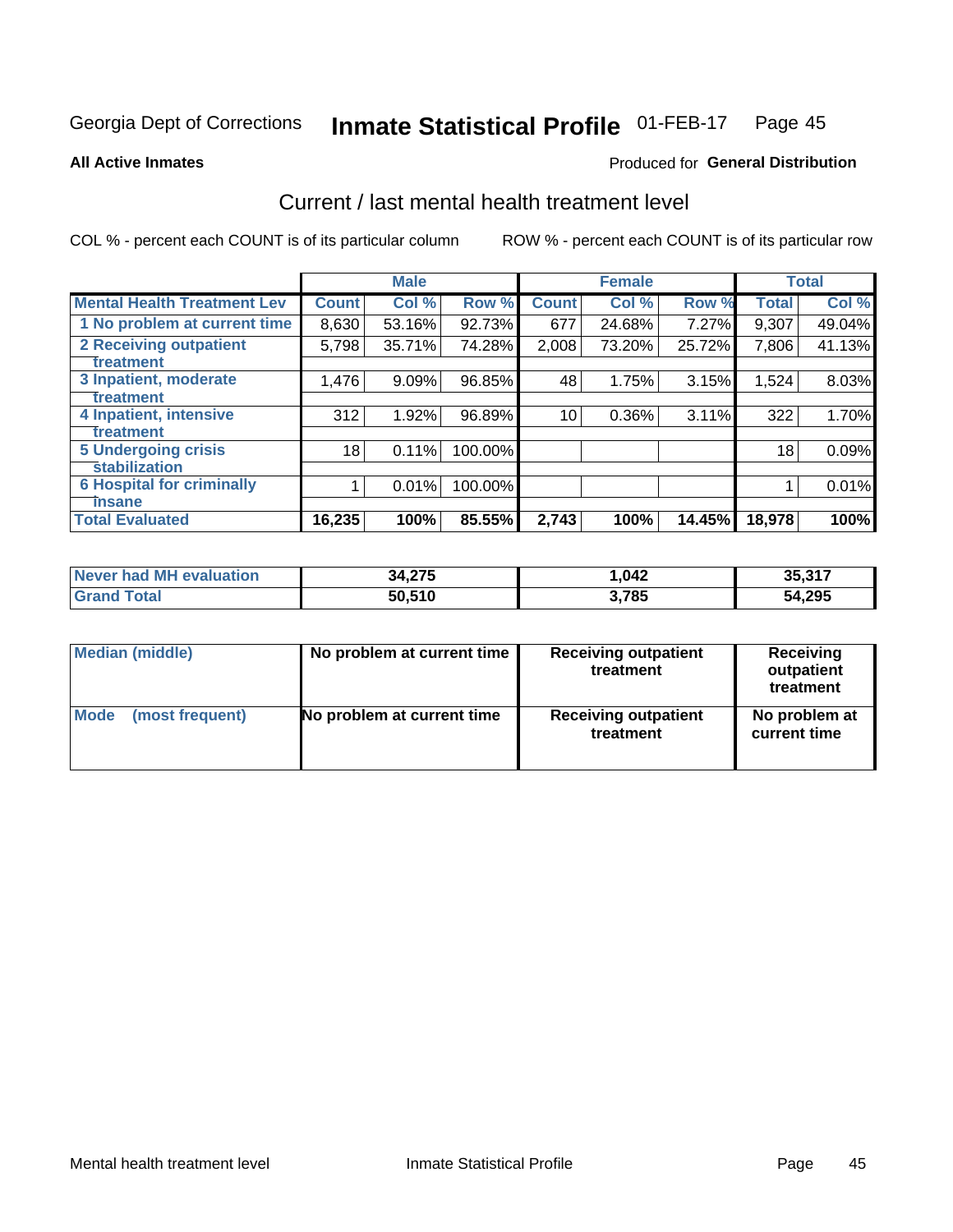Georgia Dept of Corrections **Inmate Statistical Profile** 01-FEB-17 Page 45

**All Active Inmates**

Produced for **General Distribution**

## Current / last mental health treatment level

COL % - percent each COUNT is of its particular column

ROW % - percent each COUNT is of its particular row

| | Male | | | Female | | | Total | |
|---|---|---|---|---|---|---|---|---|
| **Mental Health Treatment Lev** | **Count** | **Col %** | **Row %** | **Count** | **Col %** | **Row %** | **Total** | **Col %** |
| **1 No problem at current time** | 8,630 | 53.16% | 92.73% | 677 | 24.68% | 7.27% | 9,307 | 49.04% |
| **2 Receiving outpatient treatment** | 5,798 | 35.71% | 74.28% | 2,008 | 73.20% | 25.72% | 7,806 | 41.13% |
| **3 Inpatient, moderate treatment** | 1,476 | 9.09% | 96.85% | 48 | 1.75% | 3.15% | 1,524 | 8.03% |
| **4 Inpatient, intensive treatment** | 312 | 1.92% | 96.89% | 10 | 0.36% | 3.11% | 322 | 1.70% |
| **5 Undergoing crisis stabilization** | 18 | 0.11% | 100.00% | | | | 18 | 0.09% |
| **6 Hospital for criminally insane** | 1 | 0.01% | 100.00% | | | | 1 | 0.01% |
| **Total Evaluated** | **16,235** | **100%** | **85.55%** | **2,743** | **100%** | **14.45%** | **18,978** | **100%** |

| | Male | Female | Total |
|---|---|---|---|
| **Never had MH evaluation** | **34,275** | **1,042** | **35,317** |
| **Grand Total** | **50,510** | **3,785** | **54,295** |

| | Male | Female | Total |
|---|---|---|---|
| **Median (middle)** | **No problem at current time** | **Receiving outpatient treatment** | **Receiving outpatient treatment** |
| **Mode (most frequent)** | **No problem at current time** | **Receiving outpatient treatment** | **No problem at current time** |

Mental health treatment level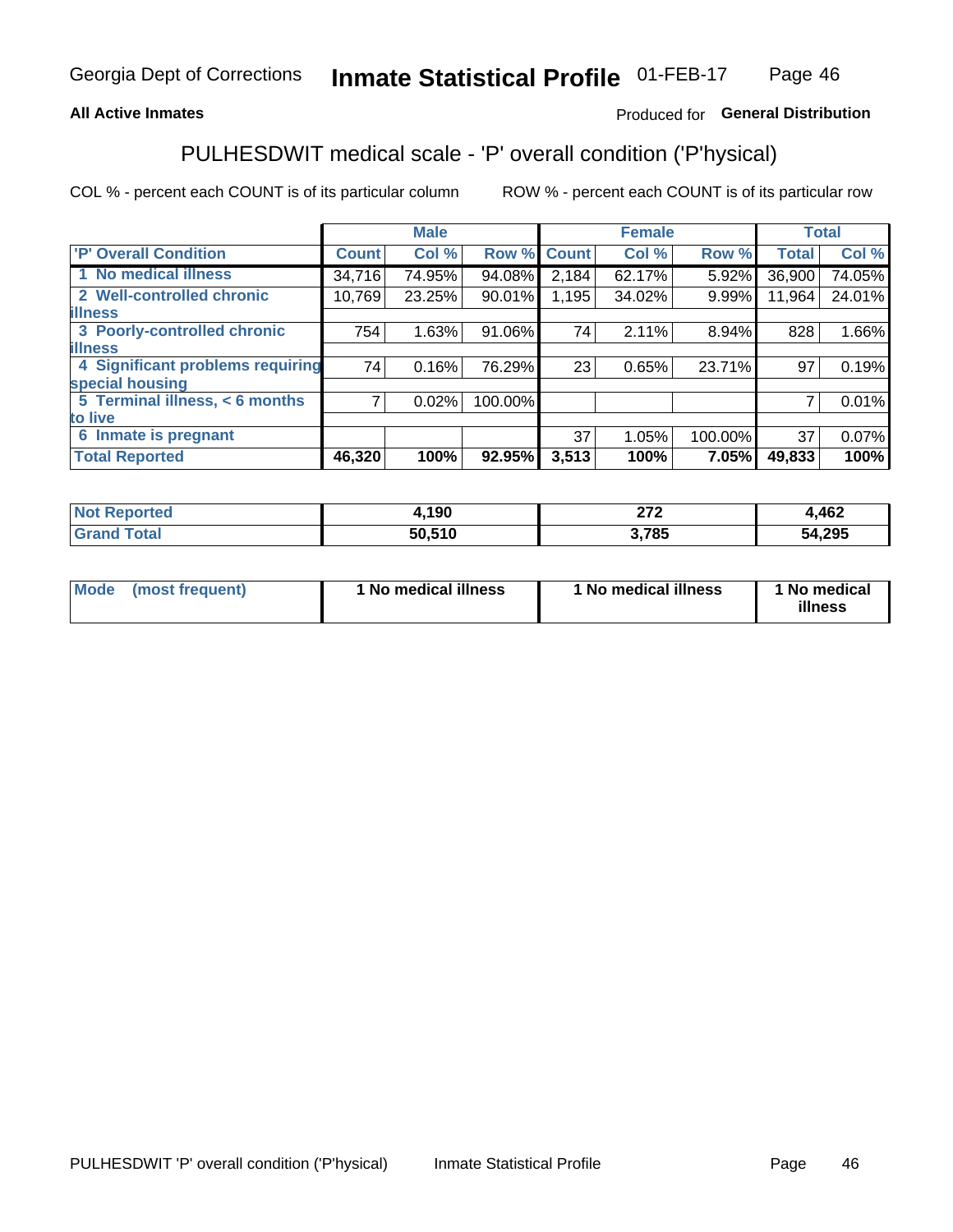Georgia Dept of Corrections **Inmate Statistical Profile** 01-FEB-17

**All Active Inmates**

Produced for **General Distribution**

## PULHESDWIT medical scale - 'P' overall condition ('P'hysical)

COL % - percent each COUNT is of its particular column

ROW % - percent each COUNT is of its particular row

| | Male | | | Female | | | Total | |
|---|---|---|---|---|---|---|---|---|
| **'P' Overall Condition** | **Count** | **Col %** | **Row %** | **Count** | **Col %** | **Row %** | **Total** | **Col %** |
| **1 No medical illness** | 34,716 | 74.95% | 94.08% | 2,184 | 62.17% | 5.92% | 36,900 | 74.05% |
| **2 Well-controlled chronic illness** | 10,769 | 23.25% | 90.01% | 1,195 | 34.02% | 9.99% | 11,964 | 24.01% |
| **3 Poorly-controlled chronic illness** | 754 | 1.63% | 91.06% | 74 | 2.11% | 8.94% | 828 | 1.66% |
| **4 Significant problems requiring special housing** | 74 | 0.16% | 76.29% | 23 | 0.65% | 23.71% | 97 | 0.19% |
| **5 Terminal illness, < 6 months to live** | 7 | 0.02% | 100.00% | | | | 7 | 0.01% |
| **6 Inmate is pregnant** | | | | 37 | 1.05% | 100.00% | 37 | 0.07% |
| **Total Reported** | **46,320** | **100%** | **92.95%** | **3,513** | **100%** | **7.05%** | **49,833** | **100%** |

| | Male | Female | Total |
|---|---|---|---|
| **Not Reported** | **4,190** | **272** | **4,462** |
| **Grand Total** | **50,510** | **3,785** | **54,295** |

| | Male | Female | Total |
|---|---|---|---|
| **Mode (most frequent)** | **1 No medical illness** | **1 No medical illness** | **1 No medical illness** |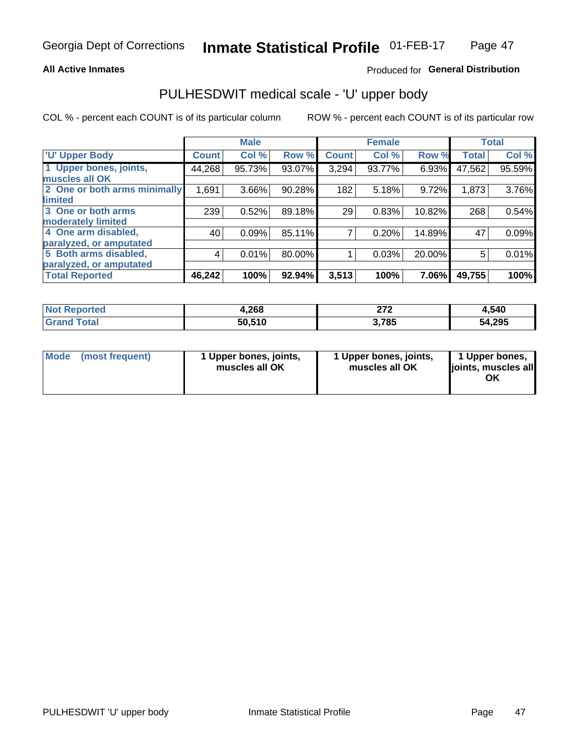Georgia Dept of Corrections **Inmate Statistical Profile** 01-FEB-17

**All Active Inmates**

Produced for **General Distribution**

## PULHESDWIT medical scale - 'U' upper body

COL % - percent each COUNT is of its particular column

ROW % - percent each COUNT is of its particular row

| | Male | | | Female | | | Total | |
|---|---|---|---|---|---|---|---|---|
| 'U' Upper Body | Count | Col % | Row % | Count | Col % | Row % | Total | Col % |
| 1 Upper bones, joints, muscles all OK | 44,268 | 95.73% | 93.07% | 3,294 | 93.77% | 6.93% | 47,562 | 95.59% |
| 2 One or both arms minimally limited | 1,691 | 3.66% | 90.28% | 182 | 5.18% | 9.72% | 1,873 | 3.76% |
| 3 One or both arms moderately limited | 239 | 0.52% | 89.18% | 29 | 0.83% | 10.82% | 268 | 0.54% |
| 4 One arm disabled, paralyzed, or amputated | 40 | 0.09% | 85.11% | 7 | 0.20% | 14.89% | 47 | 0.09% |
| 5 Both arms disabled, paralyzed, or amputated | 4 | 0.01% | 80.00% | 1 | 0.03% | 20.00% | 5 | 0.01% |
| **Total Reported** | **46,242** | **100%** | **92.94%** | **3,513** | **100%** | **7.06%** | **49,755** | **100%** |

| | Male | Female | Total |
|---|---|---|---|
| Not Reported | 4,268 | 272 | 4,540 |
| Grand Total | 50,510 | 3,785 | 54,295 |

| | Male | Female | Total |
|---|---|---|---|
| Mode (most frequent) | 1 Upper bones, joints, muscles all OK | 1 Upper bones, joints, muscles all OK | 1 Upper bones, joints, muscles all OK |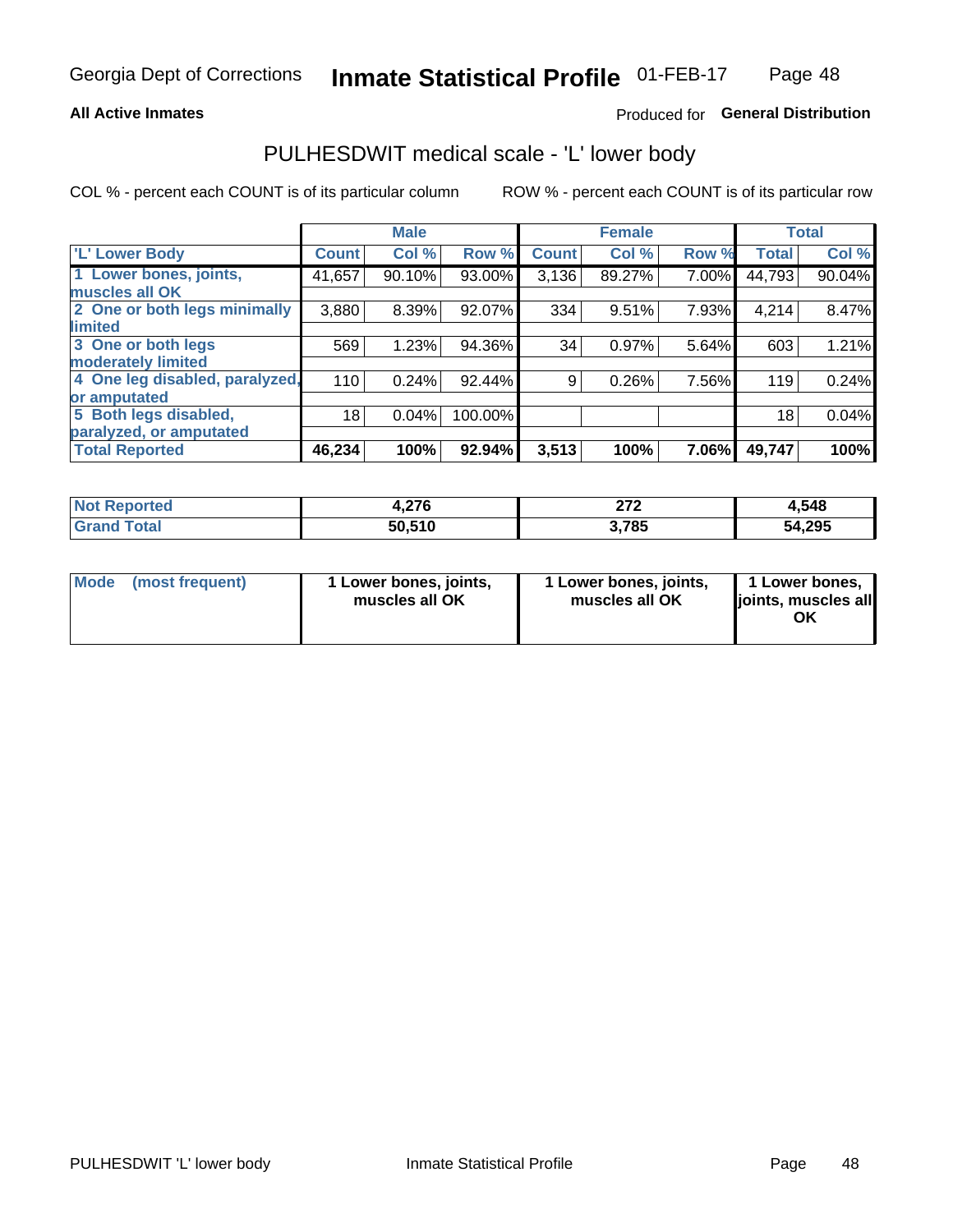Georgia Dept of Corrections **Inmate Statistical Profile** 01-FEB-17

**All Active Inmates**

Produced for **General Distribution**

## PULHESDWIT medical scale - 'L' lower body

COL % - percent each COUNT is of its particular column ROW % - percent each COUNT is of its particular row

| | Male | | | Female | | | Total | |
|---|---|---|---|---|---|---|---|---|
| 'L' Lower Body | Count | Col % | Row % | Count | Col % | Row % | Total | Col % |
| 1 Lower bones, joints, muscles all OK | 41,657 | 90.10% | 93.00% | 3,136 | 89.27% | 7.00% | 44,793 | 90.04% |
| 2 One or both legs minimally limited | 3,880 | 8.39% | 92.07% | 334 | 9.51% | 7.93% | 4,214 | 8.47% |
| 3 One or both legs moderately limited | 569 | 1.23% | 94.36% | 34 | 0.97% | 5.64% | 603 | 1.21% |
| 4 One leg disabled, paralyzed, or amputated | 110 | 0.24% | 92.44% | 9 | 0.26% | 7.56% | 119 | 0.24% |
| 5 Both legs disabled, paralyzed, or amputated | 18 | 0.04% | 100.00% | | | | 18 | 0.04% |
| **Total Reported** | **46,234** | **100%** | **92.94%** | **3,513** | **100%** | **7.06%** | **49,747** | **100%** |

| | Male | Female | Total |
|---|---|---|---|
| **Not Reported** | **4,276** | **272** | **4,548** |
| **Grand Total** | **50,510** | **3,785** | **54,295** |

| | Male | Female | Total |
|---|---|---|---|
| **Mode (most frequent)** | **1 Lower bones, joints, muscles all OK** | **1 Lower bones, joints, muscles all OK** | **1 Lower bones, joints, muscles all OK** |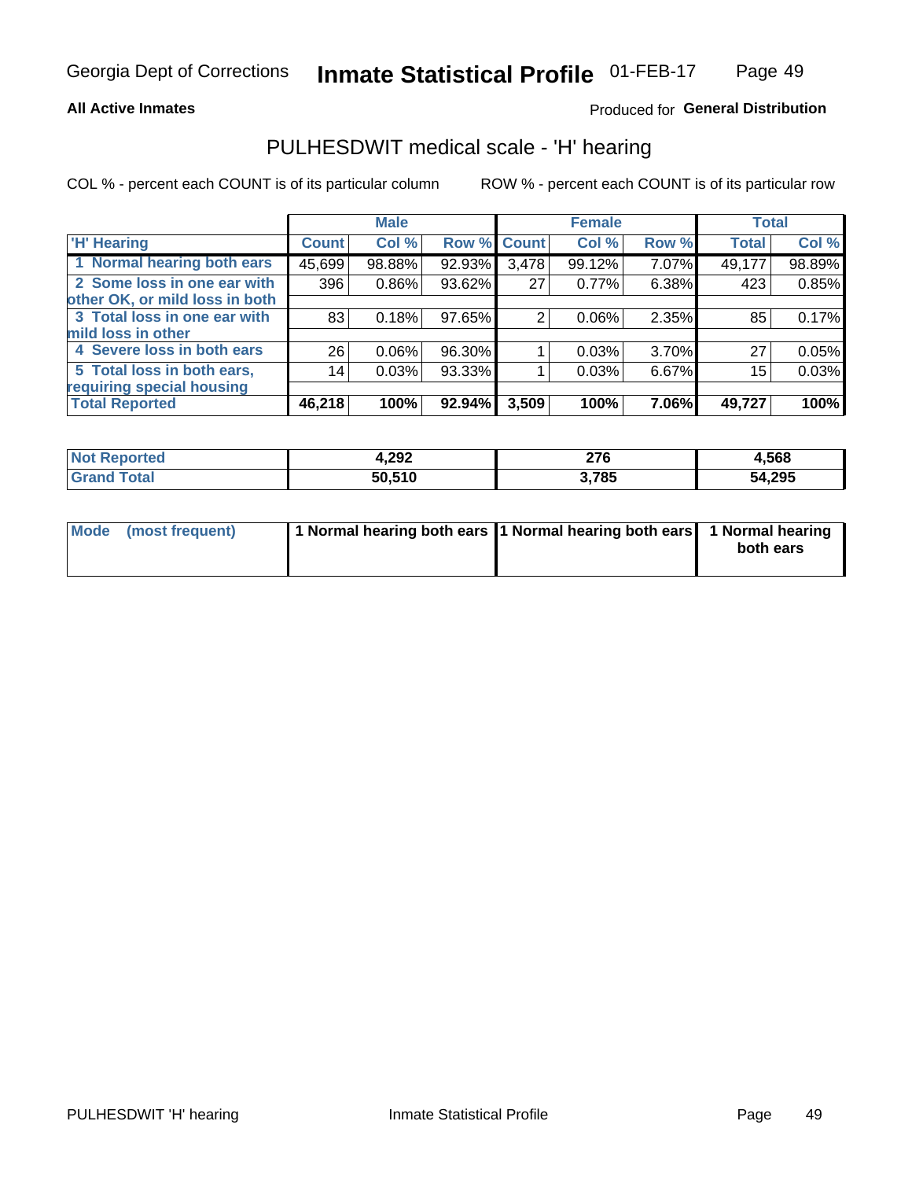**All Active Inmates**

Produced for **General Distribution**

## PULHESDWIT medical scale - 'H' hearing

COL % - percent each COUNT is of its particular column

ROW % - percent each COUNT is of its particular row

| 'H' Hearing | Male | | | Female | | | Total | |
|---|---|---|---|---|---|---|---|---|
| | Count | Col % | Row % | Count | Col % | Row % | Total | Col % |
| 1 Normal hearing both ears | 45,699 | 98.88% | 92.93% | 3,478 | 99.12% | 7.07% | 49,177 | 98.89% |
| 2 Some loss in one ear with other OK, or mild loss in both | 396 | 0.86% | 93.62% | 27 | 0.77% | 6.38% | 423 | 0.85% |
| 3 Total loss in one ear with mild loss in other | 83 | 0.18% | 97.65% | 2 | 0.06% | 2.35% | 85 | 0.17% |
| 4 Severe loss in both ears | 26 | 0.06% | 96.30% | 1 | 0.03% | 3.70% | 27 | 0.05% |
| 5 Total loss in both ears, requiring special housing | 14 | 0.03% | 93.33% | 1 | 0.03% | 6.67% | 15 | 0.03% |
| **Total Reported** | **46,218** | **100%** | **92.94%** | **3,509** | **100%** | **7.06%** | **49,727** | **100%** |

| | Male | Female | Total |
|---|---|---|---|
| Not Reported | 4,292 | 276 | 4,568 |
| Grand Total | 50,510 | 3,785 | 54,295 |

| | Male | Female | Total |
|---|---|---|---|
| Mode (most frequent) | 1 Normal hearing both ears | 1 Normal hearing both ears | 1 Normal hearing both ears |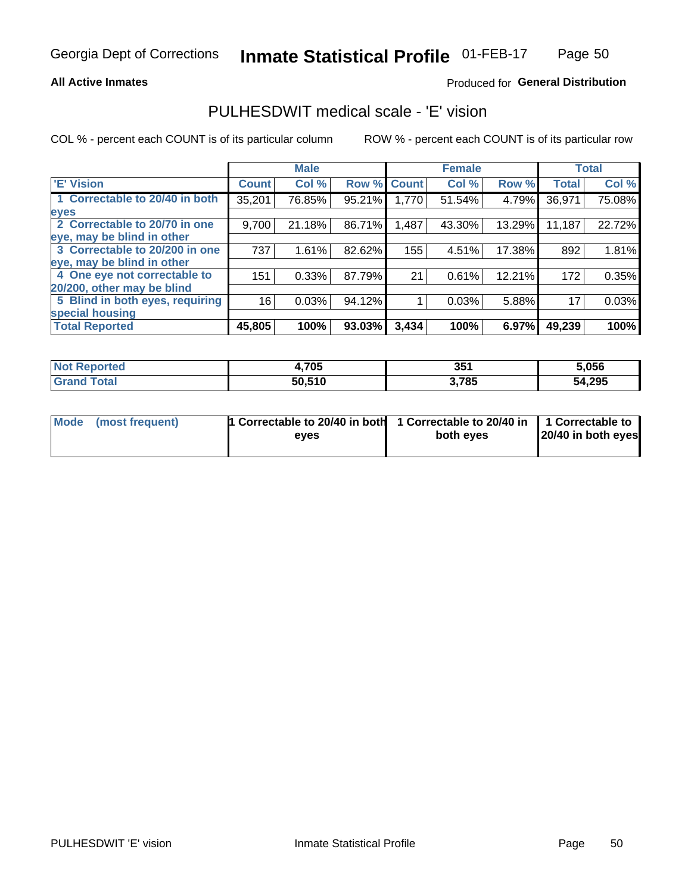Georgia Dept of Corrections **Inmate Statistical Profile** 01-FEB-17

**All Active Inmates** Produced for **General Distribution**

## PULHESDWIT medical scale - 'E' vision

COL % - percent each COUNT is of its particular column ROW % - percent each COUNT is of its particular row

| | Male | | | Female | | | Total | |
|---|---|---|---|---|---|---|---|---|
| 'E' Vision | Count | Col % | Row % | Count | Col % | Row % | Total | Col % |
| 1 Correctable to 20/40 in both eyes | 35,201 | 76.85% | 95.21% | 1,770 | 51.54% | 4.79% | 36,971 | 75.08% |
| 2 Correctable to 20/70 in one eye, may be blind in other | 9,700 | 21.18% | 86.71% | 1,487 | 43.30% | 13.29% | 11,187 | 22.72% |
| 3 Correctable to 20/200 in one eye, may be blind in other | 737 | 1.61% | 82.62% | 155 | 4.51% | 17.38% | 892 | 1.81% |
| 4 One eye not correctable to 20/200, other may be blind | 151 | 0.33% | 87.79% | 21 | 0.61% | 12.21% | 172 | 0.35% |
| 5 Blind in both eyes, requiring special housing | 16 | 0.03% | 94.12% | 1 | 0.03% | 5.88% | 17 | 0.03% |
| **Total Reported** | **45,805** | **100%** | **93.03%** | **3,434** | **100%** | **6.97%** | **49,239** | **100%** |

| | Male | Female | Total |
|---|---|---|---|
| Not Reported | 4,705 | 351 | 5,056 |
| Grand Total | 50,510 | 3,785 | 54,295 |

| | Male | Female | Total |
|---|---|---|---|
| Mode (most frequent) | 1 Correctable to 20/40 in both eyes | 1 Correctable to 20/40 in both eyes | 1 Correctable to 20/40 in both eyes |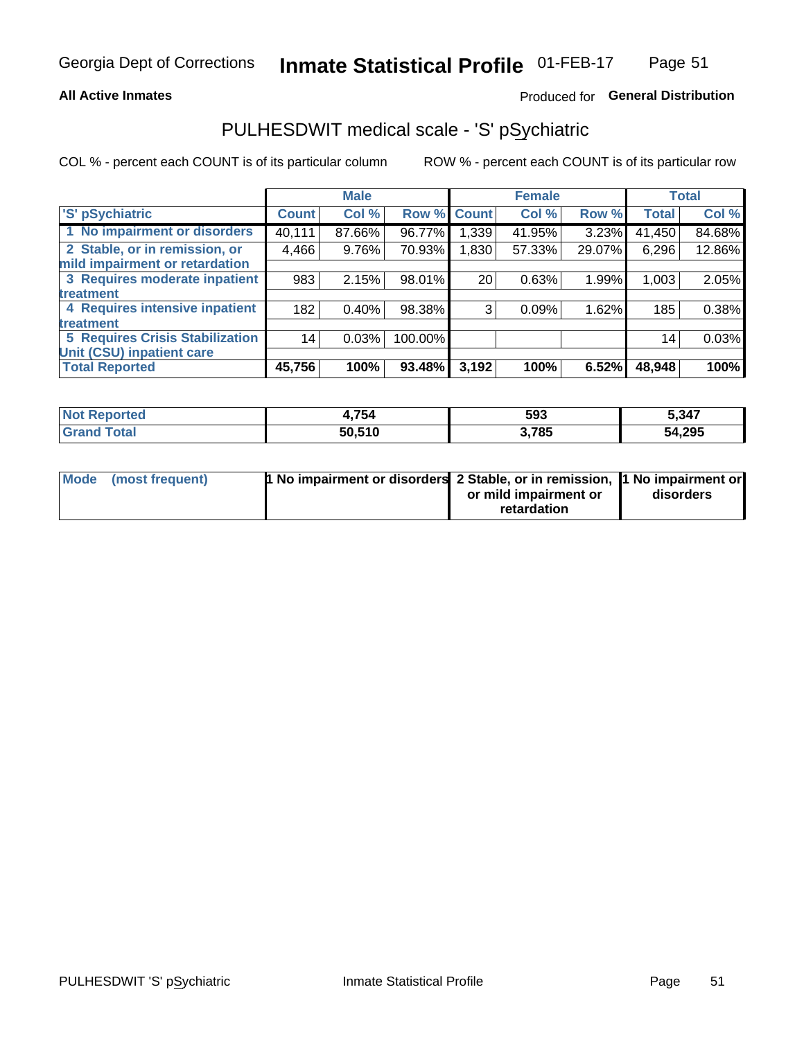Georgia Dept of Corrections **Inmate Statistical Profile** 01-FEB-17

**All Active Inmates**

Produced for **General Distribution**

## PULHESDWIT medical scale - 'S' pSychiatric

COL % - percent each COUNT is of its particular column

ROW % - percent each COUNT is of its particular row

| | Male | | | Female | | | Total | |
|---|---|---|---|---|---|---|---|---|
| 'S' pSychiatric | Count | Col % | Row % | Count | Col % | Row % | Total | Col % |
| 1 No impairment or disorders | 40,111 | 87.66% | 96.77% | 1,339 | 41.95% | 3.23% | 41,450 | 84.68% |
| 2 Stable, or in remission, or mild impairment or retardation | 4,466 | 9.76% | 70.93% | 1,830 | 57.33% | 29.07% | 6,296 | 12.86% |
| 3 Requires moderate inpatient treatment | 983 | 2.15% | 98.01% | 20 | 0.63% | 1.99% | 1,003 | 2.05% |
| 4 Requires intensive inpatient treatment | 182 | 0.40% | 98.38% | 3 | 0.09% | 1.62% | 185 | 0.38% |
| 5 Requires Crisis Stabilization Unit (CSU) inpatient care | 14 | 0.03% | 100.00% | | | | 14 | 0.03% |
| **Total Reported** | **45,756** | **100%** | **93.48%** | **3,192** | **100%** | **6.52%** | **48,948** | **100%** |

| | Male | Female | Total |
|---|---|---|---|
| Not Reported | 4,754 | 593 | 5,347 |
| Grand Total | 50,510 | 3,785 | 54,295 |

| | Male | Female | Total |
|---|---|---|---|
| Mode (most frequent) | 1 No impairment or disorders | 2 Stable, or in remission, or mild impairment or retardation | 1 No impairment or disorders |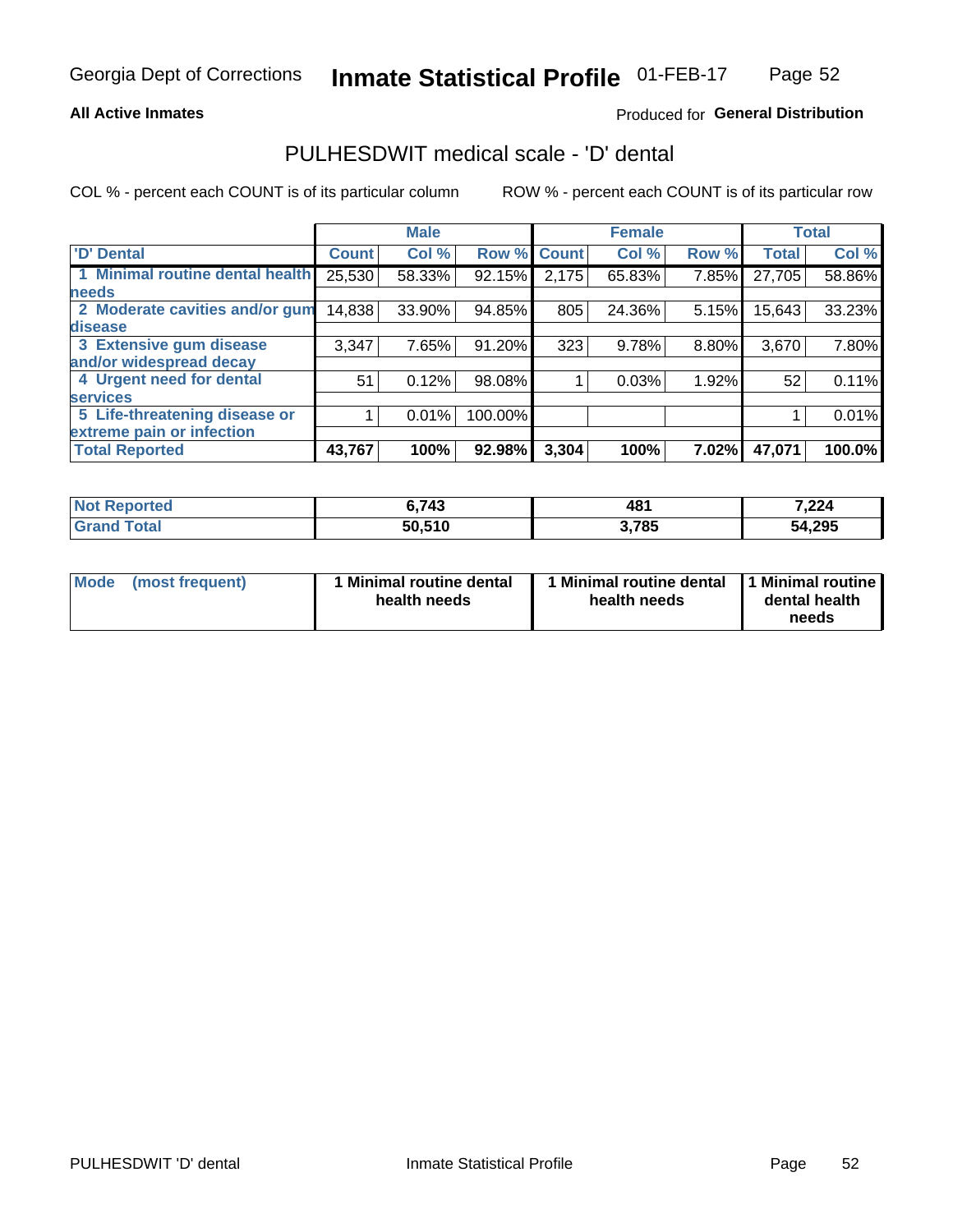Georgia Dept of Corrections **Inmate Statistical Profile** 01-FEB-17

**All Active Inmates**

Produced for **General Distribution**

## PULHESDWIT medical scale - 'D' dental

COL % - percent each COUNT is of its particular column

ROW % - percent each COUNT is of its particular row

| | Male | | | Female | | | Total | |
|---|---|---|---|---|---|---|---|---|
| **'D' Dental** | **Count** | **Col %** | **Row %** | **Count** | **Col %** | **Row %** | **Total** | **Col %** |
| **1 Minimal routine dental health needs** | 25,530 | 58.33% | 92.15% | 2,175 | 65.83% | 7.85% | 27,705 | 58.86% |
| **2 Moderate cavities and/or gum disease** | 14,838 | 33.90% | 94.85% | 805 | 24.36% | 5.15% | 15,643 | 33.23% |
| **3 Extensive gum disease and/or widespread decay** | 3,347 | 7.65% | 91.20% | 323 | 9.78% | 8.80% | 3,670 | 7.80% |
| **4 Urgent need for dental services** | 51 | 0.12% | 98.08% | 1 | 0.03% | 1.92% | 52 | 0.11% |
| **5 Life-threatening disease or extreme pain or infection** | 1 | 0.01% | 100.00% | | | | 1 | 0.01% |
| **Total Reported** | **43,767** | **100%** | **92.98%** | **3,304** | **100%** | **7.02%** | **47,071** | **100.0%** |

| | Male | Female | Total |
|---|---|---|---|
| **Not Reported** | **6,743** | **481** | **7,224** |
| **Grand Total** | **50,510** | **3,785** | **54,295** |

| | Male | Female | Total |
|---|---|---|---|
| **Mode (most frequent)** | **1 Minimal routine dental health needs** | **1 Minimal routine dental health needs** | **1 Minimal routine dental health needs** |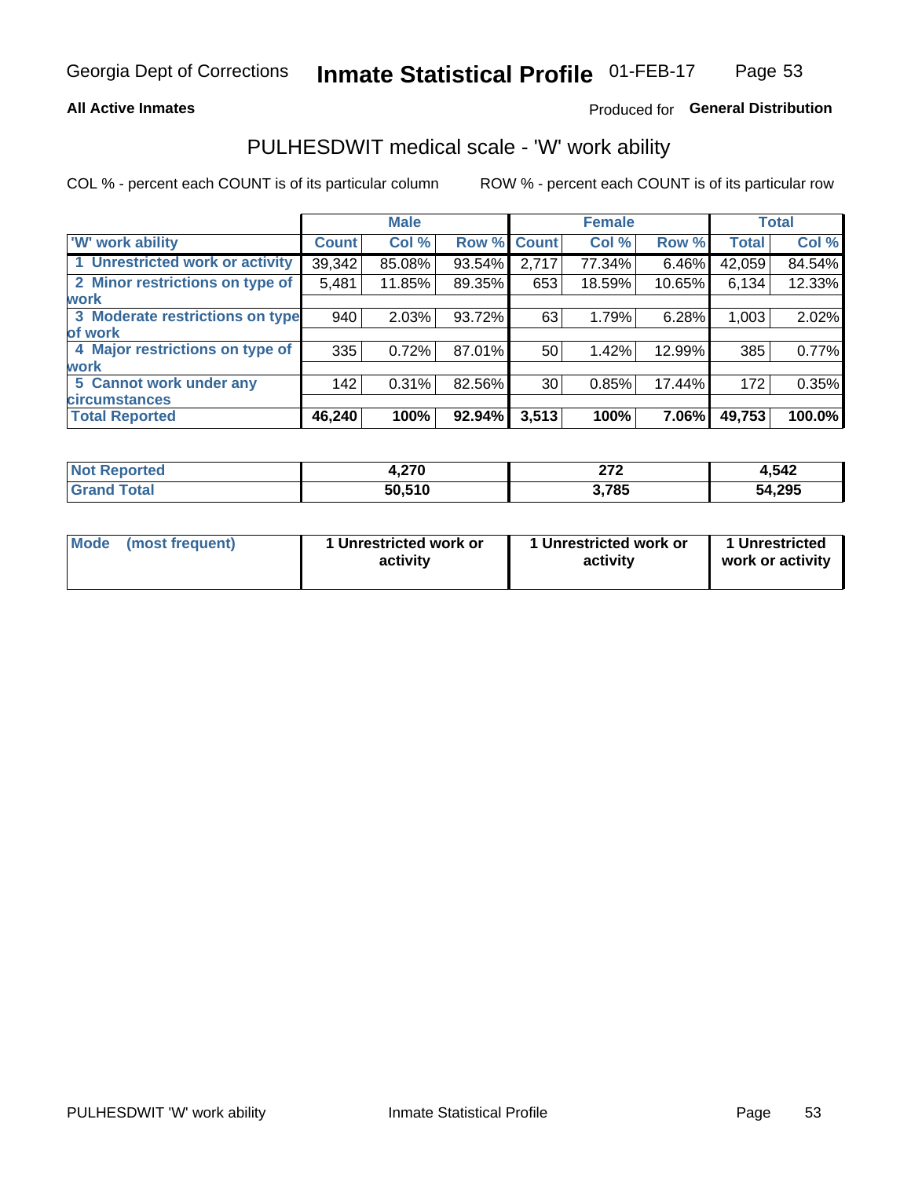**All Active Inmates**

Produced for **General Distribution**

## PULHESDWIT medical scale - 'W' work ability

COL % - percent each COUNT is of its particular column

ROW % - percent each COUNT is of its particular row

| | Male | | | Female | | | Total | |
|---|---|---|---|---|---|---|---|---|
| 'W' work ability | Count | Col % | Row % | Count | Col % | Row % | Total | Col % |
| 1 Unrestricted work or activity | 39,342 | 85.08% | 93.54% | 2,717 | 77.34% | 6.46% | 42,059 | 84.54% |
| 2 Minor restrictions on type of work | 5,481 | 11.85% | 89.35% | 653 | 18.59% | 10.65% | 6,134 | 12.33% |
| 3 Moderate restrictions on type of work | 940 | 2.03% | 93.72% | 63 | 1.79% | 6.28% | 1,003 | 2.02% |
| 4 Major restrictions on type of work | 335 | 0.72% | 87.01% | 50 | 1.42% | 12.99% | 385 | 0.77% |
| 5 Cannot work under any circumstances | 142 | 0.31% | 82.56% | 30 | 0.85% | 17.44% | 172 | 0.35% |
| **Total Reported** | **46,240** | **100%** | **92.94%** | **3,513** | **100%** | **7.06%** | **49,753** | **100.0%** |

| | Male | Female | Total |
|---|---|---|---|
| Not Reported | 4,270 | 272 | 4,542 |
| Grand Total | 50,510 | 3,785 | 54,295 |

| | Male | Female | Total |
|---|---|---|---|
| Mode (most frequent) | 1 Unrestricted work or activity | 1 Unrestricted work or activity | 1 Unrestricted work or activity |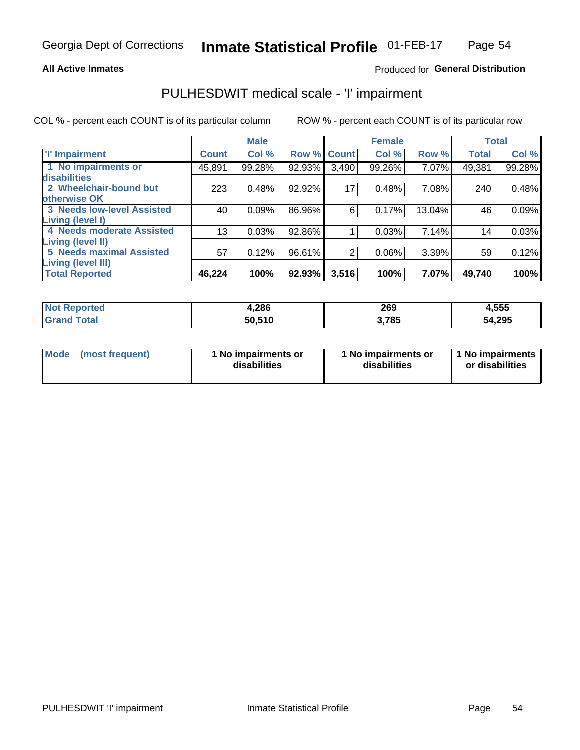Georgia Dept of Corrections **Inmate Statistical Profile** 01-FEB-17

**All Active Inmates**

Produced for **General Distribution**

## PULHESDWIT medical scale - 'I' impairment

COL % - percent each COUNT is of its particular column ROW % - percent each COUNT is of its particular row

| | Male | | | Female | | | Total | |
|---|---|---|---|---|---|---|---|---|
| **'I' Impairment** | **Count** | **Col %** | **Row %** | **Count** | **Col %** | **Row %** | **Total** | **Col %** |
| **1 No impairments or disabilities** | 45,891 | 99.28% | 92.93% | 3,490 | 99.26% | 7.07% | 49,381 | 99.28% |
| **2 Wheelchair-bound but otherwise OK** | 223 | 0.48% | 92.92% | 17 | 0.48% | 7.08% | 240 | 0.48% |
| **3 Needs low-level Assisted Living (level I)** | 40 | 0.09% | 86.96% | 6 | 0.17% | 13.04% | 46 | 0.09% |
| **4 Needs moderate Assisted Living (level II)** | 13 | 0.03% | 92.86% | 1 | 0.03% | 7.14% | 14 | 0.03% |
| **5 Needs maximal Assisted Living (level III)** | 57 | 0.12% | 96.61% | 2 | 0.06% | 3.39% | 59 | 0.12% |
| **Total Reported** | **46,224** | **100%** | **92.93%** | **3,516** | **100%** | **7.07%** | **49,740** | **100%** |

| | Male | Female | Total |
|---|---|---|---|
| **Not Reported** | **4,286** | **269** | **4,555** |
| **Grand Total** | **50,510** | **3,785** | **54,295** |

| | Male | Female | Total |
|---|---|---|---|
| **Mode (most frequent)** | **1 No impairments or disabilities** | **1 No impairments or disabilities** | **1 No impairments or disabilities** |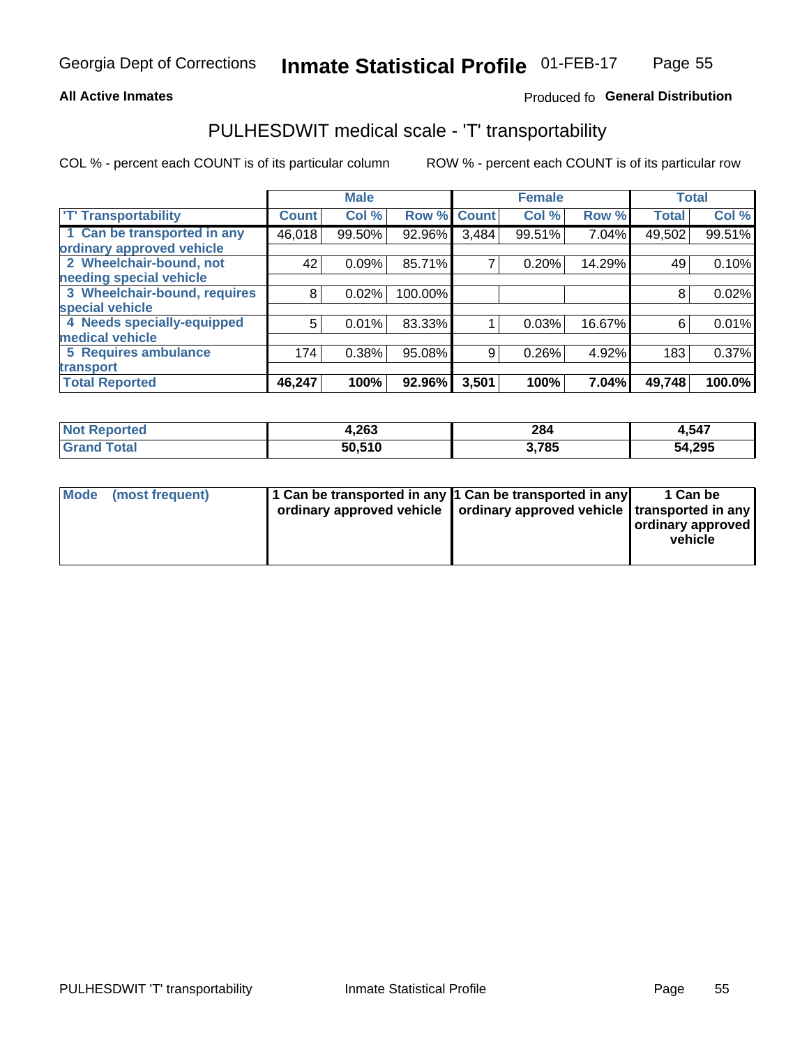Georgia Dept of Corrections **Inmate Statistical Profile** 01-FEB-17

**All Active Inmates**

Produced fo **General Distribution**

## PULHESDWIT medical scale - 'T' transportability

COL % - percent each COUNT is of its particular column ROW % - percent each COUNT is of its particular row

| | Male | | | Female | | | Total | |
|---|---|---|---|---|---|---|---|---|
| 'T' Transportability | Count | Col % | Row % | Count | Col % | Row % | Total | Col % |
| 1 Can be transported in any ordinary approved vehicle | 46,018 | 99.50% | 92.96% | 3,484 | 99.51% | 7.04% | 49,502 | 99.51% |
| 2 Wheelchair-bound, not needing special vehicle | 42 | 0.09% | 85.71% | 7 | 0.20% | 14.29% | 49 | 0.10% |
| 3 Wheelchair-bound, requires special vehicle | 8 | 0.02% | 100.00% | | | | 8 | 0.02% |
| 4 Needs specially-equipped medical vehicle | 5 | 0.01% | 83.33% | 1 | 0.03% | 16.67% | 6 | 0.01% |
| 5 Requires ambulance transport | 174 | 0.38% | 95.08% | 9 | 0.26% | 4.92% | 183 | 0.37% |
| **Total Reported** | **46,247** | **100%** | **92.96%** | **3,501** | **100%** | **7.04%** | **49,748** | **100.0%** |

| | Male | Female | Total |
|---|---|---|---|
| **Not Reported** | **4,263** | **284** | **4,547** |
| **Grand Total** | **50,510** | **3,785** | **54,295** |

| | Male | Female | Total |
|---|---|---|---|
| **Mode (most frequent)** | **1 Can be transported in any ordinary approved vehicle** | **1 Can be transported in any ordinary approved vehicle** | **1 Can be transported in any ordinary approved vehicle** |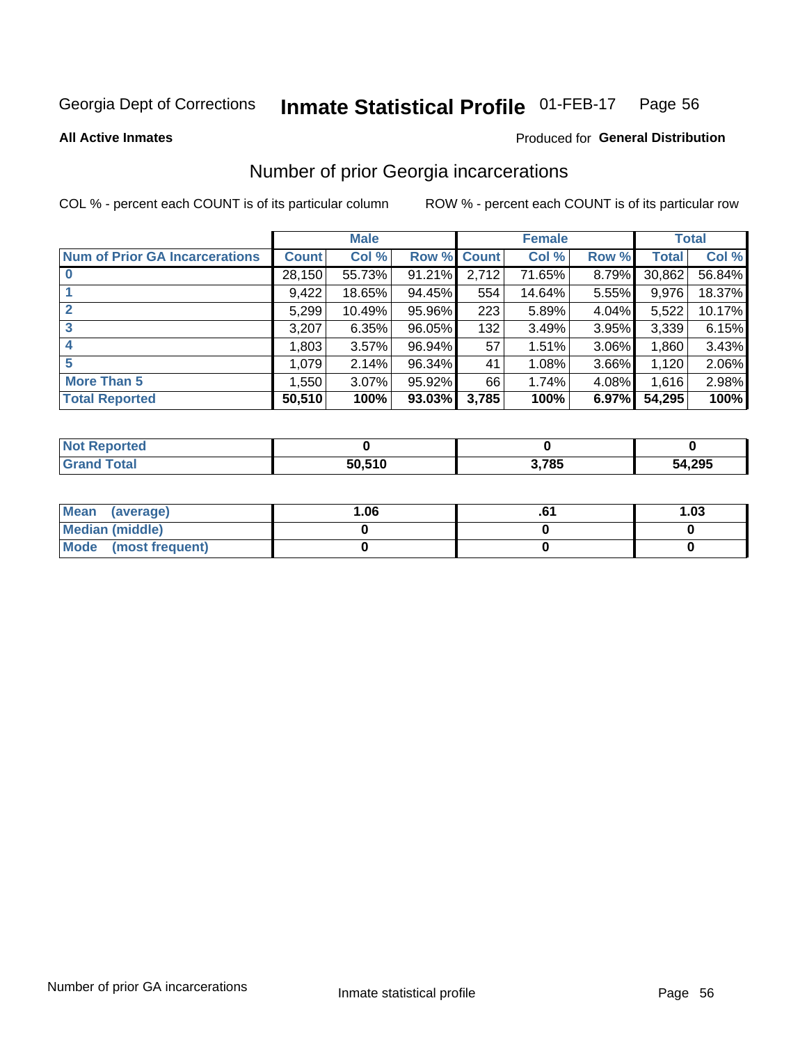Georgia Dept of Corrections **Inmate Statistical Profile** 01-FEB-17

**All Active Inmates**

Produced for **General Distribution**

## Number of prior Georgia incarcerations

COL % - percent each COUNT is of its particular column ROW % - percent each COUNT is of its particular row

| | Male | | | Female | | | Total | |
|---|---|---|---|---|---|---|---|---|
| **Num of Prior GA Incarcerations** | **Count** | **Col %** | **Row %** | **Count** | **Col %** | **Row %** | **Total** | **Col %** |
| **0** | 28,150 | 55.73% | 91.21% | 2,712 | 71.65% | 8.79% | 30,862 | 56.84% |
| **1** | 9,422 | 18.65% | 94.45% | 554 | 14.64% | 5.55% | 9,976 | 18.37% |
| **2** | 5,299 | 10.49% | 95.96% | 223 | 5.89% | 4.04% | 5,522 | 10.17% |
| **3** | 3,207 | 6.35% | 96.05% | 132 | 3.49% | 3.95% | 3,339 | 6.15% |
| **4** | 1,803 | 3.57% | 96.94% | 57 | 1.51% | 3.06% | 1,860 | 3.43% |
| **5** | 1,079 | 2.14% | 96.34% | 41 | 1.08% | 3.66% | 1,120 | 2.06% |
| **More Than 5** | 1,550 | 3.07% | 95.92% | 66 | 1.74% | 4.08% | 1,616 | 2.98% |
| **Total Reported** | **50,510** | **100%** | **93.03%** | **3,785** | **100%** | **6.97%** | **54,295** | **100%** |

| | Male | Female | Total |
|---|---|---|---|
| **Not Reported** | **0** | **0** | **0** |
| **Grand Total** | **50,510** | **3,785** | **54,295** |

| | Male | Female | Total |
|---|---|---|---|
| **Mean (average)** | **1.06** | **.61** | **1.03** |
| **Median (middle)** | **0** | **0** | **0** |
| **Mode (most frequent)** | **0** | **0** | **0** |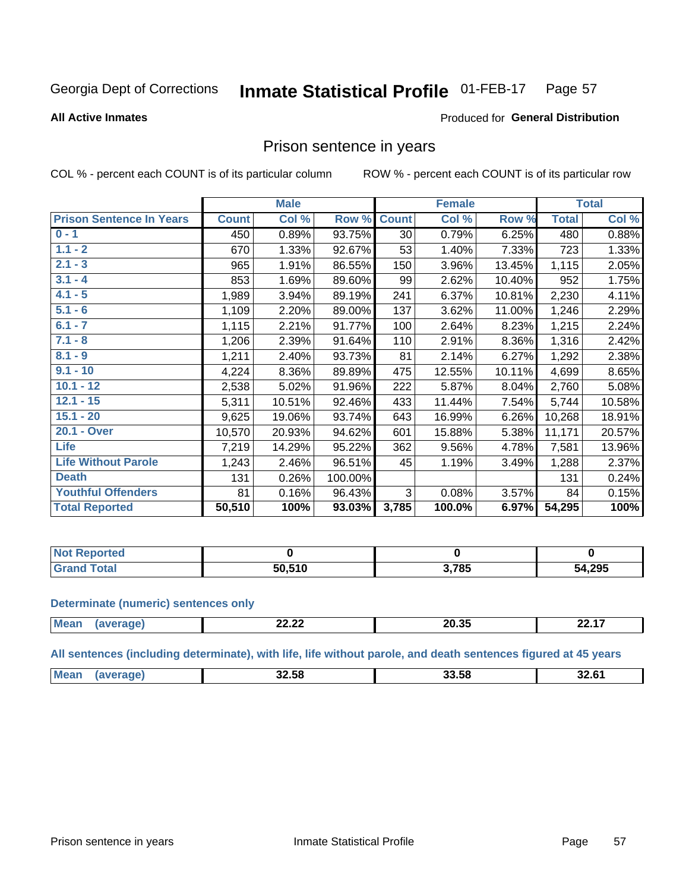Georgia Dept of Corrections **Inmate Statistical Profile** 01-FEB-17 Page 57

**All Active Inmates**

Produced for **General Distribution**

## Prison sentence in years

COL % - percent each COUNT is of its particular column ROW % - percent each COUNT is of its particular row

| | Male | | | Female | | | Total | |
|---|---|---|---|---|---|---|---|---|
| **Prison Sentence In Years** | **Count** | **Col %** | **Row %** | **Count** | **Col %** | **Row %** | **Total** | **Col %** |
| **0 - 1** | 450 | 0.89% | 93.75% | 30 | 0.79% | 6.25% | 480 | 0.88% |
| **1.1 - 2** | 670 | 1.33% | 92.67% | 53 | 1.40% | 7.33% | 723 | 1.33% |
| **2.1 - 3** | 965 | 1.91% | 86.55% | 150 | 3.96% | 13.45% | 1,115 | 2.05% |
| **3.1 - 4** | 853 | 1.69% | 89.60% | 99 | 2.62% | 10.40% | 952 | 1.75% |
| **4.1 - 5** | 1,989 | 3.94% | 89.19% | 241 | 6.37% | 10.81% | 2,230 | 4.11% |
| **5.1 - 6** | 1,109 | 2.20% | 89.00% | 137 | 3.62% | 11.00% | 1,246 | 2.29% |
| **6.1 - 7** | 1,115 | 2.21% | 91.77% | 100 | 2.64% | 8.23% | 1,215 | 2.24% |
| **7.1 - 8** | 1,206 | 2.39% | 91.64% | 110 | 2.91% | 8.36% | 1,316 | 2.42% |
| **8.1 - 9** | 1,211 | 2.40% | 93.73% | 81 | 2.14% | 6.27% | 1,292 | 2.38% |
| **9.1 - 10** | 4,224 | 8.36% | 89.89% | 475 | 12.55% | 10.11% | 4,699 | 8.65% |
| **10.1 - 12** | 2,538 | 5.02% | 91.96% | 222 | 5.87% | 8.04% | 2,760 | 5.08% |
| **12.1 - 15** | 5,311 | 10.51% | 92.46% | 433 | 11.44% | 7.54% | 5,744 | 10.58% |
| **15.1 - 20** | 9,625 | 19.06% | 93.74% | 643 | 16.99% | 6.26% | 10,268 | 18.91% |
| **20.1 - Over** | 10,570 | 20.93% | 94.62% | 601 | 15.88% | 5.38% | 11,171 | 20.57% |
| **Life** | 7,219 | 14.29% | 95.22% | 362 | 9.56% | 4.78% | 7,581 | 13.96% |
| **Life Without Parole** | 1,243 | 2.46% | 96.51% | 45 | 1.19% | 3.49% | 1,288 | 2.37% |
| **Death** | 131 | 0.26% | 100.00% | | | | 131 | 0.24% |
| **Youthful Offenders** | 81 | 0.16% | 96.43% | 3 | 0.08% | 3.57% | 84 | 0.15% |
| **Total Reported** | **50,510** | **100%** | **93.03%** | **3,785** | **100.0%** | **6.97%** | **54,295** | **100%** |

| | Male | Female | Total |
|---|---|---|---|
| **Not Reported** | **0** | **0** | **0** |
| **Grand Total** | **50,510** | **3,785** | **54,295** |

**Determinate (numeric) sentences only**

| | Male | Female | Total |
|---|---|---|---|
| **Mean (average)** | **22.22** | **20.35** | **22.17** |

**All sentences (including determinate), with life, life without parole, and death sentences figured at 45 years**

| | Male | Female | Total |
|---|---|---|---|
| **Mean (average)** | **32.58** | **33.58** | **32.61** |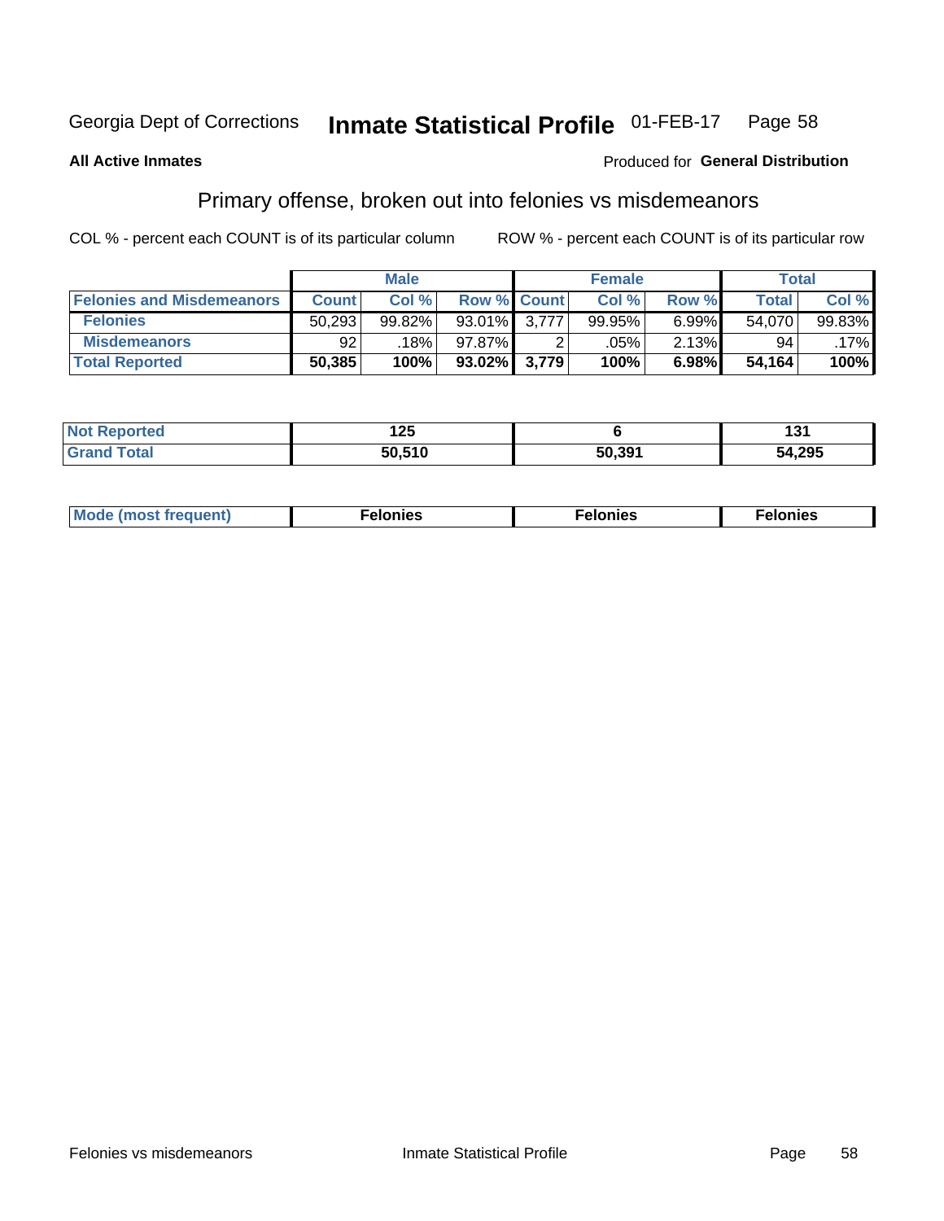Georgia Dept of Corrections **Inmate Statistical Profile** 01-FEB-17

**All Active Inmates**

Produced for **General Distribution**

## Primary offense, broken out into felonies vs misdemeanors

COL % - percent each COUNT is of its particular column

ROW % - percent each COUNT is of its particular row

| | Male | | | Female | | | Total | |
|---|---|---|---|---|---|---|---|---|
| **Felonies and Misdemeanors** | **Count** | **Col %** | **Row %** | **Count** | **Col %** | **Row %** | **Total** | **Col %** |
| **Felonies** | 50,293 | 99.82% | 93.01% | 3,777 | 99.95% | 6.99% | 54,070 | 99.83% |
| **Misdemeanors** | 92 | .18% | 97.87% | 2 | .05% | 2.13% | 94 | .17% |
| **Total Reported** | **50,385** | **100%** | **93.02%** | **3,779** | **100%** | **6.98%** | **54,164** | **100%** |

| | Male | Female | Total |
|---|---|---|---|
| **Not Reported** | **125** | **6** | **131** |
| **Grand Total** | **50,510** | **50,391** | **54,295** |

| | Male | Female | Total |
|---|---|---|---|
| **Mode (most frequent)** | **Felonies** | **Felonies** | **Felonies** |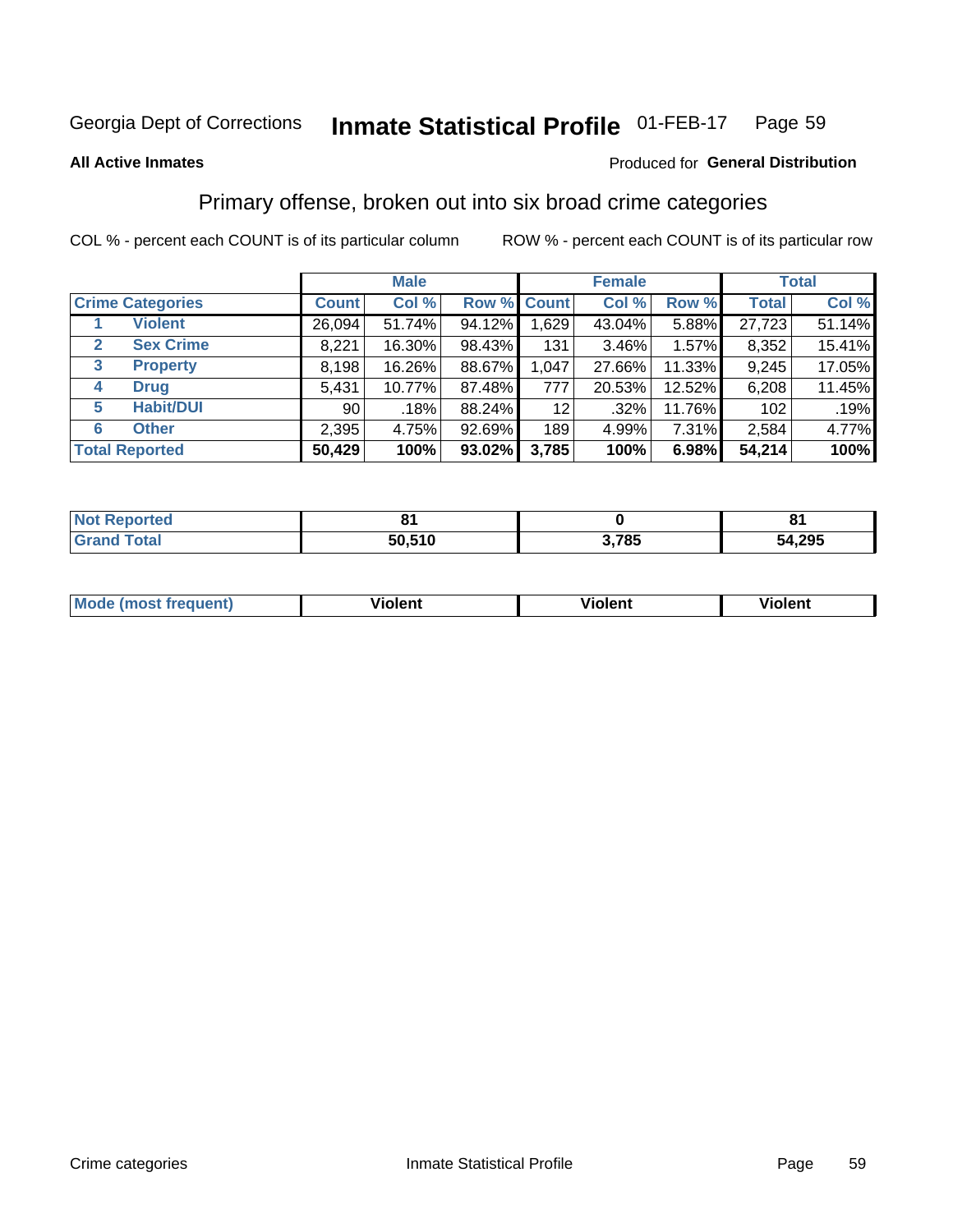Georgia Dept of Corrections **Inmate Statistical Profile** 01-FEB-17

**All Active Inmates**

Produced for **General Distribution**

## Primary offense, broken out into six broad crime categories

COL % - percent each COUNT is of its particular column ROW % - percent each COUNT is of its particular row

| Crime Categories | Male | | | Female | | | Total | |
|---|---|---|---|---|---|---|---|---|
| | Count | Col % | Row % | Count | Col % | Row % | Total | Col % |
| 1 Violent | 26,094 | 51.74% | 94.12% | 1,629 | 43.04% | 5.88% | 27,723 | 51.14% |
| 2 Sex Crime | 8,221 | 16.30% | 98.43% | 131 | 3.46% | 1.57% | 8,352 | 15.41% |
| 3 Property | 8,198 | 16.26% | 88.67% | 1,047 | 27.66% | 11.33% | 9,245 | 17.05% |
| 4 Drug | 5,431 | 10.77% | 87.48% | 777 | 20.53% | 12.52% | 6,208 | 11.45% |
| 5 Habit/DUI | 90 | .18% | 88.24% | 12 | .32% | 11.76% | 102 | .19% |
| 6 Other | 2,395 | 4.75% | 92.69% | 189 | 4.99% | 7.31% | 2,584 | 4.77% |
| **Total Reported** | **50,429** | **100%** | **93.02%** | **3,785** | **100%** | **6.98%** | **54,214** | **100%** |

| | Male | Female | Total |
|---|---|---|---|
| Not Reported | 81 | 0 | 81 |
| Grand Total | 50,510 | 3,785 | 54,295 |

| | Male | Female | Total |
|---|---|---|---|
| Mode (most frequent) | Violent | Violent | Violent |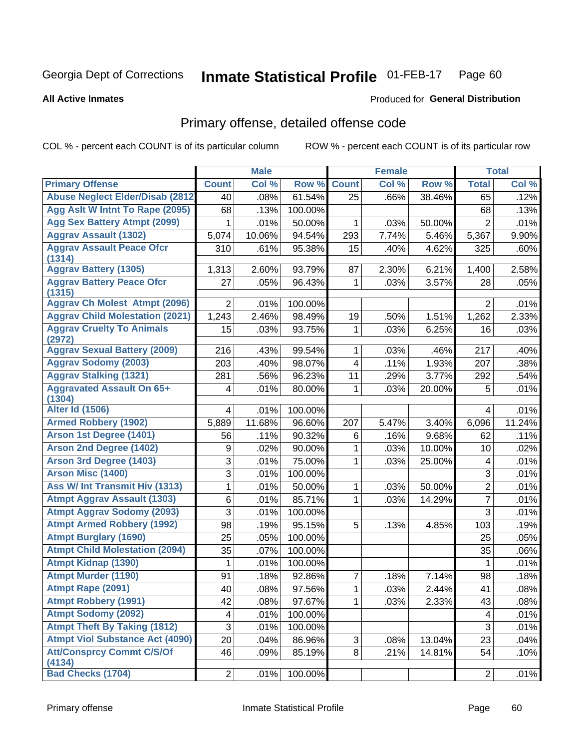Georgia Dept of Corrections **Inmate Statistical Profile** 01-FEB-17

**All Active Inmates**

Produced for **General Distribution**

## Primary offense, detailed offense code

COL % - percent each COUNT is of its particular column ROW % - percent each COUNT is of its particular row

| | Male | | | Female | | | Total | |
|---|---|---|---|---|---|---|---|---|
| Primary Offense | Count | Col % | Row % | Count | Col % | Row % | Total | Col % |
| Abuse Neglect Elder/Disab (2812 | 40 | .08% | 61.54% | 25 | .66% | 38.46% | 65 | .12% |
| Agg Aslt W Intnt To Rape (2095) | 68 | .13% | 100.00% | | | | 68 | .13% |
| Agg Sex Battery Atmpt (2099) | 1 | .01% | 50.00% | 1 | .03% | 50.00% | 2 | .01% |
| Aggrav Assault (1302) | 5,074 | 10.06% | 94.54% | 293 | 7.74% | 5.46% | 5,367 | 9.90% |
| Aggrav Assault Peace Ofcr (1314) | 310 | .61% | 95.38% | 15 | .40% | 4.62% | 325 | .60% |
| Aggrav Battery (1305) | 1,313 | 2.60% | 93.79% | 87 | 2.30% | 6.21% | 1,400 | 2.58% |
| Aggrav Battery Peace Ofcr (1315) | 27 | .05% | 96.43% | 1 | .03% | 3.57% | 28 | .05% |
| Aggrav Ch Molest Atmpt (2096) | 2 | .01% | 100.00% | | | | 2 | .01% |
| Aggrav Child Molestation (2021) | 1,243 | 2.46% | 98.49% | 19 | .50% | 1.51% | 1,262 | 2.33% |
| Aggrav Cruelty To Animals (2972) | 15 | .03% | 93.75% | 1 | .03% | 6.25% | 16 | .03% |
| Aggrav Sexual Battery (2009) | 216 | .43% | 99.54% | 1 | .03% | .46% | 217 | .40% |
| Aggrav Sodomy (2003) | 203 | .40% | 98.07% | 4 | .11% | 1.93% | 207 | .38% |
| Aggrav Stalking (1321) | 281 | .56% | 96.23% | 11 | .29% | 3.77% | 292 | .54% |
| Aggravated Assault On 65+ (1304) | 4 | .01% | 80.00% | 1 | .03% | 20.00% | 5 | .01% |
| Alter Id (1506) | 4 | .01% | 100.00% | | | | 4 | .01% |
| Armed Robbery (1902) | 5,889 | 11.68% | 96.60% | 207 | 5.47% | 3.40% | 6,096 | 11.24% |
| Arson 1st Degree (1401) | 56 | .11% | 90.32% | 6 | .16% | 9.68% | 62 | .11% |
| Arson 2nd Degree (1402) | 9 | .02% | 90.00% | 1 | .03% | 10.00% | 10 | .02% |
| Arson 3rd Degree (1403) | 3 | .01% | 75.00% | 1 | .03% | 25.00% | 4 | .01% |
| Arson Misc (1400) | 3 | .01% | 100.00% | | | | 3 | .01% |
| Ass W/ Int Transmit Hiv (1313) | 1 | .01% | 50.00% | 1 | .03% | 50.00% | 2 | .01% |
| Atmpt Aggrav Assault (1303) | 6 | .01% | 85.71% | 1 | .03% | 14.29% | 7 | .01% |
| Atmpt Aggrav Sodomy (2093) | 3 | .01% | 100.00% | | | | 3 | .01% |
| Atmpt Armed Robbery (1992) | 98 | .19% | 95.15% | 5 | .13% | 4.85% | 103 | .19% |
| Atmpt Burglary (1690) | 25 | .05% | 100.00% | | | | 25 | .05% |
| Atmpt Child Molestation (2094) | 35 | .07% | 100.00% | | | | 35 | .06% |
| Atmpt Kidnap (1390) | 1 | .01% | 100.00% | | | | 1 | .01% |
| Atmpt Murder (1190) | 91 | .18% | 92.86% | 7 | .18% | 7.14% | 98 | .18% |
| Atmpt Rape (2091) | 40 | .08% | 97.56% | 1 | .03% | 2.44% | 41 | .08% |
| Atmpt Robbery (1991) | 42 | .08% | 97.67% | 1 | .03% | 2.33% | 43 | .08% |
| Atmpt Sodomy (2092) | 4 | .01% | 100.00% | | | | 4 | .01% |
| Atmpt Theft By Taking (1812) | 3 | .01% | 100.00% | | | | 3 | .01% |
| Atmpt Viol Substance Act (4090) | 20 | .04% | 86.96% | 3 | .08% | 13.04% | 23 | .04% |
| Att/Consprcy Commt C/S/Of (4134) | 46 | .09% | 85.19% | 8 | .21% | 14.81% | 54 | .10% |
| Bad Checks (1704) | 2 | .01% | 100.00% | | | | 2 | .01% |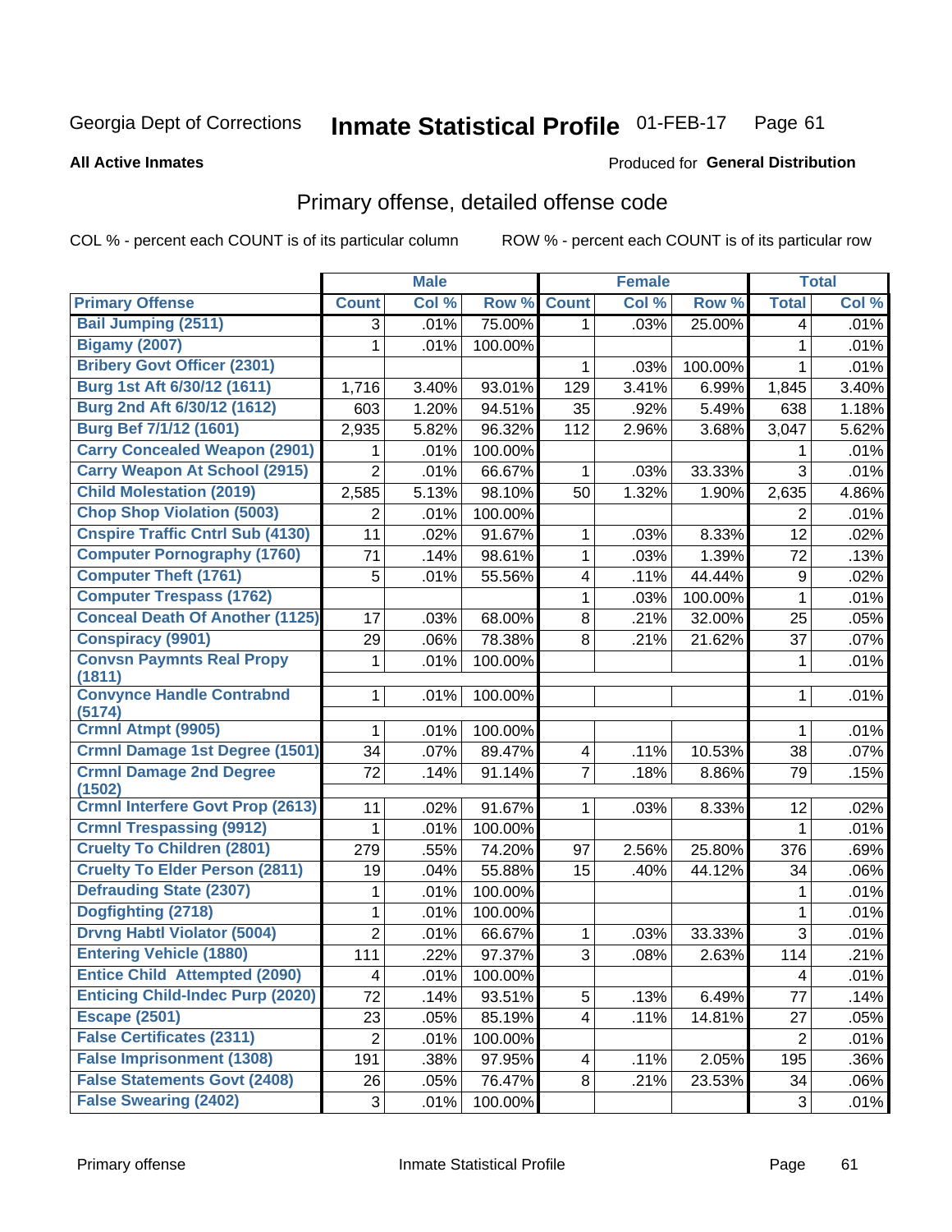Georgia Dept of Corrections **Inmate Statistical Profile** 01-FEB-17

**All Active Inmates**

Produced for **General Distribution**

## Primary offense, detailed offense code

COL % - percent each COUNT is of its particular column ROW % - percent each COUNT is of its particular row

| | Male | | | Female | | | Total | |
|---|---|---|---|---|---|---|---|---|
| **Primary Offense** | **Count** | **Col %** | **Row %** | **Count** | **Col %** | **Row %** | **Total** | **Col %** |
| **Bail Jumping (2511)** | 3 | .01% | 75.00% | 1 | .03% | 25.00% | 4 | .01% |
| **Bigamy (2007)** | 1 | .01% | 100.00% | | | | 1 | .01% |
| **Bribery Govt Officer (2301)** | | | | 1 | .03% | 100.00% | 1 | .01% |
| **Burg 1st Aft 6/30/12 (1611)** | 1,716 | 3.40% | 93.01% | 129 | 3.41% | 6.99% | 1,845 | 3.40% |
| **Burg 2nd Aft 6/30/12 (1612)** | 603 | 1.20% | 94.51% | 35 | .92% | 5.49% | 638 | 1.18% |
| **Burg Bef 7/1/12 (1601)** | 2,935 | 5.82% | 96.32% | 112 | 2.96% | 3.68% | 3,047 | 5.62% |
| **Carry Concealed Weapon (2901)** | 1 | .01% | 100.00% | | | | 1 | .01% |
| **Carry Weapon At School (2915)** | 2 | .01% | 66.67% | 1 | .03% | 33.33% | 3 | .01% |
| **Child Molestation (2019)** | 2,585 | 5.13% | 98.10% | 50 | 1.32% | 1.90% | 2,635 | 4.86% |
| **Chop Shop Violation (5003)** | 2 | .01% | 100.00% | | | | 2 | .01% |
| **Cnspire Traffic Cntrl Sub (4130)** | 11 | .02% | 91.67% | 1 | .03% | 8.33% | 12 | .02% |
| **Computer Pornography (1760)** | 71 | .14% | 98.61% | 1 | .03% | 1.39% | 72 | .13% |
| **Computer Theft (1761)** | 5 | .01% | 55.56% | 4 | .11% | 44.44% | 9 | .02% |
| **Computer Trespass (1762)** | | | | 1 | .03% | 100.00% | 1 | .01% |
| **Conceal Death Of Another (1125)** | 17 | .03% | 68.00% | 8 | .21% | 32.00% | 25 | .05% |
| **Conspiracy (9901)** | 29 | .06% | 78.38% | 8 | .21% | 21.62% | 37 | .07% |
| **Convsn Paymnts Real Propy (1811)** | 1 | .01% | 100.00% | | | | 1 | .01% |
| **Convynce Handle Contrabnd (5174)** | 1 | .01% | 100.00% | | | | 1 | .01% |
| **Crmnl Atmpt (9905)** | 1 | .01% | 100.00% | | | | 1 | .01% |
| **Crmnl Damage 1st Degree (1501)** | 34 | .07% | 89.47% | 4 | .11% | 10.53% | 38 | .07% |
| **Crmnl Damage 2nd Degree (1502)** | 72 | .14% | 91.14% | 7 | .18% | 8.86% | 79 | .15% |
| **Crmnl Interfere Govt Prop (2613)** | 11 | .02% | 91.67% | 1 | .03% | 8.33% | 12 | .02% |
| **Crmnl Trespassing (9912)** | 1 | .01% | 100.00% | | | | 1 | .01% |
| **Cruelty To Children (2801)** | 279 | .55% | 74.20% | 97 | 2.56% | 25.80% | 376 | .69% |
| **Cruelty To Elder Person (2811)** | 19 | .04% | 55.88% | 15 | .40% | 44.12% | 34 | .06% |
| **Defrauding State (2307)** | 1 | .01% | 100.00% | | | | 1 | .01% |
| **Dogfighting (2718)** | 1 | .01% | 100.00% | | | | 1 | .01% |
| **Drvng Habtl Violator (5004)** | 2 | .01% | 66.67% | 1 | .03% | 33.33% | 3 | .01% |
| **Entering Vehicle (1880)** | 111 | .22% | 97.37% | 3 | .08% | 2.63% | 114 | .21% |
| **Entice Child Attempted (2090)** | 4 | .01% | 100.00% | | | | 4 | .01% |
| **Enticing Child-Indec Purp (2020)** | 72 | .14% | 93.51% | 5 | .13% | 6.49% | 77 | .14% |
| **Escape (2501)** | 23 | .05% | 85.19% | 4 | .11% | 14.81% | 27 | .05% |
| **False Certificates (2311)** | 2 | .01% | 100.00% | | | | 2 | .01% |
| **False Imprisonment (1308)** | 191 | .38% | 97.95% | 4 | .11% | 2.05% | 195 | .36% |
| **False Statements Govt (2408)** | 26 | .05% | 76.47% | 8 | .21% | 23.53% | 34 | .06% |
| **False Swearing (2402)** | 3 | .01% | 100.00% | | | | 3 | .01% |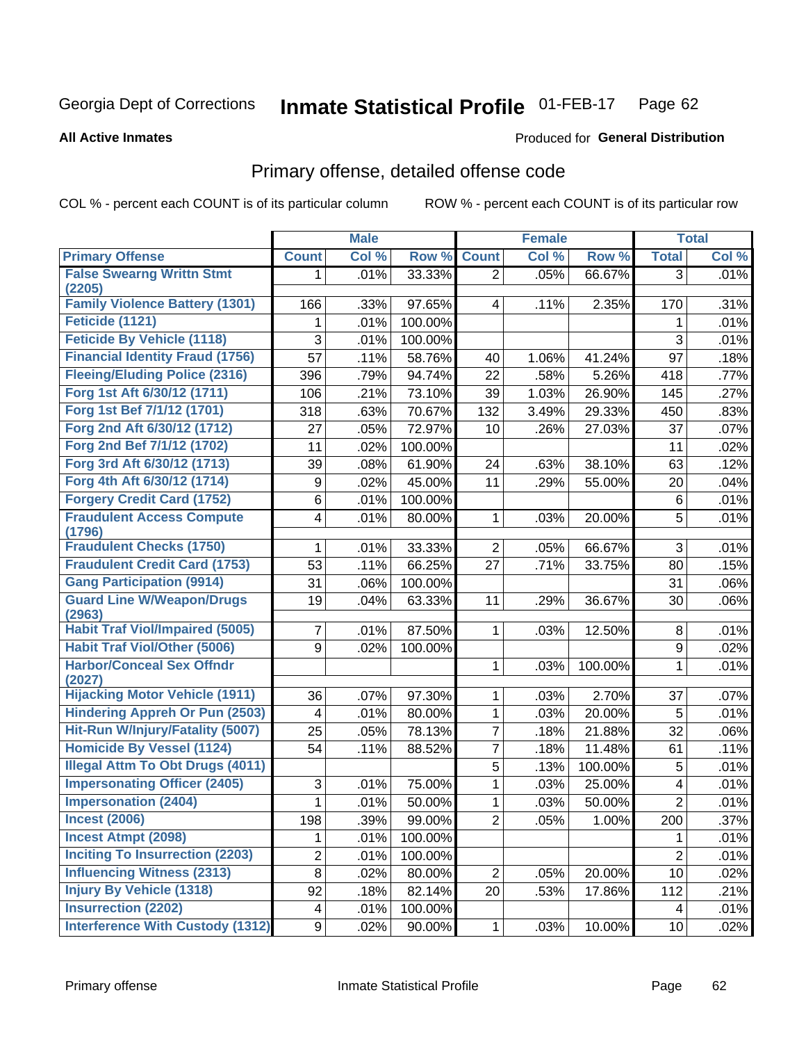Georgia Dept of Corrections **Inmate Statistical Profile** 01-FEB-17

**All Active Inmates**

Produced for **General Distribution**

## Primary offense, detailed offense code

COL % - percent each COUNT is of its particular column

ROW % - percent each COUNT is of its particular row

| | Male | | | Female | | | Total | |
|---|---|---|---|---|---|---|---|---|
| **Primary Offense** | **Count** | **Col %** | **Row %** | **Count** | **Col %** | **Row %** | **Total** | **Col %** |
| **False Swearng Writtn Stmt (2205)** | 1 | .01% | 33.33% | 2 | .05% | 66.67% | 3 | .01% |
| **Family Violence Battery (1301)** | 166 | .33% | 97.65% | 4 | .11% | 2.35% | 170 | .31% |
| **Feticide (1121)** | 1 | .01% | 100.00% | | | | 1 | .01% |
| **Feticide By Vehicle (1118)** | 3 | .01% | 100.00% | | | | 3 | .01% |
| **Financial Identity Fraud (1756)** | 57 | .11% | 58.76% | 40 | 1.06% | 41.24% | 97 | .18% |
| **Fleeing/Eluding Police (2316)** | 396 | .79% | 94.74% | 22 | .58% | 5.26% | 418 | .77% |
| **Forg 1st Aft 6/30/12 (1711)** | 106 | .21% | 73.10% | 39 | 1.03% | 26.90% | 145 | .27% |
| **Forg 1st Bef 7/1/12 (1701)** | 318 | .63% | 70.67% | 132 | 3.49% | 29.33% | 450 | .83% |
| **Forg 2nd Aft 6/30/12 (1712)** | 27 | .05% | 72.97% | 10 | .26% | 27.03% | 37 | .07% |
| **Forg 2nd Bef 7/1/12 (1702)** | 11 | .02% | 100.00% | | | | 11 | .02% |
| **Forg 3rd Aft 6/30/12 (1713)** | 39 | .08% | 61.90% | 24 | .63% | 38.10% | 63 | .12% |
| **Forg 4th Aft 6/30/12 (1714)** | 9 | .02% | 45.00% | 11 | .29% | 55.00% | 20 | .04% |
| **Forgery Credit Card (1752)** | 6 | .01% | 100.00% | | | | 6 | .01% |
| **Fraudulent Access Compute (1796)** | 4 | .01% | 80.00% | 1 | .03% | 20.00% | 5 | .01% |
| **Fraudulent Checks (1750)** | 1 | .01% | 33.33% | 2 | .05% | 66.67% | 3 | .01% |
| **Fraudulent Credit Card (1753)** | 53 | .11% | 66.25% | 27 | .71% | 33.75% | 80 | .15% |
| **Gang Participation (9914)** | 31 | .06% | 100.00% | | | | 31 | .06% |
| **Guard Line W/Weapon/Drugs (2963)** | 19 | .04% | 63.33% | 11 | .29% | 36.67% | 30 | .06% |
| **Habit Traf Viol/Impaired (5005)** | 7 | .01% | 87.50% | 1 | .03% | 12.50% | 8 | .01% |
| **Habit Traf Viol/Other (5006)** | 9 | .02% | 100.00% | | | | 9 | .02% |
| **Harbor/Conceal Sex Offndr (2027)** | | | | 1 | .03% | 100.00% | 1 | .01% |
| **Hijacking Motor Vehicle (1911)** | 36 | .07% | 97.30% | 1 | .03% | 2.70% | 37 | .07% |
| **Hindering Appreh Or Pun (2503)** | 4 | .01% | 80.00% | 1 | .03% | 20.00% | 5 | .01% |
| **Hit-Run W/Injury/Fatality (5007)** | 25 | .05% | 78.13% | 7 | .18% | 21.88% | 32 | .06% |
| **Homicide By Vessel (1124)** | 54 | .11% | 88.52% | 7 | .18% | 11.48% | 61 | .11% |
| **Illegal Attm To Obt Drugs (4011)** | | | | 5 | .13% | 100.00% | 5 | .01% |
| **Impersonating Officer (2405)** | 3 | .01% | 75.00% | 1 | .03% | 25.00% | 4 | .01% |
| **Impersonation (2404)** | 1 | .01% | 50.00% | 1 | .03% | 50.00% | 2 | .01% |
| **Incest (2006)** | 198 | .39% | 99.00% | 2 | .05% | 1.00% | 200 | .37% |
| **Incest Atmpt (2098)** | 1 | .01% | 100.00% | | | | 1 | .01% |
| **Inciting To Insurrection (2203)** | 2 | .01% | 100.00% | | | | 2 | .01% |
| **Influencing Witness (2313)** | 8 | .02% | 80.00% | 2 | .05% | 20.00% | 10 | .02% |
| **Injury By Vehicle (1318)** | 92 | .18% | 82.14% | 20 | .53% | 17.86% | 112 | .21% |
| **Insurrection (2202)** | 4 | .01% | 100.00% | | | | 4 | .01% |
| **Interference With Custody (1312)** | 9 | .02% | 90.00% | 1 | .03% | 10.00% | 10 | .02% |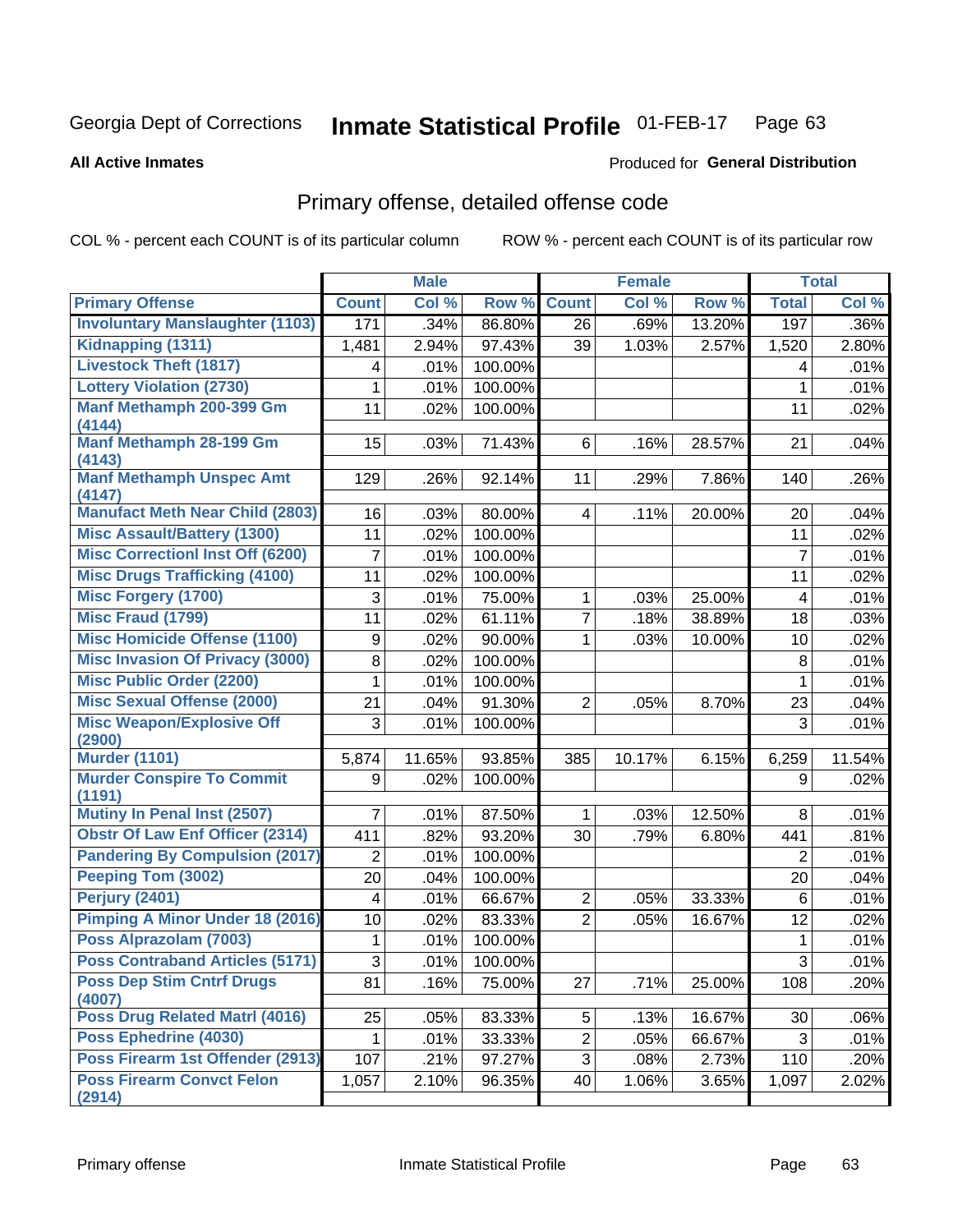Georgia Dept of Corrections **Inmate Statistical Profile** 01-FEB-17

**All Active Inmates**

Produced for **General Distribution**

## Primary offense, detailed offense code

COL % - percent each COUNT is of its particular column    ROW % - percent each COUNT is of its particular row

| | Male | | | Female | | | Total | |
|---|---|---|---|---|---|---|---|---|
| **Primary Offense** | **Count** | **Col %** | **Row %** | **Count** | **Col %** | **Row %** | **Total** | **Col %** |
| Involuntary Manslaughter (1103) | 171 | .34% | 86.80% | 26 | .69% | 13.20% | 197 | .36% |
| Kidnapping (1311) | 1,481 | 2.94% | 97.43% | 39 | 1.03% | 2.57% | 1,520 | 2.80% |
| Livestock Theft (1817) | 4 | .01% | 100.00% | | | | 4 | .01% |
| Lottery Violation (2730) | 1 | .01% | 100.00% | | | | 1 | .01% |
| Manf Methamph 200-399 Gm (4144) | 11 | .02% | 100.00% | | | | 11 | .02% |
| Manf Methamph 28-199 Gm (4143) | 15 | .03% | 71.43% | 6 | .16% | 28.57% | 21 | .04% |
| Manf Methamph Unspec Amt (4147) | 129 | .26% | 92.14% | 11 | .29% | 7.86% | 140 | .26% |
| Manufact Meth Near Child (2803) | 16 | .03% | 80.00% | 4 | .11% | 20.00% | 20 | .04% |
| Misc Assault/Battery (1300) | 11 | .02% | 100.00% | | | | 11 | .02% |
| Misc Correctionl Inst Off (6200) | 7 | .01% | 100.00% | | | | 7 | .01% |
| Misc Drugs Trafficking (4100) | 11 | .02% | 100.00% | | | | 11 | .02% |
| Misc Forgery (1700) | 3 | .01% | 75.00% | 1 | .03% | 25.00% | 4 | .01% |
| Misc Fraud (1799) | 11 | .02% | 61.11% | 7 | .18% | 38.89% | 18 | .03% |
| Misc Homicide Offense (1100) | 9 | .02% | 90.00% | 1 | .03% | 10.00% | 10 | .02% |
| Misc Invasion Of Privacy (3000) | 8 | .02% | 100.00% | | | | 8 | .01% |
| Misc Public Order (2200) | 1 | .01% | 100.00% | | | | 1 | .01% |
| Misc Sexual Offense (2000) | 21 | .04% | 91.30% | 2 | .05% | 8.70% | 23 | .04% |
| Misc Weapon/Explosive Off (2900) | 3 | .01% | 100.00% | | | | 3 | .01% |
| Murder (1101) | 5,874 | 11.65% | 93.85% | 385 | 10.17% | 6.15% | 6,259 | 11.54% |
| Murder Conspire To Commit (1191) | 9 | .02% | 100.00% | | | | 9 | .02% |
| Mutiny In Penal Inst (2507) | 7 | .01% | 87.50% | 1 | .03% | 12.50% | 8 | .01% |
| Obstr Of Law Enf Officer (2314) | 411 | .82% | 93.20% | 30 | .79% | 6.80% | 441 | .81% |
| Pandering By Compulsion (2017) | 2 | .01% | 100.00% | | | | 2 | .01% |
| Peeping Tom (3002) | 20 | .04% | 100.00% | | | | 20 | .04% |
| Perjury (2401) | 4 | .01% | 66.67% | 2 | .05% | 33.33% | 6 | .01% |
| Pimping A Minor Under 18 (2016) | 10 | .02% | 83.33% | 2 | .05% | 16.67% | 12 | .02% |
| Poss Alprazolam (7003) | 1 | .01% | 100.00% | | | | 1 | .01% |
| Poss Contraband Articles (5171) | 3 | .01% | 100.00% | | | | 3 | .01% |
| Poss Dep Stim Cntrf Drugs (4007) | 81 | .16% | 75.00% | 27 | .71% | 25.00% | 108 | .20% |
| Poss Drug Related Matrl (4016) | 25 | .05% | 83.33% | 5 | .13% | 16.67% | 30 | .06% |
| Poss Ephedrine (4030) | 1 | .01% | 33.33% | 2 | .05% | 66.67% | 3 | .01% |
| Poss Firearm 1st Offender (2913) | 107 | .21% | 97.27% | 3 | .08% | 2.73% | 110 | .20% |
| Poss Firearm Convct Felon (2914) | 1,057 | 2.10% | 96.35% | 40 | 1.06% | 3.65% | 1,097 | 2.02% |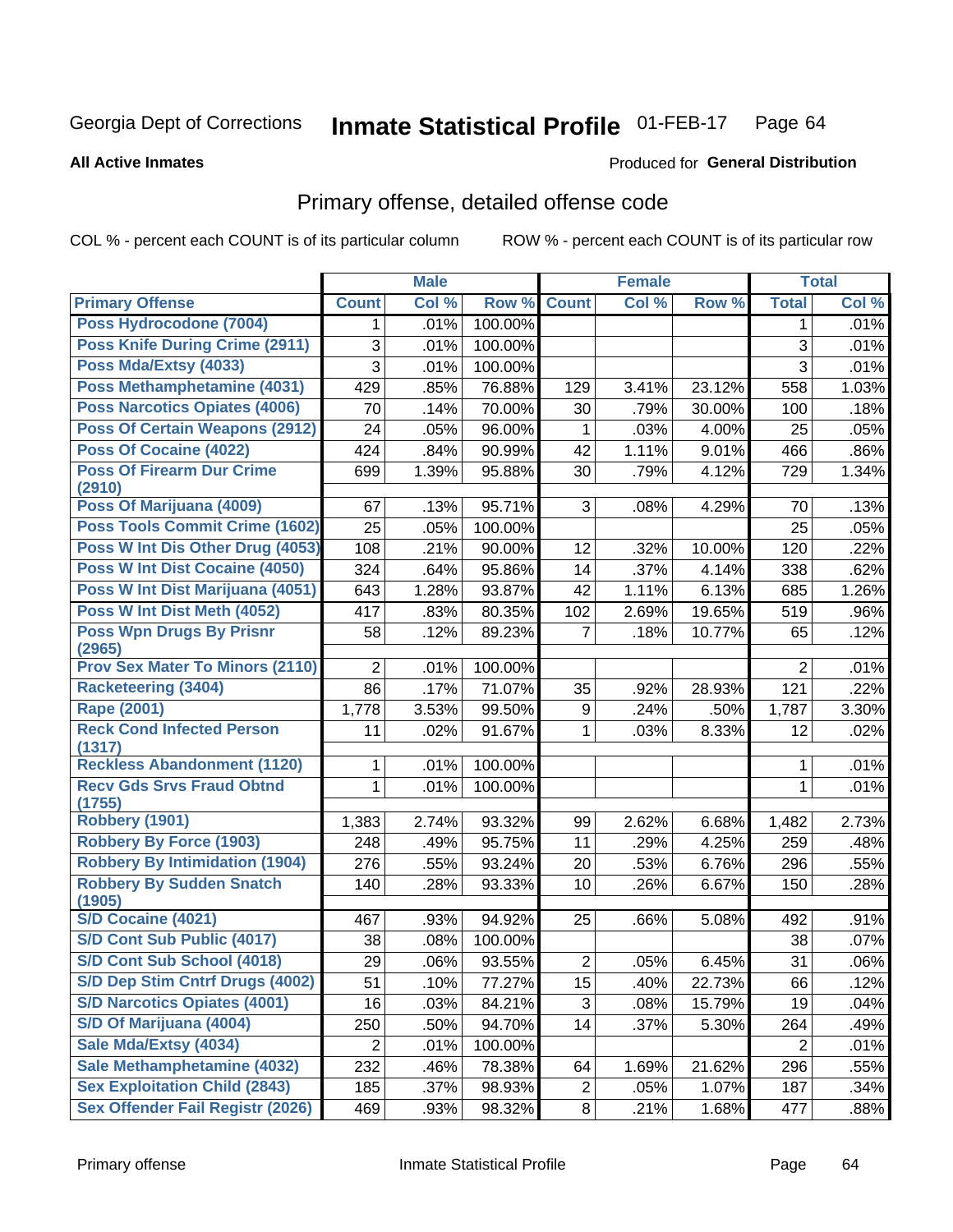Georgia Dept of Corrections **Inmate Statistical Profile** 01-FEB-17

**All Active Inmates**

Produced for **General Distribution**

## Primary offense, detailed offense code

COL % - percent each COUNT is of its particular column ROW % - percent each COUNT is of its particular row

| | Male | | | Female | | | Total | |
|---|---|---|---|---|---|---|---|---|
| **Primary Offense** | **Count** | **Col %** | **Row %** | **Count** | **Col %** | **Row %** | **Total** | **Col %** |
| Poss Hydrocodone (7004) | 1 | .01% | 100.00% | | | | 1 | .01% |
| Poss Knife During Crime (2911) | 3 | .01% | 100.00% | | | | 3 | .01% |
| Poss Mda/Extsy (4033) | 3 | .01% | 100.00% | | | | 3 | .01% |
| Poss Methamphetamine (4031) | 429 | .85% | 76.88% | 129 | 3.41% | 23.12% | 558 | 1.03% |
| Poss Narcotics Opiates (4006) | 70 | .14% | 70.00% | 30 | .79% | 30.00% | 100 | .18% |
| Poss Of Certain Weapons (2912) | 24 | .05% | 96.00% | 1 | .03% | 4.00% | 25 | .05% |
| Poss Of Cocaine (4022) | 424 | .84% | 90.99% | 42 | 1.11% | 9.01% | 466 | .86% |
| Poss Of Firearm Dur Crime (2910) | 699 | 1.39% | 95.88% | 30 | .79% | 4.12% | 729 | 1.34% |
| Poss Of Marijuana (4009) | 67 | .13% | 95.71% | 3 | .08% | 4.29% | 70 | .13% |
| Poss Tools Commit Crime (1602) | 25 | .05% | 100.00% | | | | 25 | .05% |
| Poss W Int Dis Other Drug (4053) | 108 | .21% | 90.00% | 12 | .32% | 10.00% | 120 | .22% |
| Poss W Int Dist Cocaine (4050) | 324 | .64% | 95.86% | 14 | .37% | 4.14% | 338 | .62% |
| Poss W Int Dist Marijuana (4051) | 643 | 1.28% | 93.87% | 42 | 1.11% | 6.13% | 685 | 1.26% |
| Poss W Int Dist Meth (4052) | 417 | .83% | 80.35% | 102 | 2.69% | 19.65% | 519 | .96% |
| Poss Wpn Drugs By Prisnr (2965) | 58 | .12% | 89.23% | 7 | .18% | 10.77% | 65 | .12% |
| Prov Sex Mater To Minors (2110) | 2 | .01% | 100.00% | | | | 2 | .01% |
| Racketeering (3404) | 86 | .17% | 71.07% | 35 | .92% | 28.93% | 121 | .22% |
| Rape (2001) | 1,778 | 3.53% | 99.50% | 9 | .24% | .50% | 1,787 | 3.30% |
| Reck Cond Infected Person (1317) | 11 | .02% | 91.67% | 1 | .03% | 8.33% | 12 | .02% |
| Reckless Abandonment (1120) | 1 | .01% | 100.00% | | | | 1 | .01% |
| Recv Gds Srvs Fraud Obtnd (1755) | 1 | .01% | 100.00% | | | | 1 | .01% |
| Robbery (1901) | 1,383 | 2.74% | 93.32% | 99 | 2.62% | 6.68% | 1,482 | 2.73% |
| Robbery By Force (1903) | 248 | .49% | 95.75% | 11 | .29% | 4.25% | 259 | .48% |
| Robbery By Intimidation (1904) | 276 | .55% | 93.24% | 20 | .53% | 6.76% | 296 | .55% |
| Robbery By Sudden Snatch (1905) | 140 | .28% | 93.33% | 10 | .26% | 6.67% | 150 | .28% |
| S/D Cocaine (4021) | 467 | .93% | 94.92% | 25 | .66% | 5.08% | 492 | .91% |
| S/D Cont Sub Public (4017) | 38 | .08% | 100.00% | | | | 38 | .07% |
| S/D Cont Sub School (4018) | 29 | .06% | 93.55% | 2 | .05% | 6.45% | 31 | .06% |
| S/D Dep Stim Cntrf Drugs (4002) | 51 | .10% | 77.27% | 15 | .40% | 22.73% | 66 | .12% |
| S/D Narcotics Opiates (4001) | 16 | .03% | 84.21% | 3 | .08% | 15.79% | 19 | .04% |
| S/D Of Marijuana (4004) | 250 | .50% | 94.70% | 14 | .37% | 5.30% | 264 | .49% |
| Sale Mda/Extsy (4034) | 2 | .01% | 100.00% | | | | 2 | .01% |
| Sale Methamphetamine (4032) | 232 | .46% | 78.38% | 64 | 1.69% | 21.62% | 296 | .55% |
| Sex Exploitation Child (2843) | 185 | .37% | 98.93% | 2 | .05% | 1.07% | 187 | .34% |
| Sex Offender Fail Registr (2026) | 469 | .93% | 98.32% | 8 | .21% | 1.68% | 477 | .88% |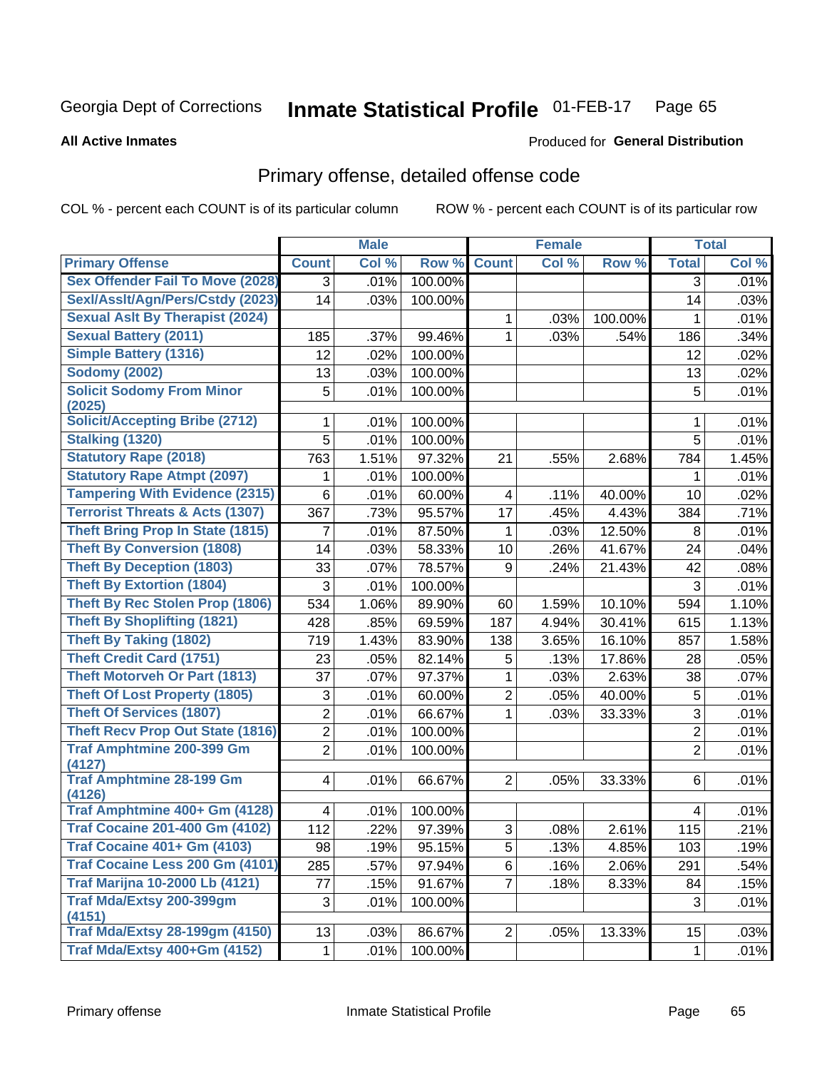# Georgia Dept of Corrections — Inmate Statistical Profile 01-FEB-17

**All Active Inmates**

Produced for **General Distribution**

## Primary offense, detailed offense code

COL % - percent each COUNT is of its particular column

ROW % - percent each COUNT is of its particular row

| | Male | | | Female | | | Total | |
|---|---|---|---|---|---|---|---|---|
| **Primary Offense** | **Count** | **Col %** | **Row %** | **Count** | **Col %** | **Row %** | **Total** | **Col %** |
| Sex Offender Fail To Move (2028) | 3 | .01% | 100.00% | | | | 3 | .01% |
| Sexl/Asslt/Agn/Pers/Cstdy (2023) | 14 | .03% | 100.00% | | | | 14 | .03% |
| Sexual Aslt By Therapist (2024) | | | | 1 | .03% | 100.00% | 1 | .01% |
| Sexual Battery (2011) | 185 | .37% | 99.46% | 1 | .03% | .54% | 186 | .34% |
| Simple Battery (1316) | 12 | .02% | 100.00% | | | | 12 | .02% |
| Sodomy (2002) | 13 | .03% | 100.00% | | | | 13 | .02% |
| Solicit Sodomy From Minor (2025) | 5 | .01% | 100.00% | | | | 5 | .01% |
| Solicit/Accepting Bribe (2712) | 1 | .01% | 100.00% | | | | 1 | .01% |
| Stalking (1320) | 5 | .01% | 100.00% | | | | 5 | .01% |
| Statutory Rape (2018) | 763 | 1.51% | 97.32% | 21 | .55% | 2.68% | 784 | 1.45% |
| Statutory Rape Atmpt (2097) | 1 | .01% | 100.00% | | | | 1 | .01% |
| Tampering With Evidence (2315) | 6 | .01% | 60.00% | 4 | .11% | 40.00% | 10 | .02% |
| Terrorist Threats & Acts (1307) | 367 | .73% | 95.57% | 17 | .45% | 4.43% | 384 | .71% |
| Theft Bring Prop In State (1815) | 7 | .01% | 87.50% | 1 | .03% | 12.50% | 8 | .01% |
| Theft By Conversion (1808) | 14 | .03% | 58.33% | 10 | .26% | 41.67% | 24 | .04% |
| Theft By Deception (1803) | 33 | .07% | 78.57% | 9 | .24% | 21.43% | 42 | .08% |
| Theft By Extortion (1804) | 3 | .01% | 100.00% | | | | 3 | .01% |
| Theft By Rec Stolen Prop (1806) | 534 | 1.06% | 89.90% | 60 | 1.59% | 10.10% | 594 | 1.10% |
| Theft By Shoplifting (1821) | 428 | .85% | 69.59% | 187 | 4.94% | 30.41% | 615 | 1.13% |
| Theft By Taking (1802) | 719 | 1.43% | 83.90% | 138 | 3.65% | 16.10% | 857 | 1.58% |
| Theft Credit Card (1751) | 23 | .05% | 82.14% | 5 | .13% | 17.86% | 28 | .05% |
| Theft Motorveh Or Part (1813) | 37 | .07% | 97.37% | 1 | .03% | 2.63% | 38 | .07% |
| Theft Of Lost Property (1805) | 3 | .01% | 60.00% | 2 | .05% | 40.00% | 5 | .01% |
| Theft Of Services (1807) | 2 | .01% | 66.67% | 1 | .03% | 33.33% | 3 | .01% |
| Theft Recv Prop Out State (1816) | 2 | .01% | 100.00% | | | | 2 | .01% |
| Traf Amphtmine 200-399 Gm (4127) | 2 | .01% | 100.00% | | | | 2 | .01% |
| Traf Amphtmine 28-199 Gm (4126) | 4 | .01% | 66.67% | 2 | .05% | 33.33% | 6 | .01% |
| Traf Amphtmine 400+ Gm (4128) | 4 | .01% | 100.00% | | | | 4 | .01% |
| Traf Cocaine 201-400 Gm (4102) | 112 | .22% | 97.39% | 3 | .08% | 2.61% | 115 | .21% |
| Traf Cocaine 401+ Gm (4103) | 98 | .19% | 95.15% | 5 | .13% | 4.85% | 103 | .19% |
| Traf Cocaine Less 200 Gm (4101) | 285 | .57% | 97.94% | 6 | .16% | 2.06% | 291 | .54% |
| Traf Marijna 10-2000 Lb (4121) | 77 | .15% | 91.67% | 7 | .18% | 8.33% | 84 | .15% |
| Traf Mda/Extsy 200-399gm (4151) | 3 | .01% | 100.00% | | | | 3 | .01% |
| Traf Mda/Extsy 28-199gm (4150) | 13 | .03% | 86.67% | 2 | .05% | 13.33% | 15 | .03% |
| Traf Mda/Extsy 400+Gm (4152) | 1 | .01% | 100.00% | | | | 1 | .01% |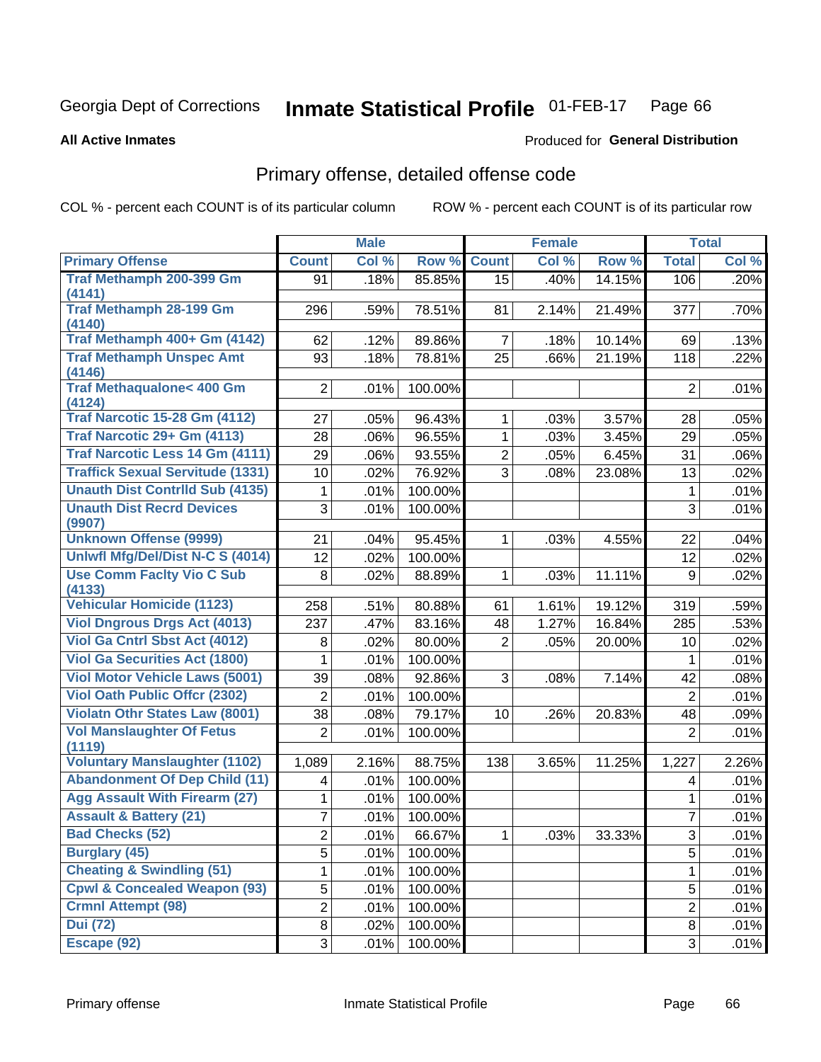Georgia Dept of Corrections **Inmate Statistical Profile** 01-FEB-17 Page 66

**All Active Inmates**

Produced for **General Distribution**

## Primary offense, detailed offense code

COL % - percent each COUNT is of its particular column ROW % - percent each COUNT is of its particular row

| | Male | | | Female | | | Total | |
|---|---|---|---|---|---|---|---|---|
| **Primary Offense** | **Count** | **Col %** | **Row %** | **Count** | **Col %** | **Row %** | **Total** | **Col %** |
| Traf Methamph 200-399 Gm (4141) | 91 | .18% | 85.85% | 15 | .40% | 14.15% | 106 | .20% |
| Traf Methamph 28-199 Gm (4140) | 296 | .59% | 78.51% | 81 | 2.14% | 21.49% | 377 | .70% |
| Traf Methamph 400+ Gm (4142) | 62 | .12% | 89.86% | 7 | .18% | 10.14% | 69 | .13% |
| Traf Methamph Unspec Amt (4146) | 93 | .18% | 78.81% | 25 | .66% | 21.19% | 118 | .22% |
| Traf Methaqualone< 400 Gm (4124) | 2 | .01% | 100.00% | | | | 2 | .01% |
| Traf Narcotic 15-28 Gm (4112) | 27 | .05% | 96.43% | 1 | .03% | 3.57% | 28 | .05% |
| Traf Narcotic 29+ Gm (4113) | 28 | .06% | 96.55% | 1 | .03% | 3.45% | 29 | .05% |
| Traf Narcotic Less 14 Gm (4111) | 29 | .06% | 93.55% | 2 | .05% | 6.45% | 31 | .06% |
| Traffick Sexual Servitude (1331) | 10 | .02% | 76.92% | 3 | .08% | 23.08% | 13 | .02% |
| Unauth Dist Contrlld Sub (4135) | 1 | .01% | 100.00% | | | | 1 | .01% |
| Unauth Dist Recrd Devices (9907) | 3 | .01% | 100.00% | | | | 3 | .01% |
| Unknown Offense (9999) | 21 | .04% | 95.45% | 1 | .03% | 4.55% | 22 | .04% |
| Unlwfl Mfg/Del/Dist N-C S (4014) | 12 | .02% | 100.00% | | | | 12 | .02% |
| Use Comm Faclty Vio C Sub (4133) | 8 | .02% | 88.89% | 1 | .03% | 11.11% | 9 | .02% |
| Vehicular Homicide (1123) | 258 | .51% | 80.88% | 61 | 1.61% | 19.12% | 319 | .59% |
| Viol Dngrous Drgs Act (4013) | 237 | .47% | 83.16% | 48 | 1.27% | 16.84% | 285 | .53% |
| Viol Ga Cntrl Sbst Act (4012) | 8 | .02% | 80.00% | 2 | .05% | 20.00% | 10 | .02% |
| Viol Ga Securities Act (1800) | 1 | .01% | 100.00% | | | | 1 | .01% |
| Viol Motor Vehicle Laws (5001) | 39 | .08% | 92.86% | 3 | .08% | 7.14% | 42 | .08% |
| Viol Oath Public Offcr (2302) | 2 | .01% | 100.00% | | | | 2 | .01% |
| Violatn Othr States Law (8001) | 38 | .08% | 79.17% | 10 | .26% | 20.83% | 48 | .09% |
| Vol Manslaughter Of Fetus (1119) | 2 | .01% | 100.00% | | | | 2 | .01% |
| Voluntary Manslaughter (1102) | 1,089 | 2.16% | 88.75% | 138 | 3.65% | 11.25% | 1,227 | 2.26% |
| Abandonment Of Dep Child (11) | 4 | .01% | 100.00% | | | | 4 | .01% |
| Agg Assault With Firearm (27) | 1 | .01% | 100.00% | | | | 1 | .01% |
| Assault & Battery (21) | 7 | .01% | 100.00% | | | | 7 | .01% |
| Bad Checks (52) | 2 | .01% | 66.67% | 1 | .03% | 33.33% | 3 | .01% |
| Burglary (45) | 5 | .01% | 100.00% | | | | 5 | .01% |
| Cheating & Swindling (51) | 1 | .01% | 100.00% | | | | 1 | .01% |
| Cpwl & Concealed Weapon (93) | 5 | .01% | 100.00% | | | | 5 | .01% |
| Crmnl Attempt (98) | 2 | .01% | 100.00% | | | | 2 | .01% |
| Dui (72) | 8 | .02% | 100.00% | | | | 8 | .01% |
| Escape (92) | 3 | .01% | 100.00% | | | | 3 | .01% |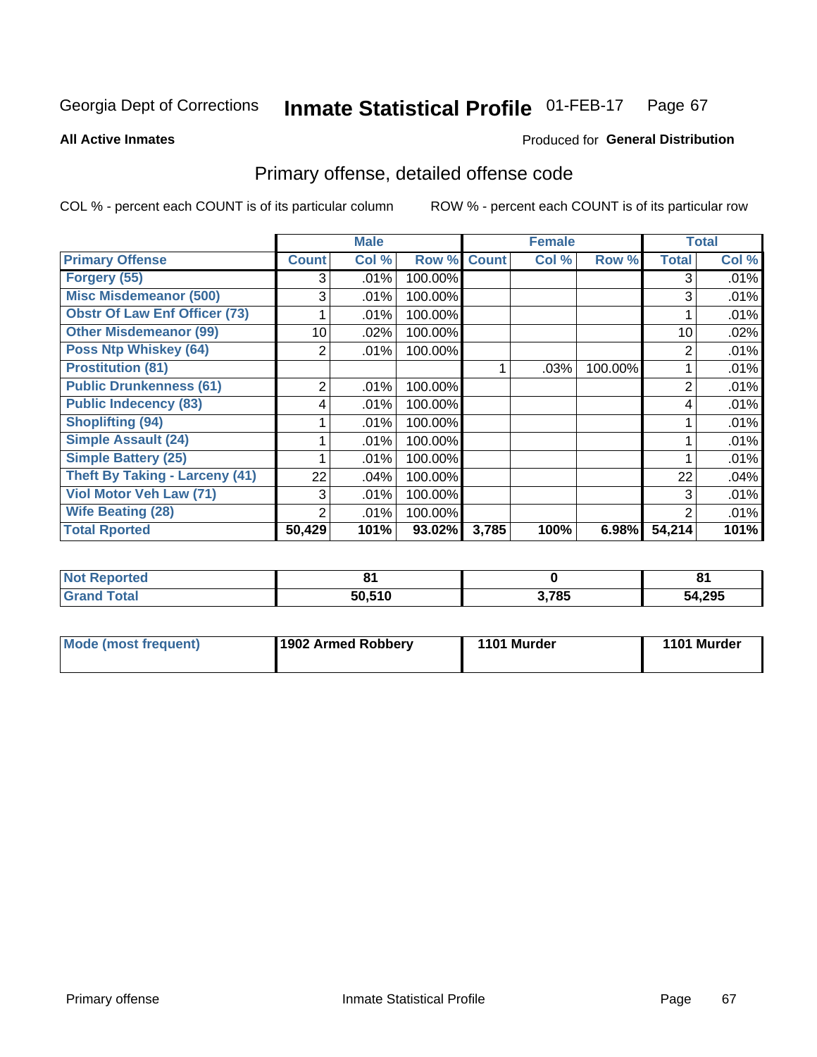Georgia Dept of Corrections **Inmate Statistical Profile** 01-FEB-17 Page 67

**All Active Inmates**

Produced for **General Distribution**

## Primary offense, detailed offense code

COL % - percent each COUNT is of its particular column ROW % - percent each COUNT is of its particular row

| | Male | | | Female | | | Total | |
|---|---|---|---|---|---|---|---|---|
| **Primary Offense** | **Count** | **Col %** | **Row %** | **Count** | **Col %** | **Row %** | **Total** | **Col %** |
| **Forgery (55)** | 3 | .01% | 100.00% | | | | 3 | .01% |
| **Misc Misdemeanor (500)** | 3 | .01% | 100.00% | | | | 3 | .01% |
| **Obstr Of Law Enf Officer (73)** | 1 | .01% | 100.00% | | | | 1 | .01% |
| **Other Misdemeanor (99)** | 10 | .02% | 100.00% | | | | 10 | .02% |
| **Poss Ntp Whiskey (64)** | 2 | .01% | 100.00% | | | | 2 | .01% |
| **Prostitution (81)** | | | | 1 | .03% | 100.00% | 1 | .01% |
| **Public Drunkenness (61)** | 2 | .01% | 100.00% | | | | 2 | .01% |
| **Public Indecency (83)** | 4 | .01% | 100.00% | | | | 4 | .01% |
| **Shoplifting (94)** | 1 | .01% | 100.00% | | | | 1 | .01% |
| **Simple Assault (24)** | 1 | .01% | 100.00% | | | | 1 | .01% |
| **Simple Battery (25)** | 1 | .01% | 100.00% | | | | 1 | .01% |
| **Theft By Taking - Larceny (41)** | 22 | .04% | 100.00% | | | | 22 | .04% |
| **Viol Motor Veh Law (71)** | 3 | .01% | 100.00% | | | | 3 | .01% |
| **Wife Beating (28)** | 2 | .01% | 100.00% | | | | 2 | .01% |
| **Total Rported** | **50,429** | **101%** | **93.02%** | **3,785** | **100%** | **6.98%** | **54,214** | **101%** |

| | Male | Female | Total |
|---|---|---|---|
| **Not Reported** | **81** | **0** | **81** |
| **Grand Total** | **50,510** | **3,785** | **54,295** |

| | Male | Female | Total |
|---|---|---|---|
| **Mode (most frequent)** | **1902 Armed Robbery** | **1101 Murder** | **1101 Murder** |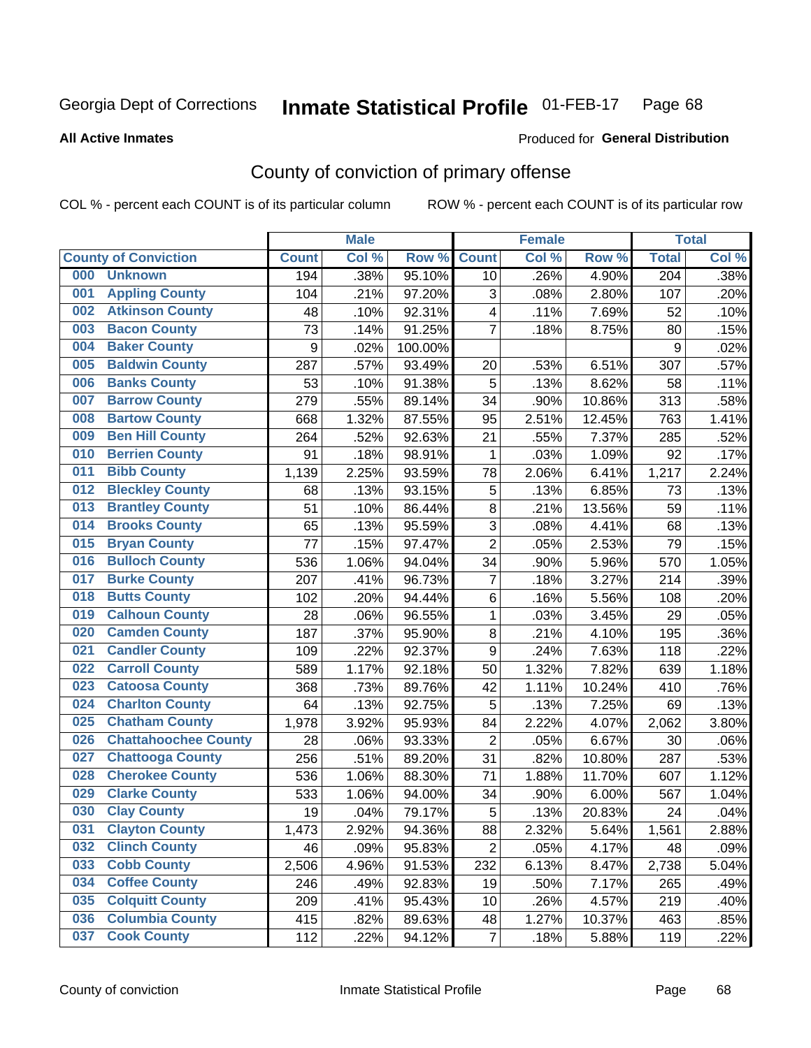Georgia Dept of Corrections **Inmate Statistical Profile** 01-FEB-17

**All Active Inmates**

Produced for **General Distribution**

## County of conviction of primary offense

COL % - percent each COUNT is of its particular column ROW % - percent each COUNT is of its particular row

| County of Conviction | Male | | | Female | | | Total | |
|---|---|---|---|---|---|---|---|---|
| | Count | Col % | Row % | Count | Col % | Row % | Total | Col % |
| 000 Unknown | 194 | .38% | 95.10% | 10 | .26% | 4.90% | 204 | .38% |
| 001 Appling County | 104 | .21% | 97.20% | 3 | .08% | 2.80% | 107 | .20% |
| 002 Atkinson County | 48 | .10% | 92.31% | 4 | .11% | 7.69% | 52 | .10% |
| 003 Bacon County | 73 | .14% | 91.25% | 7 | .18% | 8.75% | 80 | .15% |
| 004 Baker County | 9 | .02% | 100.00% | | | | 9 | .02% |
| 005 Baldwin County | 287 | .57% | 93.49% | 20 | .53% | 6.51% | 307 | .57% |
| 006 Banks County | 53 | .10% | 91.38% | 5 | .13% | 8.62% | 58 | .11% |
| 007 Barrow County | 279 | .55% | 89.14% | 34 | .90% | 10.86% | 313 | .58% |
| 008 Bartow County | 668 | 1.32% | 87.55% | 95 | 2.51% | 12.45% | 763 | 1.41% |
| 009 Ben Hill County | 264 | .52% | 92.63% | 21 | .55% | 7.37% | 285 | .52% |
| 010 Berrien County | 91 | .18% | 98.91% | 1 | .03% | 1.09% | 92 | .17% |
| 011 Bibb County | 1,139 | 2.25% | 93.59% | 78 | 2.06% | 6.41% | 1,217 | 2.24% |
| 012 Bleckley County | 68 | .13% | 93.15% | 5 | .13% | 6.85% | 73 | .13% |
| 013 Brantley County | 51 | .10% | 86.44% | 8 | .21% | 13.56% | 59 | .11% |
| 014 Brooks County | 65 | .13% | 95.59% | 3 | .08% | 4.41% | 68 | .13% |
| 015 Bryan County | 77 | .15% | 97.47% | 2 | .05% | 2.53% | 79 | .15% |
| 016 Bulloch County | 536 | 1.06% | 94.04% | 34 | .90% | 5.96% | 570 | 1.05% |
| 017 Burke County | 207 | .41% | 96.73% | 7 | .18% | 3.27% | 214 | .39% |
| 018 Butts County | 102 | .20% | 94.44% | 6 | .16% | 5.56% | 108 | .20% |
| 019 Calhoun County | 28 | .06% | 96.55% | 1 | .03% | 3.45% | 29 | .05% |
| 020 Camden County | 187 | .37% | 95.90% | 8 | .21% | 4.10% | 195 | .36% |
| 021 Candler County | 109 | .22% | 92.37% | 9 | .24% | 7.63% | 118 | .22% |
| 022 Carroll County | 589 | 1.17% | 92.18% | 50 | 1.32% | 7.82% | 639 | 1.18% |
| 023 Catoosa County | 368 | .73% | 89.76% | 42 | 1.11% | 10.24% | 410 | .76% |
| 024 Charlton County | 64 | .13% | 92.75% | 5 | .13% | 7.25% | 69 | .13% |
| 025 Chatham County | 1,978 | 3.92% | 95.93% | 84 | 2.22% | 4.07% | 2,062 | 3.80% |
| 026 Chattahoochee County | 28 | .06% | 93.33% | 2 | .05% | 6.67% | 30 | .06% |
| 027 Chattooga County | 256 | .51% | 89.20% | 31 | .82% | 10.80% | 287 | .53% |
| 028 Cherokee County | 536 | 1.06% | 88.30% | 71 | 1.88% | 11.70% | 607 | 1.12% |
| 029 Clarke County | 533 | 1.06% | 94.00% | 34 | .90% | 6.00% | 567 | 1.04% |
| 030 Clay County | 19 | .04% | 79.17% | 5 | .13% | 20.83% | 24 | .04% |
| 031 Clayton County | 1,473 | 2.92% | 94.36% | 88 | 2.32% | 5.64% | 1,561 | 2.88% |
| 032 Clinch County | 46 | .09% | 95.83% | 2 | .05% | 4.17% | 48 | .09% |
| 033 Cobb County | 2,506 | 4.96% | 91.53% | 232 | 6.13% | 8.47% | 2,738 | 5.04% |
| 034 Coffee County | 246 | .49% | 92.83% | 19 | .50% | 7.17% | 265 | .49% |
| 035 Colquitt County | 209 | .41% | 95.43% | 10 | .26% | 4.57% | 219 | .40% |
| 036 Columbia County | 415 | .82% | 89.63% | 48 | 1.27% | 10.37% | 463 | .85% |
| 037 Cook County | 112 | .22% | 94.12% | 7 | .18% | 5.88% | 119 | .22% |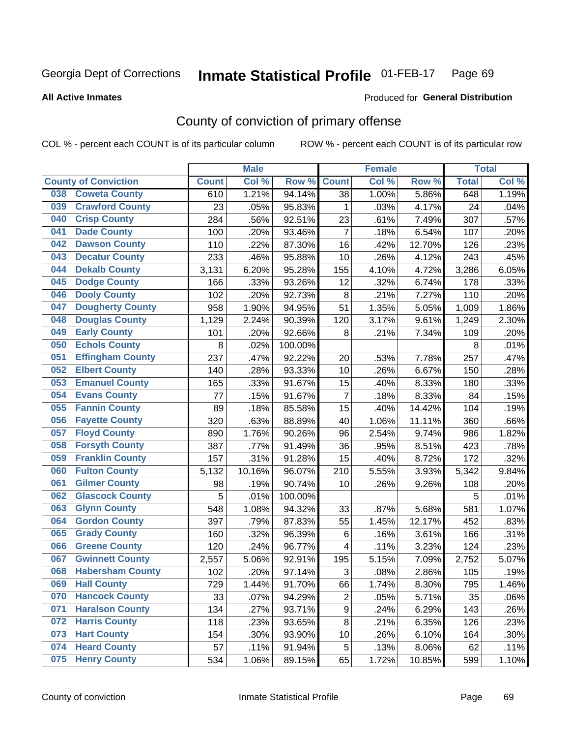Georgia Dept of Corrections **Inmate Statistical Profile** 01-FEB-17 Page 69

**All Active Inmates**

Produced for **General Distribution**

## County of conviction of primary offense

COL % - percent each COUNT is of its particular column ROW % - percent each COUNT is of its particular row

| County of Conviction | | Male | | | Female | | | Total | |
|---|---|---|---|---|---|---|---|---|---|
| | | Count | Col % | Row % | Count | Col % | Row % | Total | Col % |
| 038 | Coweta County | 610 | 1.21% | 94.14% | 38 | 1.00% | 5.86% | 648 | 1.19% |
| 039 | Crawford County | 23 | .05% | 95.83% | 1 | .03% | 4.17% | 24 | .04% |
| 040 | Crisp County | 284 | .56% | 92.51% | 23 | .61% | 7.49% | 307 | .57% |
| 041 | Dade County | 100 | .20% | 93.46% | 7 | .18% | 6.54% | 107 | .20% |
| 042 | Dawson County | 110 | .22% | 87.30% | 16 | .42% | 12.70% | 126 | .23% |
| 043 | Decatur County | 233 | .46% | 95.88% | 10 | .26% | 4.12% | 243 | .45% |
| 044 | Dekalb County | 3,131 | 6.20% | 95.28% | 155 | 4.10% | 4.72% | 3,286 | 6.05% |
| 045 | Dodge County | 166 | .33% | 93.26% | 12 | .32% | 6.74% | 178 | .33% |
| 046 | Dooly County | 102 | .20% | 92.73% | 8 | .21% | 7.27% | 110 | .20% |
| 047 | Dougherty County | 958 | 1.90% | 94.95% | 51 | 1.35% | 5.05% | 1,009 | 1.86% |
| 048 | Douglas County | 1,129 | 2.24% | 90.39% | 120 | 3.17% | 9.61% | 1,249 | 2.30% |
| 049 | Early County | 101 | .20% | 92.66% | 8 | .21% | 7.34% | 109 | .20% |
| 050 | Echols County | 8 | .02% | 100.00% | | | | 8 | .01% |
| 051 | Effingham County | 237 | .47% | 92.22% | 20 | .53% | 7.78% | 257 | .47% |
| 052 | Elbert County | 140 | .28% | 93.33% | 10 | .26% | 6.67% | 150 | .28% |
| 053 | Emanuel County | 165 | .33% | 91.67% | 15 | .40% | 8.33% | 180 | .33% |
| 054 | Evans County | 77 | .15% | 91.67% | 7 | .18% | 8.33% | 84 | .15% |
| 055 | Fannin County | 89 | .18% | 85.58% | 15 | .40% | 14.42% | 104 | .19% |
| 056 | Fayette County | 320 | .63% | 88.89% | 40 | 1.06% | 11.11% | 360 | .66% |
| 057 | Floyd County | 890 | 1.76% | 90.26% | 96 | 2.54% | 9.74% | 986 | 1.82% |
| 058 | Forsyth County | 387 | .77% | 91.49% | 36 | .95% | 8.51% | 423 | .78% |
| 059 | Franklin County | 157 | .31% | 91.28% | 15 | .40% | 8.72% | 172 | .32% |
| 060 | Fulton County | 5,132 | 10.16% | 96.07% | 210 | 5.55% | 3.93% | 5,342 | 9.84% |
| 061 | Gilmer County | 98 | .19% | 90.74% | 10 | .26% | 9.26% | 108 | .20% |
| 062 | Glascock County | 5 | .01% | 100.00% | | | | 5 | .01% |
| 063 | Glynn County | 548 | 1.08% | 94.32% | 33 | .87% | 5.68% | 581 | 1.07% |
| 064 | Gordon County | 397 | .79% | 87.83% | 55 | 1.45% | 12.17% | 452 | .83% |
| 065 | Grady County | 160 | .32% | 96.39% | 6 | .16% | 3.61% | 166 | .31% |
| 066 | Greene County | 120 | .24% | 96.77% | 4 | .11% | 3.23% | 124 | .23% |
| 067 | Gwinnett County | 2,557 | 5.06% | 92.91% | 195 | 5.15% | 7.09% | 2,752 | 5.07% |
| 068 | Habersham County | 102 | .20% | 97.14% | 3 | .08% | 2.86% | 105 | .19% |
| 069 | Hall County | 729 | 1.44% | 91.70% | 66 | 1.74% | 8.30% | 795 | 1.46% |
| 070 | Hancock County | 33 | .07% | 94.29% | 2 | .05% | 5.71% | 35 | .06% |
| 071 | Haralson County | 134 | .27% | 93.71% | 9 | .24% | 6.29% | 143 | .26% |
| 072 | Harris County | 118 | .23% | 93.65% | 8 | .21% | 6.35% | 126 | .23% |
| 073 | Hart County | 154 | .30% | 93.90% | 10 | .26% | 6.10% | 164 | .30% |
| 074 | Heard County | 57 | .11% | 91.94% | 5 | .13% | 8.06% | 62 | .11% |
| 075 | Henry County | 534 | 1.06% | 89.15% | 65 | 1.72% | 10.85% | 599 | 1.10% |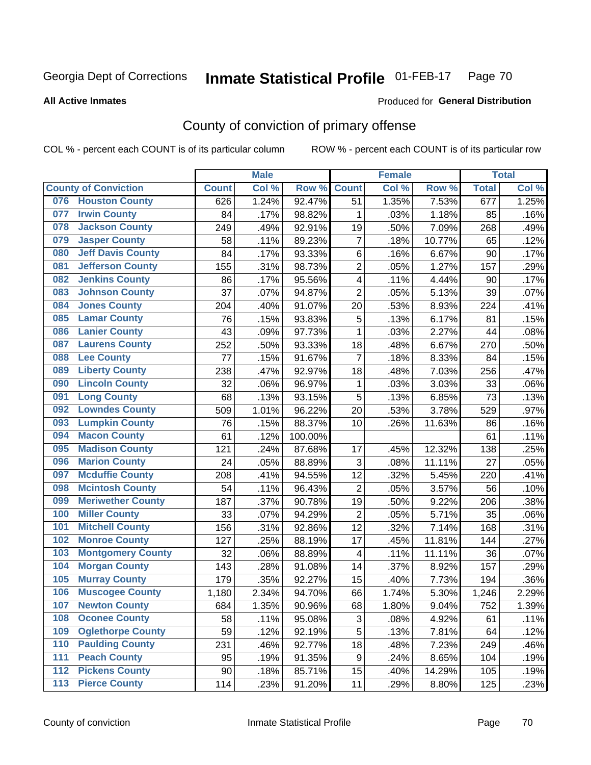Georgia Dept of Corrections **Inmate Statistical Profile** 01-FEB-17

**All Active Inmates**

Produced for **General Distribution**

## County of conviction of primary offense

COL % - percent each COUNT is of its particular column ROW % - percent each COUNT is of its particular row

| County of Conviction | Male | | | Female | | | Total | |
|---|---|---|---|---|---|---|---|---|
| | Count | Col % | Row % | Count | Col % | Row % | Total | Col % |
| 076 Houston County | 626 | 1.24% | 92.47% | 51 | 1.35% | 7.53% | 677 | 1.25% |
| 077 Irwin County | 84 | .17% | 98.82% | 1 | .03% | 1.18% | 85 | .16% |
| 078 Jackson County | 249 | .49% | 92.91% | 19 | .50% | 7.09% | 268 | .49% |
| 079 Jasper County | 58 | .11% | 89.23% | 7 | .18% | 10.77% | 65 | .12% |
| 080 Jeff Davis County | 84 | .17% | 93.33% | 6 | .16% | 6.67% | 90 | .17% |
| 081 Jefferson County | 155 | .31% | 98.73% | 2 | .05% | 1.27% | 157 | .29% |
| 082 Jenkins County | 86 | .17% | 95.56% | 4 | .11% | 4.44% | 90 | .17% |
| 083 Johnson County | 37 | .07% | 94.87% | 2 | .05% | 5.13% | 39 | .07% |
| 084 Jones County | 204 | .40% | 91.07% | 20 | .53% | 8.93% | 224 | .41% |
| 085 Lamar County | 76 | .15% | 93.83% | 5 | .13% | 6.17% | 81 | .15% |
| 086 Lanier County | 43 | .09% | 97.73% | 1 | .03% | 2.27% | 44 | .08% |
| 087 Laurens County | 252 | .50% | 93.33% | 18 | .48% | 6.67% | 270 | .50% |
| 088 Lee County | 77 | .15% | 91.67% | 7 | .18% | 8.33% | 84 | .15% |
| 089 Liberty County | 238 | .47% | 92.97% | 18 | .48% | 7.03% | 256 | .47% |
| 090 Lincoln County | 32 | .06% | 96.97% | 1 | .03% | 3.03% | 33 | .06% |
| 091 Long County | 68 | .13% | 93.15% | 5 | .13% | 6.85% | 73 | .13% |
| 092 Lowndes County | 509 | 1.01% | 96.22% | 20 | .53% | 3.78% | 529 | .97% |
| 093 Lumpkin County | 76 | .15% | 88.37% | 10 | .26% | 11.63% | 86 | .16% |
| 094 Macon County | 61 | .12% | 100.00% | | | | 61 | .11% |
| 095 Madison County | 121 | .24% | 87.68% | 17 | .45% | 12.32% | 138 | .25% |
| 096 Marion County | 24 | .05% | 88.89% | 3 | .08% | 11.11% | 27 | .05% |
| 097 Mcduffie County | 208 | .41% | 94.55% | 12 | .32% | 5.45% | 220 | .41% |
| 098 Mcintosh County | 54 | .11% | 96.43% | 2 | .05% | 3.57% | 56 | .10% |
| 099 Meriwether County | 187 | .37% | 90.78% | 19 | .50% | 9.22% | 206 | .38% |
| 100 Miller County | 33 | .07% | 94.29% | 2 | .05% | 5.71% | 35 | .06% |
| 101 Mitchell County | 156 | .31% | 92.86% | 12 | .32% | 7.14% | 168 | .31% |
| 102 Monroe County | 127 | .25% | 88.19% | 17 | .45% | 11.81% | 144 | .27% |
| 103 Montgomery County | 32 | .06% | 88.89% | 4 | .11% | 11.11% | 36 | .07% |
| 104 Morgan County | 143 | .28% | 91.08% | 14 | .37% | 8.92% | 157 | .29% |
| 105 Murray County | 179 | .35% | 92.27% | 15 | .40% | 7.73% | 194 | .36% |
| 106 Muscogee County | 1,180 | 2.34% | 94.70% | 66 | 1.74% | 5.30% | 1,246 | 2.29% |
| 107 Newton County | 684 | 1.35% | 90.96% | 68 | 1.80% | 9.04% | 752 | 1.39% |
| 108 Oconee County | 58 | .11% | 95.08% | 3 | .08% | 4.92% | 61 | .11% |
| 109 Oglethorpe County | 59 | .12% | 92.19% | 5 | .13% | 7.81% | 64 | .12% |
| 110 Paulding County | 231 | .46% | 92.77% | 18 | .48% | 7.23% | 249 | .46% |
| 111 Peach County | 95 | .19% | 91.35% | 9 | .24% | 8.65% | 104 | .19% |
| 112 Pickens County | 90 | .18% | 85.71% | 15 | .40% | 14.29% | 105 | .19% |
| 113 Pierce County | 114 | .23% | 91.20% | 11 | .29% | 8.80% | 125 | .23% |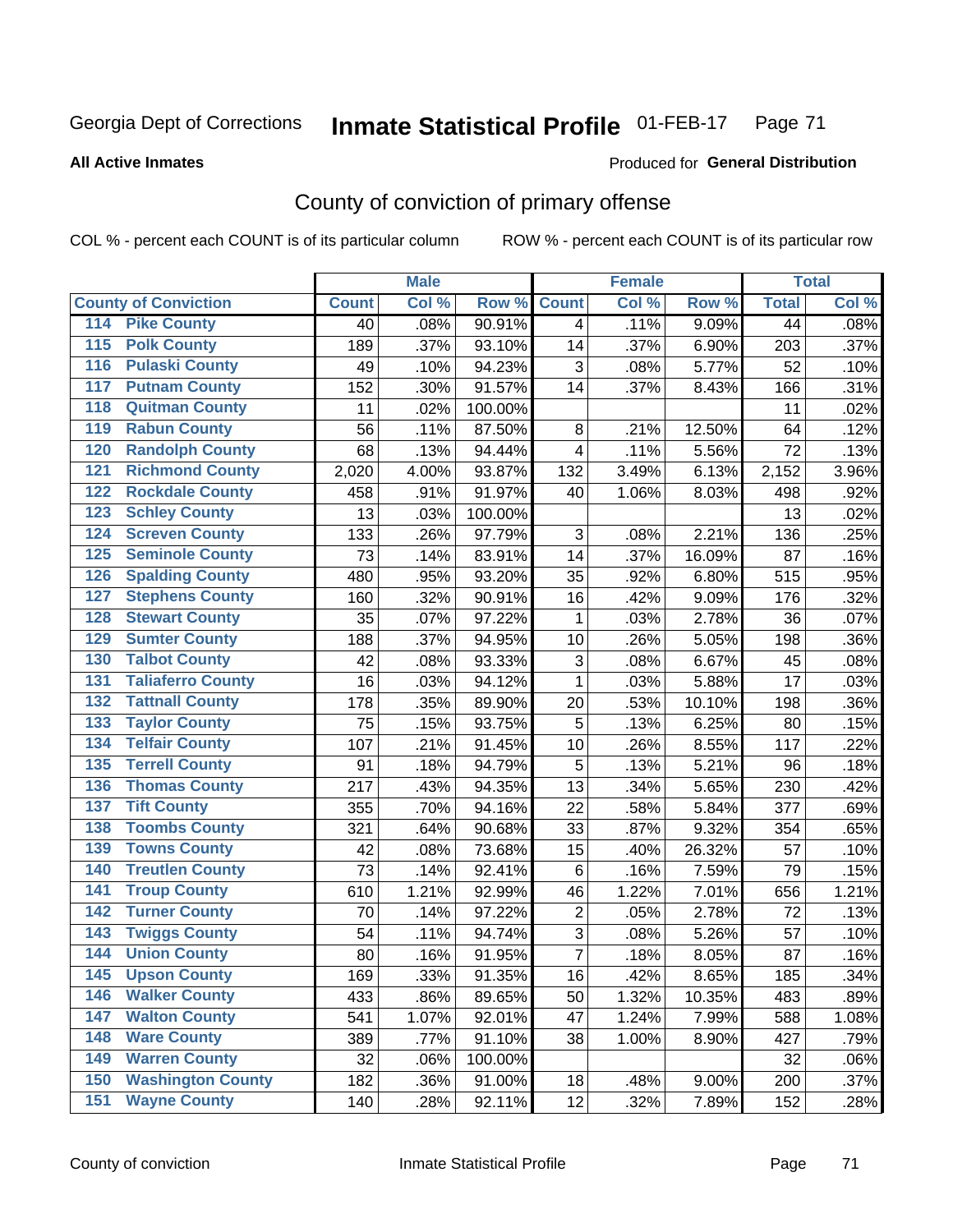Georgia Dept of Corrections **Inmate Statistical Profile** 01-FEB-17

**All Active Inmates**

Produced for **General Distribution**

## County of conviction of primary offense

COL % - percent each COUNT is of its particular column

ROW % - percent each COUNT is of its particular row

| County of Conviction | Male | | | Female | | | Total | |
|---|---|---|---|---|---|---|---|---|
| | Count | Col % | Row % | Count | Col % | Row % | Total | Col % |
| 114 Pike County | 40 | .08% | 90.91% | 4 | .11% | 9.09% | 44 | .08% |
| 115 Polk County | 189 | .37% | 93.10% | 14 | .37% | 6.90% | 203 | .37% |
| 116 Pulaski County | 49 | .10% | 94.23% | 3 | .08% | 5.77% | 52 | .10% |
| 117 Putnam County | 152 | .30% | 91.57% | 14 | .37% | 8.43% | 166 | .31% |
| 118 Quitman County | 11 | .02% | 100.00% | | | | 11 | .02% |
| 119 Rabun County | 56 | .11% | 87.50% | 8 | .21% | 12.50% | 64 | .12% |
| 120 Randolph County | 68 | .13% | 94.44% | 4 | .11% | 5.56% | 72 | .13% |
| 121 Richmond County | 2,020 | 4.00% | 93.87% | 132 | 3.49% | 6.13% | 2,152 | 3.96% |
| 122 Rockdale County | 458 | .91% | 91.97% | 40 | 1.06% | 8.03% | 498 | .92% |
| 123 Schley County | 13 | .03% | 100.00% | | | | 13 | .02% |
| 124 Screven County | 133 | .26% | 97.79% | 3 | .08% | 2.21% | 136 | .25% |
| 125 Seminole County | 73 | .14% | 83.91% | 14 | .37% | 16.09% | 87 | .16% |
| 126 Spalding County | 480 | .95% | 93.20% | 35 | .92% | 6.80% | 515 | .95% |
| 127 Stephens County | 160 | .32% | 90.91% | 16 | .42% | 9.09% | 176 | .32% |
| 128 Stewart County | 35 | .07% | 97.22% | 1 | .03% | 2.78% | 36 | .07% |
| 129 Sumter County | 188 | .37% | 94.95% | 10 | .26% | 5.05% | 198 | .36% |
| 130 Talbot County | 42 | .08% | 93.33% | 3 | .08% | 6.67% | 45 | .08% |
| 131 Taliaferro County | 16 | .03% | 94.12% | 1 | .03% | 5.88% | 17 | .03% |
| 132 Tattnall County | 178 | .35% | 89.90% | 20 | .53% | 10.10% | 198 | .36% |
| 133 Taylor County | 75 | .15% | 93.75% | 5 | .13% | 6.25% | 80 | .15% |
| 134 Telfair County | 107 | .21% | 91.45% | 10 | .26% | 8.55% | 117 | .22% |
| 135 Terrell County | 91 | .18% | 94.79% | 5 | .13% | 5.21% | 96 | .18% |
| 136 Thomas County | 217 | .43% | 94.35% | 13 | .34% | 5.65% | 230 | .42% |
| 137 Tift County | 355 | .70% | 94.16% | 22 | .58% | 5.84% | 377 | .69% |
| 138 Toombs County | 321 | .64% | 90.68% | 33 | .87% | 9.32% | 354 | .65% |
| 139 Towns County | 42 | .08% | 73.68% | 15 | .40% | 26.32% | 57 | .10% |
| 140 Treutlen County | 73 | .14% | 92.41% | 6 | .16% | 7.59% | 79 | .15% |
| 141 Troup County | 610 | 1.21% | 92.99% | 46 | 1.22% | 7.01% | 656 | 1.21% |
| 142 Turner County | 70 | .14% | 97.22% | 2 | .05% | 2.78% | 72 | .13% |
| 143 Twiggs County | 54 | .11% | 94.74% | 3 | .08% | 5.26% | 57 | .10% |
| 144 Union County | 80 | .16% | 91.95% | 7 | .18% | 8.05% | 87 | .16% |
| 145 Upson County | 169 | .33% | 91.35% | 16 | .42% | 8.65% | 185 | .34% |
| 146 Walker County | 433 | .86% | 89.65% | 50 | 1.32% | 10.35% | 483 | .89% |
| 147 Walton County | 541 | 1.07% | 92.01% | 47 | 1.24% | 7.99% | 588 | 1.08% |
| 148 Ware County | 389 | .77% | 91.10% | 38 | 1.00% | 8.90% | 427 | .79% |
| 149 Warren County | 32 | .06% | 100.00% | | | | 32 | .06% |
| 150 Washington County | 182 | .36% | 91.00% | 18 | .48% | 9.00% | 200 | .37% |
| 151 Wayne County | 140 | .28% | 92.11% | 12 | .32% | 7.89% | 152 | .28% |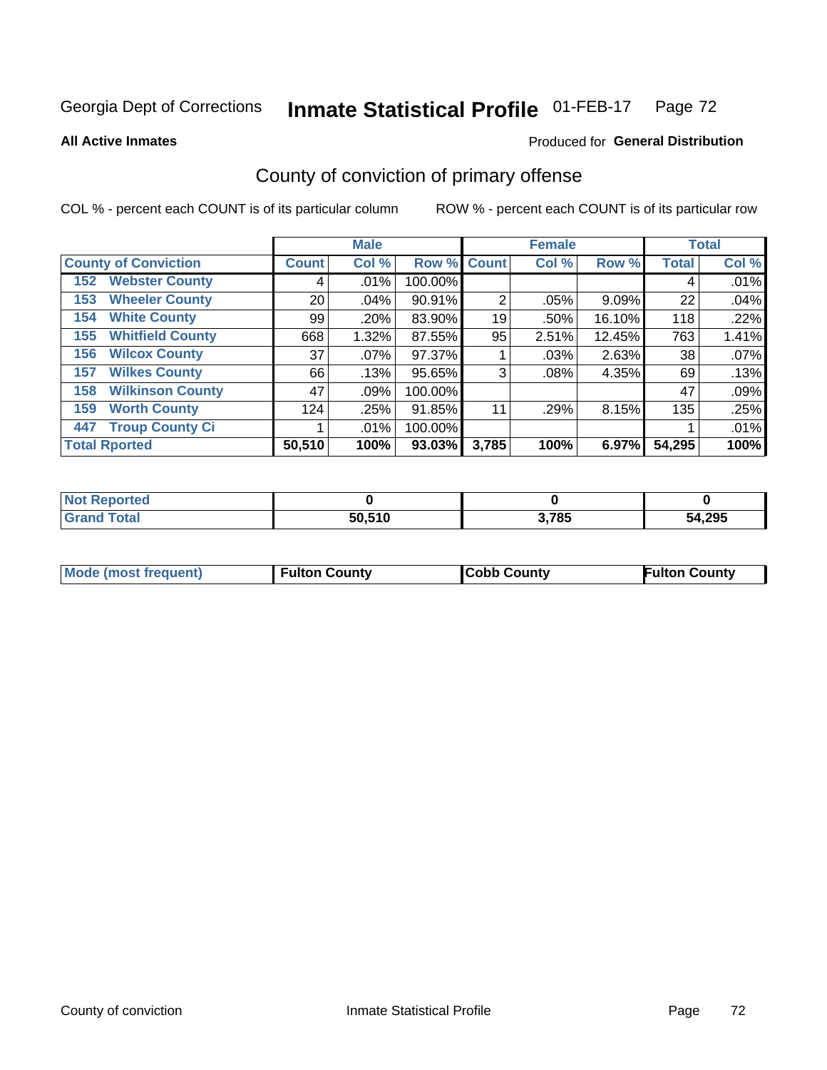Georgia Dept of Corrections **Inmate Statistical Profile** 01-FEB-17

**All Active Inmates**

Produced for **General Distribution**

## County of conviction of primary offense

COL % - percent each COUNT is of its particular column

ROW % - percent each COUNT is of its particular row

| County of Conviction | Male | | | Female | | | Total | |
|---|---|---|---|---|---|---|---|---|
| | Count | Col % | Row % | Count | Col % | Row % | Total | Col % |
| 152 Webster County | 4 | .01% | 100.00% | | | | 4 | .01% |
| 153 Wheeler County | 20 | .04% | 90.91% | 2 | .05% | 9.09% | 22 | .04% |
| 154 White County | 99 | .20% | 83.90% | 19 | .50% | 16.10% | 118 | .22% |
| 155 Whitfield County | 668 | 1.32% | 87.55% | 95 | 2.51% | 12.45% | 763 | 1.41% |
| 156 Wilcox County | 37 | .07% | 97.37% | 1 | .03% | 2.63% | 38 | .07% |
| 157 Wilkes County | 66 | .13% | 95.65% | 3 | .08% | 4.35% | 69 | .13% |
| 158 Wilkinson County | 47 | .09% | 100.00% | | | | 47 | .09% |
| 159 Worth County | 124 | .25% | 91.85% | 11 | .29% | 8.15% | 135 | .25% |
| 447 Troup County Ci | 1 | .01% | 100.00% | | | | 1 | .01% |
| **Total Rported** | **50,510** | **100%** | **93.03%** | **3,785** | **100%** | **6.97%** | **54,295** | **100%** |

| | Male | Female | Total |
|---|---|---|---|
| Not Reported | **0** | **0** | **0** |
| Grand Total | **50,510** | **3,785** | **54,295** |

| | Male | Female | Total |
|---|---|---|---|
| Mode (most frequent) | **Fulton County** | **Cobb County** | **Fulton County** |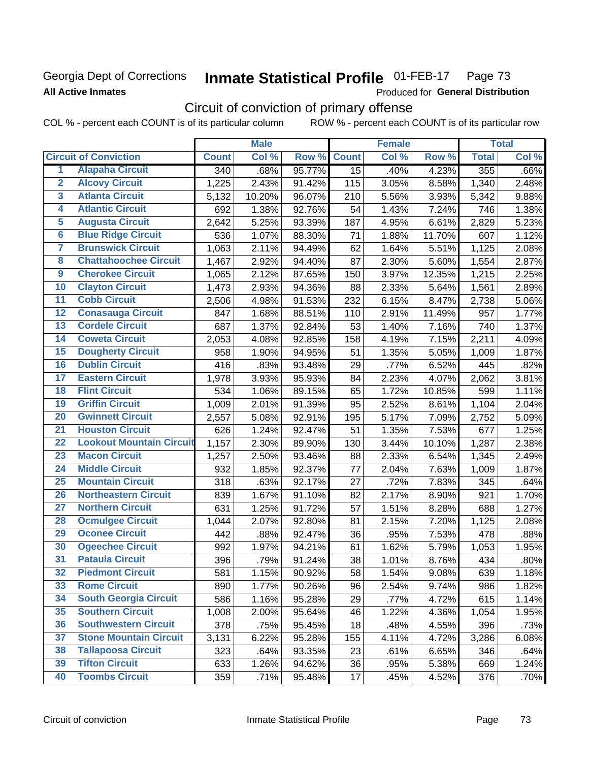Georgia Dept of Corrections **Inmate Statistical Profile** 01-FEB-17

**All Active Inmates** Produced for **General Distribution**

## Circuit of conviction of primary offense

COL % - percent each COUNT is of its particular column ROW % - percent each COUNT is of its particular row

| Circuit of Conviction | | Male | | | Female | | | Total | |
|---|---|---|---|---|---|---|---|---|---|
| | | Count | Col % | Row % | Count | Col % | Row % | Total | Col % |
| 1 | Alapaha Circuit | 340 | .68% | 95.77% | 15 | .40% | 4.23% | 355 | .66% |
| 2 | Alcovy Circuit | 1,225 | 2.43% | 91.42% | 115 | 3.05% | 8.58% | 1,340 | 2.48% |
| 3 | Atlanta Circuit | 5,132 | 10.20% | 96.07% | 210 | 5.56% | 3.93% | 5,342 | 9.88% |
| 4 | Atlantic Circuit | 692 | 1.38% | 92.76% | 54 | 1.43% | 7.24% | 746 | 1.38% |
| 5 | Augusta Circuit | 2,642 | 5.25% | 93.39% | 187 | 4.95% | 6.61% | 2,829 | 5.23% |
| 6 | Blue Ridge Circuit | 536 | 1.07% | 88.30% | 71 | 1.88% | 11.70% | 607 | 1.12% |
| 7 | Brunswick Circuit | 1,063 | 2.11% | 94.49% | 62 | 1.64% | 5.51% | 1,125 | 2.08% |
| 8 | Chattahoochee Circuit | 1,467 | 2.92% | 94.40% | 87 | 2.30% | 5.60% | 1,554 | 2.87% |
| 9 | Cherokee Circuit | 1,065 | 2.12% | 87.65% | 150 | 3.97% | 12.35% | 1,215 | 2.25% |
| 10 | Clayton Circuit | 1,473 | 2.93% | 94.36% | 88 | 2.33% | 5.64% | 1,561 | 2.89% |
| 11 | Cobb Circuit | 2,506 | 4.98% | 91.53% | 232 | 6.15% | 8.47% | 2,738 | 5.06% |
| 12 | Conasauga Circuit | 847 | 1.68% | 88.51% | 110 | 2.91% | 11.49% | 957 | 1.77% |
| 13 | Cordele Circuit | 687 | 1.37% | 92.84% | 53 | 1.40% | 7.16% | 740 | 1.37% |
| 14 | Coweta Circuit | 2,053 | 4.08% | 92.85% | 158 | 4.19% | 7.15% | 2,211 | 4.09% |
| 15 | Dougherty Circuit | 958 | 1.90% | 94.95% | 51 | 1.35% | 5.05% | 1,009 | 1.87% |
| 16 | Dublin Circuit | 416 | .83% | 93.48% | 29 | .77% | 6.52% | 445 | .82% |
| 17 | Eastern Circuit | 1,978 | 3.93% | 95.93% | 84 | 2.23% | 4.07% | 2,062 | 3.81% |
| 18 | Flint Circuit | 534 | 1.06% | 89.15% | 65 | 1.72% | 10.85% | 599 | 1.11% |
| 19 | Griffin Circuit | 1,009 | 2.01% | 91.39% | 95 | 2.52% | 8.61% | 1,104 | 2.04% |
| 20 | Gwinnett Circuit | 2,557 | 5.08% | 92.91% | 195 | 5.17% | 7.09% | 2,752 | 5.09% |
| 21 | Houston Circuit | 626 | 1.24% | 92.47% | 51 | 1.35% | 7.53% | 677 | 1.25% |
| 22 | Lookout Mountain Circuit | 1,157 | 2.30% | 89.90% | 130 | 3.44% | 10.10% | 1,287 | 2.38% |
| 23 | Macon Circuit | 1,257 | 2.50% | 93.46% | 88 | 2.33% | 6.54% | 1,345 | 2.49% |
| 24 | Middle Circuit | 932 | 1.85% | 92.37% | 77 | 2.04% | 7.63% | 1,009 | 1.87% |
| 25 | Mountain Circuit | 318 | .63% | 92.17% | 27 | .72% | 7.83% | 345 | .64% |
| 26 | Northeastern Circuit | 839 | 1.67% | 91.10% | 82 | 2.17% | 8.90% | 921 | 1.70% |
| 27 | Northern Circuit | 631 | 1.25% | 91.72% | 57 | 1.51% | 8.28% | 688 | 1.27% |
| 28 | Ocmulgee Circuit | 1,044 | 2.07% | 92.80% | 81 | 2.15% | 7.20% | 1,125 | 2.08% |
| 29 | Oconee Circuit | 442 | .88% | 92.47% | 36 | .95% | 7.53% | 478 | .88% |
| 30 | Ogeechee Circuit | 992 | 1.97% | 94.21% | 61 | 1.62% | 5.79% | 1,053 | 1.95% |
| 31 | Pataula Circuit | 396 | .79% | 91.24% | 38 | 1.01% | 8.76% | 434 | .80% |
| 32 | Piedmont Circuit | 581 | 1.15% | 90.92% | 58 | 1.54% | 9.08% | 639 | 1.18% |
| 33 | Rome Circuit | 890 | 1.77% | 90.26% | 96 | 2.54% | 9.74% | 986 | 1.82% |
| 34 | South Georgia Circuit | 586 | 1.16% | 95.28% | 29 | .77% | 4.72% | 615 | 1.14% |
| 35 | Southern Circuit | 1,008 | 2.00% | 95.64% | 46 | 1.22% | 4.36% | 1,054 | 1.95% |
| 36 | Southwestern Circuit | 378 | .75% | 95.45% | 18 | .48% | 4.55% | 396 | .73% |
| 37 | Stone Mountain Circuit | 3,131 | 6.22% | 95.28% | 155 | 4.11% | 4.72% | 3,286 | 6.08% |
| 38 | Tallapoosa Circuit | 323 | .64% | 93.35% | 23 | .61% | 6.65% | 346 | .64% |
| 39 | Tifton Circuit | 633 | 1.26% | 94.62% | 36 | .95% | 5.38% | 669 | 1.24% |
| 40 | Toombs Circuit | 359 | .71% | 95.48% | 17 | .45% | 4.52% | 376 | .70% |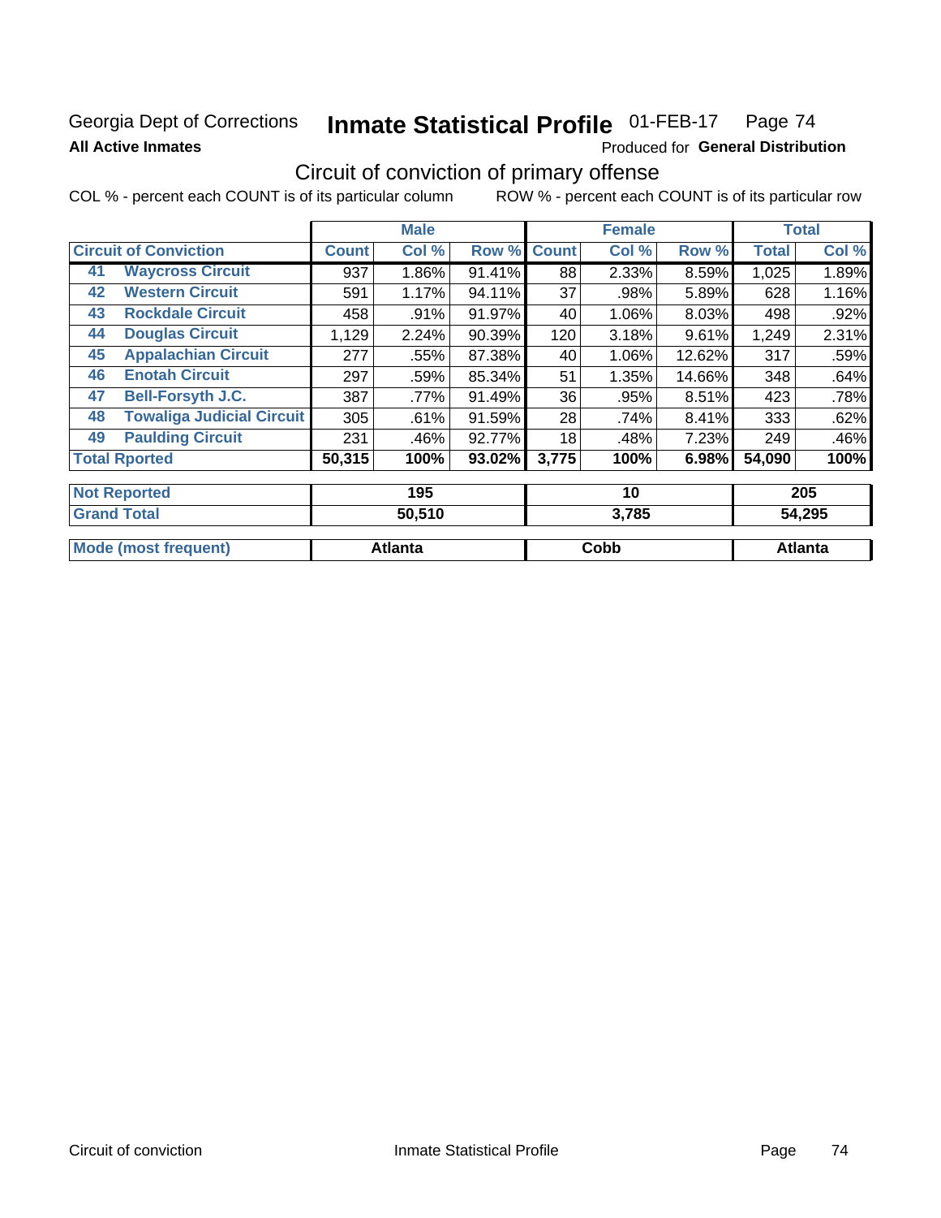Georgia Dept of Corrections **Inmate Statistical Profile** 01-FEB-17 Page 74

**All Active Inmates**

Produced for **General Distribution**

## Circuit of conviction of primary offense

COL % - percent each COUNT is of its particular column ROW % - percent each COUNT is of its particular row

| Circuit of Conviction | | Male | | | Female | | | Total | |
|---|---|---|---|---|---|---|---|---|---|
| | | Count | Col % | Row % | Count | Col % | Row % | Total | Col % |
| 41 | Waycross Circuit | 937 | 1.86% | 91.41% | 88 | 2.33% | 8.59% | 1,025 | 1.89% |
| 42 | Western Circuit | 591 | 1.17% | 94.11% | 37 | .98% | 5.89% | 628 | 1.16% |
| 43 | Rockdale Circuit | 458 | .91% | 91.97% | 40 | 1.06% | 8.03% | 498 | .92% |
| 44 | Douglas Circuit | 1,129 | 2.24% | 90.39% | 120 | 3.18% | 9.61% | 1,249 | 2.31% |
| 45 | Appalachian Circuit | 277 | .55% | 87.38% | 40 | 1.06% | 12.62% | 317 | .59% |
| 46 | Enotah Circuit | 297 | .59% | 85.34% | 51 | 1.35% | 14.66% | 348 | .64% |
| 47 | Bell-Forsyth J.C. | 387 | .77% | 91.49% | 36 | .95% | 8.51% | 423 | .78% |
| 48 | Towaliga Judicial Circuit | 305 | .61% | 91.59% | 28 | .74% | 8.41% | 333 | .62% |
| 49 | Paulding Circuit | 231 | .46% | 92.77% | 18 | .48% | 7.23% | 249 | .46% |
| Total Rported | | 50,315 | 100% | 93.02% | 3,775 | 100% | 6.98% | 54,090 | 100% |
| Not Reported | | 195 | | | 10 | | | 205 | |
| Grand Total | | 50,510 | | | 3,785 | | | 54,295 | |
| Mode (most frequent) | | Atlanta | | | Cobb | | | Atlanta | |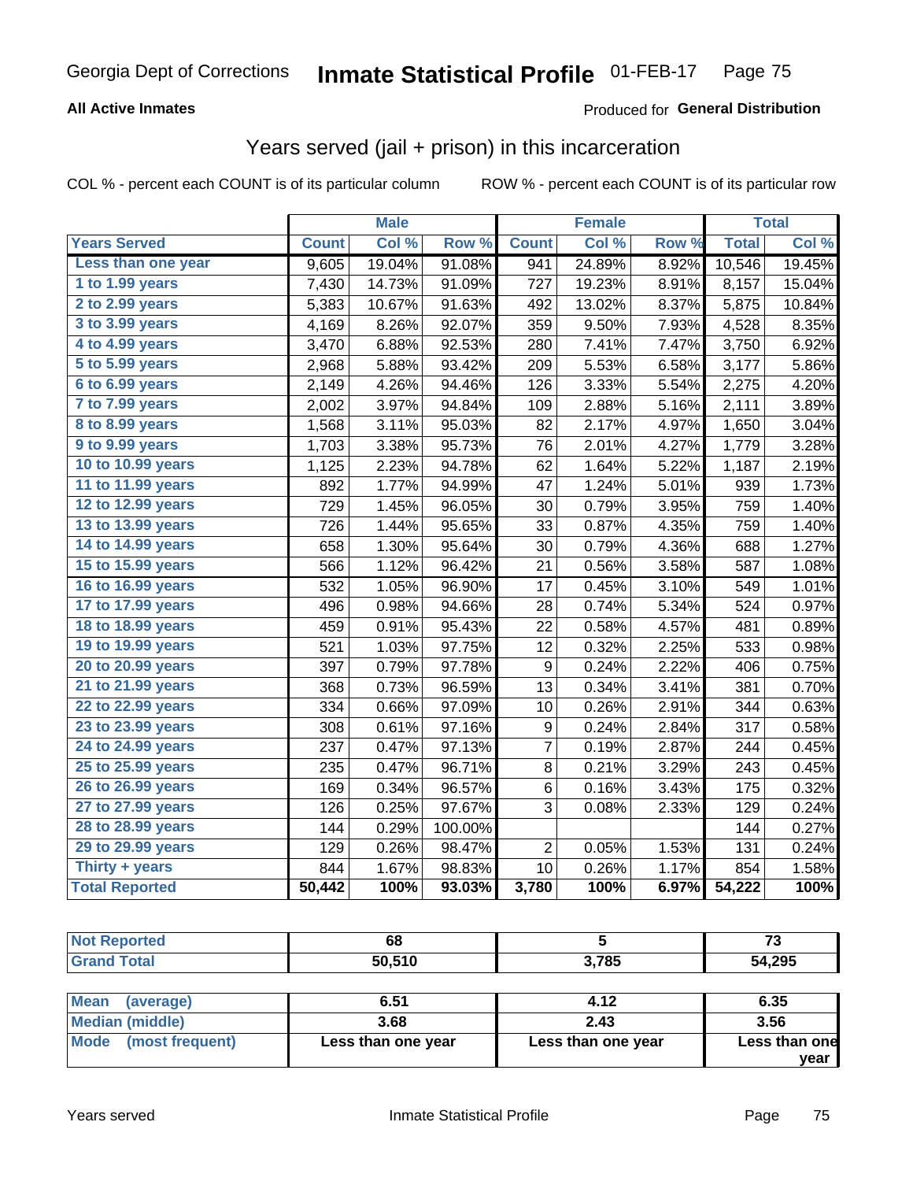# Georgia Dept of Corrections — Inmate Statistical Profile 01-FEB-17

**All Active Inmates**

Produced for **General Distribution**

## Years served (jail + prison) in this incarceration

COL % - percent each COUNT is of its particular column

ROW % - percent each COUNT is of its particular row

| | Male | | | Female | | | Total | |
|---|---|---|---|---|---|---|---|---|
| **Years Served** | **Count** | **Col %** | **Row %** | **Count** | **Col %** | **Row %** | **Total** | **Col %** |
| Less than one year | 9,605 | 19.04% | 91.08% | 941 | 24.89% | 8.92% | 10,546 | 19.45% |
| 1 to 1.99 years | 7,430 | 14.73% | 91.09% | 727 | 19.23% | 8.91% | 8,157 | 15.04% |
| 2 to 2.99 years | 5,383 | 10.67% | 91.63% | 492 | 13.02% | 8.37% | 5,875 | 10.84% |
| 3 to 3.99 years | 4,169 | 8.26% | 92.07% | 359 | 9.50% | 7.93% | 4,528 | 8.35% |
| 4 to 4.99 years | 3,470 | 6.88% | 92.53% | 280 | 7.41% | 7.47% | 3,750 | 6.92% |
| 5 to 5.99 years | 2,968 | 5.88% | 93.42% | 209 | 5.53% | 6.58% | 3,177 | 5.86% |
| 6 to 6.99 years | 2,149 | 4.26% | 94.46% | 126 | 3.33% | 5.54% | 2,275 | 4.20% |
| 7 to 7.99 years | 2,002 | 3.97% | 94.84% | 109 | 2.88% | 5.16% | 2,111 | 3.89% |
| 8 to 8.99 years | 1,568 | 3.11% | 95.03% | 82 | 2.17% | 4.97% | 1,650 | 3.04% |
| 9 to 9.99 years | 1,703 | 3.38% | 95.73% | 76 | 2.01% | 4.27% | 1,779 | 3.28% |
| 10 to 10.99 years | 1,125 | 2.23% | 94.78% | 62 | 1.64% | 5.22% | 1,187 | 2.19% |
| 11 to 11.99 years | 892 | 1.77% | 94.99% | 47 | 1.24% | 5.01% | 939 | 1.73% |
| 12 to 12.99 years | 729 | 1.45% | 96.05% | 30 | 0.79% | 3.95% | 759 | 1.40% |
| 13 to 13.99 years | 726 | 1.44% | 95.65% | 33 | 0.87% | 4.35% | 759 | 1.40% |
| 14 to 14.99 years | 658 | 1.30% | 95.64% | 30 | 0.79% | 4.36% | 688 | 1.27% |
| 15 to 15.99 years | 566 | 1.12% | 96.42% | 21 | 0.56% | 3.58% | 587 | 1.08% |
| 16 to 16.99 years | 532 | 1.05% | 96.90% | 17 | 0.45% | 3.10% | 549 | 1.01% |
| 17 to 17.99 years | 496 | 0.98% | 94.66% | 28 | 0.74% | 5.34% | 524 | 0.97% |
| 18 to 18.99 years | 459 | 0.91% | 95.43% | 22 | 0.58% | 4.57% | 481 | 0.89% |
| 19 to 19.99 years | 521 | 1.03% | 97.75% | 12 | 0.32% | 2.25% | 533 | 0.98% |
| 20 to 20.99 years | 397 | 0.79% | 97.78% | 9 | 0.24% | 2.22% | 406 | 0.75% |
| 21 to 21.99 years | 368 | 0.73% | 96.59% | 13 | 0.34% | 3.41% | 381 | 0.70% |
| 22 to 22.99 years | 334 | 0.66% | 97.09% | 10 | 0.26% | 2.91% | 344 | 0.63% |
| 23 to 23.99 years | 308 | 0.61% | 97.16% | 9 | 0.24% | 2.84% | 317 | 0.58% |
| 24 to 24.99 years | 237 | 0.47% | 97.13% | 7 | 0.19% | 2.87% | 244 | 0.45% |
| 25 to 25.99 years | 235 | 0.47% | 96.71% | 8 | 0.21% | 3.29% | 243 | 0.45% |
| 26 to 26.99 years | 169 | 0.34% | 96.57% | 6 | 0.16% | 3.43% | 175 | 0.32% |
| 27 to 27.99 years | 126 | 0.25% | 97.67% | 3 | 0.08% | 2.33% | 129 | 0.24% |
| 28 to 28.99 years | 144 | 0.29% | 100.00% | | | | 144 | 0.27% |
| 29 to 29.99 years | 129 | 0.26% | 98.47% | 2 | 0.05% | 1.53% | 131 | 0.24% |
| Thirty + years | 844 | 1.67% | 98.83% | 10 | 0.26% | 1.17% | 854 | 1.58% |
| **Total Reported** | **50,442** | **100%** | **93.03%** | **3,780** | **100%** | **6.97%** | **54,222** | **100%** |

| | Male | Female | Total |
|---|---|---|---|
| Not Reported | 68 | 5 | 73 |
| Grand Total | 50,510 | 3,785 | 54,295 |

| | Male | Female | Total |
|---|---|---|---|
| Mean (average) | 6.51 | 4.12 | 6.35 |
| Median (middle) | 3.68 | 2.43 | 3.56 |
| Mode (most frequent) | Less than one year | Less than one year | Less than one year |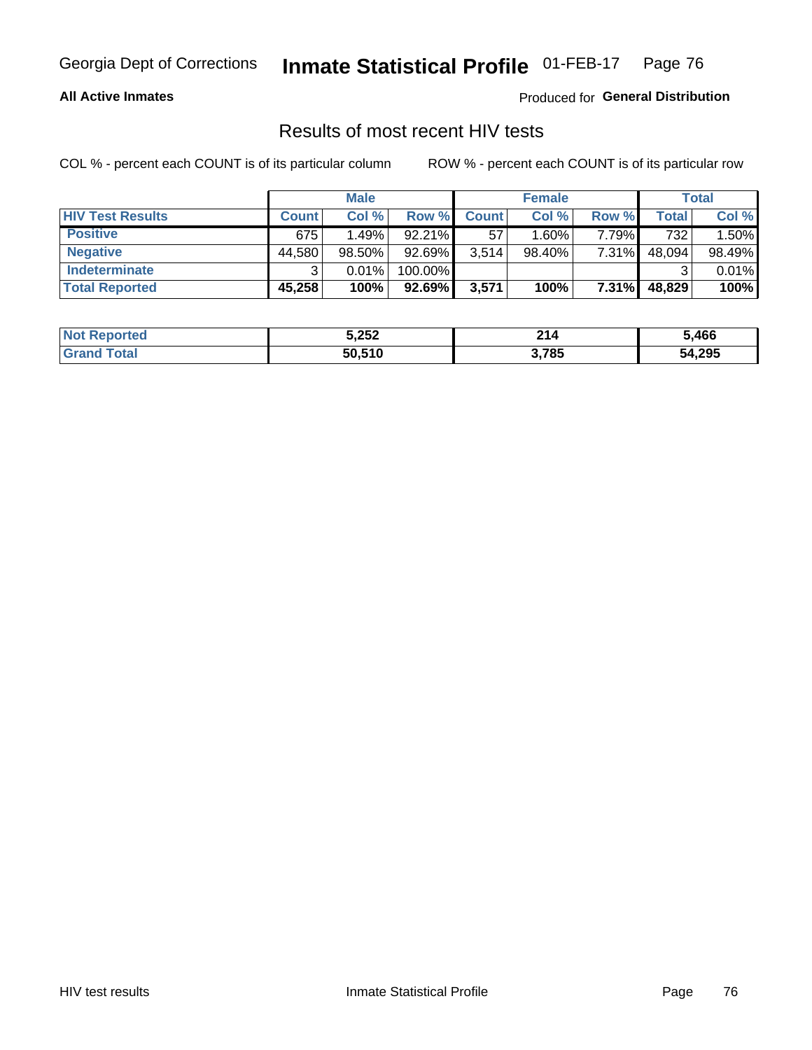# Inmate Statistical Profile

Georgia Dept of Corrections — 01-FEB-17

**All Active Inmates** — Produced for **General Distribution**

## Results of most recent HIV tests

COL % - percent each COUNT is of its particular column     ROW % - percent each COUNT is of its particular row

| | Male | | | Female | | | Total | |
|---|---|---|---|---|---|---|---|---|
| **HIV Test Results** | **Count** | **Col %** | **Row %** | **Count** | **Col %** | **Row %** | **Total** | **Col %** |
| **Positive** | 675 | 1.49% | 92.21% | 57 | 1.60% | 7.79% | 732 | 1.50% |
| **Negative** | 44,580 | 98.50% | 92.69% | 3,514 | 98.40% | 7.31% | 48,094 | 98.49% |
| **Indeterminate** | 3 | 0.01% | 100.00% | | | | 3 | 0.01% |
| **Total Reported** | **45,258** | **100%** | **92.69%** | **3,571** | **100%** | **7.31%** | **48,829** | **100%** |

| | Male | Female | Total |
|---|---|---|---|
| **Not Reported** | **5,252** | **214** | **5,466** |
| **Grand Total** | **50,510** | **3,785** | **54,295** |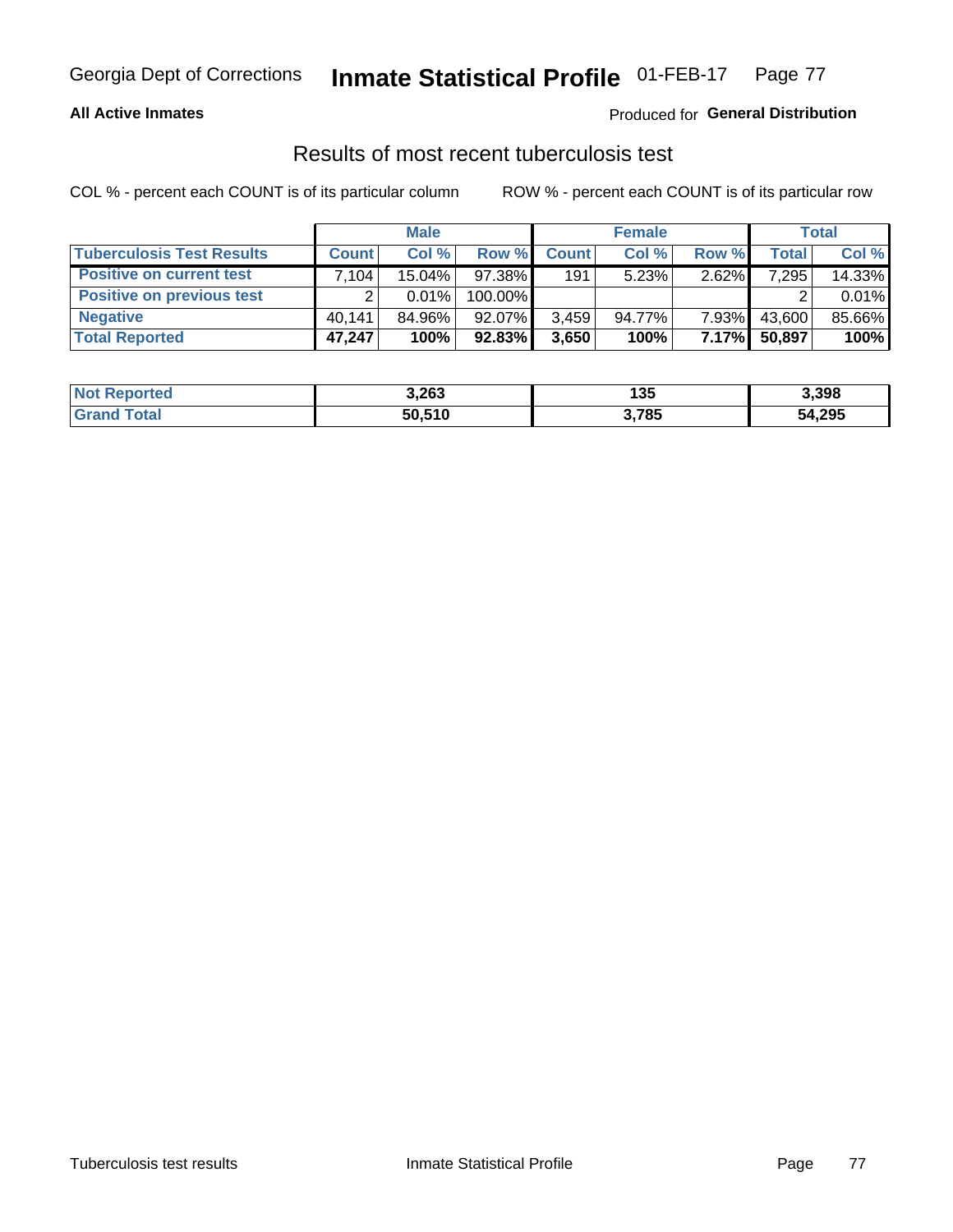Georgia Dept of Corrections **Inmate Statistical Profile** 01-FEB-17

**All Active Inmates**

Produced for **General Distribution**

## Results of most recent tuberculosis test

COL % - percent each COUNT is of its particular column ROW % - percent each COUNT is of its particular row

| | Male | | | Female | | | Total | |
|---|---|---|---|---|---|---|---|---|
| **Tuberculosis Test Results** | **Count** | **Col %** | **Row %** | **Count** | **Col %** | **Row %** | **Total** | **Col %** |
| **Positive on current test** | 7,104 | 15.04% | 97.38% | 191 | 5.23% | 2.62% | 7,295 | 14.33% |
| **Positive on previous test** | 2 | 0.01% | 100.00% | | | | 2 | 0.01% |
| **Negative** | 40,141 | 84.96% | 92.07% | 3,459 | 94.77% | 7.93% | 43,600 | 85.66% |
| **Total Reported** | **47,247** | **100%** | **92.83%** | **3,650** | **100%** | **7.17%** | **50,897** | **100%** |

| | Male | Female | Total |
|---|---|---|---|
| **Not Reported** | **3,263** | **135** | **3,398** |
| **Grand Total** | **50,510** | **3,785** | **54,295** |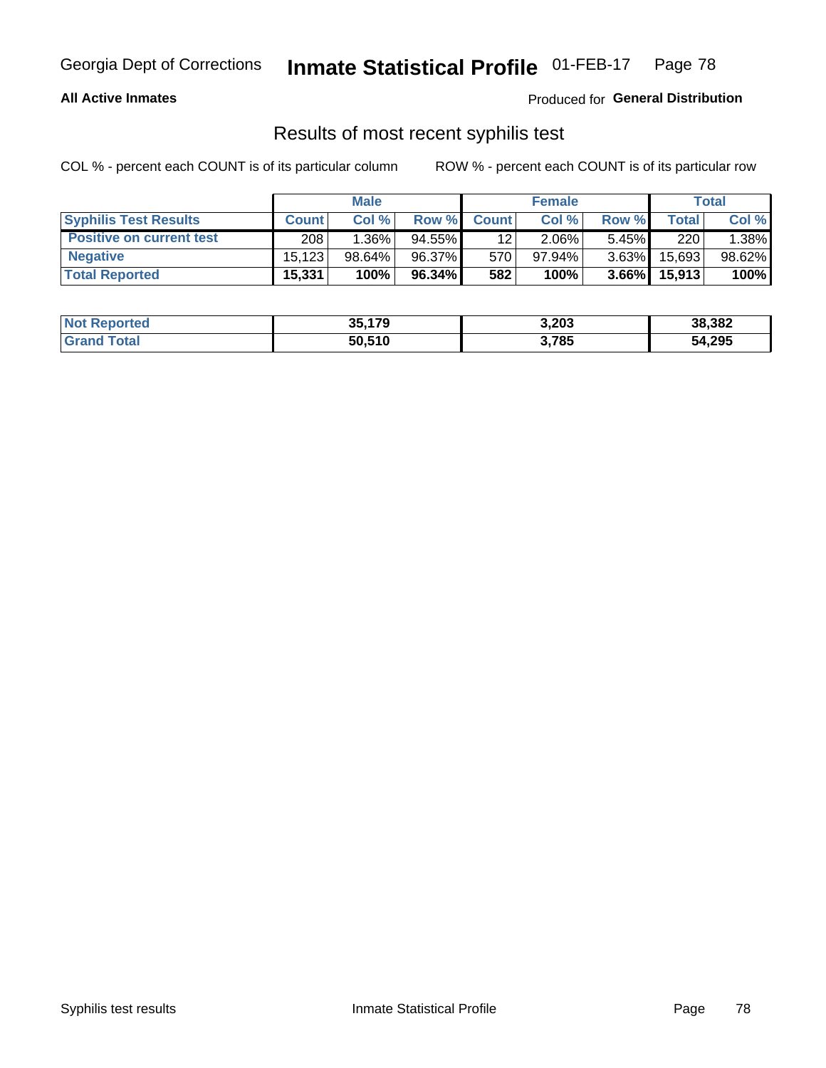Georgia Dept of Corrections **Inmate Statistical Profile** 01-FEB-17

**All Active Inmates**

Produced for **General Distribution**

## Results of most recent syphilis test

COL % - percent each COUNT is of its particular column ROW % - percent each COUNT is of its particular row

| | Male | | | Female | | | Total | |
|---|---|---|---|---|---|---|---|---|
| **Syphilis Test Results** | **Count** | **Col %** | **Row %** | **Count** | **Col %** | **Row %** | **Total** | **Col %** |
| **Positive on current test** | 208 | 1.36% | 94.55% | 12 | 2.06% | 5.45% | 220 | 1.38% |
| **Negative** | 15,123 | 98.64% | 96.37% | 570 | 97.94% | 3.63% | 15,693 | 98.62% |
| **Total Reported** | **15,331** | **100%** | **96.34%** | **582** | **100%** | **3.66%** | **15,913** | **100%** |

| | Male | Female | Total |
|---|---|---|---|
| **Not Reported** | **35,179** | **3,203** | **38,382** |
| **Grand Total** | **50,510** | **3,785** | **54,295** |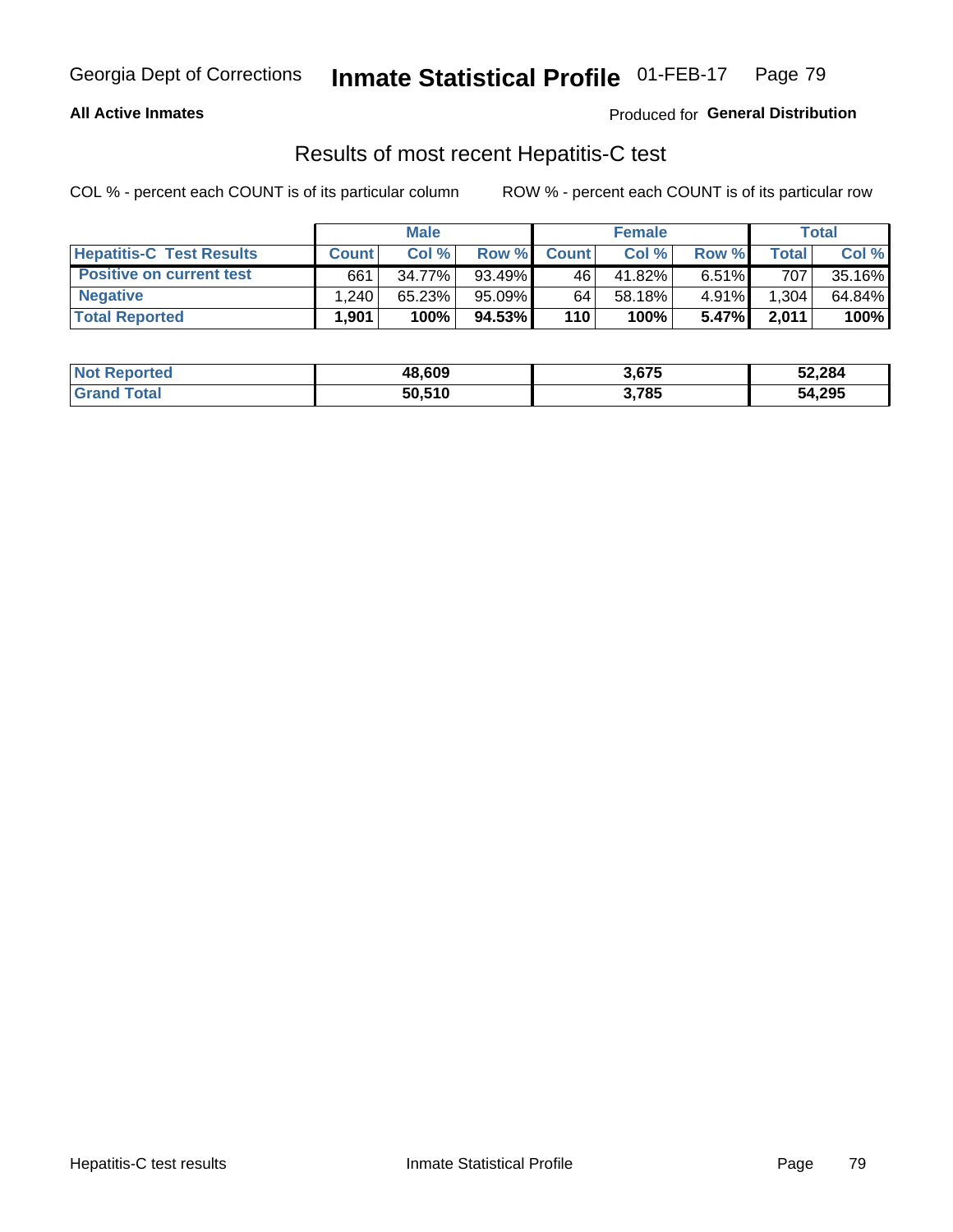**All Active Inmates**

Produced for **General Distribution**

## Results of most recent Hepatitis-C test

COL % - percent each COUNT is of its particular column

ROW % - percent each COUNT is of its particular row

| | Male | | | Female | | | Total | |
|---|---|---|---|---|---|---|---|---|
| **Hepatitis-C Test Results** | **Count** | **Col %** | **Row %** | **Count** | **Col %** | **Row %** | **Total** | **Col %** |
| **Positive on current test** | 661 | 34.77% | 93.49% | 46 | 41.82% | 6.51% | 707 | 35.16% |
| **Negative** | 1,240 | 65.23% | 95.09% | 64 | 58.18% | 4.91% | 1,304 | 64.84% |
| **Total Reported** | **1,901** | **100%** | **94.53%** | **110** | **100%** | **5.47%** | **2,011** | **100%** |

| | Male | Female | Total |
|---|---|---|---|
| **Not Reported** | **48,609** | **3,675** | **52,284** |
| **Grand Total** | **50,510** | **3,785** | **54,295** |